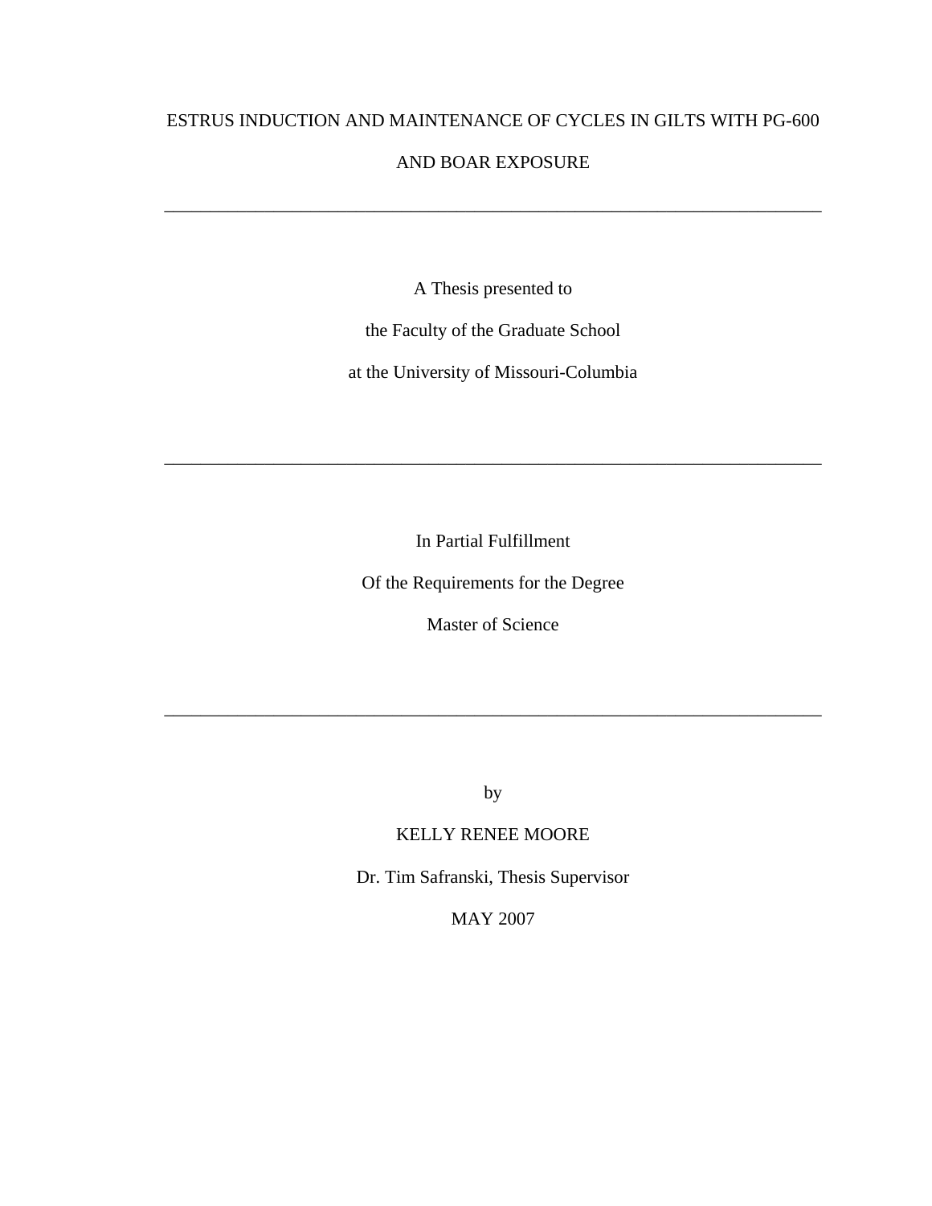# ESTRUS INDUCTION AND MAINTENANCE OF CYCLES IN GILTS WITH PG-600 AND BOAR EXPOSURE

---

A Thesis presented to

the Faculty of the Graduate School

at the University of Missouri-Columbia

---

In Partial Fulfillment

Of the Requirements for the Degree

Master of Science

---

by

KELLY RENEE MOORE

Dr. Tim Safranski, Thesis Supervisor

MAY 2007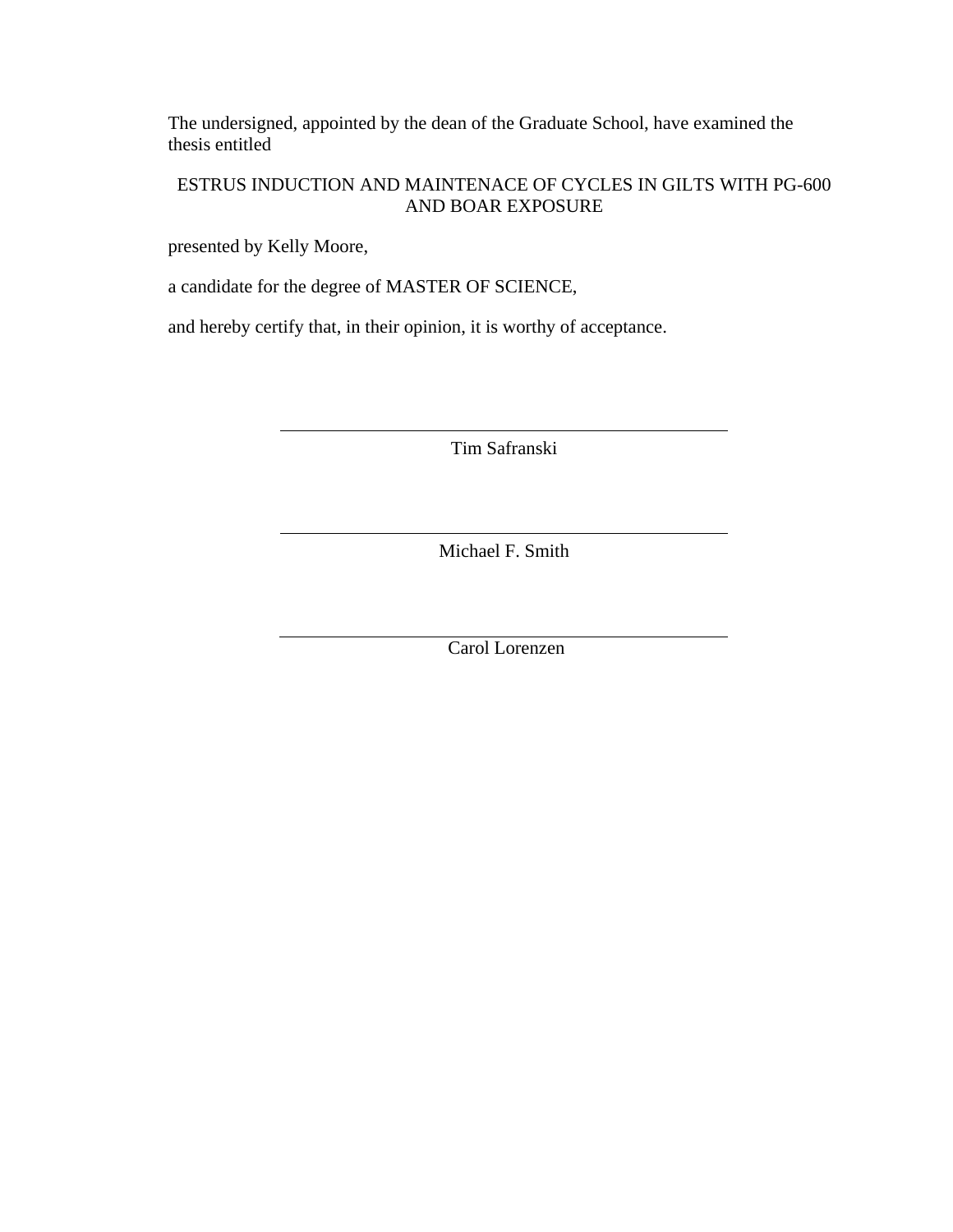The undersigned, appointed by the dean of the Graduate School, have examined the thesis entitled

ESTRUS INDUCTION AND MAINTENACE OF CYCLES IN GILTS WITH PG-600 AND BOAR EXPOSURE

presented by Kelly Moore,

a candidate for the degree of MASTER OF SCIENCE,

and hereby certify that, in their opinion, it is worthy of acceptance.

---

Tim Safranski

---

Michael F. Smith

---

Carol Lorenzen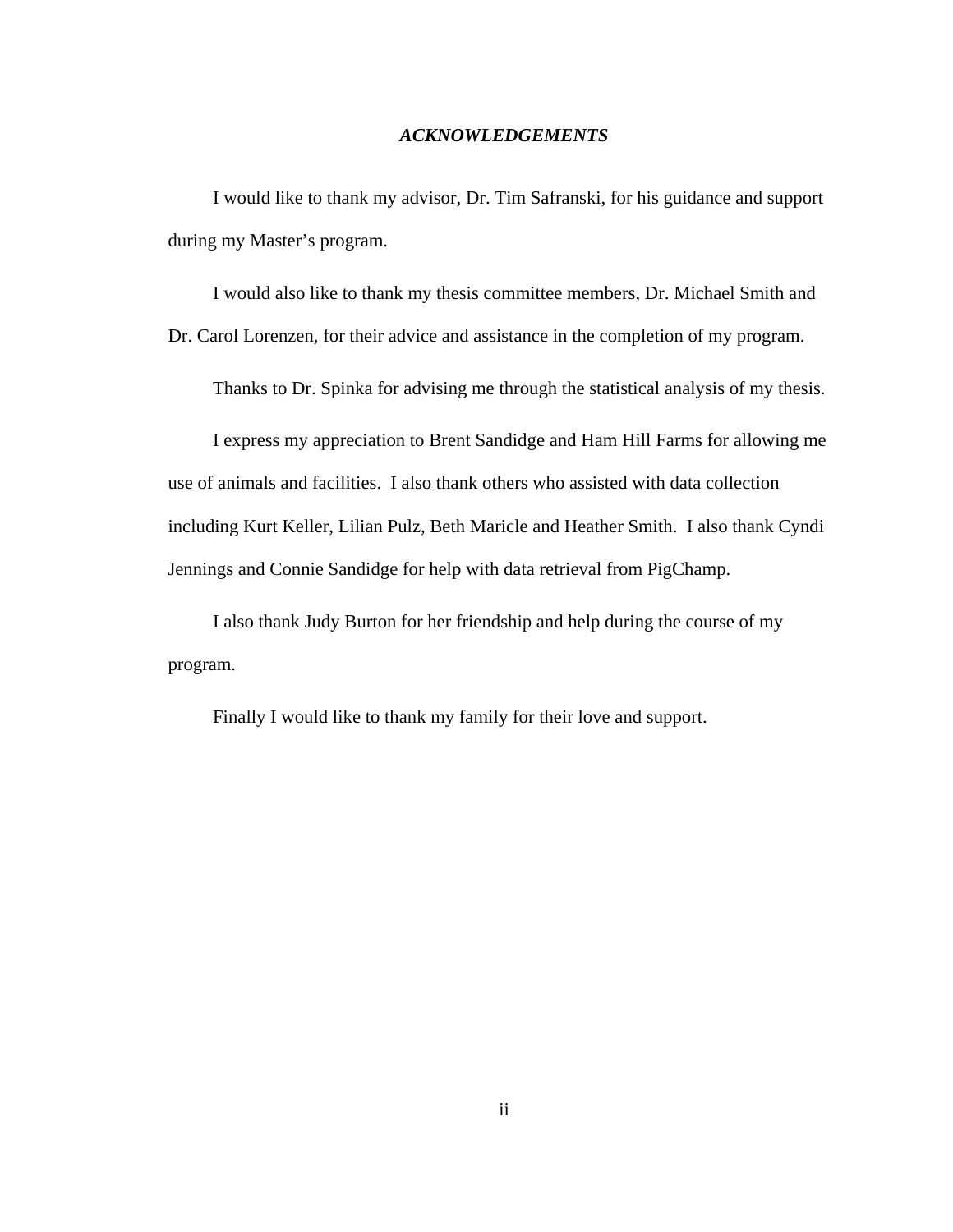# *ACKNOWLEDGEMENTS*

I would like to thank my advisor, Dr. Tim Safranski, for his guidance and support during my Master's program.

I would also like to thank my thesis committee members, Dr. Michael Smith and Dr. Carol Lorenzen, for their advice and assistance in the completion of my program.

Thanks to Dr. Spinka for advising me through the statistical analysis of my thesis.

I express my appreciation to Brent Sandidge and Ham Hill Farms for allowing me use of animals and facilities. I also thank others who assisted with data collection including Kurt Keller, Lilian Pulz, Beth Maricle and Heather Smith. I also thank Cyndi Jennings and Connie Sandidge for help with data retrieval from PigChamp.

I also thank Judy Burton for her friendship and help during the course of my program.

Finally I would like to thank my family for their love and support.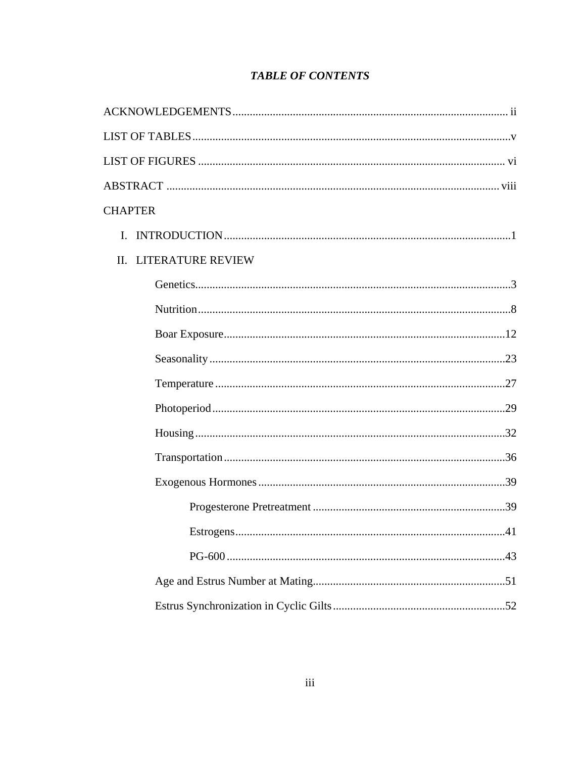# *TABLE OF CONTENTS*

ACKNOWLEDGEMENTS ..... ii

LIST OF TABLES ..... v

LIST OF FIGURES ..... vi

ABSTRACT ..... viii

CHAPTER

I. INTRODUCTION ..... 1

II. LITERATURE REVIEW

- Genetics ..... 3
- Nutrition ..... 8
- Boar Exposure ..... 12
- Seasonality ..... 23
- Temperature ..... 27
- Photoperiod ..... 29
- Housing ..... 32
- Transportation ..... 36
- Exogenous Hormones ..... 39
  - Progesterone Pretreatment ..... 39
  - Estrogens ..... 41
  - PG-600 ..... 43
- Age and Estrus Number at Mating ..... 51
- Estrus Synchronization in Cyclic Gilts ..... 52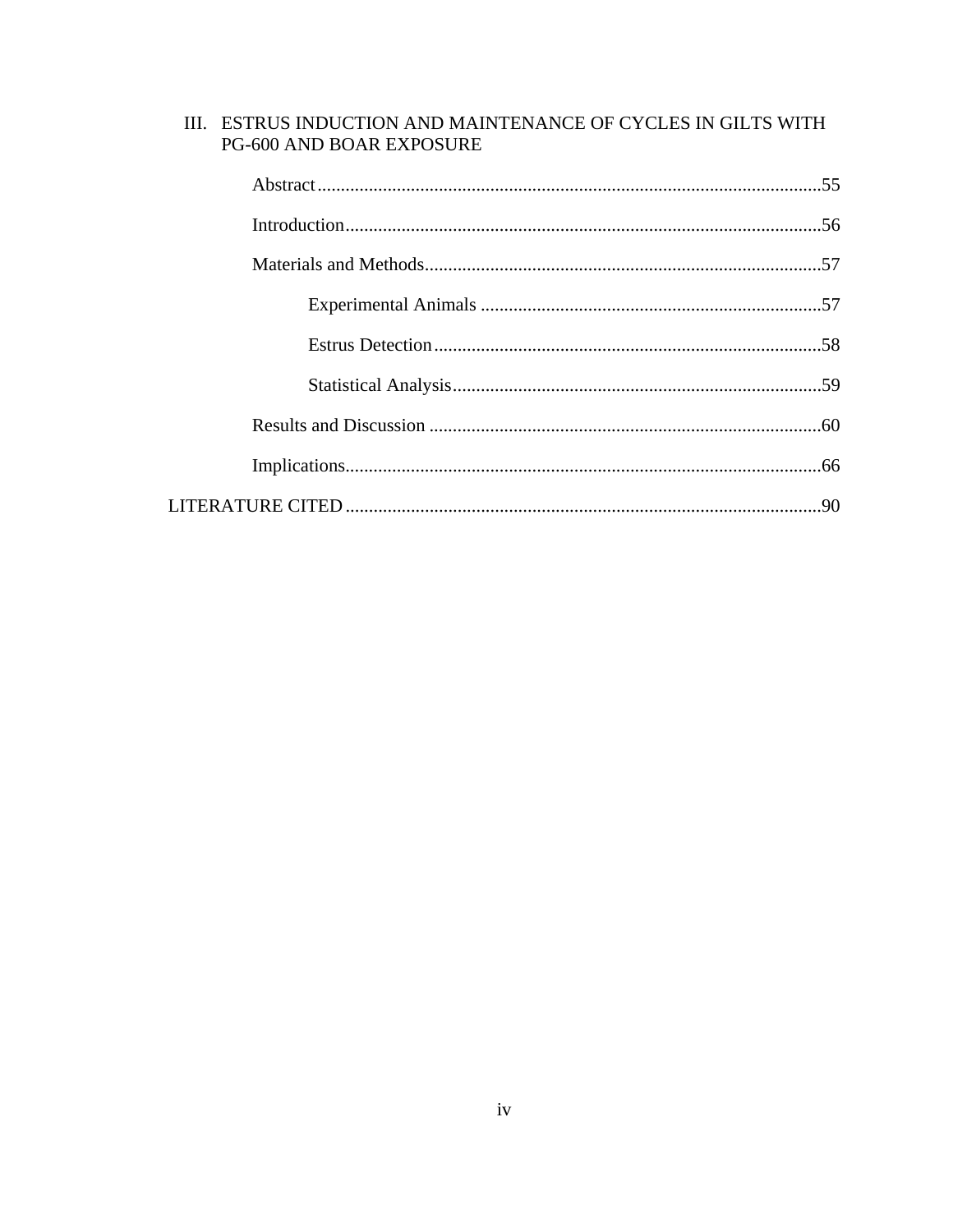III. ESTRUS INDUCTION AND MAINTENANCE OF CYCLES IN GILTS WITH PG-600 AND BOAR EXPOSURE

- Abstract ........................................................................................................ 55
- Introduction ................................................................................................. 56
- Materials and Methods ................................................................................. 57
    - Experimental Animals ........................................................................... 57
    - Estrus Detection .................................................................................... 58
    - Statistical Analysis ................................................................................ 59
- Results and Discussion ................................................................................. 60
- Implications .................................................................................................. 66

LITERATURE CITED ......................................................................................... 90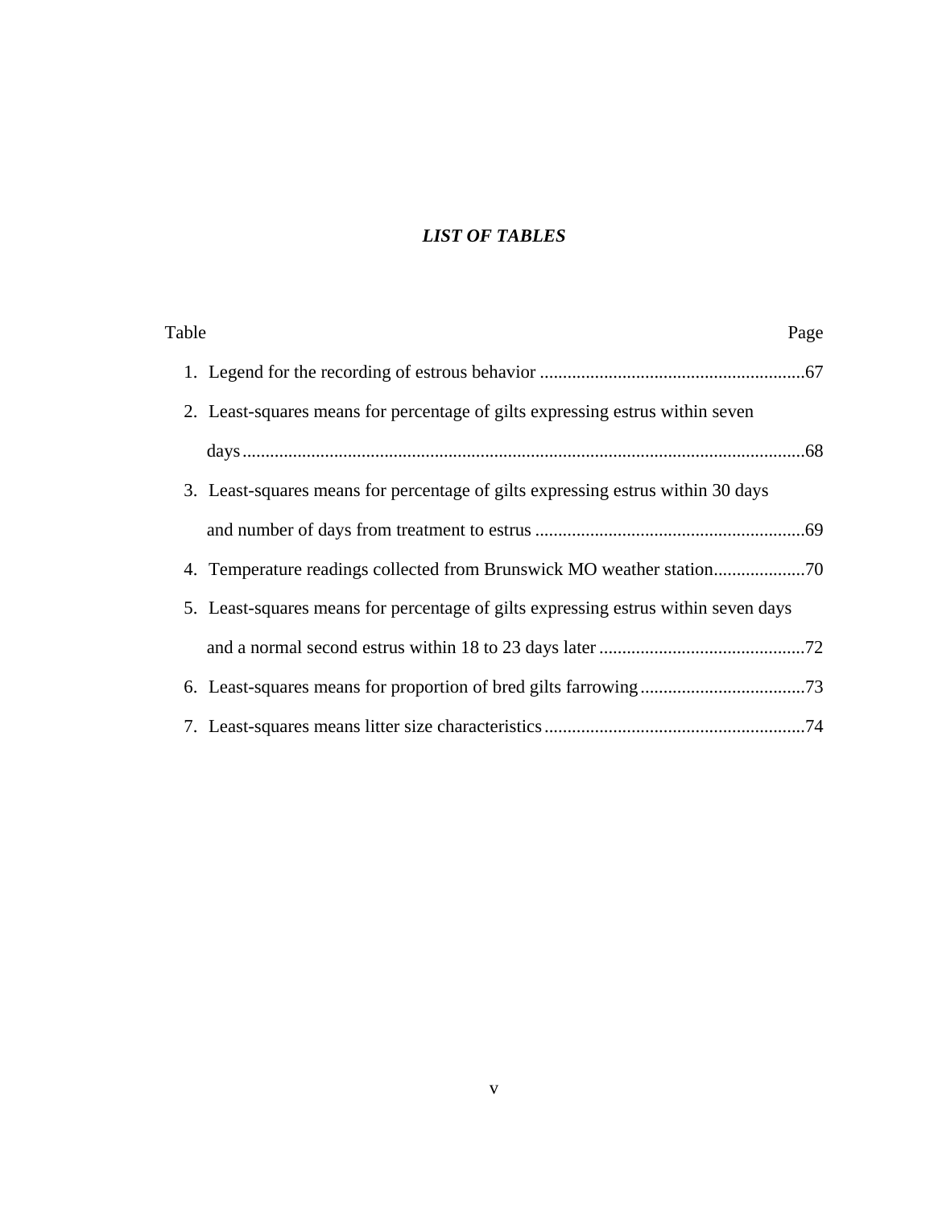# *LIST OF TABLES*

| Table | Page |
|---|---|
| 1. Legend for the recording of estrous behavior | 67 |
| 2. Least-squares means for percentage of gilts expressing estrus within seven days | 68 |
| 3. Least-squares means for percentage of gilts expressing estrus within 30 days and number of days from treatment to estrus | 69 |
| 4. Temperature readings collected from Brunswick MO weather station | 70 |
| 5. Least-squares means for percentage of gilts expressing estrus within seven days and a normal second estrus within 18 to 23 days later | 72 |
| 6. Least-squares means for proportion of bred gilts farrowing | 73 |
| 7. Least-squares means litter size characteristics | 74 |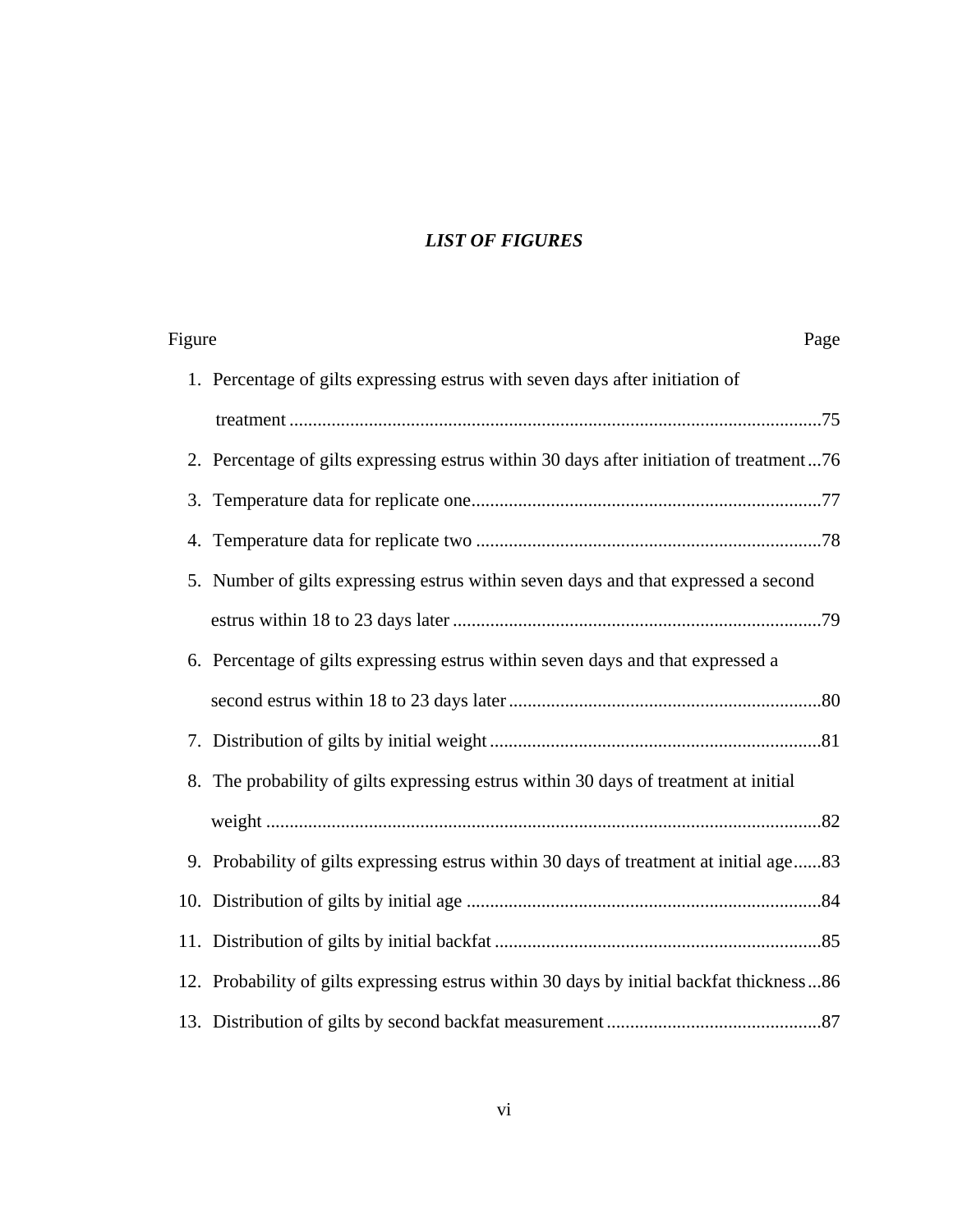# *LIST OF FIGURES*

| Figure | Page |
|---|---|
| 1. Percentage of gilts expressing estrus with seven days after initiation of treatment | 75 |
| 2. Percentage of gilts expressing estrus within 30 days after initiation of treatment | 76 |
| 3. Temperature data for replicate one | 77 |
| 4. Temperature data for replicate two | 78 |
| 5. Number of gilts expressing estrus within seven days and that expressed a second estrus within 18 to 23 days later | 79 |
| 6. Percentage of gilts expressing estrus within seven days and that expressed a second estrus within 18 to 23 days later | 80 |
| 7. Distribution of gilts by initial weight | 81 |
| 8. The probability of gilts expressing estrus within 30 days of treatment at initial weight | 82 |
| 9. Probability of gilts expressing estrus within 30 days of treatment at initial age | 83 |
| 10. Distribution of gilts by initial age | 84 |
| 11. Distribution of gilts by initial backfat | 85 |
| 12. Probability of gilts expressing estrus within 30 days by initial backfat thickness | 86 |
| 13. Distribution of gilts by second backfat measurement | 87 |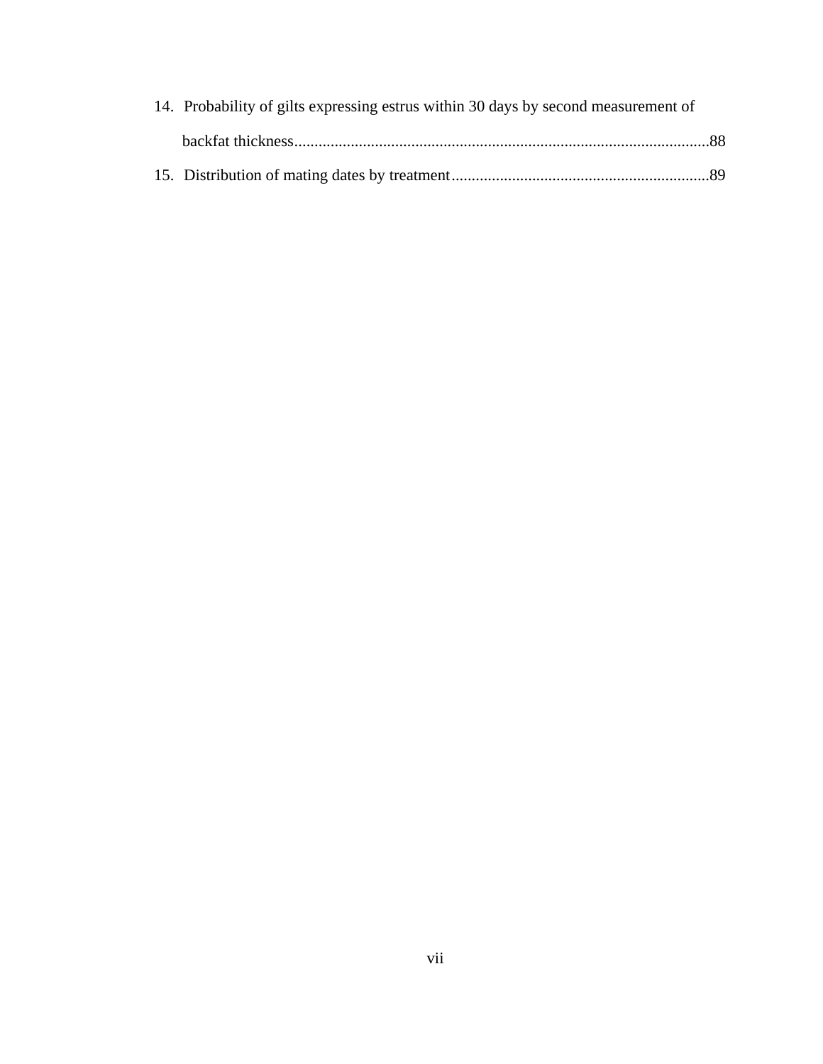14. Probability of gilts expressing estrus within 30 days by second measurement of backfat thickness......................................................................................................88
15. Distribution of mating dates by treatment...............................................................89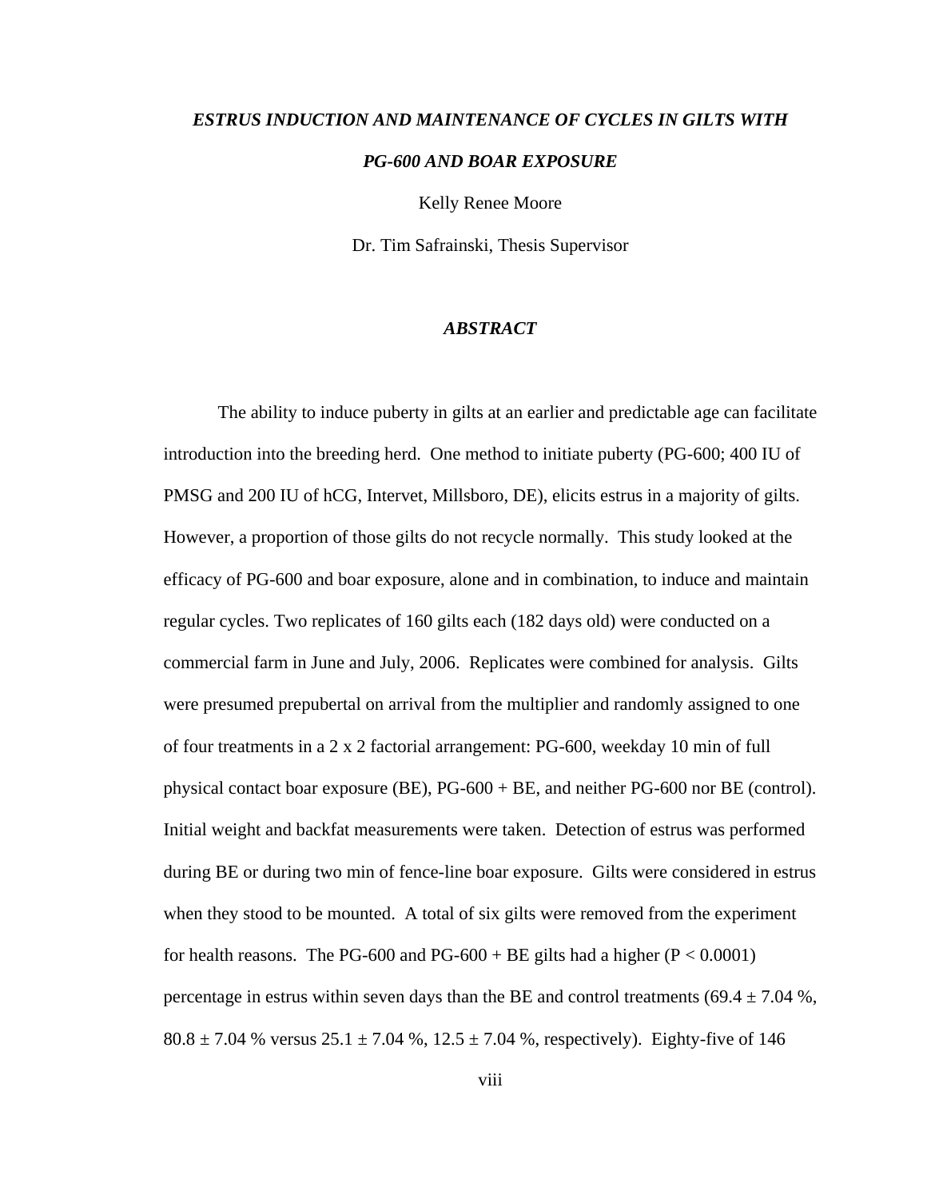# *ESTRUS INDUCTION AND MAINTENANCE OF CYCLES IN GILTS WITH PG-600 AND BOAR EXPOSURE*

Kelly Renee Moore

Dr. Tim Safrainski, Thesis Supervisor

## *ABSTRACT*

The ability to induce puberty in gilts at an earlier and predictable age can facilitate introduction into the breeding herd. One method to initiate puberty (PG-600; 400 IU of PMSG and 200 IU of hCG, Intervet, Millsboro, DE), elicits estrus in a majority of gilts. However, a proportion of those gilts do not recycle normally. This study looked at the efficacy of PG-600 and boar exposure, alone and in combination, to induce and maintain regular cycles. Two replicates of 160 gilts each (182 days old) were conducted on a commercial farm in June and July, 2006. Replicates were combined for analysis. Gilts were presumed prepubertal on arrival from the multiplier and randomly assigned to one of four treatments in a 2 x 2 factorial arrangement: PG-600, weekday 10 min of full physical contact boar exposure (BE), PG-600 + BE, and neither PG-600 nor BE (control). Initial weight and backfat measurements were taken. Detection of estrus was performed during BE or during two min of fence-line boar exposure. Gilts were considered in estrus when they stood to be mounted. A total of six gilts were removed from the experiment for health reasons. The PG-600 and PG-600 + BE gilts had a higher ($P < 0.0001$) percentage in estrus within seven days than the BE and control treatments ($69.4 \pm 7.04$ %, $80.8 \pm 7.04$ % versus $25.1 \pm 7.04$ %, $12.5 \pm 7.04$ %, respectively). Eighty-five of 146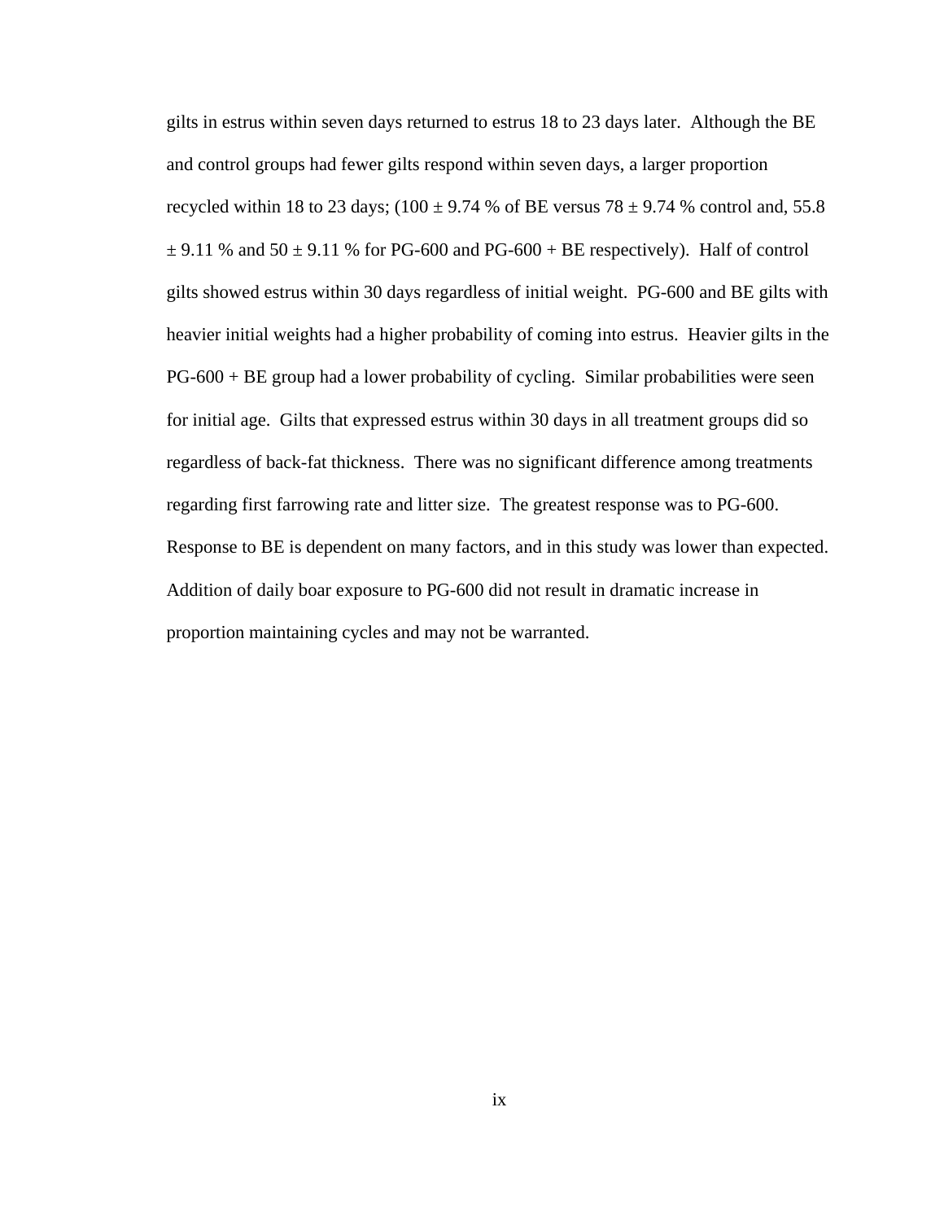gilts in estrus within seven days returned to estrus 18 to 23 days later. Although the BE and control groups had fewer gilts respond within seven days, a larger proportion recycled within 18 to 23 days; (100 ± 9.74 % of BE versus 78 ± 9.74 % control and, 55.8 ± 9.11 % and 50 ± 9.11 % for PG-600 and PG-600 + BE respectively). Half of control gilts showed estrus within 30 days regardless of initial weight. PG-600 and BE gilts with heavier initial weights had a higher probability of coming into estrus. Heavier gilts in the PG-600 + BE group had a lower probability of cycling. Similar probabilities were seen for initial age. Gilts that expressed estrus within 30 days in all treatment groups did so regardless of back-fat thickness. There was no significant difference among treatments regarding first farrowing rate and litter size. The greatest response was to PG-600. Response to BE is dependent on many factors, and in this study was lower than expected. Addition of daily boar exposure to PG-600 did not result in dramatic increase in proportion maintaining cycles and may not be warranted.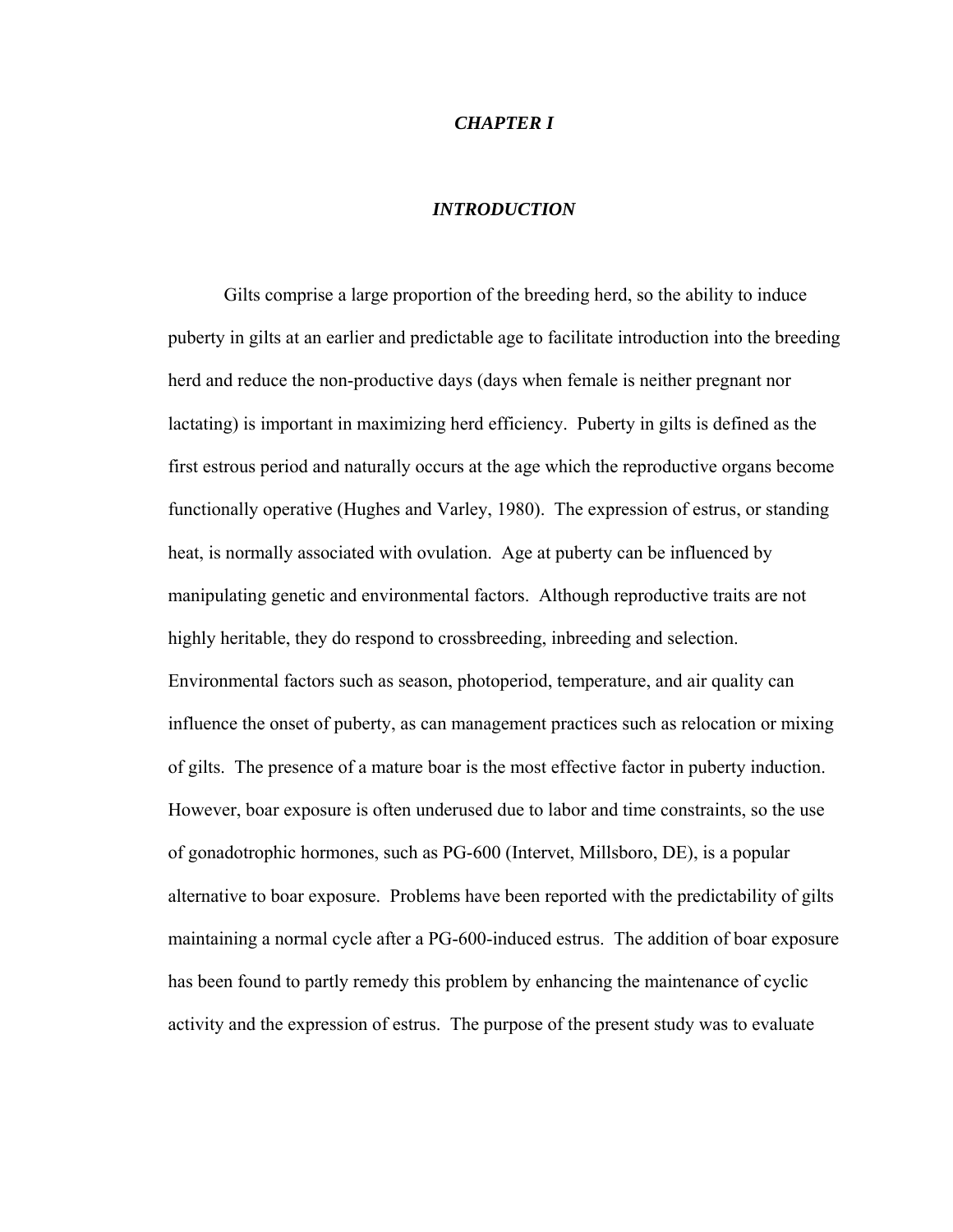# *CHAPTER I*

## *INTRODUCTION*

Gilts comprise a large proportion of the breeding herd, so the ability to induce puberty in gilts at an earlier and predictable age to facilitate introduction into the breeding herd and reduce the non-productive days (days when female is neither pregnant nor lactating) is important in maximizing herd efficiency. Puberty in gilts is defined as the first estrous period and naturally occurs at the age which the reproductive organs become functionally operative (Hughes and Varley, 1980). The expression of estrus, or standing heat, is normally associated with ovulation. Age at puberty can be influenced by manipulating genetic and environmental factors. Although reproductive traits are not highly heritable, they do respond to crossbreeding, inbreeding and selection. Environmental factors such as season, photoperiod, temperature, and air quality can influence the onset of puberty, as can management practices such as relocation or mixing of gilts. The presence of a mature boar is the most effective factor in puberty induction. However, boar exposure is often underused due to labor and time constraints, so the use of gonadotrophic hormones, such as PG-600 (Intervet, Millsboro, DE), is a popular alternative to boar exposure. Problems have been reported with the predictability of gilts maintaining a normal cycle after a PG-600-induced estrus. The addition of boar exposure has been found to partly remedy this problem by enhancing the maintenance of cyclic activity and the expression of estrus. The purpose of the present study was to evaluate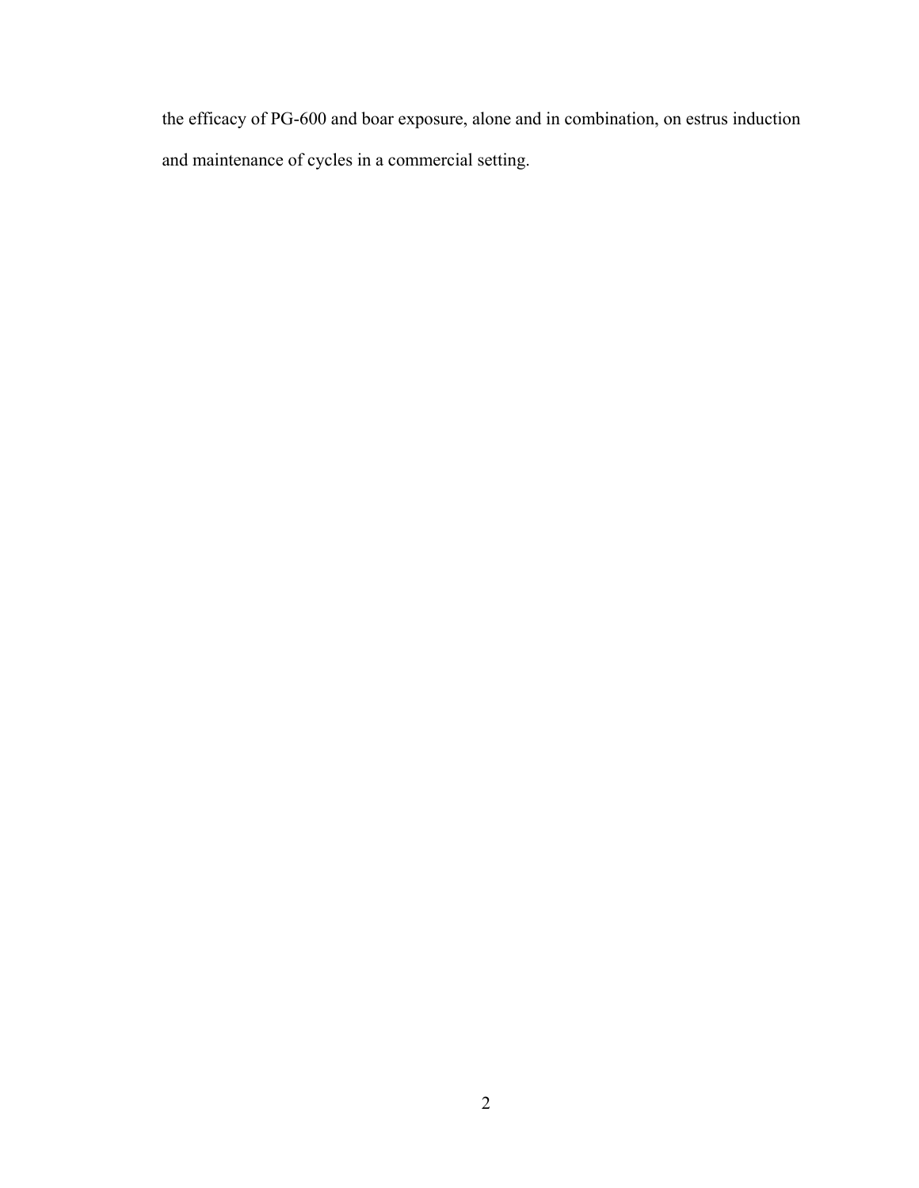the efficacy of PG-600 and boar exposure, alone and in combination, on estrus induction and maintenance of cycles in a commercial setting.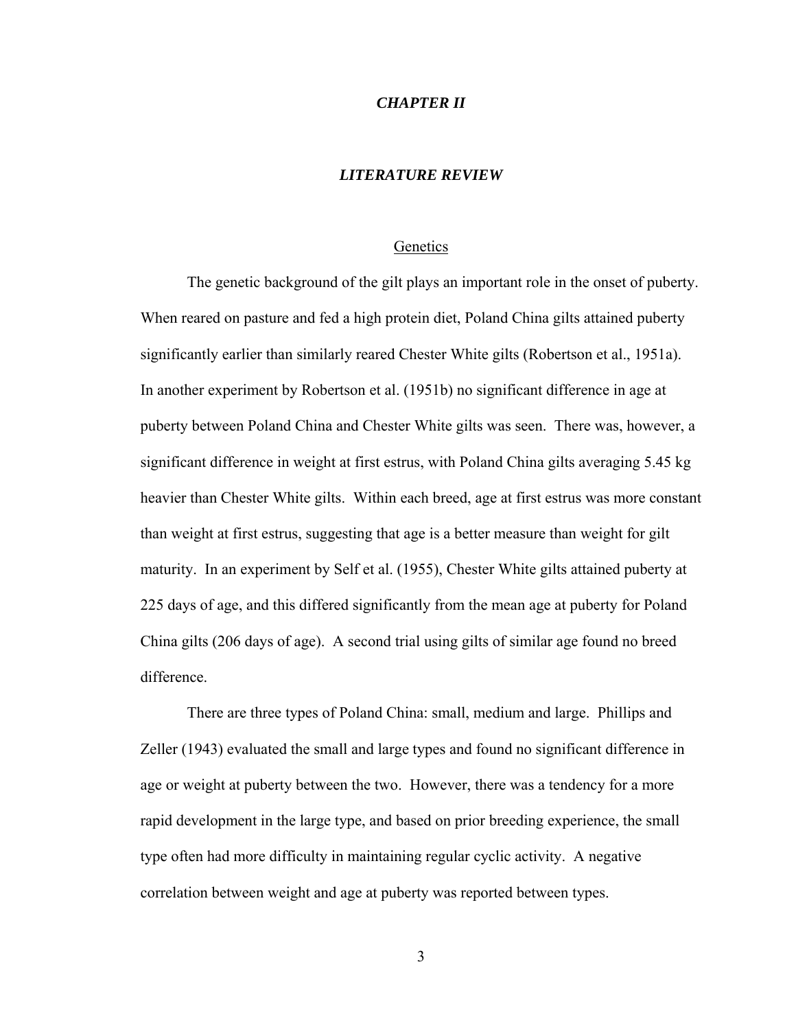# *CHAPTER II*

## *LITERATURE REVIEW*

### Genetics

The genetic background of the gilt plays an important role in the onset of puberty. When reared on pasture and fed a high protein diet, Poland China gilts attained puberty significantly earlier than similarly reared Chester White gilts (Robertson et al., 1951a). In another experiment by Robertson et al. (1951b) no significant difference in age at puberty between Poland China and Chester White gilts was seen. There was, however, a significant difference in weight at first estrus, with Poland China gilts averaging 5.45 kg heavier than Chester White gilts. Within each breed, age at first estrus was more constant than weight at first estrus, suggesting that age is a better measure than weight for gilt maturity. In an experiment by Self et al. (1955), Chester White gilts attained puberty at 225 days of age, and this differed significantly from the mean age at puberty for Poland China gilts (206 days of age). A second trial using gilts of similar age found no breed difference.

There are three types of Poland China: small, medium and large. Phillips and Zeller (1943) evaluated the small and large types and found no significant difference in age or weight at puberty between the two. However, there was a tendency for a more rapid development in the large type, and based on prior breeding experience, the small type often had more difficulty in maintaining regular cyclic activity. A negative correlation between weight and age at puberty was reported between types.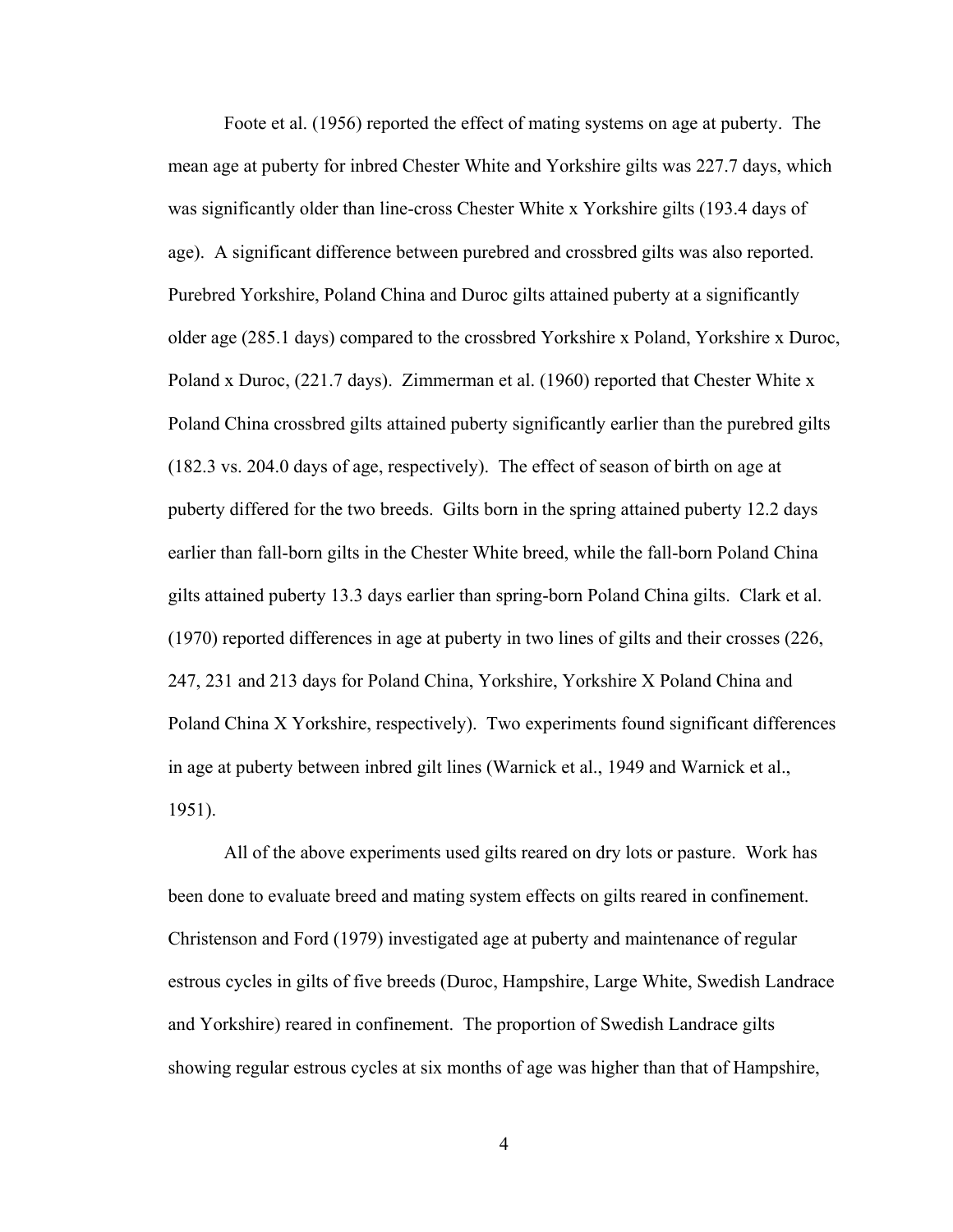Foote et al. (1956) reported the effect of mating systems on age at puberty. The mean age at puberty for inbred Chester White and Yorkshire gilts was 227.7 days, which was significantly older than line-cross Chester White x Yorkshire gilts (193.4 days of age). A significant difference between purebred and crossbred gilts was also reported. Purebred Yorkshire, Poland China and Duroc gilts attained puberty at a significantly older age (285.1 days) compared to the crossbred Yorkshire x Poland, Yorkshire x Duroc, Poland x Duroc, (221.7 days). Zimmerman et al. (1960) reported that Chester White x Poland China crossbred gilts attained puberty significantly earlier than the purebred gilts (182.3 vs. 204.0 days of age, respectively). The effect of season of birth on age at puberty differed for the two breeds. Gilts born in the spring attained puberty 12.2 days earlier than fall-born gilts in the Chester White breed, while the fall-born Poland China gilts attained puberty 13.3 days earlier than spring-born Poland China gilts. Clark et al. (1970) reported differences in age at puberty in two lines of gilts and their crosses (226, 247, 231 and 213 days for Poland China, Yorkshire, Yorkshire X Poland China and Poland China X Yorkshire, respectively). Two experiments found significant differences in age at puberty between inbred gilt lines (Warnick et al., 1949 and Warnick et al., 1951).

All of the above experiments used gilts reared on dry lots or pasture. Work has been done to evaluate breed and mating system effects on gilts reared in confinement. Christenson and Ford (1979) investigated age at puberty and maintenance of regular estrous cycles in gilts of five breeds (Duroc, Hampshire, Large White, Swedish Landrace and Yorkshire) reared in confinement. The proportion of Swedish Landrace gilts showing regular estrous cycles at six months of age was higher than that of Hampshire,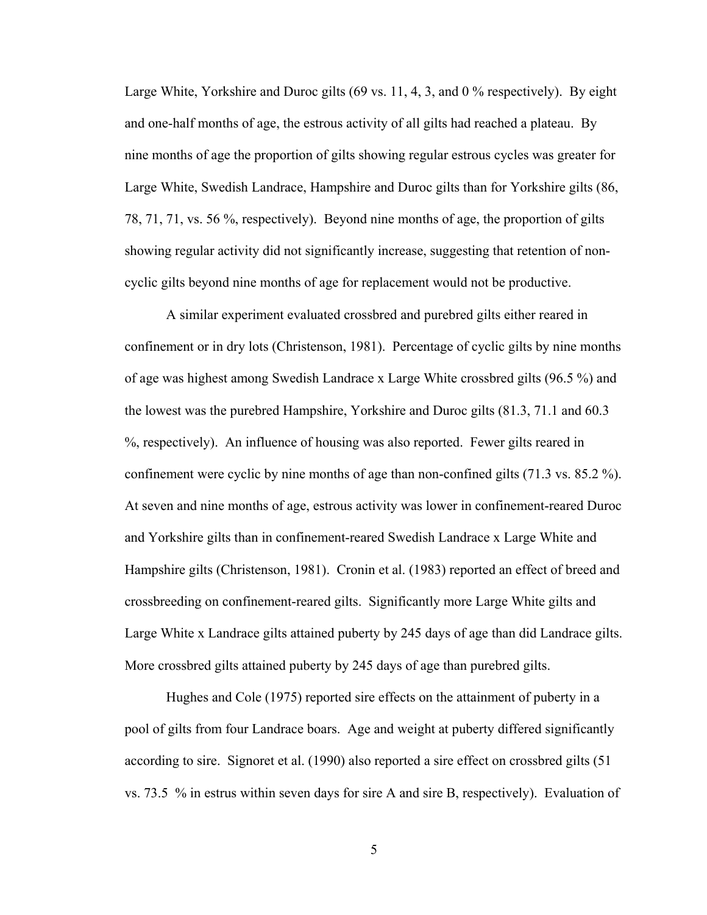Large White, Yorkshire and Duroc gilts (69 vs. 11, 4, 3, and 0 % respectively). By eight and one-half months of age, the estrous activity of all gilts had reached a plateau. By nine months of age the proportion of gilts showing regular estrous cycles was greater for Large White, Swedish Landrace, Hampshire and Duroc gilts than for Yorkshire gilts (86, 78, 71, 71, vs. 56 %, respectively). Beyond nine months of age, the proportion of gilts showing regular activity did not significantly increase, suggesting that retention of non-cyclic gilts beyond nine months of age for replacement would not be productive.

A similar experiment evaluated crossbred and purebred gilts either reared in confinement or in dry lots (Christenson, 1981). Percentage of cyclic gilts by nine months of age was highest among Swedish Landrace x Large White crossbred gilts (96.5 %) and the lowest was the purebred Hampshire, Yorkshire and Duroc gilts (81.3, 71.1 and 60.3 %, respectively). An influence of housing was also reported. Fewer gilts reared in confinement were cyclic by nine months of age than non-confined gilts (71.3 vs. 85.2 %). At seven and nine months of age, estrous activity was lower in confinement-reared Duroc and Yorkshire gilts than in confinement-reared Swedish Landrace x Large White and Hampshire gilts (Christenson, 1981). Cronin et al. (1983) reported an effect of breed and crossbreeding on confinement-reared gilts. Significantly more Large White gilts and Large White x Landrace gilts attained puberty by 245 days of age than did Landrace gilts. More crossbred gilts attained puberty by 245 days of age than purebred gilts.

Hughes and Cole (1975) reported sire effects on the attainment of puberty in a pool of gilts from four Landrace boars. Age and weight at puberty differed significantly according to sire. Signoret et al. (1990) also reported a sire effect on crossbred gilts (51 vs. 73.5 % in estrus within seven days for sire A and sire B, respectively). Evaluation of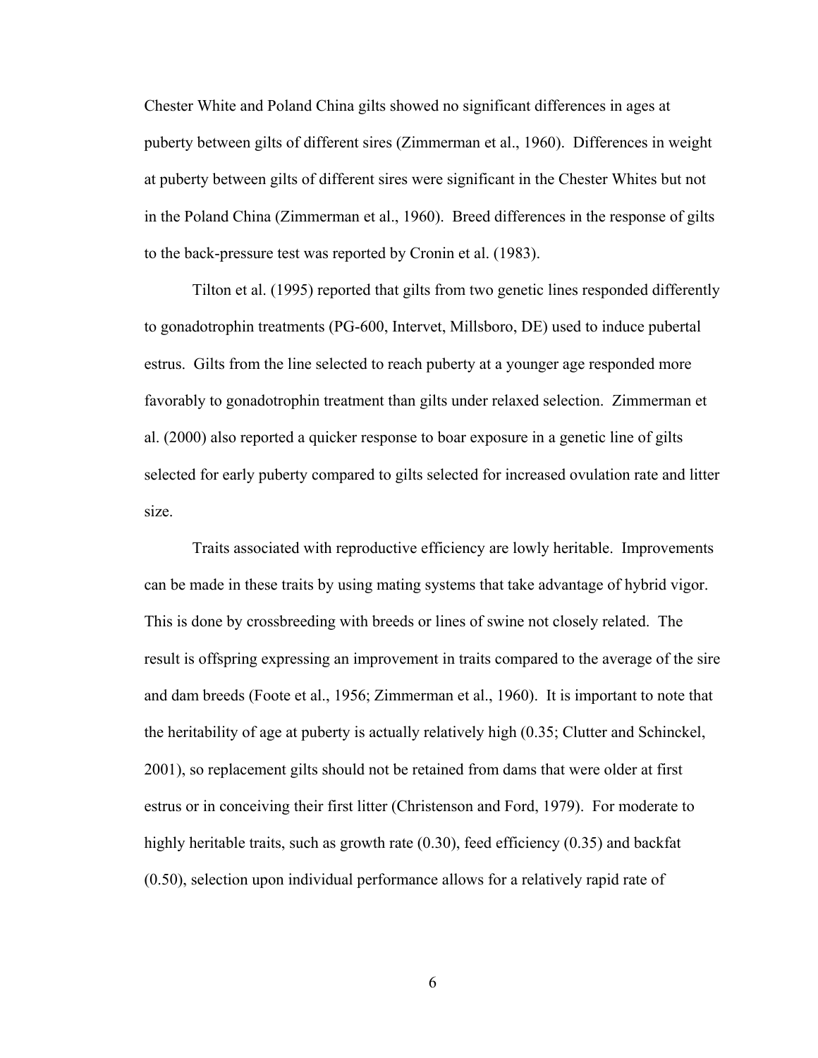Chester White and Poland China gilts showed no significant differences in ages at puberty between gilts of different sires (Zimmerman et al., 1960). Differences in weight at puberty between gilts of different sires were significant in the Chester Whites but not in the Poland China (Zimmerman et al., 1960). Breed differences in the response of gilts to the back-pressure test was reported by Cronin et al. (1983).

Tilton et al. (1995) reported that gilts from two genetic lines responded differently to gonadotrophin treatments (PG-600, Intervet, Millsboro, DE) used to induce pubertal estrus. Gilts from the line selected to reach puberty at a younger age responded more favorably to gonadotrophin treatment than gilts under relaxed selection. Zimmerman et al. (2000) also reported a quicker response to boar exposure in a genetic line of gilts selected for early puberty compared to gilts selected for increased ovulation rate and litter size.

Traits associated with reproductive efficiency are lowly heritable. Improvements can be made in these traits by using mating systems that take advantage of hybrid vigor. This is done by crossbreeding with breeds or lines of swine not closely related. The result is offspring expressing an improvement in traits compared to the average of the sire and dam breeds (Foote et al., 1956; Zimmerman et al., 1960). It is important to note that the heritability of age at puberty is actually relatively high (0.35; Clutter and Schinckel, 2001), so replacement gilts should not be retained from dams that were older at first estrus or in conceiving their first litter (Christenson and Ford, 1979). For moderate to highly heritable traits, such as growth rate (0.30), feed efficiency (0.35) and backfat (0.50), selection upon individual performance allows for a relatively rapid rate of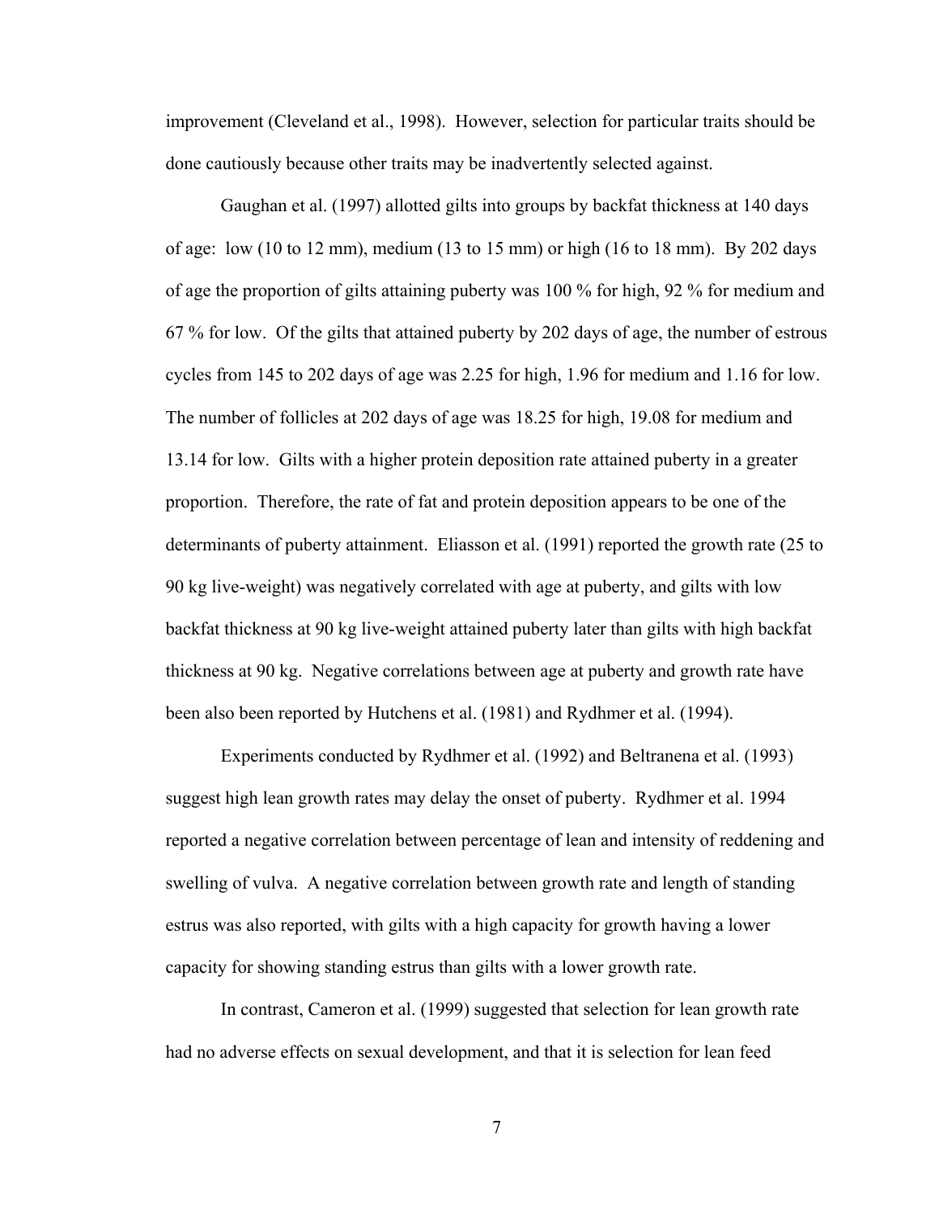improvement (Cleveland et al., 1998). However, selection for particular traits should be done cautiously because other traits may be inadvertently selected against.

Gaughan et al. (1997) allotted gilts into groups by backfat thickness at 140 days of age: low (10 to 12 mm), medium (13 to 15 mm) or high (16 to 18 mm). By 202 days of age the proportion of gilts attaining puberty was 100 % for high, 92 % for medium and 67 % for low. Of the gilts that attained puberty by 202 days of age, the number of estrous cycles from 145 to 202 days of age was 2.25 for high, 1.96 for medium and 1.16 for low. The number of follicles at 202 days of age was 18.25 for high, 19.08 for medium and 13.14 for low. Gilts with a higher protein deposition rate attained puberty in a greater proportion. Therefore, the rate of fat and protein deposition appears to be one of the determinants of puberty attainment. Eliasson et al. (1991) reported the growth rate (25 to 90 kg live-weight) was negatively correlated with age at puberty, and gilts with low backfat thickness at 90 kg live-weight attained puberty later than gilts with high backfat thickness at 90 kg. Negative correlations between age at puberty and growth rate have been also been reported by Hutchens et al. (1981) and Rydhmer et al. (1994).

Experiments conducted by Rydhmer et al. (1992) and Beltranena et al. (1993) suggest high lean growth rates may delay the onset of puberty. Rydhmer et al. 1994 reported a negative correlation between percentage of lean and intensity of reddening and swelling of vulva. A negative correlation between growth rate and length of standing estrus was also reported, with gilts with a high capacity for growth having a lower capacity for showing standing estrus than gilts with a lower growth rate.

In contrast, Cameron et al. (1999) suggested that selection for lean growth rate had no adverse effects on sexual development, and that it is selection for lean feed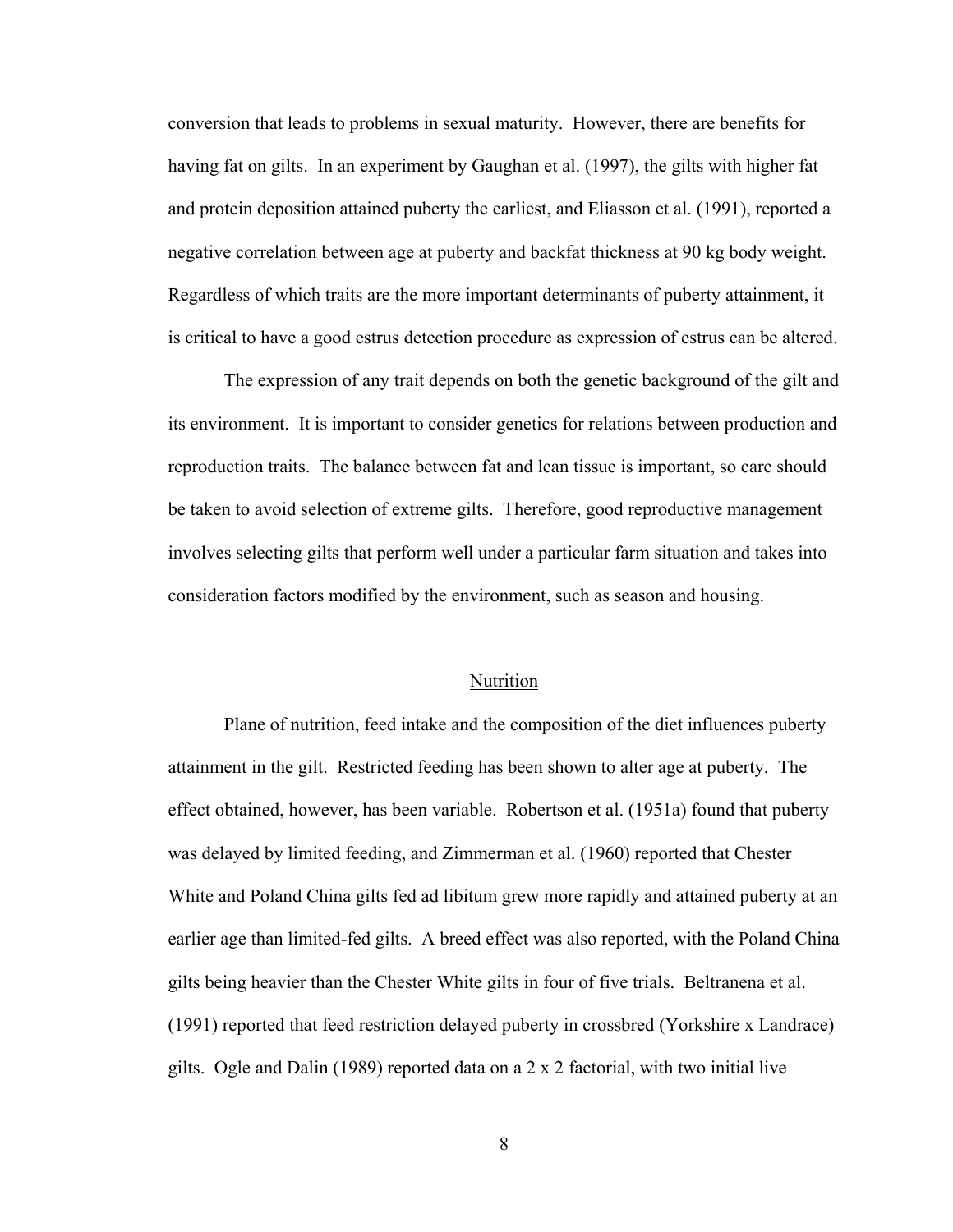conversion that leads to problems in sexual maturity. However, there are benefits for having fat on gilts. In an experiment by Gaughan et al. (1997), the gilts with higher fat and protein deposition attained puberty the earliest, and Eliasson et al. (1991), reported a negative correlation between age at puberty and backfat thickness at 90 kg body weight. Regardless of which traits are the more important determinants of puberty attainment, it is critical to have a good estrus detection procedure as expression of estrus can be altered.

The expression of any trait depends on both the genetic background of the gilt and its environment. It is important to consider genetics for relations between production and reproduction traits. The balance between fat and lean tissue is important, so care should be taken to avoid selection of extreme gilts. Therefore, good reproductive management involves selecting gilts that perform well under a particular farm situation and takes into consideration factors modified by the environment, such as season and housing.

## Nutrition

Plane of nutrition, feed intake and the composition of the diet influences puberty attainment in the gilt. Restricted feeding has been shown to alter age at puberty. The effect obtained, however, has been variable. Robertson et al. (1951a) found that puberty was delayed by limited feeding, and Zimmerman et al. (1960) reported that Chester White and Poland China gilts fed ad libitum grew more rapidly and attained puberty at an earlier age than limited-fed gilts. A breed effect was also reported, with the Poland China gilts being heavier than the Chester White gilts in four of five trials. Beltranena et al. (1991) reported that feed restriction delayed puberty in crossbred (Yorkshire x Landrace) gilts. Ogle and Dalin (1989) reported data on a 2 x 2 factorial, with two initial live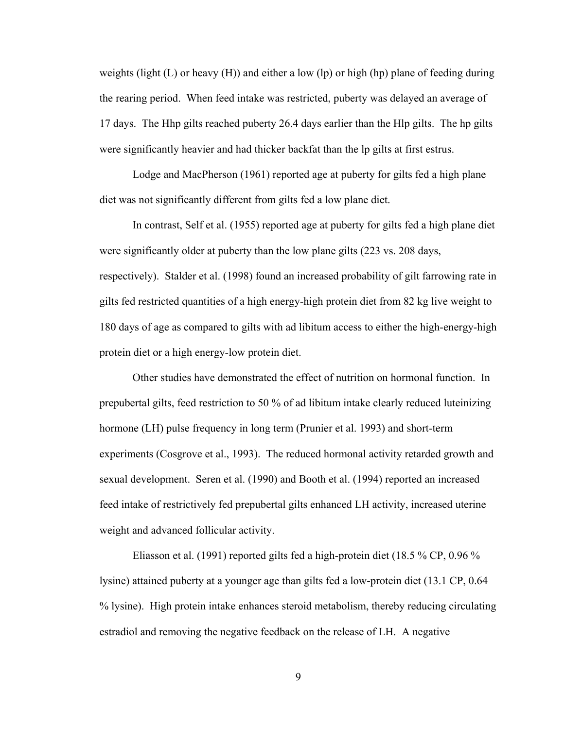weights (light (L) or heavy (H)) and either a low (lp) or high (hp) plane of feeding during the rearing period. When feed intake was restricted, puberty was delayed an average of 17 days. The Hhp gilts reached puberty 26.4 days earlier than the Hlp gilts. The hp gilts were significantly heavier and had thicker backfat than the lp gilts at first estrus.

Lodge and MacPherson (1961) reported age at puberty for gilts fed a high plane diet was not significantly different from gilts fed a low plane diet.

In contrast, Self et al. (1955) reported age at puberty for gilts fed a high plane diet were significantly older at puberty than the low plane gilts (223 vs. 208 days, respectively). Stalder et al. (1998) found an increased probability of gilt farrowing rate in gilts fed restricted quantities of a high energy-high protein diet from 82 kg live weight to 180 days of age as compared to gilts with ad libitum access to either the high-energy-high protein diet or a high energy-low protein diet.

Other studies have demonstrated the effect of nutrition on hormonal function. In prepubertal gilts, feed restriction to 50 % of ad libitum intake clearly reduced luteinizing hormone (LH) pulse frequency in long term (Prunier et al. 1993) and short-term experiments (Cosgrove et al., 1993). The reduced hormonal activity retarded growth and sexual development. Seren et al. (1990) and Booth et al. (1994) reported an increased feed intake of restrictively fed prepubertal gilts enhanced LH activity, increased uterine weight and advanced follicular activity.

Eliasson et al. (1991) reported gilts fed a high-protein diet (18.5 % CP, 0.96 % lysine) attained puberty at a younger age than gilts fed a low-protein diet (13.1 CP, 0.64 % lysine). High protein intake enhances steroid metabolism, thereby reducing circulating estradiol and removing the negative feedback on the release of LH. A negative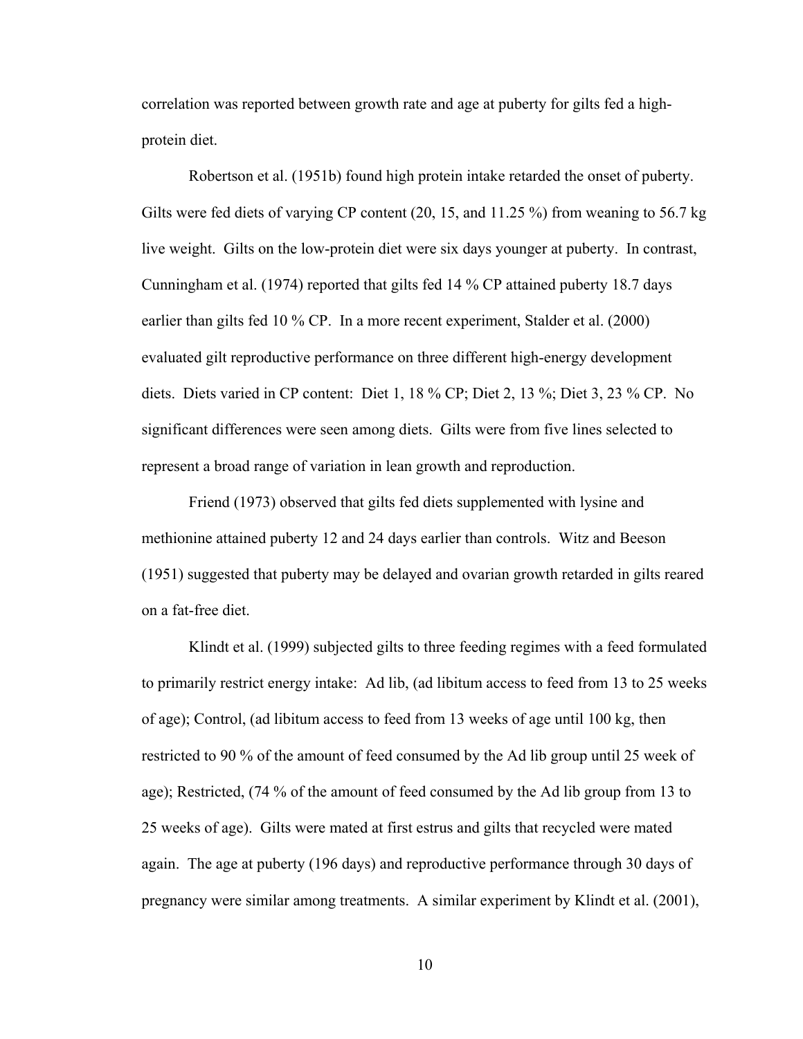correlation was reported between growth rate and age at puberty for gilts fed a high-protein diet.

Robertson et al. (1951b) found high protein intake retarded the onset of puberty. Gilts were fed diets of varying CP content (20, 15, and 11.25 %) from weaning to 56.7 kg live weight. Gilts on the low-protein diet were six days younger at puberty. In contrast, Cunningham et al. (1974) reported that gilts fed 14 % CP attained puberty 18.7 days earlier than gilts fed 10 % CP. In a more recent experiment, Stalder et al. (2000) evaluated gilt reproductive performance on three different high-energy development diets. Diets varied in CP content: Diet 1, 18 % CP; Diet 2, 13 %; Diet 3, 23 % CP. No significant differences were seen among diets. Gilts were from five lines selected to represent a broad range of variation in lean growth and reproduction.

Friend (1973) observed that gilts fed diets supplemented with lysine and methionine attained puberty 12 and 24 days earlier than controls. Witz and Beeson (1951) suggested that puberty may be delayed and ovarian growth retarded in gilts reared on a fat-free diet.

Klindt et al. (1999) subjected gilts to three feeding regimes with a feed formulated to primarily restrict energy intake: Ad lib, (ad libitum access to feed from 13 to 25 weeks of age); Control, (ad libitum access to feed from 13 weeks of age until 100 kg, then restricted to 90 % of the amount of feed consumed by the Ad lib group until 25 week of age); Restricted, (74 % of the amount of feed consumed by the Ad lib group from 13 to 25 weeks of age). Gilts were mated at first estrus and gilts that recycled were mated again. The age at puberty (196 days) and reproductive performance through 30 days of pregnancy were similar among treatments. A similar experiment by Klindt et al. (2001),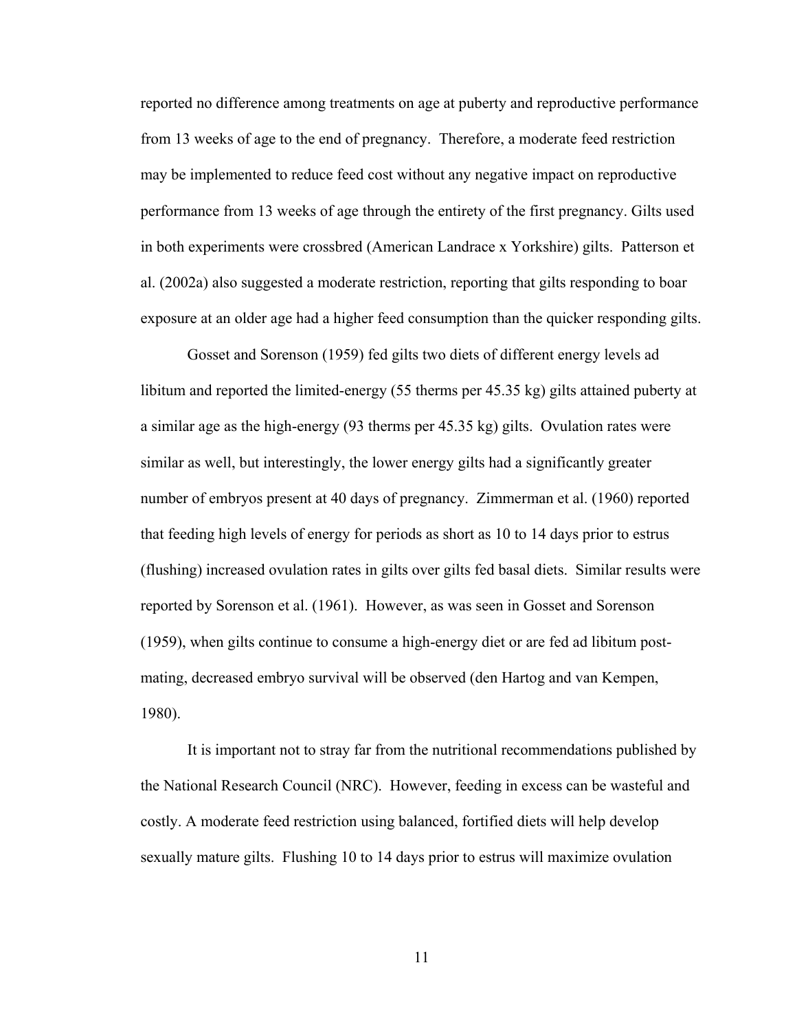reported no difference among treatments on age at puberty and reproductive performance from 13 weeks of age to the end of pregnancy. Therefore, a moderate feed restriction may be implemented to reduce feed cost without any negative impact on reproductive performance from 13 weeks of age through the entirety of the first pregnancy. Gilts used in both experiments were crossbred (American Landrace x Yorkshire) gilts. Patterson et al. (2002a) also suggested a moderate restriction, reporting that gilts responding to boar exposure at an older age had a higher feed consumption than the quicker responding gilts.

Gosset and Sorenson (1959) fed gilts two diets of different energy levels ad libitum and reported the limited-energy (55 therms per 45.35 kg) gilts attained puberty at a similar age as the high-energy (93 therms per 45.35 kg) gilts. Ovulation rates were similar as well, but interestingly, the lower energy gilts had a significantly greater number of embryos present at 40 days of pregnancy. Zimmerman et al. (1960) reported that feeding high levels of energy for periods as short as 10 to 14 days prior to estrus (flushing) increased ovulation rates in gilts over gilts fed basal diets. Similar results were reported by Sorenson et al. (1961). However, as was seen in Gosset and Sorenson (1959), when gilts continue to consume a high-energy diet or are fed ad libitum post-mating, decreased embryo survival will be observed (den Hartog and van Kempen, 1980).

It is important not to stray far from the nutritional recommendations published by the National Research Council (NRC). However, feeding in excess can be wasteful and costly. A moderate feed restriction using balanced, fortified diets will help develop sexually mature gilts. Flushing 10 to 14 days prior to estrus will maximize ovulation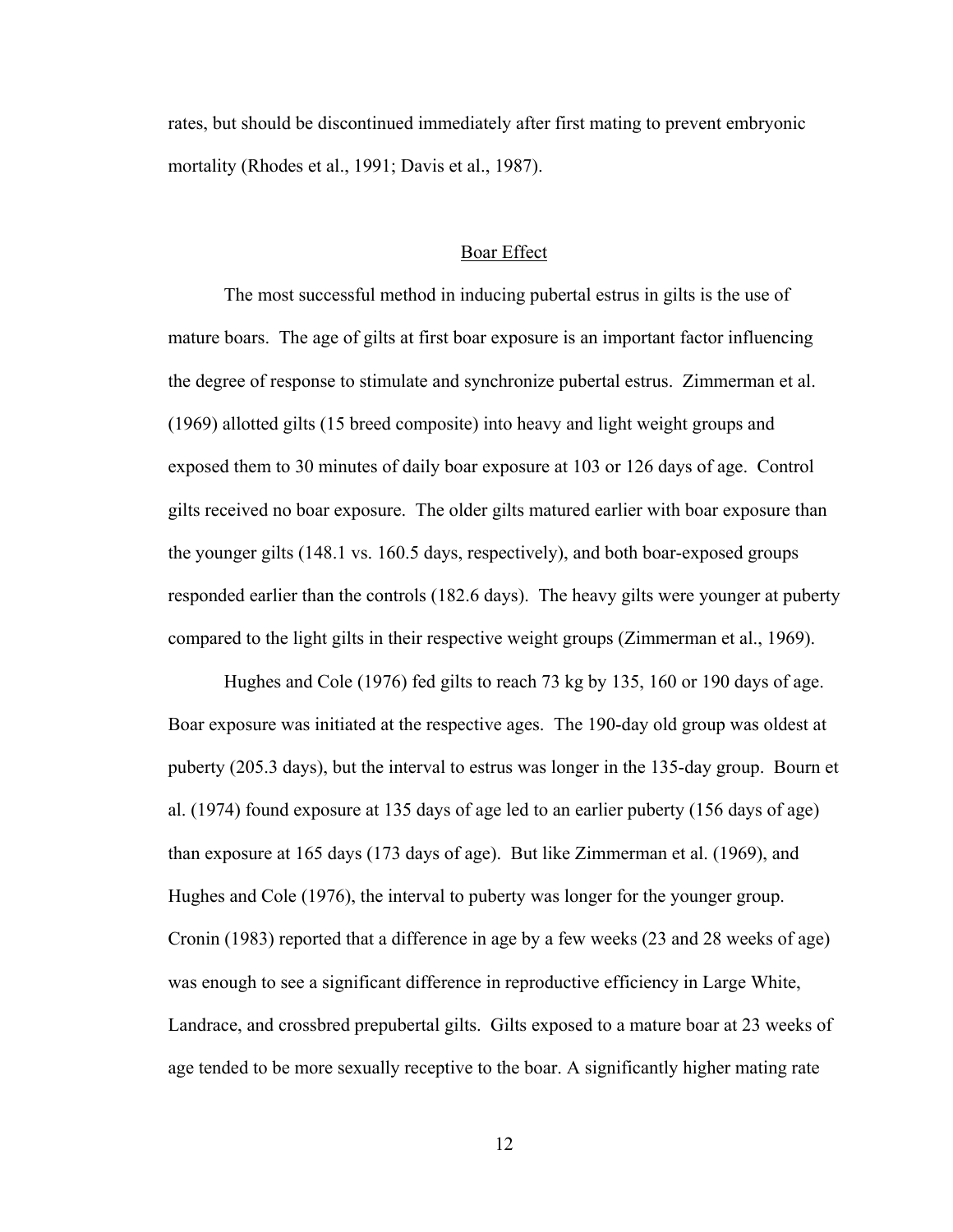rates, but should be discontinued immediately after first mating to prevent embryonic mortality (Rhodes et al., 1991; Davis et al., 1987).

## Boar Effect

The most successful method in inducing pubertal estrus in gilts is the use of mature boars. The age of gilts at first boar exposure is an important factor influencing the degree of response to stimulate and synchronize pubertal estrus. Zimmerman et al. (1969) allotted gilts (15 breed composite) into heavy and light weight groups and exposed them to 30 minutes of daily boar exposure at 103 or 126 days of age. Control gilts received no boar exposure. The older gilts matured earlier with boar exposure than the younger gilts (148.1 vs. 160.5 days, respectively), and both boar-exposed groups responded earlier than the controls (182.6 days). The heavy gilts were younger at puberty compared to the light gilts in their respective weight groups (Zimmerman et al., 1969).

Hughes and Cole (1976) fed gilts to reach 73 kg by 135, 160 or 190 days of age. Boar exposure was initiated at the respective ages. The 190-day old group was oldest at puberty (205.3 days), but the interval to estrus was longer in the 135-day group. Bourn et al. (1974) found exposure at 135 days of age led to an earlier puberty (156 days of age) than exposure at 165 days (173 days of age). But like Zimmerman et al. (1969), and Hughes and Cole (1976), the interval to puberty was longer for the younger group. Cronin (1983) reported that a difference in age by a few weeks (23 and 28 weeks of age) was enough to see a significant difference in reproductive efficiency in Large White, Landrace, and crossbred prepubertal gilts. Gilts exposed to a mature boar at 23 weeks of age tended to be more sexually receptive to the boar. A significantly higher mating rate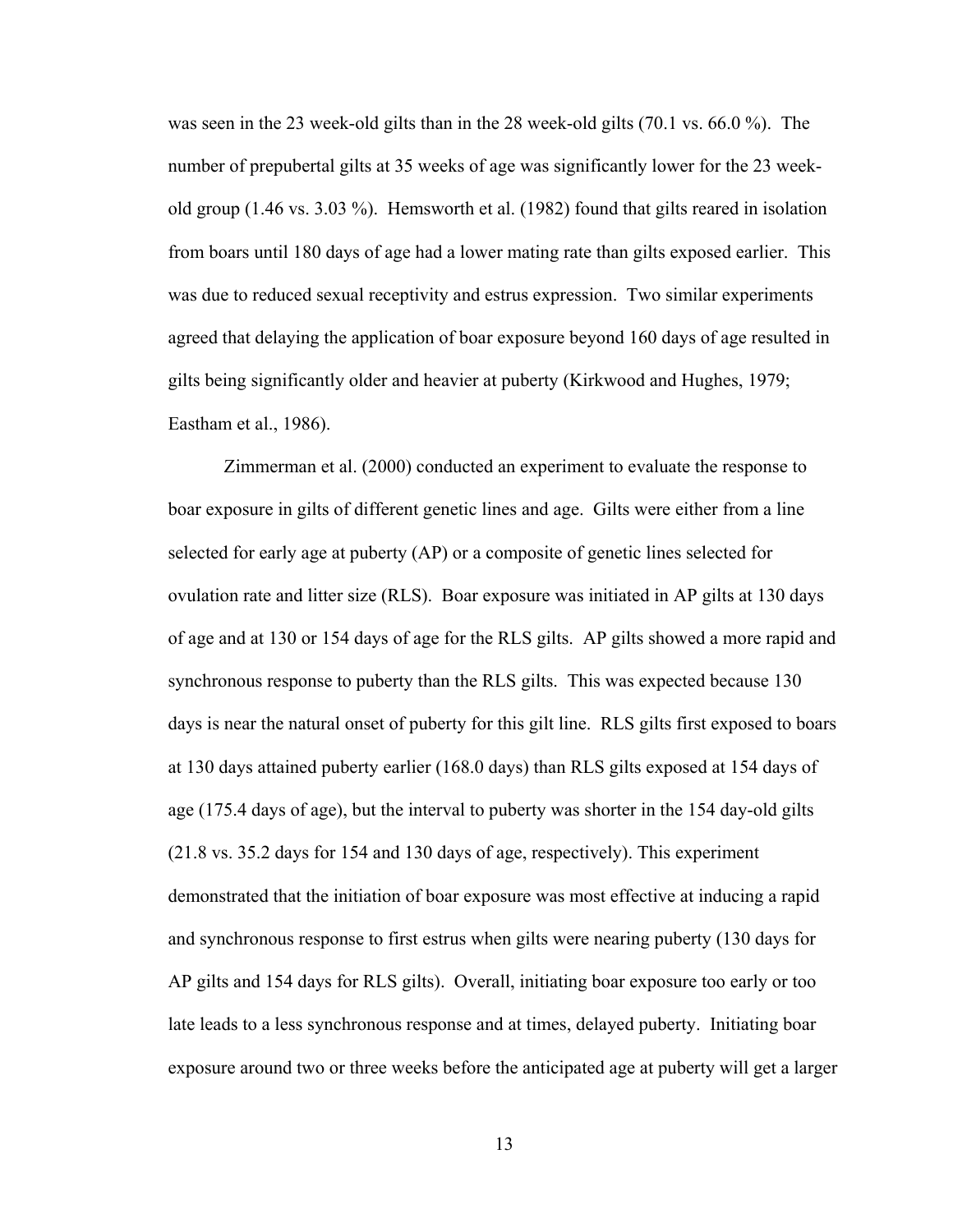was seen in the 23 week-old gilts than in the 28 week-old gilts (70.1 vs. 66.0 %). The number of prepubertal gilts at 35 weeks of age was significantly lower for the 23 week-old group (1.46 vs. 3.03 %). Hemsworth et al. (1982) found that gilts reared in isolation from boars until 180 days of age had a lower mating rate than gilts exposed earlier. This was due to reduced sexual receptivity and estrus expression. Two similar experiments agreed that delaying the application of boar exposure beyond 160 days of age resulted in gilts being significantly older and heavier at puberty (Kirkwood and Hughes, 1979; Eastham et al., 1986).

Zimmerman et al. (2000) conducted an experiment to evaluate the response to boar exposure in gilts of different genetic lines and age. Gilts were either from a line selected for early age at puberty (AP) or a composite of genetic lines selected for ovulation rate and litter size (RLS). Boar exposure was initiated in AP gilts at 130 days of age and at 130 or 154 days of age for the RLS gilts. AP gilts showed a more rapid and synchronous response to puberty than the RLS gilts. This was expected because 130 days is near the natural onset of puberty for this gilt line. RLS gilts first exposed to boars at 130 days attained puberty earlier (168.0 days) than RLS gilts exposed at 154 days of age (175.4 days of age), but the interval to puberty was shorter in the 154 day-old gilts (21.8 vs. 35.2 days for 154 and 130 days of age, respectively). This experiment demonstrated that the initiation of boar exposure was most effective at inducing a rapid and synchronous response to first estrus when gilts were nearing puberty (130 days for AP gilts and 154 days for RLS gilts). Overall, initiating boar exposure too early or too late leads to a less synchronous response and at times, delayed puberty. Initiating boar exposure around two or three weeks before the anticipated age at puberty will get a larger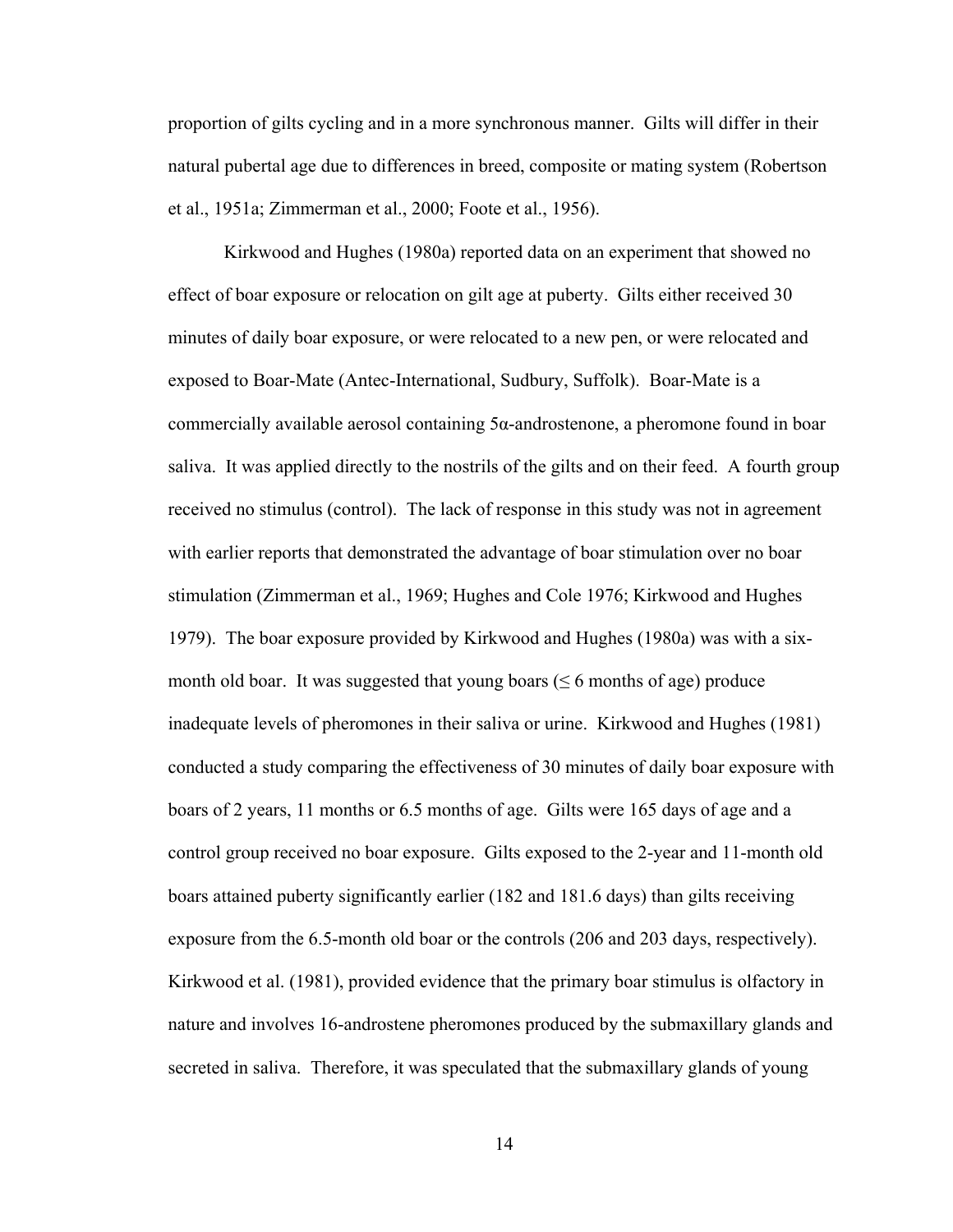proportion of gilts cycling and in a more synchronous manner. Gilts will differ in their natural pubertal age due to differences in breed, composite or mating system (Robertson et al., 1951a; Zimmerman et al., 2000; Foote et al., 1956).

Kirkwood and Hughes (1980a) reported data on an experiment that showed no effect of boar exposure or relocation on gilt age at puberty. Gilts either received 30 minutes of daily boar exposure, or were relocated to a new pen, or were relocated and exposed to Boar-Mate (Antec-International, Sudbury, Suffolk). Boar-Mate is a commercially available aerosol containing 5α-androstenone, a pheromone found in boar saliva. It was applied directly to the nostrils of the gilts and on their feed. A fourth group received no stimulus (control). The lack of response in this study was not in agreement with earlier reports that demonstrated the advantage of boar stimulation over no boar stimulation (Zimmerman et al., 1969; Hughes and Cole 1976; Kirkwood and Hughes 1979). The boar exposure provided by Kirkwood and Hughes (1980a) was with a six-month old boar. It was suggested that young boars (≤ 6 months of age) produce inadequate levels of pheromones in their saliva or urine. Kirkwood and Hughes (1981) conducted a study comparing the effectiveness of 30 minutes of daily boar exposure with boars of 2 years, 11 months or 6.5 months of age. Gilts were 165 days of age and a control group received no boar exposure. Gilts exposed to the 2-year and 11-month old boars attained puberty significantly earlier (182 and 181.6 days) than gilts receiving exposure from the 6.5-month old boar or the controls (206 and 203 days, respectively). Kirkwood et al. (1981), provided evidence that the primary boar stimulus is olfactory in nature and involves 16-androstene pheromones produced by the submaxillary glands and secreted in saliva. Therefore, it was speculated that the submaxillary glands of young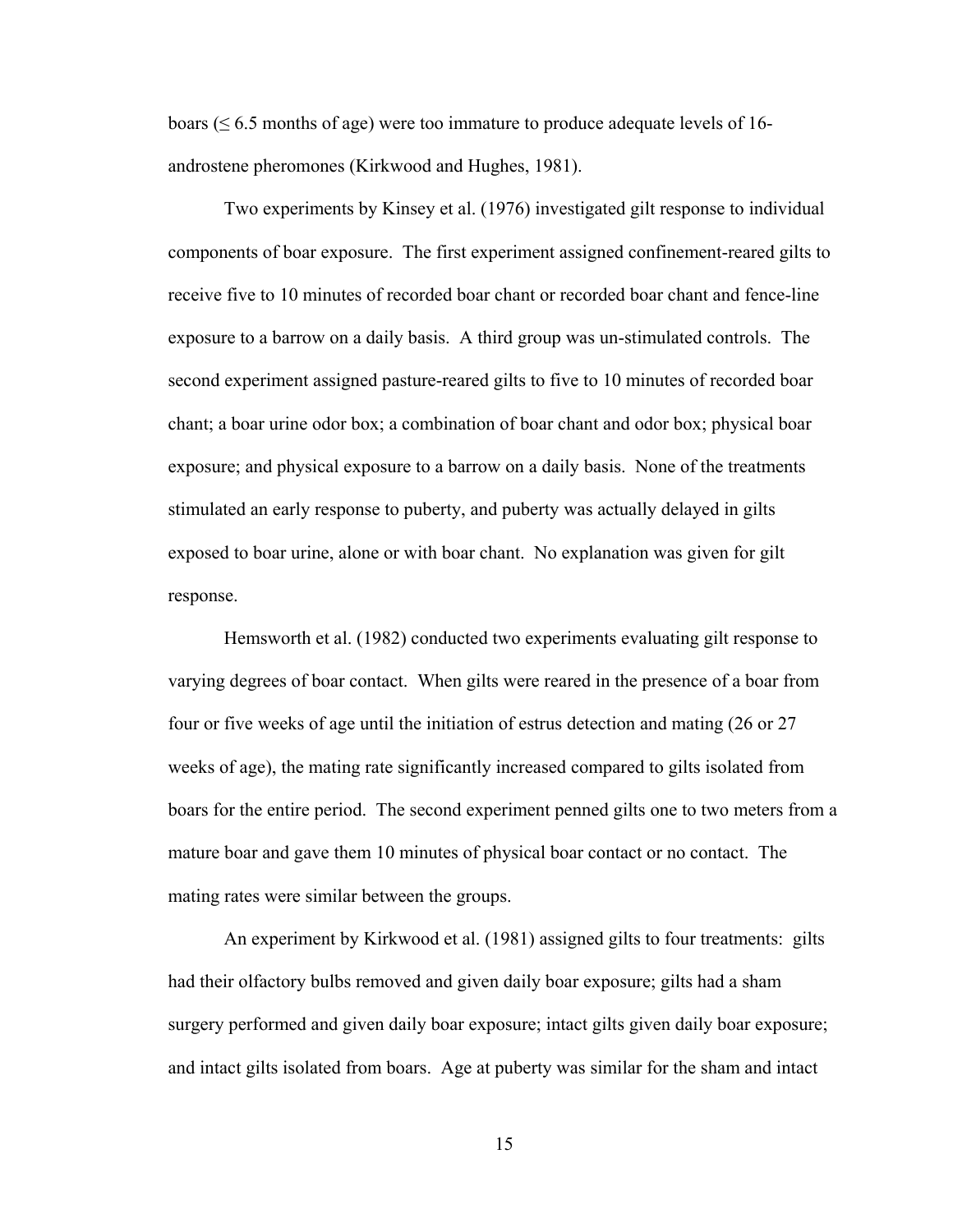boars (≤ 6.5 months of age) were too immature to produce adequate levels of 16-androstene pheromones (Kirkwood and Hughes, 1981).

Two experiments by Kinsey et al. (1976) investigated gilt response to individual components of boar exposure. The first experiment assigned confinement-reared gilts to receive five to 10 minutes of recorded boar chant or recorded boar chant and fence-line exposure to a barrow on a daily basis. A third group was un-stimulated controls. The second experiment assigned pasture-reared gilts to five to 10 minutes of recorded boar chant; a boar urine odor box; a combination of boar chant and odor box; physical boar exposure; and physical exposure to a barrow on a daily basis. None of the treatments stimulated an early response to puberty, and puberty was actually delayed in gilts exposed to boar urine, alone or with boar chant. No explanation was given for gilt response.

Hemsworth et al. (1982) conducted two experiments evaluating gilt response to varying degrees of boar contact. When gilts were reared in the presence of a boar from four or five weeks of age until the initiation of estrus detection and mating (26 or 27 weeks of age), the mating rate significantly increased compared to gilts isolated from boars for the entire period. The second experiment penned gilts one to two meters from a mature boar and gave them 10 minutes of physical boar contact or no contact. The mating rates were similar between the groups.

An experiment by Kirkwood et al. (1981) assigned gilts to four treatments: gilts had their olfactory bulbs removed and given daily boar exposure; gilts had a sham surgery performed and given daily boar exposure; intact gilts given daily boar exposure; and intact gilts isolated from boars. Age at puberty was similar for the sham and intact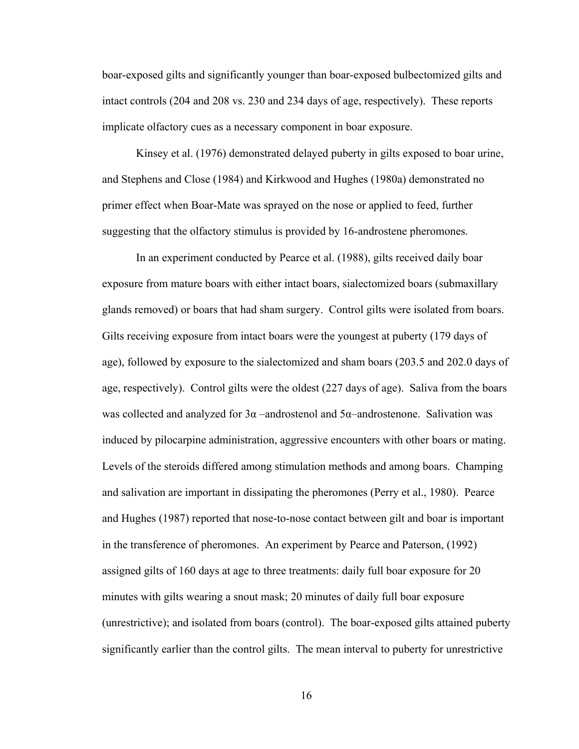boar-exposed gilts and significantly younger than boar-exposed bulbectomized gilts and intact controls (204 and 208 vs. 230 and 234 days of age, respectively). These reports implicate olfactory cues as a necessary component in boar exposure.

Kinsey et al. (1976) demonstrated delayed puberty in gilts exposed to boar urine, and Stephens and Close (1984) and Kirkwood and Hughes (1980a) demonstrated no primer effect when Boar-Mate was sprayed on the nose or applied to feed, further suggesting that the olfactory stimulus is provided by 16-androstene pheromones.

In an experiment conducted by Pearce et al. (1988), gilts received daily boar exposure from mature boars with either intact boars, sialectomized boars (submaxillary glands removed) or boars that had sham surgery. Control gilts were isolated from boars. Gilts receiving exposure from intact boars were the youngest at puberty (179 days of age), followed by exposure to the sialectomized and sham boars (203.5 and 202.0 days of age, respectively). Control gilts were the oldest (227 days of age). Saliva from the boars was collected and analyzed for 3α –androstenol and 5α–androstenone. Salivation was induced by pilocarpine administration, aggressive encounters with other boars or mating. Levels of the steroids differed among stimulation methods and among boars. Champing and salivation are important in dissipating the pheromones (Perry et al., 1980). Pearce and Hughes (1987) reported that nose-to-nose contact between gilt and boar is important in the transference of pheromones. An experiment by Pearce and Paterson, (1992) assigned gilts of 160 days at age to three treatments: daily full boar exposure for 20 minutes with gilts wearing a snout mask; 20 minutes of daily full boar exposure (unrestrictive); and isolated from boars (control). The boar-exposed gilts attained puberty significantly earlier than the control gilts. The mean interval to puberty for unrestrictive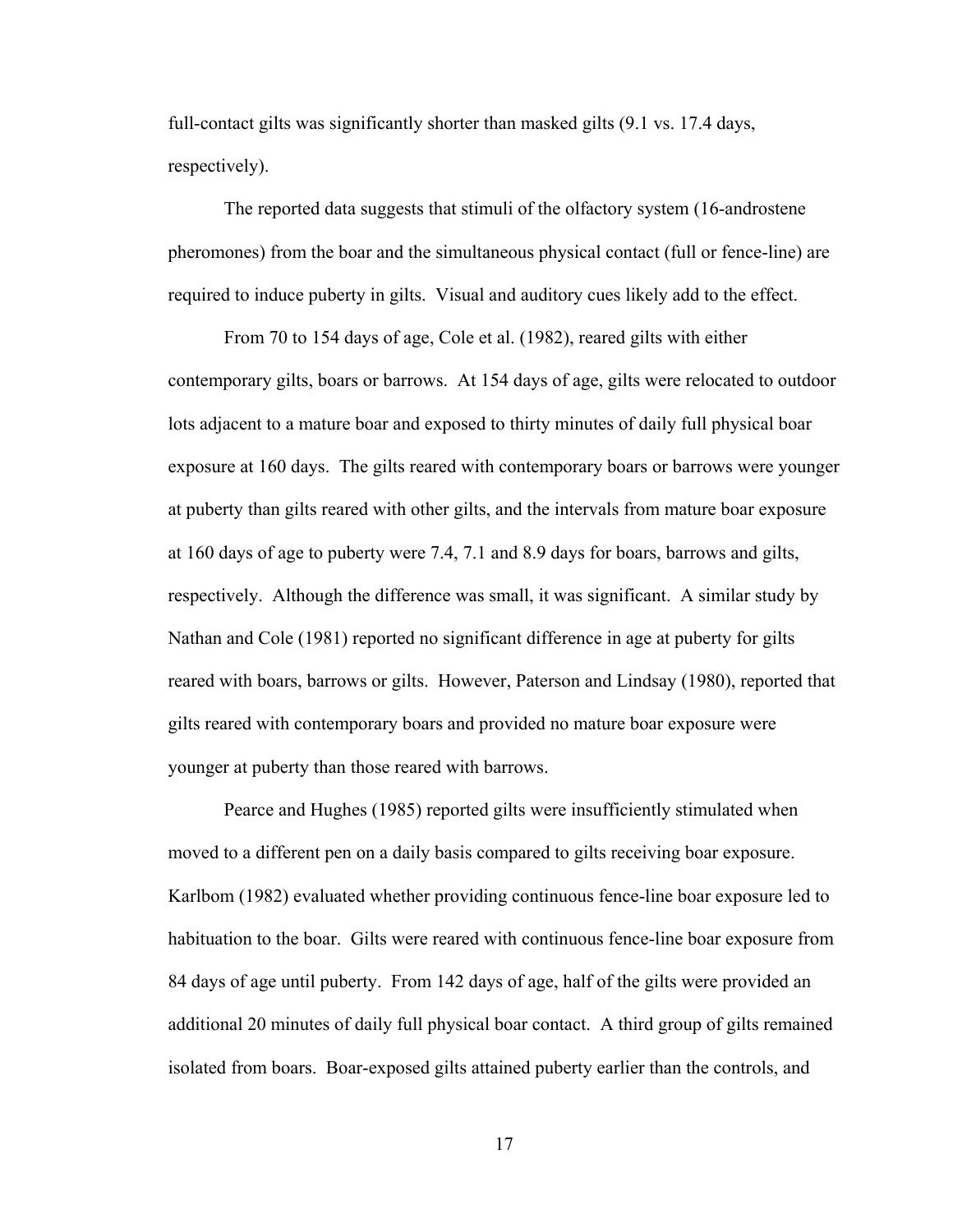full-contact gilts was significantly shorter than masked gilts (9.1 vs. 17.4 days, respectively).

The reported data suggests that stimuli of the olfactory system (16-androstene pheromones) from the boar and the simultaneous physical contact (full or fence-line) are required to induce puberty in gilts. Visual and auditory cues likely add to the effect.

From 70 to 154 days of age, Cole et al. (1982), reared gilts with either contemporary gilts, boars or barrows. At 154 days of age, gilts were relocated to outdoor lots adjacent to a mature boar and exposed to thirty minutes of daily full physical boar exposure at 160 days. The gilts reared with contemporary boars or barrows were younger at puberty than gilts reared with other gilts, and the intervals from mature boar exposure at 160 days of age to puberty were 7.4, 7.1 and 8.9 days for boars, barrows and gilts, respectively. Although the difference was small, it was significant. A similar study by Nathan and Cole (1981) reported no significant difference in age at puberty for gilts reared with boars, barrows or gilts. However, Paterson and Lindsay (1980), reported that gilts reared with contemporary boars and provided no mature boar exposure were younger at puberty than those reared with barrows.

Pearce and Hughes (1985) reported gilts were insufficiently stimulated when moved to a different pen on a daily basis compared to gilts receiving boar exposure. Karlbom (1982) evaluated whether providing continuous fence-line boar exposure led to habituation to the boar. Gilts were reared with continuous fence-line boar exposure from 84 days of age until puberty. From 142 days of age, half of the gilts were provided an additional 20 minutes of daily full physical boar contact. A third group of gilts remained isolated from boars. Boar-exposed gilts attained puberty earlier than the controls, and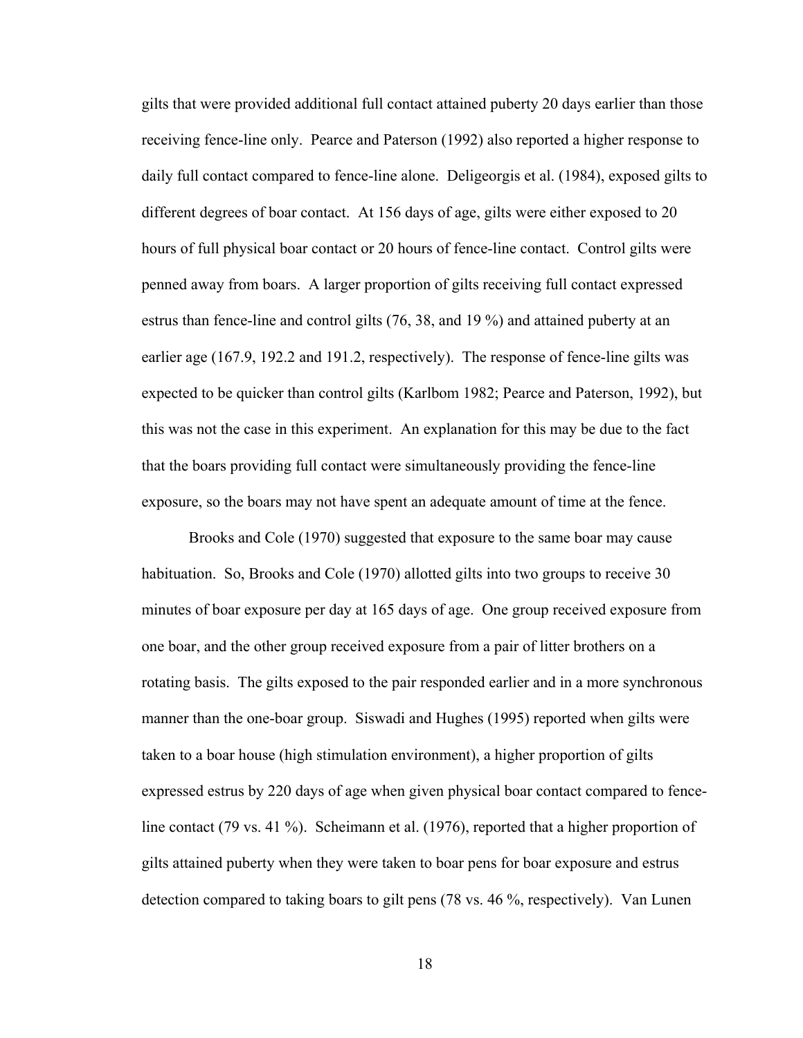gilts that were provided additional full contact attained puberty 20 days earlier than those receiving fence-line only. Pearce and Paterson (1992) also reported a higher response to daily full contact compared to fence-line alone. Deligeorgis et al. (1984), exposed gilts to different degrees of boar contact. At 156 days of age, gilts were either exposed to 20 hours of full physical boar contact or 20 hours of fence-line contact. Control gilts were penned away from boars. A larger proportion of gilts receiving full contact expressed estrus than fence-line and control gilts (76, 38, and 19 %) and attained puberty at an earlier age (167.9, 192.2 and 191.2, respectively). The response of fence-line gilts was expected to be quicker than control gilts (Karlbom 1982; Pearce and Paterson, 1992), but this was not the case in this experiment. An explanation for this may be due to the fact that the boars providing full contact were simultaneously providing the fence-line exposure, so the boars may not have spent an adequate amount of time at the fence.

Brooks and Cole (1970) suggested that exposure to the same boar may cause habituation. So, Brooks and Cole (1970) allotted gilts into two groups to receive 30 minutes of boar exposure per day at 165 days of age. One group received exposure from one boar, and the other group received exposure from a pair of litter brothers on a rotating basis. The gilts exposed to the pair responded earlier and in a more synchronous manner than the one-boar group. Siswadi and Hughes (1995) reported when gilts were taken to a boar house (high stimulation environment), a higher proportion of gilts expressed estrus by 220 days of age when given physical boar contact compared to fence-line contact (79 vs. 41 %). Scheimann et al. (1976), reported that a higher proportion of gilts attained puberty when they were taken to boar pens for boar exposure and estrus detection compared to taking boars to gilt pens (78 vs. 46 %, respectively). Van Lunen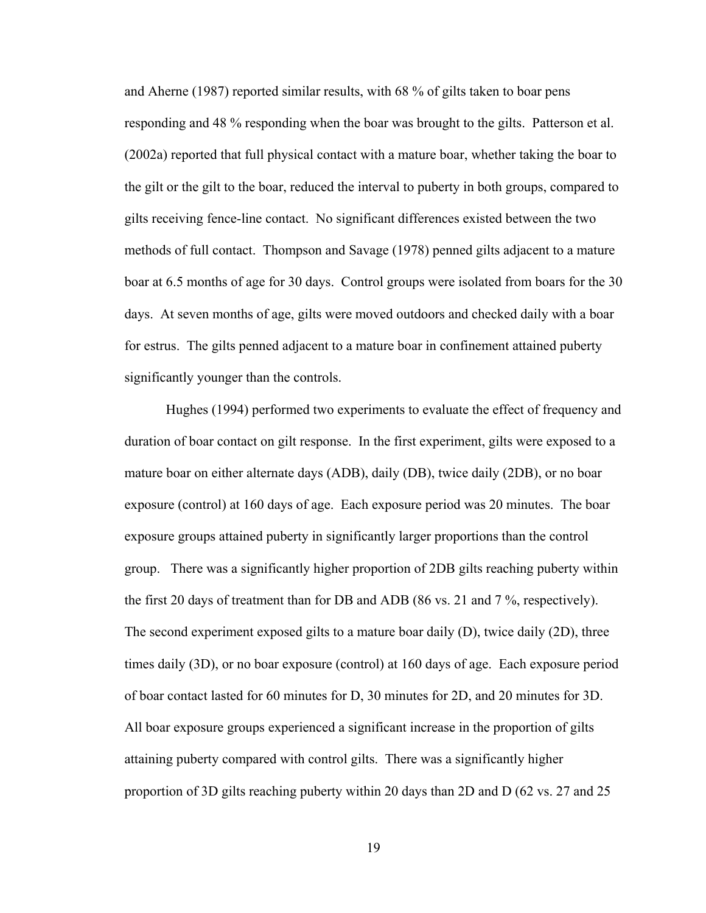and Aherne (1987) reported similar results, with 68 % of gilts taken to boar pens responding and 48 % responding when the boar was brought to the gilts. Patterson et al. (2002a) reported that full physical contact with a mature boar, whether taking the boar to the gilt or the gilt to the boar, reduced the interval to puberty in both groups, compared to gilts receiving fence-line contact. No significant differences existed between the two methods of full contact. Thompson and Savage (1978) penned gilts adjacent to a mature boar at 6.5 months of age for 30 days. Control groups were isolated from boars for the 30 days. At seven months of age, gilts were moved outdoors and checked daily with a boar for estrus. The gilts penned adjacent to a mature boar in confinement attained puberty significantly younger than the controls.

Hughes (1994) performed two experiments to evaluate the effect of frequency and duration of boar contact on gilt response. In the first experiment, gilts were exposed to a mature boar on either alternate days (ADB), daily (DB), twice daily (2DB), or no boar exposure (control) at 160 days of age. Each exposure period was 20 minutes. The boar exposure groups attained puberty in significantly larger proportions than the control group. There was a significantly higher proportion of 2DB gilts reaching puberty within the first 20 days of treatment than for DB and ADB (86 vs. 21 and 7 %, respectively). The second experiment exposed gilts to a mature boar daily (D), twice daily (2D), three times daily (3D), or no boar exposure (control) at 160 days of age. Each exposure period of boar contact lasted for 60 minutes for D, 30 minutes for 2D, and 20 minutes for 3D. All boar exposure groups experienced a significant increase in the proportion of gilts attaining puberty compared with control gilts. There was a significantly higher proportion of 3D gilts reaching puberty within 20 days than 2D and D (62 vs. 27 and 25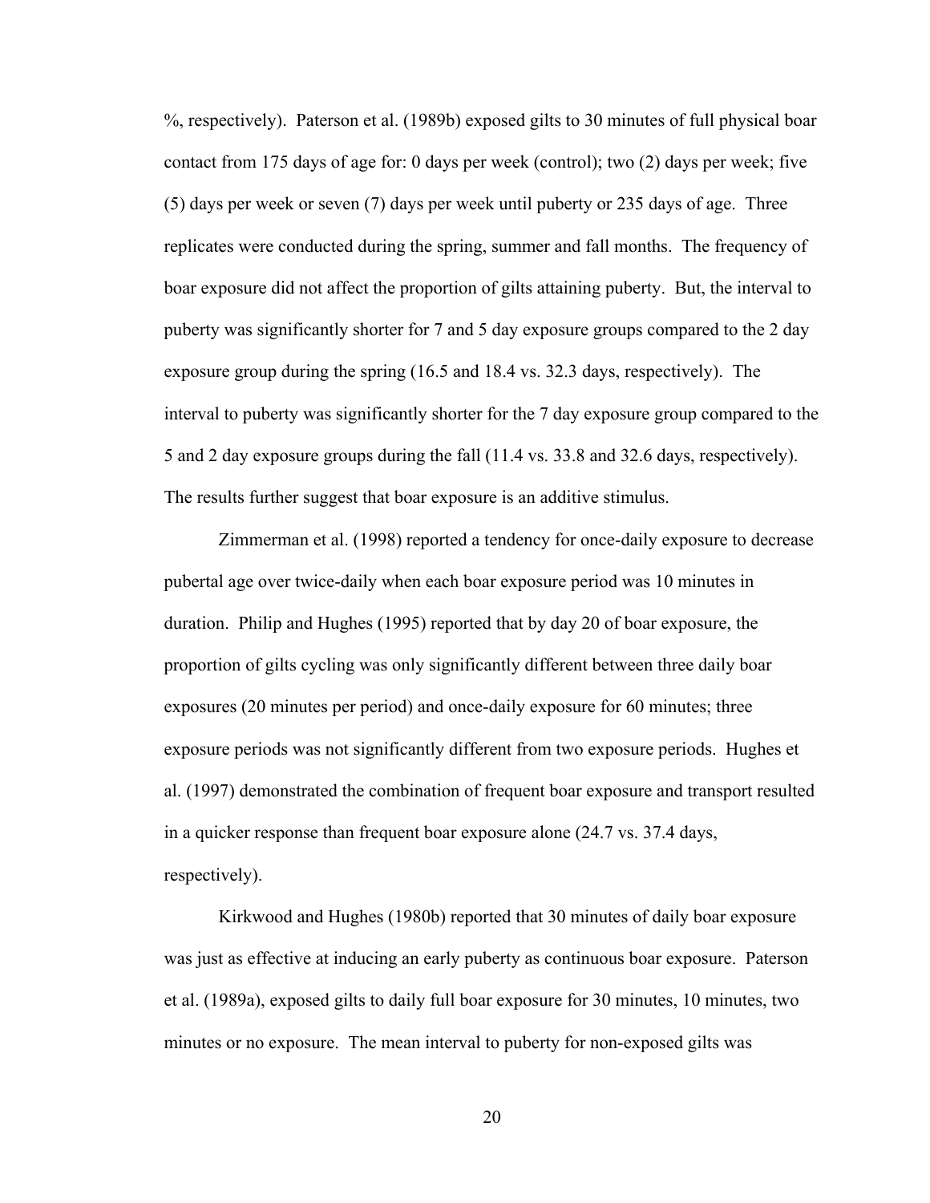%, respectively). Paterson et al. (1989b) exposed gilts to 30 minutes of full physical boar contact from 175 days of age for: 0 days per week (control); two (2) days per week; five (5) days per week or seven (7) days per week until puberty or 235 days of age. Three replicates were conducted during the spring, summer and fall months. The frequency of boar exposure did not affect the proportion of gilts attaining puberty. But, the interval to puberty was significantly shorter for 7 and 5 day exposure groups compared to the 2 day exposure group during the spring (16.5 and 18.4 vs. 32.3 days, respectively). The interval to puberty was significantly shorter for the 7 day exposure group compared to the 5 and 2 day exposure groups during the fall (11.4 vs. 33.8 and 32.6 days, respectively). The results further suggest that boar exposure is an additive stimulus.

Zimmerman et al. (1998) reported a tendency for once-daily exposure to decrease pubertal age over twice-daily when each boar exposure period was 10 minutes in duration. Philip and Hughes (1995) reported that by day 20 of boar exposure, the proportion of gilts cycling was only significantly different between three daily boar exposures (20 minutes per period) and once-daily exposure for 60 minutes; three exposure periods was not significantly different from two exposure periods. Hughes et al. (1997) demonstrated the combination of frequent boar exposure and transport resulted in a quicker response than frequent boar exposure alone (24.7 vs. 37.4 days, respectively).

Kirkwood and Hughes (1980b) reported that 30 minutes of daily boar exposure was just as effective at inducing an early puberty as continuous boar exposure. Paterson et al. (1989a), exposed gilts to daily full boar exposure for 30 minutes, 10 minutes, two minutes or no exposure. The mean interval to puberty for non-exposed gilts was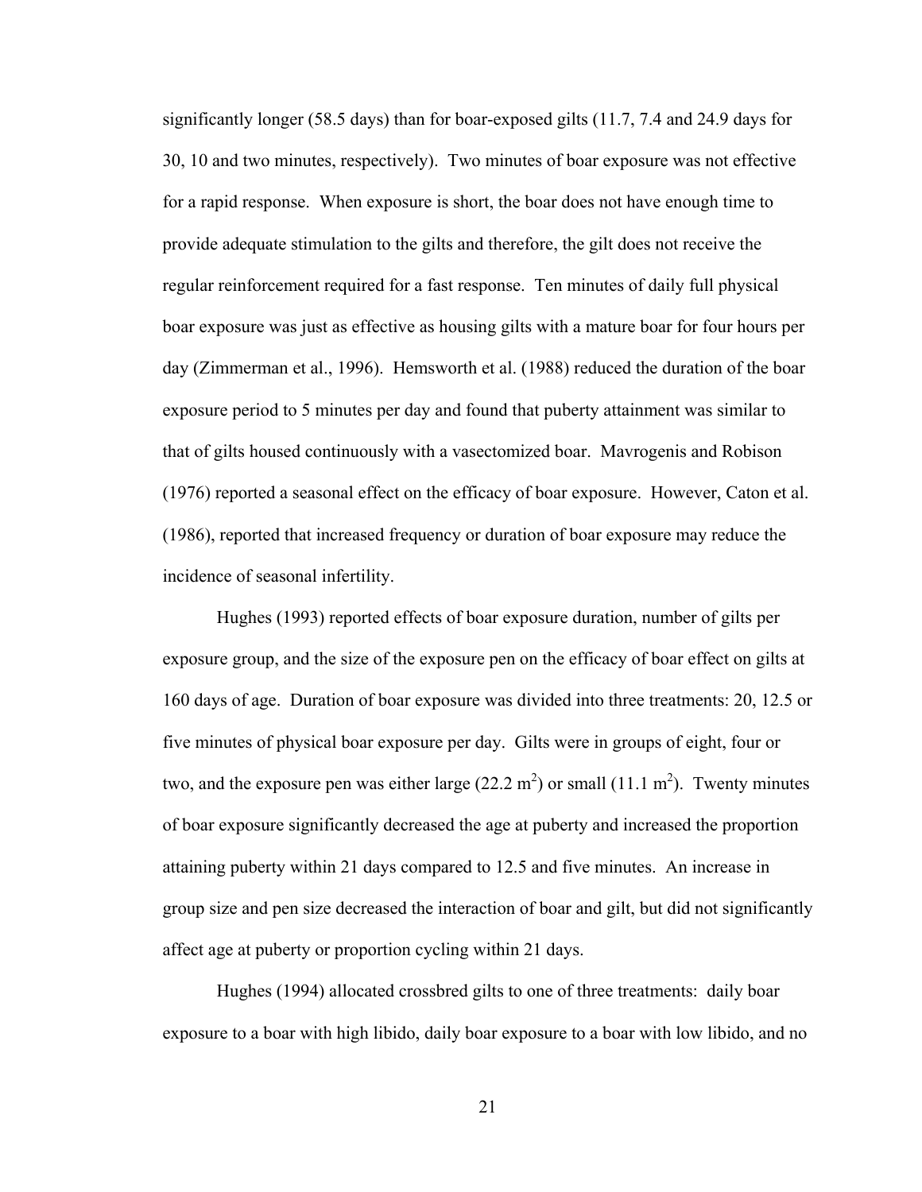significantly longer (58.5 days) than for boar-exposed gilts (11.7, 7.4 and 24.9 days for 30, 10 and two minutes, respectively). Two minutes of boar exposure was not effective for a rapid response. When exposure is short, the boar does not have enough time to provide adequate stimulation to the gilts and therefore, the gilt does not receive the regular reinforcement required for a fast response. Ten minutes of daily full physical boar exposure was just as effective as housing gilts with a mature boar for four hours per day (Zimmerman et al., 1996). Hemsworth et al. (1988) reduced the duration of the boar exposure period to 5 minutes per day and found that puberty attainment was similar to that of gilts housed continuously with a vasectomized boar. Mavrogenis and Robison (1976) reported a seasonal effect on the efficacy of boar exposure. However, Caton et al. (1986), reported that increased frequency or duration of boar exposure may reduce the incidence of seasonal infertility.

Hughes (1993) reported effects of boar exposure duration, number of gilts per exposure group, and the size of the exposure pen on the efficacy of boar effect on gilts at 160 days of age. Duration of boar exposure was divided into three treatments: 20, 12.5 or five minutes of physical boar exposure per day. Gilts were in groups of eight, four or two, and the exposure pen was either large (22.2 $m^2$) or small (11.1 $m^2$). Twenty minutes of boar exposure significantly decreased the age at puberty and increased the proportion attaining puberty within 21 days compared to 12.5 and five minutes. An increase in group size and pen size decreased the interaction of boar and gilt, but did not significantly affect age at puberty or proportion cycling within 21 days.

Hughes (1994) allocated crossbred gilts to one of three treatments: daily boar exposure to a boar with high libido, daily boar exposure to a boar with low libido, and no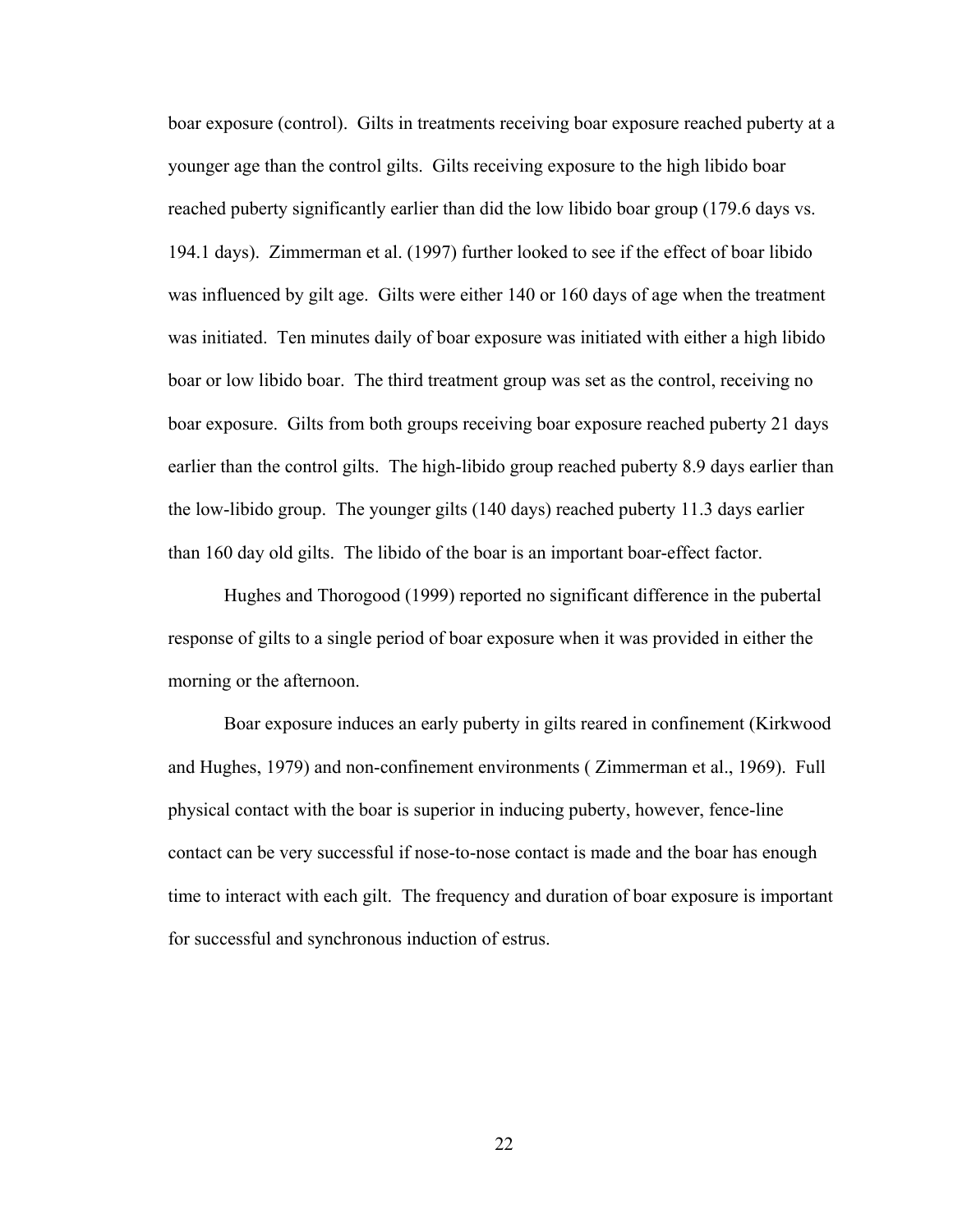boar exposure (control). Gilts in treatments receiving boar exposure reached puberty at a younger age than the control gilts. Gilts receiving exposure to the high libido boar reached puberty significantly earlier than did the low libido boar group (179.6 days vs. 194.1 days). Zimmerman et al. (1997) further looked to see if the effect of boar libido was influenced by gilt age. Gilts were either 140 or 160 days of age when the treatment was initiated. Ten minutes daily of boar exposure was initiated with either a high libido boar or low libido boar. The third treatment group was set as the control, receiving no boar exposure. Gilts from both groups receiving boar exposure reached puberty 21 days earlier than the control gilts. The high-libido group reached puberty 8.9 days earlier than the low-libido group. The younger gilts (140 days) reached puberty 11.3 days earlier than 160 day old gilts. The libido of the boar is an important boar-effect factor.

Hughes and Thorogood (1999) reported no significant difference in the pubertal response of gilts to a single period of boar exposure when it was provided in either the morning or the afternoon.

Boar exposure induces an early puberty in gilts reared in confinement (Kirkwood and Hughes, 1979) and non-confinement environments ( Zimmerman et al., 1969). Full physical contact with the boar is superior in inducing puberty, however, fence-line contact can be very successful if nose-to-nose contact is made and the boar has enough time to interact with each gilt. The frequency and duration of boar exposure is important for successful and synchronous induction of estrus.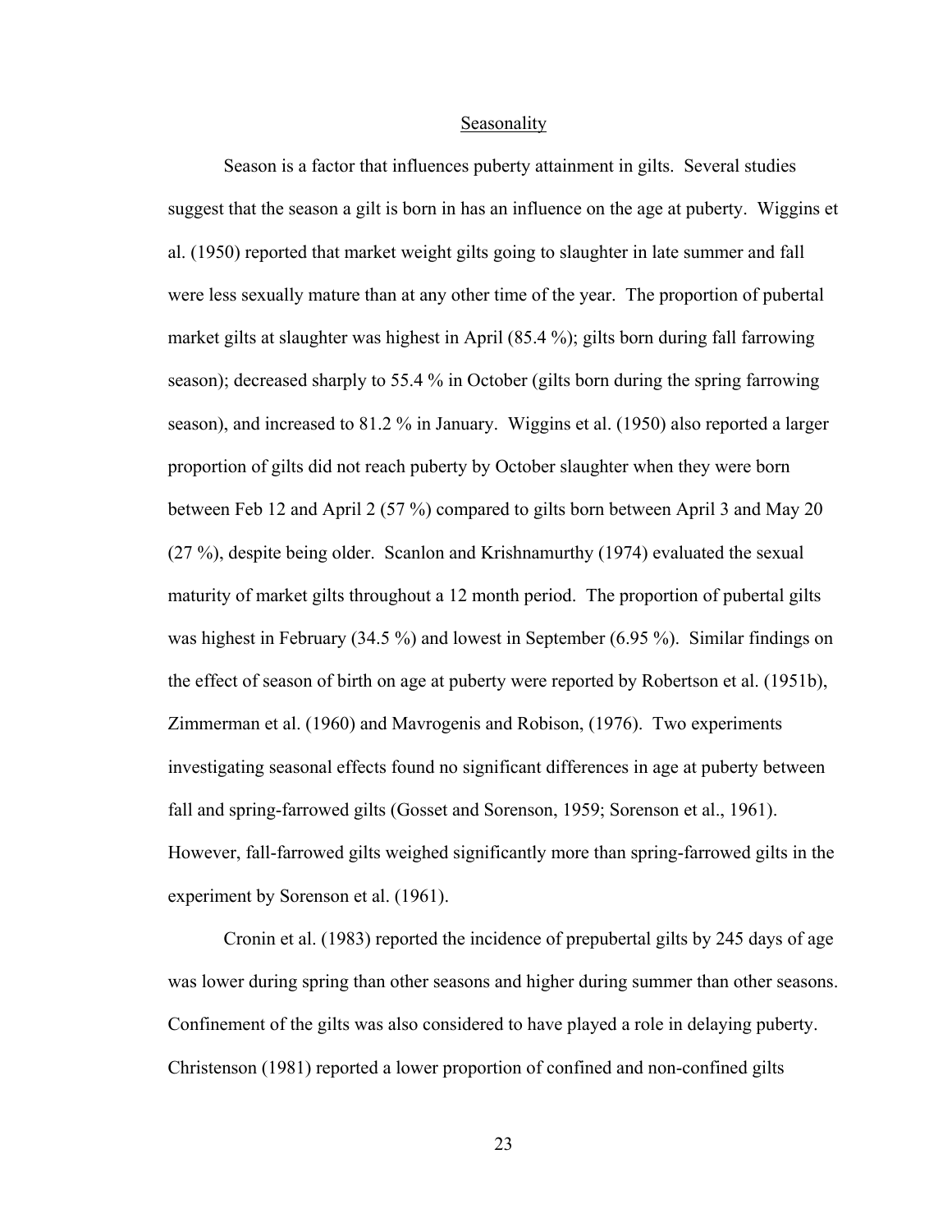## Seasonality

Season is a factor that influences puberty attainment in gilts. Several studies suggest that the season a gilt is born in has an influence on the age at puberty. Wiggins et al. (1950) reported that market weight gilts going to slaughter in late summer and fall were less sexually mature than at any other time of the year. The proportion of pubertal market gilts at slaughter was highest in April (85.4 %); gilts born during fall farrowing season); decreased sharply to 55.4 % in October (gilts born during the spring farrowing season), and increased to 81.2 % in January. Wiggins et al. (1950) also reported a larger proportion of gilts did not reach puberty by October slaughter when they were born between Feb 12 and April 2 (57 %) compared to gilts born between April 3 and May 20 (27 %), despite being older. Scanlon and Krishnamurthy (1974) evaluated the sexual maturity of market gilts throughout a 12 month period. The proportion of pubertal gilts was highest in February (34.5 %) and lowest in September (6.95 %). Similar findings on the effect of season of birth on age at puberty were reported by Robertson et al. (1951b), Zimmerman et al. (1960) and Mavrogenis and Robison, (1976). Two experiments investigating seasonal effects found no significant differences in age at puberty between fall and spring-farrowed gilts (Gosset and Sorenson, 1959; Sorenson et al., 1961). However, fall-farrowed gilts weighed significantly more than spring-farrowed gilts in the experiment by Sorenson et al. (1961).

Cronin et al. (1983) reported the incidence of prepubertal gilts by 245 days of age was lower during spring than other seasons and higher during summer than other seasons. Confinement of the gilts was also considered to have played a role in delaying puberty. Christenson (1981) reported a lower proportion of confined and non-confined gilts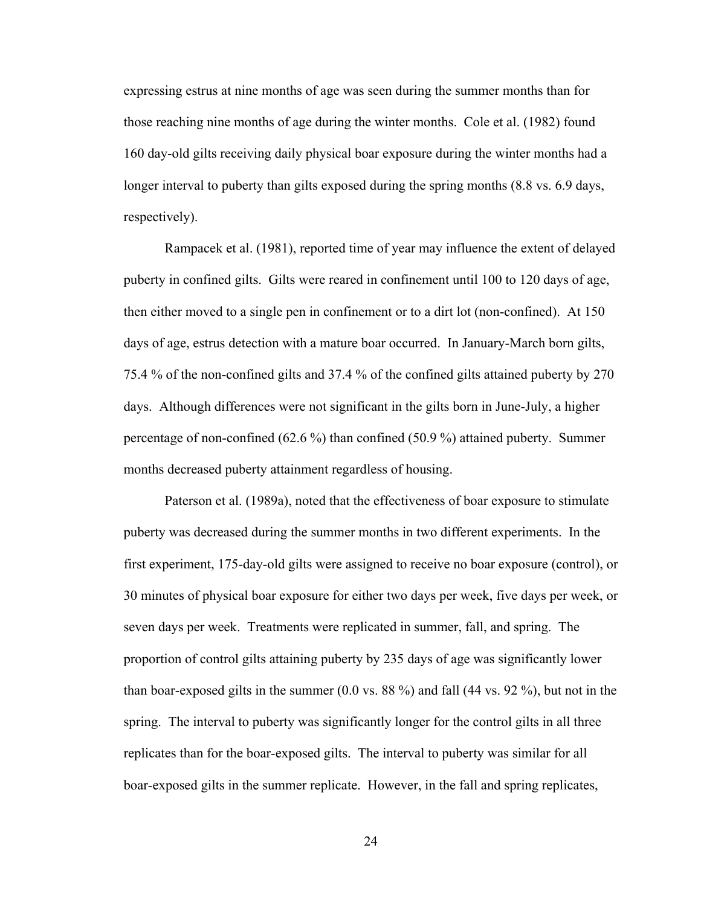expressing estrus at nine months of age was seen during the summer months than for those reaching nine months of age during the winter months. Cole et al. (1982) found 160 day-old gilts receiving daily physical boar exposure during the winter months had a longer interval to puberty than gilts exposed during the spring months (8.8 vs. 6.9 days, respectively).

Rampacek et al. (1981), reported time of year may influence the extent of delayed puberty in confined gilts. Gilts were reared in confinement until 100 to 120 days of age, then either moved to a single pen in confinement or to a dirt lot (non-confined). At 150 days of age, estrus detection with a mature boar occurred. In January-March born gilts, 75.4 % of the non-confined gilts and 37.4 % of the confined gilts attained puberty by 270 days. Although differences were not significant in the gilts born in June-July, a higher percentage of non-confined (62.6 %) than confined (50.9 %) attained puberty. Summer months decreased puberty attainment regardless of housing.

Paterson et al. (1989a), noted that the effectiveness of boar exposure to stimulate puberty was decreased during the summer months in two different experiments. In the first experiment, 175-day-old gilts were assigned to receive no boar exposure (control), or 30 minutes of physical boar exposure for either two days per week, five days per week, or seven days per week. Treatments were replicated in summer, fall, and spring. The proportion of control gilts attaining puberty by 235 days of age was significantly lower than boar-exposed gilts in the summer (0.0 vs. 88 %) and fall (44 vs. 92 %), but not in the spring. The interval to puberty was significantly longer for the control gilts in all three replicates than for the boar-exposed gilts. The interval to puberty was similar for all boar-exposed gilts in the summer replicate. However, in the fall and spring replicates,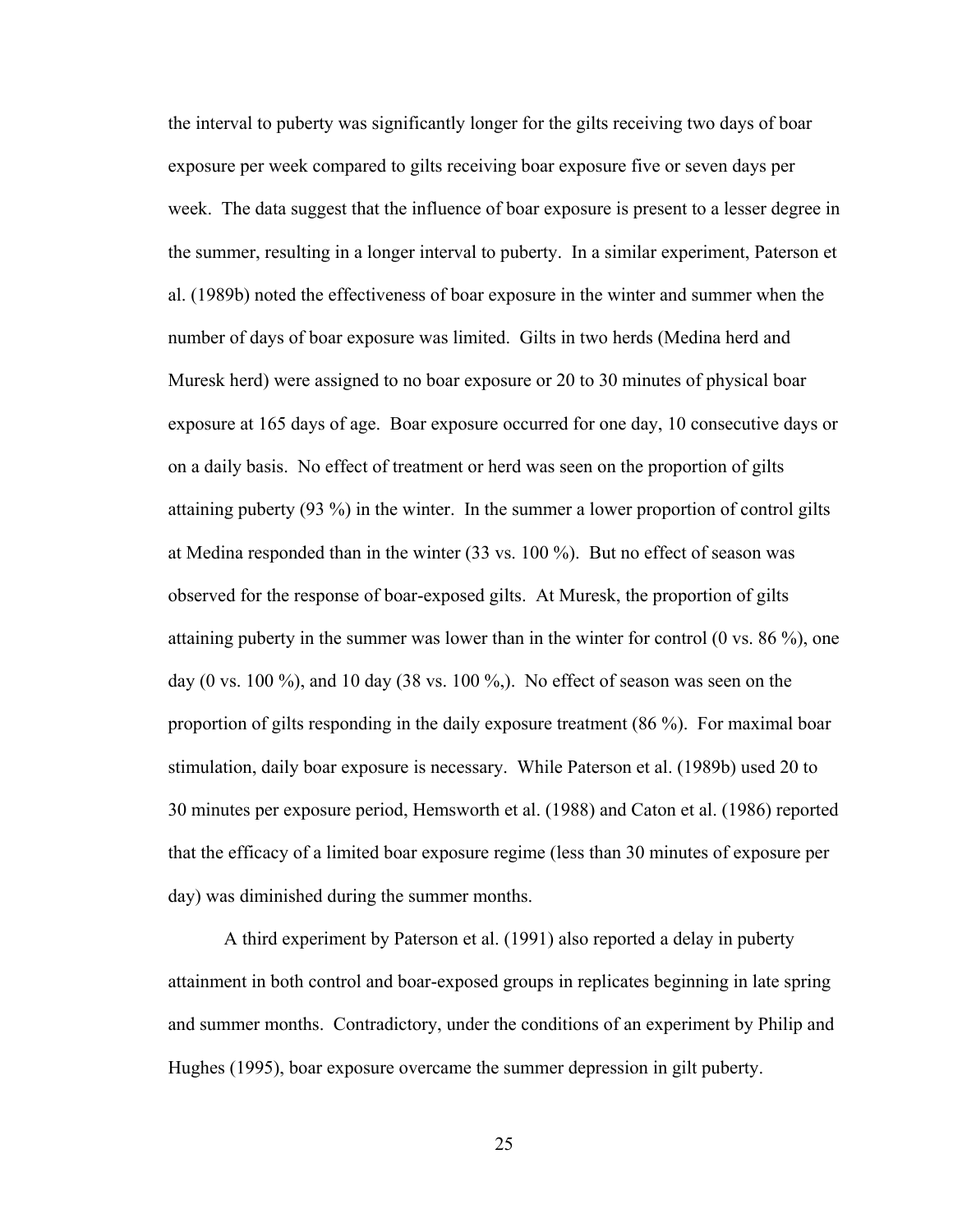the interval to puberty was significantly longer for the gilts receiving two days of boar exposure per week compared to gilts receiving boar exposure five or seven days per week. The data suggest that the influence of boar exposure is present to a lesser degree in the summer, resulting in a longer interval to puberty. In a similar experiment, Paterson et al. (1989b) noted the effectiveness of boar exposure in the winter and summer when the number of days of boar exposure was limited. Gilts in two herds (Medina herd and Muresk herd) were assigned to no boar exposure or 20 to 30 minutes of physical boar exposure at 165 days of age. Boar exposure occurred for one day, 10 consecutive days or on a daily basis. No effect of treatment or herd was seen on the proportion of gilts attaining puberty (93 %) in the winter. In the summer a lower proportion of control gilts at Medina responded than in the winter (33 vs. 100 %). But no effect of season was observed for the response of boar-exposed gilts. At Muresk, the proportion of gilts attaining puberty in the summer was lower than in the winter for control (0 vs. 86 %), one day (0 vs. 100 %), and 10 day (38 vs. 100 %,). No effect of season was seen on the proportion of gilts responding in the daily exposure treatment (86 %). For maximal boar stimulation, daily boar exposure is necessary. While Paterson et al. (1989b) used 20 to 30 minutes per exposure period, Hemsworth et al. (1988) and Caton et al. (1986) reported that the efficacy of a limited boar exposure regime (less than 30 minutes of exposure per day) was diminished during the summer months.

A third experiment by Paterson et al. (1991) also reported a delay in puberty attainment in both control and boar-exposed groups in replicates beginning in late spring and summer months. Contradictory, under the conditions of an experiment by Philip and Hughes (1995), boar exposure overcame the summer depression in gilt puberty.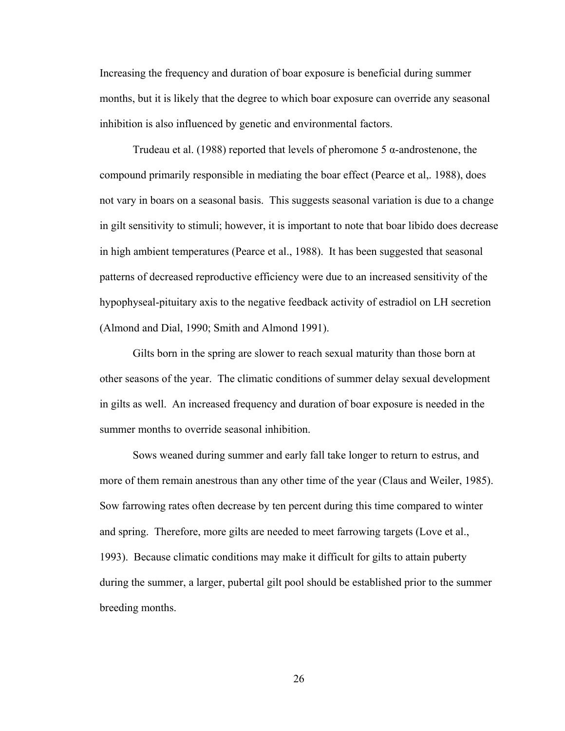Increasing the frequency and duration of boar exposure is beneficial during summer months, but it is likely that the degree to which boar exposure can override any seasonal inhibition is also influenced by genetic and environmental factors.

Trudeau et al. (1988) reported that levels of pheromone 5 α-androstenone, the compound primarily responsible in mediating the boar effect (Pearce et al,. 1988), does not vary in boars on a seasonal basis. This suggests seasonal variation is due to a change in gilt sensitivity to stimuli; however, it is important to note that boar libido does decrease in high ambient temperatures (Pearce et al., 1988). It has been suggested that seasonal patterns of decreased reproductive efficiency were due to an increased sensitivity of the hypophyseal-pituitary axis to the negative feedback activity of estradiol on LH secretion (Almond and Dial, 1990; Smith and Almond 1991).

Gilts born in the spring are slower to reach sexual maturity than those born at other seasons of the year. The climatic conditions of summer delay sexual development in gilts as well. An increased frequency and duration of boar exposure is needed in the summer months to override seasonal inhibition.

Sows weaned during summer and early fall take longer to return to estrus, and more of them remain anestrous than any other time of the year (Claus and Weiler, 1985). Sow farrowing rates often decrease by ten percent during this time compared to winter and spring. Therefore, more gilts are needed to meet farrowing targets (Love et al., 1993). Because climatic conditions may make it difficult for gilts to attain puberty during the summer, a larger, pubertal gilt pool should be established prior to the summer breeding months.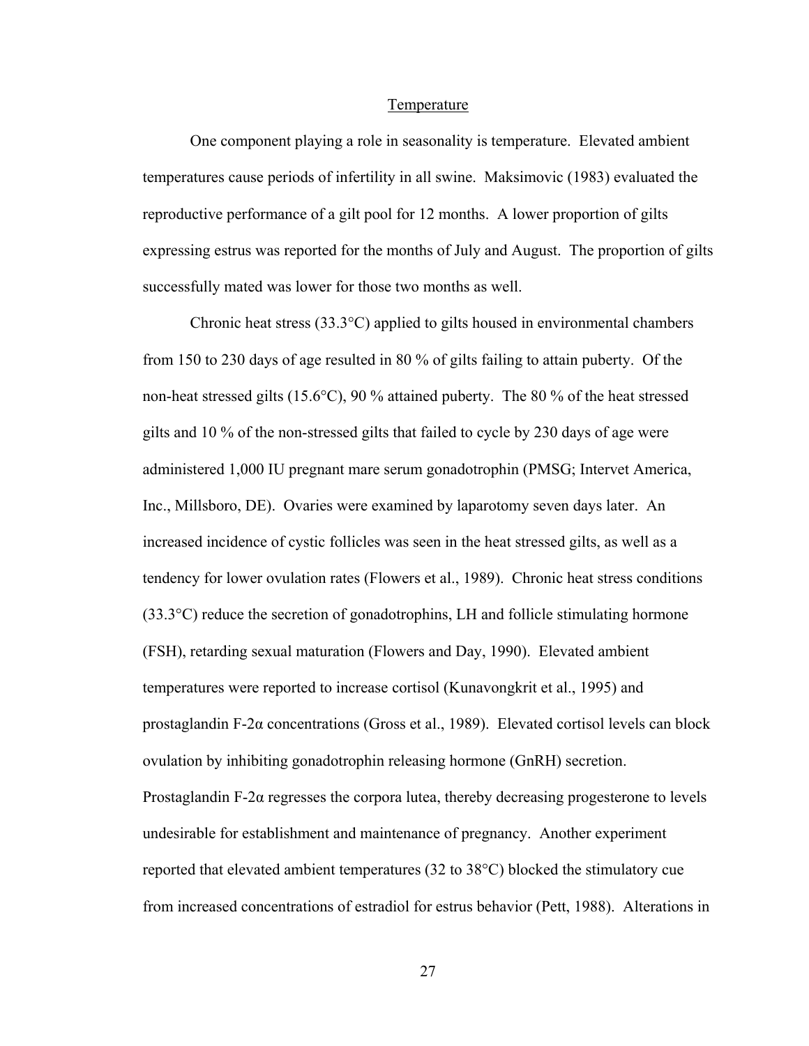## Temperature

One component playing a role in seasonality is temperature. Elevated ambient temperatures cause periods of infertility in all swine. Maksimovic (1983) evaluated the reproductive performance of a gilt pool for 12 months. A lower proportion of gilts expressing estrus was reported for the months of July and August. The proportion of gilts successfully mated was lower for those two months as well.

Chronic heat stress (33.3°C) applied to gilts housed in environmental chambers from 150 to 230 days of age resulted in 80 % of gilts failing to attain puberty. Of the non-heat stressed gilts (15.6°C), 90 % attained puberty. The 80 % of the heat stressed gilts and 10 % of the non-stressed gilts that failed to cycle by 230 days of age were administered 1,000 IU pregnant mare serum gonadotrophin (PMSG; Intervet America, Inc., Millsboro, DE). Ovaries were examined by laparotomy seven days later. An increased incidence of cystic follicles was seen in the heat stressed gilts, as well as a tendency for lower ovulation rates (Flowers et al., 1989). Chronic heat stress conditions (33.3°C) reduce the secretion of gonadotrophins, LH and follicle stimulating hormone (FSH), retarding sexual maturation (Flowers and Day, 1990). Elevated ambient temperatures were reported to increase cortisol (Kunavongkrit et al., 1995) and prostaglandin F-2α concentrations (Gross et al., 1989). Elevated cortisol levels can block ovulation by inhibiting gonadotrophin releasing hormone (GnRH) secretion. Prostaglandin F-2α regresses the corpora lutea, thereby decreasing progesterone to levels undesirable for establishment and maintenance of pregnancy. Another experiment reported that elevated ambient temperatures (32 to 38°C) blocked the stimulatory cue from increased concentrations of estradiol for estrus behavior (Pett, 1988). Alterations in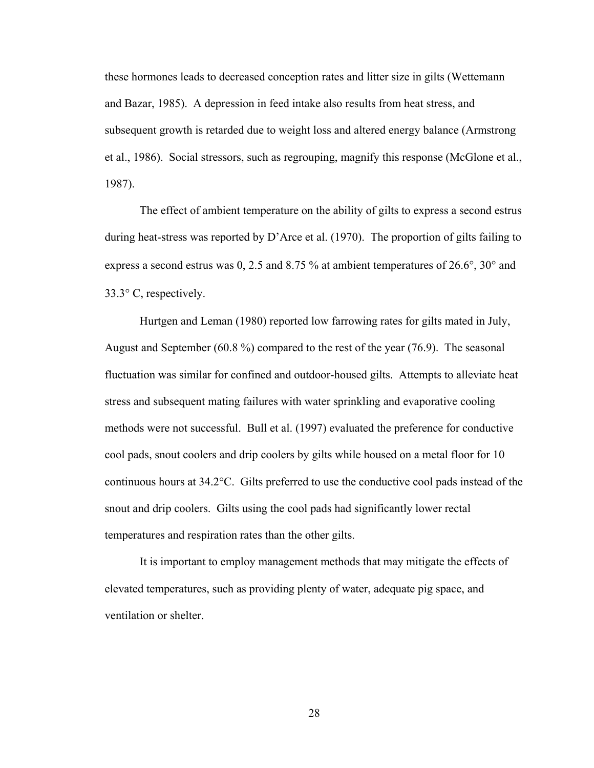these hormones leads to decreased conception rates and litter size in gilts (Wettemann and Bazar, 1985). A depression in feed intake also results from heat stress, and subsequent growth is retarded due to weight loss and altered energy balance (Armstrong et al., 1986). Social stressors, such as regrouping, magnify this response (McGlone et al., 1987).

The effect of ambient temperature on the ability of gilts to express a second estrus during heat-stress was reported by D'Arce et al. (1970). The proportion of gilts failing to express a second estrus was 0, 2.5 and 8.75 % at ambient temperatures of 26.6°, 30° and 33.3° C, respectively.

Hurtgen and Leman (1980) reported low farrowing rates for gilts mated in July, August and September (60.8 %) compared to the rest of the year (76.9). The seasonal fluctuation was similar for confined and outdoor-housed gilts. Attempts to alleviate heat stress and subsequent mating failures with water sprinkling and evaporative cooling methods were not successful. Bull et al. (1997) evaluated the preference for conductive cool pads, snout coolers and drip coolers by gilts while housed on a metal floor for 10 continuous hours at 34.2°C. Gilts preferred to use the conductive cool pads instead of the snout and drip coolers. Gilts using the cool pads had significantly lower rectal temperatures and respiration rates than the other gilts.

It is important to employ management methods that may mitigate the effects of elevated temperatures, such as providing plenty of water, adequate pig space, and ventilation or shelter.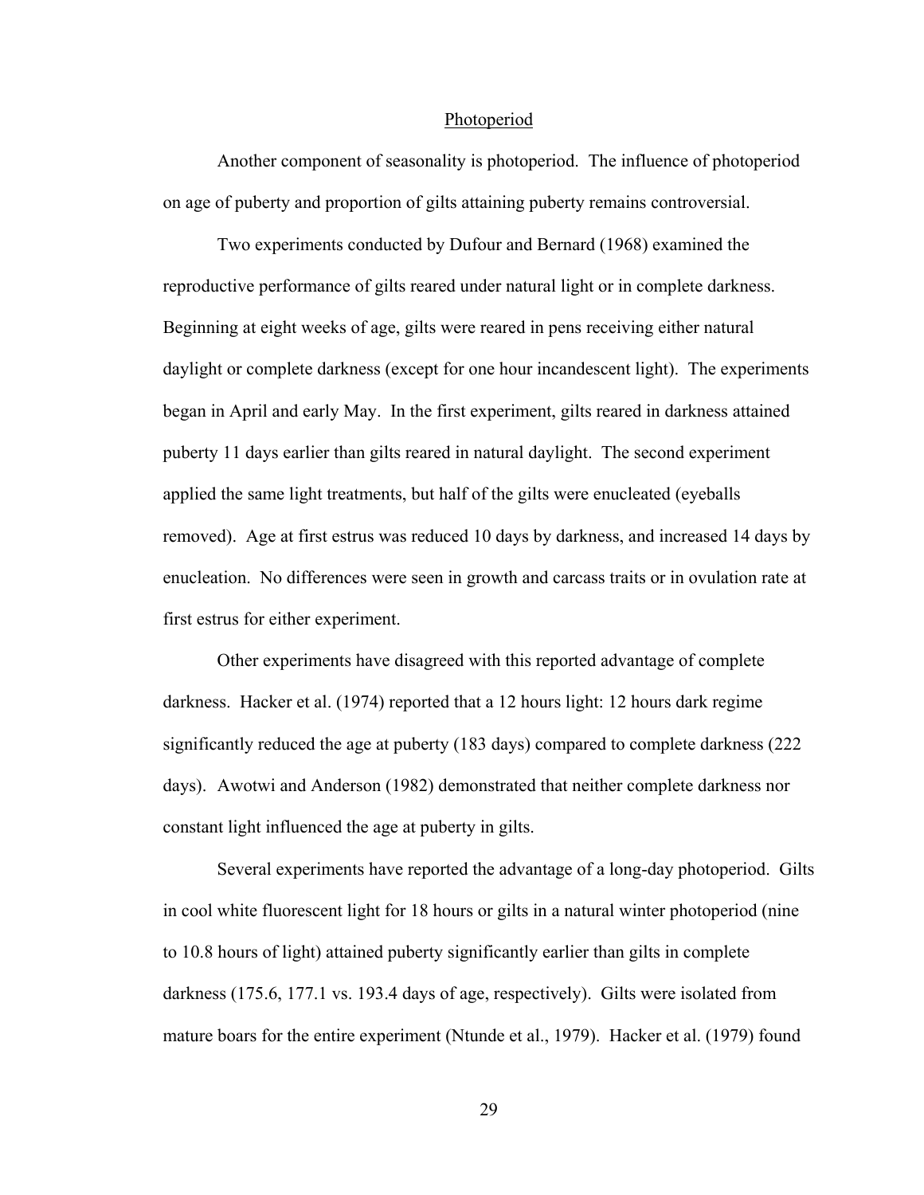## Photoperiod

Another component of seasonality is photoperiod. The influence of photoperiod on age of puberty and proportion of gilts attaining puberty remains controversial.

Two experiments conducted by Dufour and Bernard (1968) examined the reproductive performance of gilts reared under natural light or in complete darkness. Beginning at eight weeks of age, gilts were reared in pens receiving either natural daylight or complete darkness (except for one hour incandescent light). The experiments began in April and early May. In the first experiment, gilts reared in darkness attained puberty 11 days earlier than gilts reared in natural daylight. The second experiment applied the same light treatments, but half of the gilts were enucleated (eyeballs removed). Age at first estrus was reduced 10 days by darkness, and increased 14 days by enucleation. No differences were seen in growth and carcass traits or in ovulation rate at first estrus for either experiment.

Other experiments have disagreed with this reported advantage of complete darkness. Hacker et al. (1974) reported that a 12 hours light: 12 hours dark regime significantly reduced the age at puberty (183 days) compared to complete darkness (222 days). Awotwi and Anderson (1982) demonstrated that neither complete darkness nor constant light influenced the age at puberty in gilts.

Several experiments have reported the advantage of a long-day photoperiod. Gilts in cool white fluorescent light for 18 hours or gilts in a natural winter photoperiod (nine to 10.8 hours of light) attained puberty significantly earlier than gilts in complete darkness (175.6, 177.1 vs. 193.4 days of age, respectively). Gilts were isolated from mature boars for the entire experiment (Ntunde et al., 1979). Hacker et al. (1979) found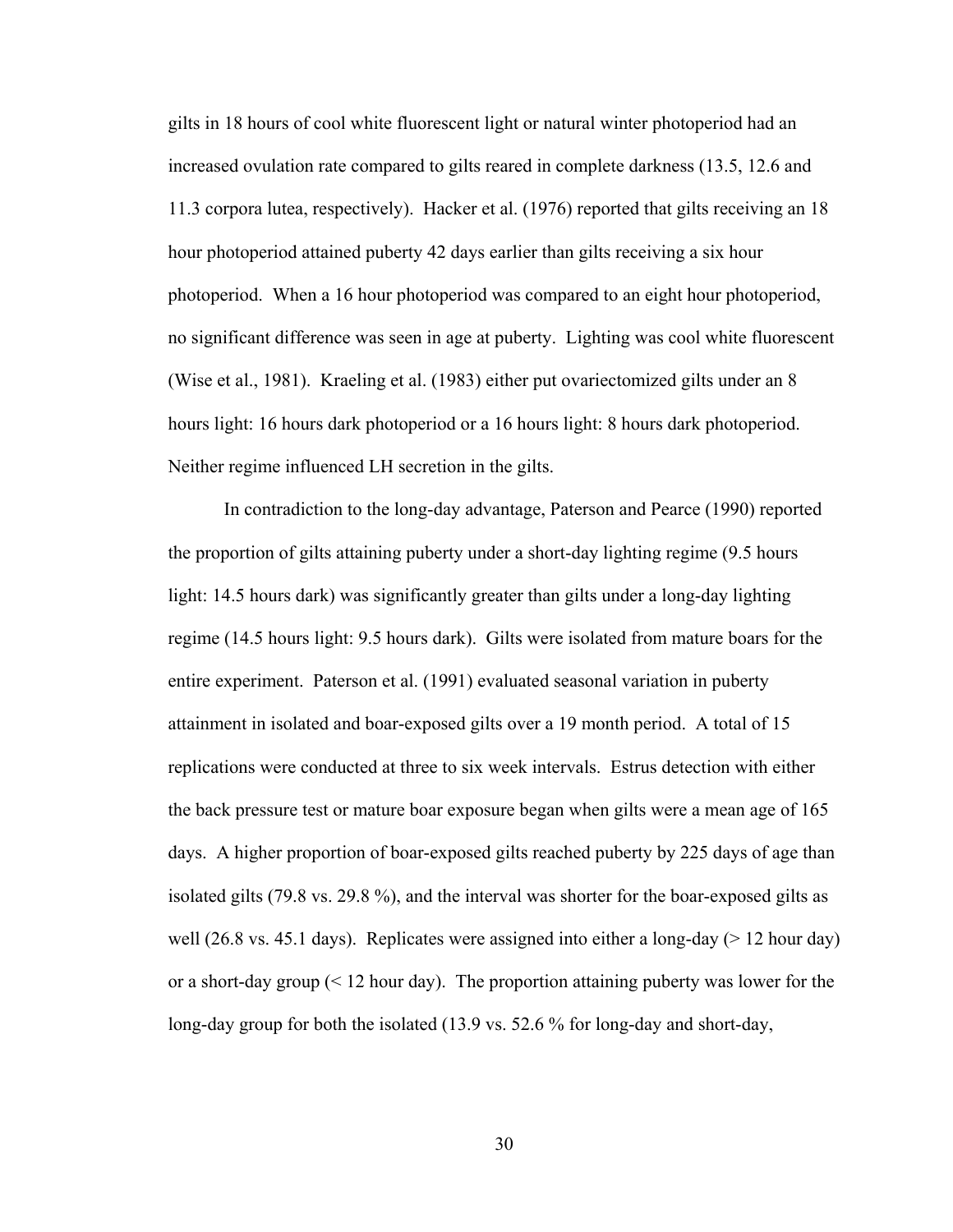gilts in 18 hours of cool white fluorescent light or natural winter photoperiod had an increased ovulation rate compared to gilts reared in complete darkness (13.5, 12.6 and 11.3 corpora lutea, respectively). Hacker et al. (1976) reported that gilts receiving an 18 hour photoperiod attained puberty 42 days earlier than gilts receiving a six hour photoperiod. When a 16 hour photoperiod was compared to an eight hour photoperiod, no significant difference was seen in age at puberty. Lighting was cool white fluorescent (Wise et al., 1981). Kraeling et al. (1983) either put ovariectomized gilts under an 8 hours light: 16 hours dark photoperiod or a 16 hours light: 8 hours dark photoperiod. Neither regime influenced LH secretion in the gilts.

In contradiction to the long-day advantage, Paterson and Pearce (1990) reported the proportion of gilts attaining puberty under a short-day lighting regime (9.5 hours light: 14.5 hours dark) was significantly greater than gilts under a long-day lighting regime (14.5 hours light: 9.5 hours dark). Gilts were isolated from mature boars for the entire experiment. Paterson et al. (1991) evaluated seasonal variation in puberty attainment in isolated and boar-exposed gilts over a 19 month period. A total of 15 replications were conducted at three to six week intervals. Estrus detection with either the back pressure test or mature boar exposure began when gilts were a mean age of 165 days. A higher proportion of boar-exposed gilts reached puberty by 225 days of age than isolated gilts (79.8 vs. 29.8 %), and the interval was shorter for the boar-exposed gilts as well (26.8 vs. 45.1 days). Replicates were assigned into either a long-day (> 12 hour day) or a short-day group (< 12 hour day). The proportion attaining puberty was lower for the long-day group for both the isolated (13.9 vs. 52.6 % for long-day and short-day,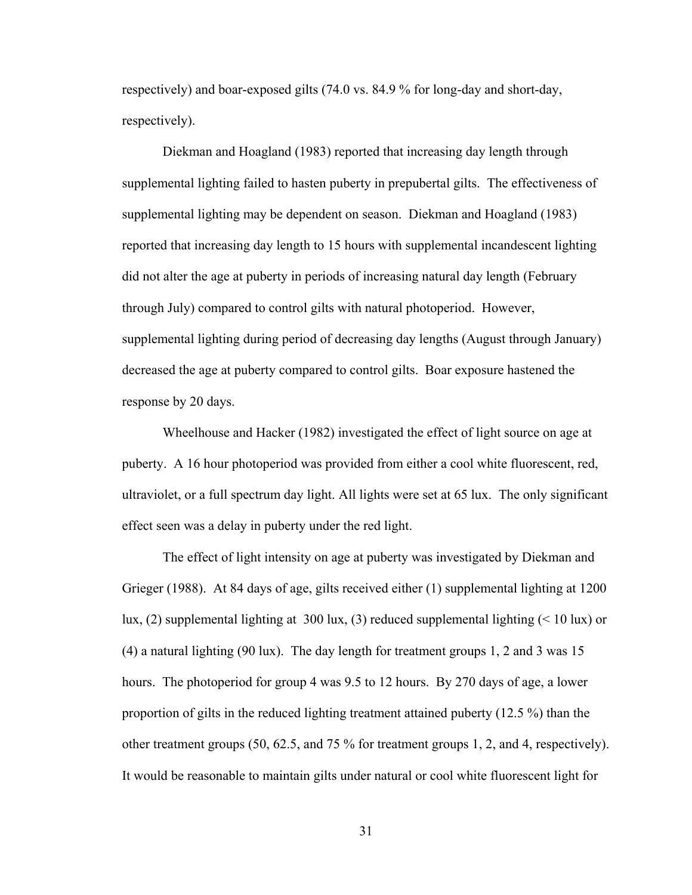respectively) and boar-exposed gilts (74.0 vs. 84.9 % for long-day and short-day, respectively).

Diekman and Hoagland (1983) reported that increasing day length through supplemental lighting failed to hasten puberty in prepubertal gilts. The effectiveness of supplemental lighting may be dependent on season. Diekman and Hoagland (1983) reported that increasing day length to 15 hours with supplemental incandescent lighting did not alter the age at puberty in periods of increasing natural day length (February through July) compared to control gilts with natural photoperiod. However, supplemental lighting during period of decreasing day lengths (August through January) decreased the age at puberty compared to control gilts. Boar exposure hastened the response by 20 days.

Wheelhouse and Hacker (1982) investigated the effect of light source on age at puberty. A 16 hour photoperiod was provided from either a cool white fluorescent, red, ultraviolet, or a full spectrum day light. All lights were set at 65 lux. The only significant effect seen was a delay in puberty under the red light.

The effect of light intensity on age at puberty was investigated by Diekman and Grieger (1988). At 84 days of age, gilts received either (1) supplemental lighting at 1200 lux, (2) supplemental lighting at 300 lux, (3) reduced supplemental lighting (< 10 lux) or (4) a natural lighting (90 lux). The day length for treatment groups 1, 2 and 3 was 15 hours. The photoperiod for group 4 was 9.5 to 12 hours. By 270 days of age, a lower proportion of gilts in the reduced lighting treatment attained puberty (12.5 %) than the other treatment groups (50, 62.5, and 75 % for treatment groups 1, 2, and 4, respectively). It would be reasonable to maintain gilts under natural or cool white fluorescent light for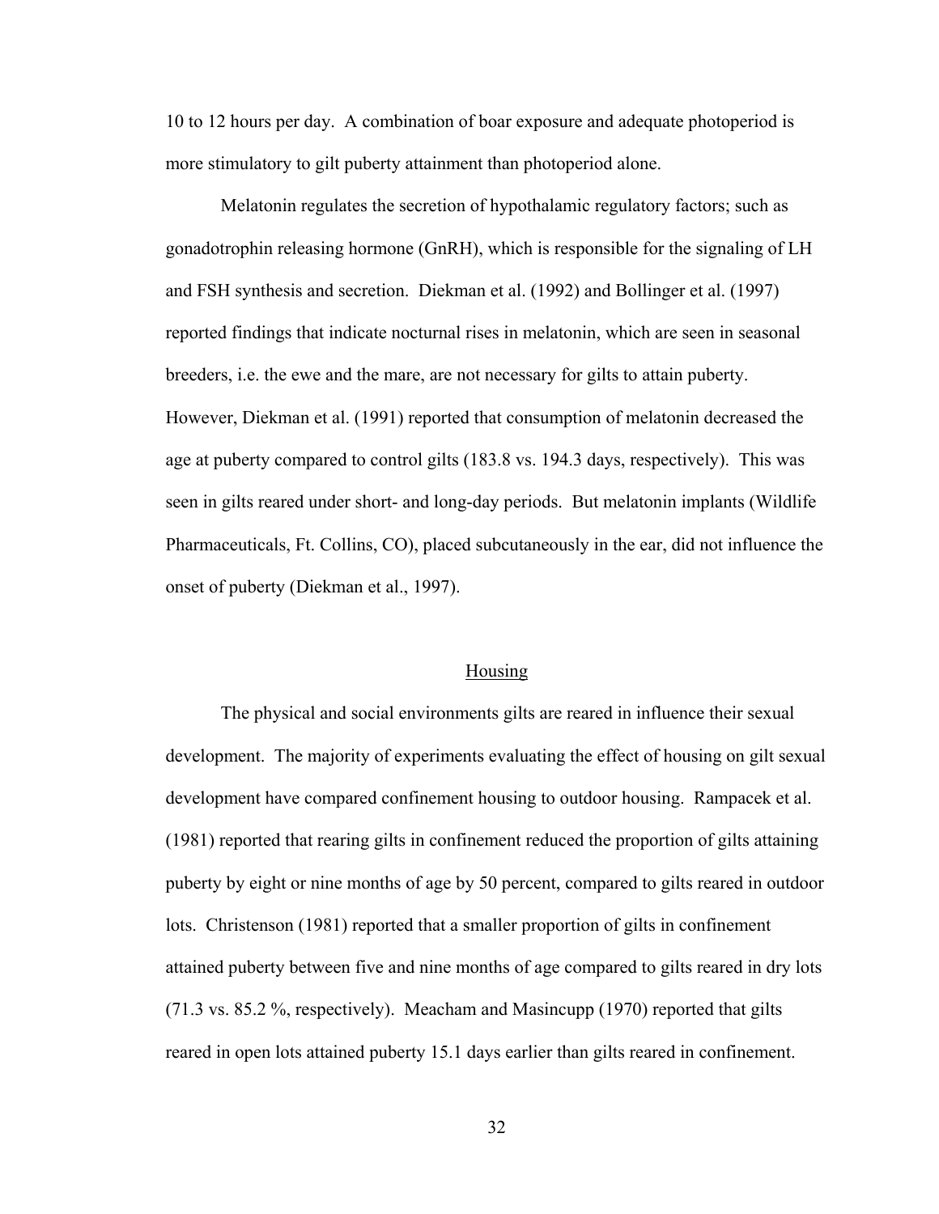10 to 12 hours per day. A combination of boar exposure and adequate photoperiod is more stimulatory to gilt puberty attainment than photoperiod alone.

Melatonin regulates the secretion of hypothalamic regulatory factors; such as gonadotrophin releasing hormone (GnRH), which is responsible for the signaling of LH and FSH synthesis and secretion. Diekman et al. (1992) and Bollinger et al. (1997) reported findings that indicate nocturnal rises in melatonin, which are seen in seasonal breeders, i.e. the ewe and the mare, are not necessary for gilts to attain puberty. However, Diekman et al. (1991) reported that consumption of melatonin decreased the age at puberty compared to control gilts (183.8 vs. 194.3 days, respectively). This was seen in gilts reared under short- and long-day periods. But melatonin implants (Wildlife Pharmaceuticals, Ft. Collins, CO), placed subcutaneously in the ear, did not influence the onset of puberty (Diekman et al., 1997).

## Housing

The physical and social environments gilts are reared in influence their sexual development. The majority of experiments evaluating the effect of housing on gilt sexual development have compared confinement housing to outdoor housing. Rampacek et al. (1981) reported that rearing gilts in confinement reduced the proportion of gilts attaining puberty by eight or nine months of age by 50 percent, compared to gilts reared in outdoor lots. Christenson (1981) reported that a smaller proportion of gilts in confinement attained puberty between five and nine months of age compared to gilts reared in dry lots (71.3 vs. 85.2 %, respectively). Meacham and Masincupp (1970) reported that gilts reared in open lots attained puberty 15.1 days earlier than gilts reared in confinement.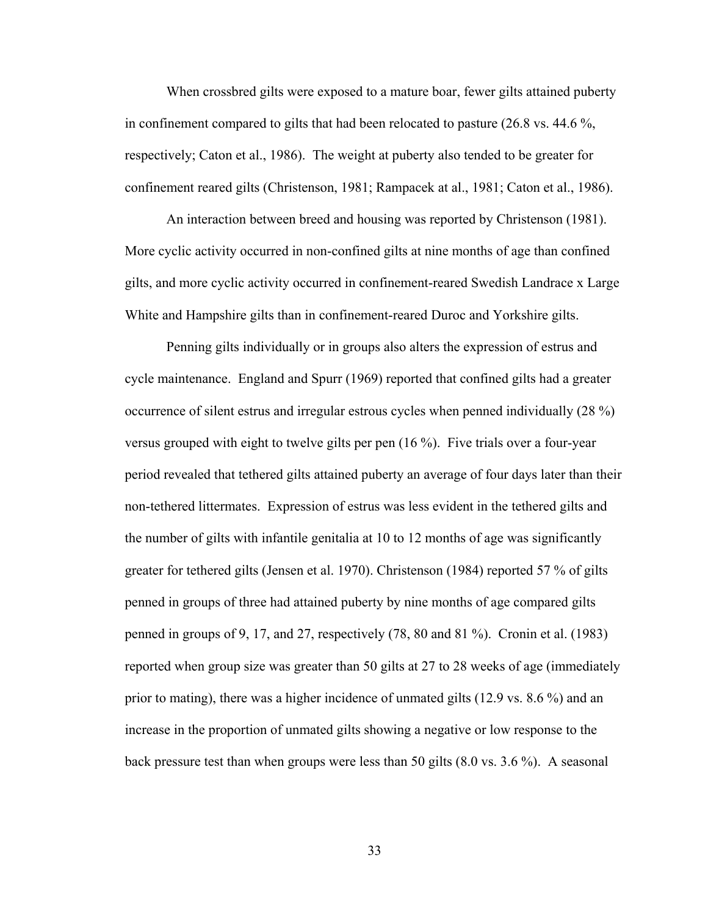When crossbred gilts were exposed to a mature boar, fewer gilts attained puberty in confinement compared to gilts that had been relocated to pasture (26.8 vs. 44.6 %, respectively; Caton et al., 1986). The weight at puberty also tended to be greater for confinement reared gilts (Christenson, 1981; Rampacek at al., 1981; Caton et al., 1986).

An interaction between breed and housing was reported by Christenson (1981). More cyclic activity occurred in non-confined gilts at nine months of age than confined gilts, and more cyclic activity occurred in confinement-reared Swedish Landrace x Large White and Hampshire gilts than in confinement-reared Duroc and Yorkshire gilts.

Penning gilts individually or in groups also alters the expression of estrus and cycle maintenance. England and Spurr (1969) reported that confined gilts had a greater occurrence of silent estrus and irregular estrous cycles when penned individually (28 %) versus grouped with eight to twelve gilts per pen (16 %). Five trials over a four-year period revealed that tethered gilts attained puberty an average of four days later than their non-tethered littermates. Expression of estrus was less evident in the tethered gilts and the number of gilts with infantile genitalia at 10 to 12 months of age was significantly greater for tethered gilts (Jensen et al. 1970). Christenson (1984) reported 57 % of gilts penned in groups of three had attained puberty by nine months of age compared gilts penned in groups of 9, 17, and 27, respectively (78, 80 and 81 %). Cronin et al. (1983) reported when group size was greater than 50 gilts at 27 to 28 weeks of age (immediately prior to mating), there was a higher incidence of unmated gilts (12.9 vs. 8.6 %) and an increase in the proportion of unmated gilts showing a negative or low response to the back pressure test than when groups were less than 50 gilts (8.0 vs. 3.6 %). A seasonal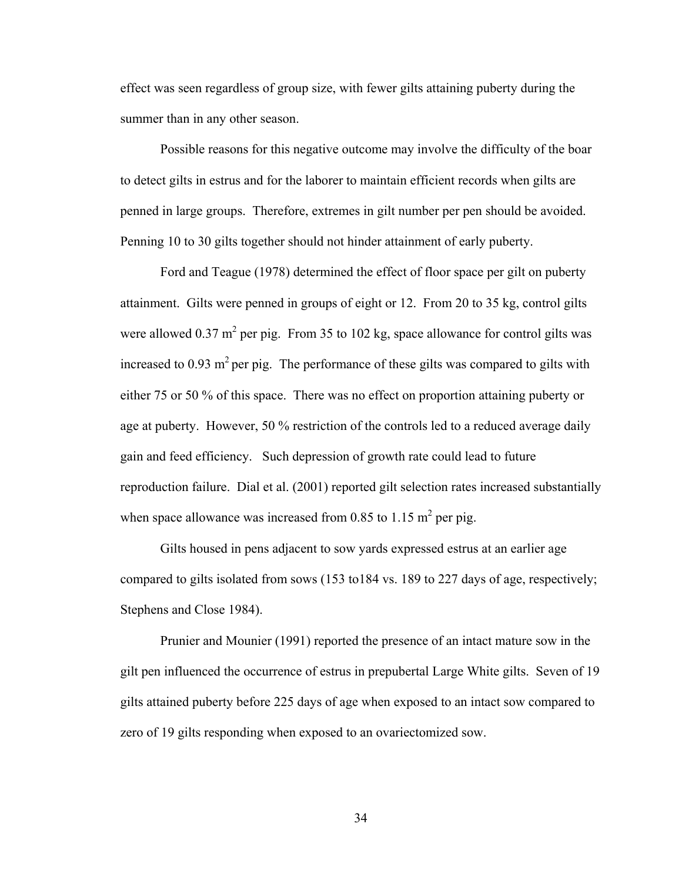effect was seen regardless of group size, with fewer gilts attaining puberty during the summer than in any other season.

Possible reasons for this negative outcome may involve the difficulty of the boar to detect gilts in estrus and for the laborer to maintain efficient records when gilts are penned in large groups. Therefore, extremes in gilt number per pen should be avoided. Penning 10 to 30 gilts together should not hinder attainment of early puberty.

Ford and Teague (1978) determined the effect of floor space per gilt on puberty attainment. Gilts were penned in groups of eight or 12. From 20 to 35 kg, control gilts were allowed 0.37 $m^2$ per pig. From 35 to 102 kg, space allowance for control gilts was increased to 0.93 $m^2$ per pig. The performance of these gilts was compared to gilts with either 75 or 50 % of this space. There was no effect on proportion attaining puberty or age at puberty. However, 50 % restriction of the controls led to a reduced average daily gain and feed efficiency. Such depression of growth rate could lead to future reproduction failure. Dial et al. (2001) reported gilt selection rates increased substantially when space allowance was increased from 0.85 to 1.15 $m^2$ per pig.

Gilts housed in pens adjacent to sow yards expressed estrus at an earlier age compared to gilts isolated from sows (153 to184 vs. 189 to 227 days of age, respectively; Stephens and Close 1984).

Prunier and Mounier (1991) reported the presence of an intact mature sow in the gilt pen influenced the occurrence of estrus in prepubertal Large White gilts. Seven of 19 gilts attained puberty before 225 days of age when exposed to an intact sow compared to zero of 19 gilts responding when exposed to an ovariectomized sow.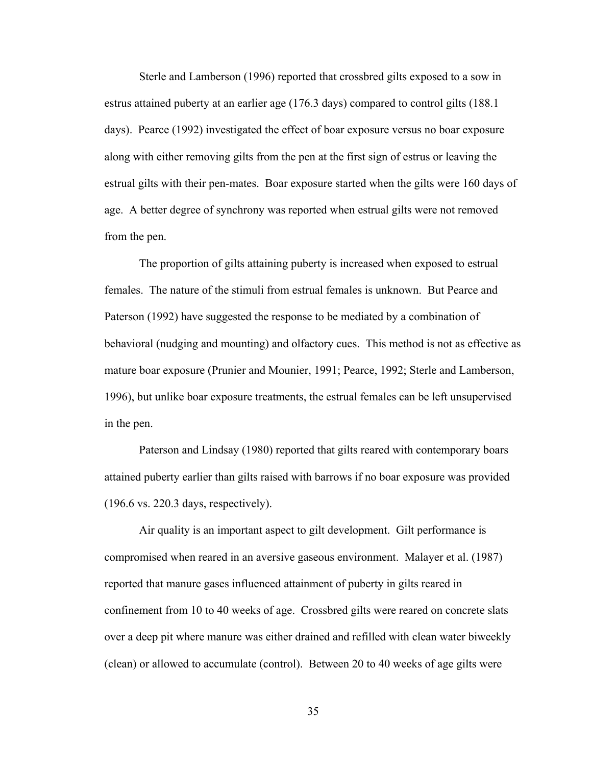Sterle and Lamberson (1996) reported that crossbred gilts exposed to a sow in estrus attained puberty at an earlier age (176.3 days) compared to control gilts (188.1 days). Pearce (1992) investigated the effect of boar exposure versus no boar exposure along with either removing gilts from the pen at the first sign of estrus or leaving the estrual gilts with their pen-mates. Boar exposure started when the gilts were 160 days of age. A better degree of synchrony was reported when estrual gilts were not removed from the pen.

The proportion of gilts attaining puberty is increased when exposed to estrual females. The nature of the stimuli from estrual females is unknown. But Pearce and Paterson (1992) have suggested the response to be mediated by a combination of behavioral (nudging and mounting) and olfactory cues. This method is not as effective as mature boar exposure (Prunier and Mounier, 1991; Pearce, 1992; Sterle and Lamberson, 1996), but unlike boar exposure treatments, the estrual females can be left unsupervised in the pen.

Paterson and Lindsay (1980) reported that gilts reared with contemporary boars attained puberty earlier than gilts raised with barrows if no boar exposure was provided (196.6 vs. 220.3 days, respectively).

Air quality is an important aspect to gilt development. Gilt performance is compromised when reared in an aversive gaseous environment. Malayer et al. (1987) reported that manure gases influenced attainment of puberty in gilts reared in confinement from 10 to 40 weeks of age. Crossbred gilts were reared on concrete slats over a deep pit where manure was either drained and refilled with clean water biweekly (clean) or allowed to accumulate (control). Between 20 to 40 weeks of age gilts were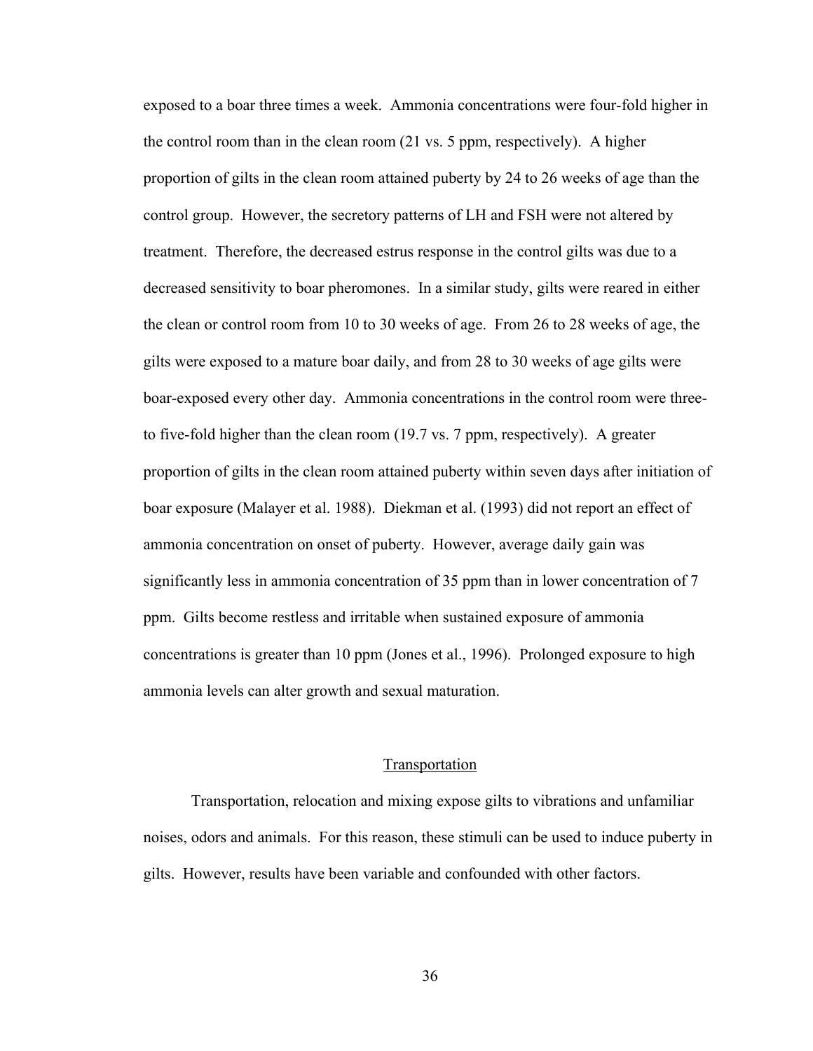exposed to a boar three times a week. Ammonia concentrations were four-fold higher in the control room than in the clean room (21 vs. 5 ppm, respectively). A higher proportion of gilts in the clean room attained puberty by 24 to 26 weeks of age than the control group. However, the secretory patterns of LH and FSH were not altered by treatment. Therefore, the decreased estrus response in the control gilts was due to a decreased sensitivity to boar pheromones. In a similar study, gilts were reared in either the clean or control room from 10 to 30 weeks of age. From 26 to 28 weeks of age, the gilts were exposed to a mature boar daily, and from 28 to 30 weeks of age gilts were boar-exposed every other day. Ammonia concentrations in the control room were three- to five-fold higher than the clean room (19.7 vs. 7 ppm, respectively). A greater proportion of gilts in the clean room attained puberty within seven days after initiation of boar exposure (Malayer et al. 1988). Diekman et al. (1993) did not report an effect of ammonia concentration on onset of puberty. However, average daily gain was significantly less in ammonia concentration of 35 ppm than in lower concentration of 7 ppm. Gilts become restless and irritable when sustained exposure of ammonia concentrations is greater than 10 ppm (Jones et al., 1996). Prolonged exposure to high ammonia levels can alter growth and sexual maturation.

## Transportation

Transportation, relocation and mixing expose gilts to vibrations and unfamiliar noises, odors and animals. For this reason, these stimuli can be used to induce puberty in gilts. However, results have been variable and confounded with other factors.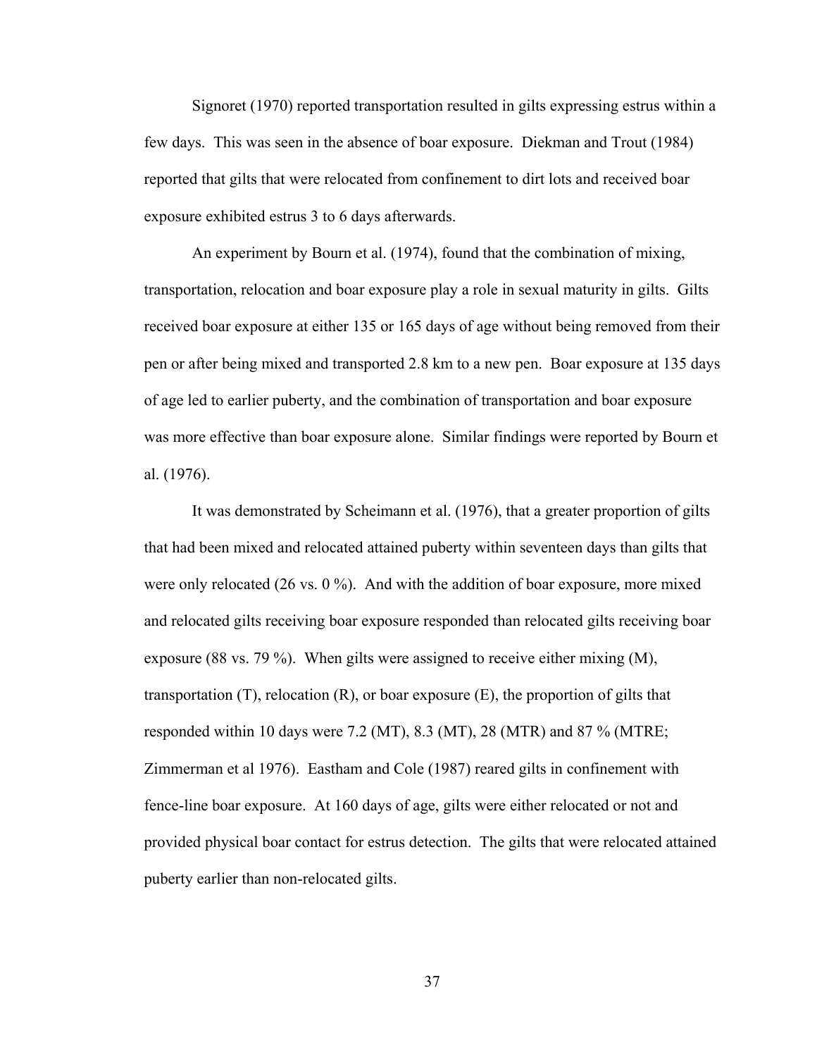Signoret (1970) reported transportation resulted in gilts expressing estrus within a few days. This was seen in the absence of boar exposure. Diekman and Trout (1984) reported that gilts that were relocated from confinement to dirt lots and received boar exposure exhibited estrus 3 to 6 days afterwards.

An experiment by Bourn et al. (1974), found that the combination of mixing, transportation, relocation and boar exposure play a role in sexual maturity in gilts. Gilts received boar exposure at either 135 or 165 days of age without being removed from their pen or after being mixed and transported 2.8 km to a new pen. Boar exposure at 135 days of age led to earlier puberty, and the combination of transportation and boar exposure was more effective than boar exposure alone. Similar findings were reported by Bourn et al. (1976).

It was demonstrated by Scheimann et al. (1976), that a greater proportion of gilts that had been mixed and relocated attained puberty within seventeen days than gilts that were only relocated (26 vs. 0 %). And with the addition of boar exposure, more mixed and relocated gilts receiving boar exposure responded than relocated gilts receiving boar exposure (88 vs. 79 %). When gilts were assigned to receive either mixing (M), transportation (T), relocation (R), or boar exposure (E), the proportion of gilts that responded within 10 days were 7.2 (MT), 8.3 (MT), 28 (MTR) and 87 % (MTRE; Zimmerman et al 1976). Eastham and Cole (1987) reared gilts in confinement with fence-line boar exposure. At 160 days of age, gilts were either relocated or not and provided physical boar contact for estrus detection. The gilts that were relocated attained puberty earlier than non-relocated gilts.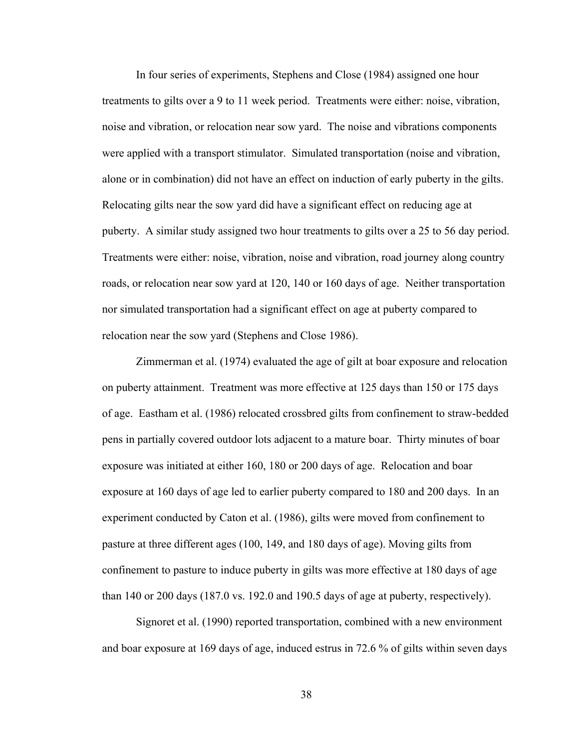In four series of experiments, Stephens and Close (1984) assigned one hour treatments to gilts over a 9 to 11 week period. Treatments were either: noise, vibration, noise and vibration, or relocation near sow yard. The noise and vibrations components were applied with a transport stimulator. Simulated transportation (noise and vibration, alone or in combination) did not have an effect on induction of early puberty in the gilts. Relocating gilts near the sow yard did have a significant effect on reducing age at puberty. A similar study assigned two hour treatments to gilts over a 25 to 56 day period. Treatments were either: noise, vibration, noise and vibration, road journey along country roads, or relocation near sow yard at 120, 140 or 160 days of age. Neither transportation nor simulated transportation had a significant effect on age at puberty compared to relocation near the sow yard (Stephens and Close 1986).

Zimmerman et al. (1974) evaluated the age of gilt at boar exposure and relocation on puberty attainment. Treatment was more effective at 125 days than 150 or 175 days of age. Eastham et al. (1986) relocated crossbred gilts from confinement to straw-bedded pens in partially covered outdoor lots adjacent to a mature boar. Thirty minutes of boar exposure was initiated at either 160, 180 or 200 days of age. Relocation and boar exposure at 160 days of age led to earlier puberty compared to 180 and 200 days. In an experiment conducted by Caton et al. (1986), gilts were moved from confinement to pasture at three different ages (100, 149, and 180 days of age). Moving gilts from confinement to pasture to induce puberty in gilts was more effective at 180 days of age than 140 or 200 days (187.0 vs. 192.0 and 190.5 days of age at puberty, respectively).

Signoret et al. (1990) reported transportation, combined with a new environment and boar exposure at 169 days of age, induced estrus in 72.6 % of gilts within seven days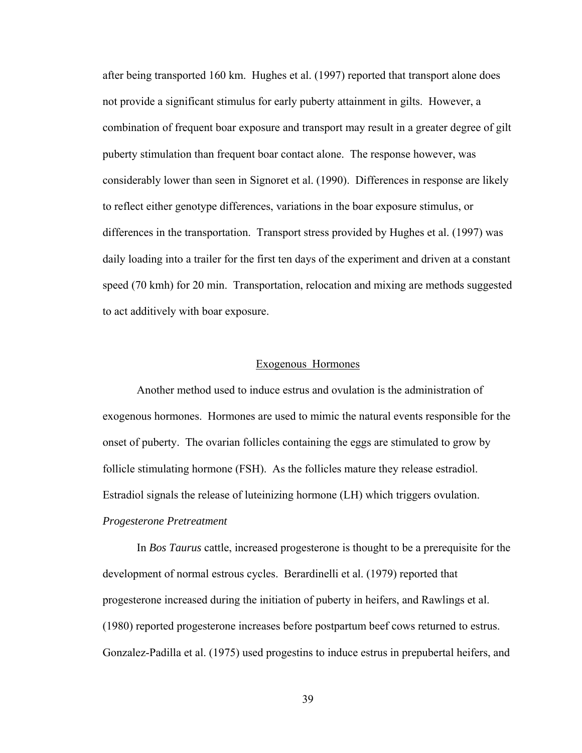after being transported 160 km. Hughes et al. (1997) reported that transport alone does not provide a significant stimulus for early puberty attainment in gilts. However, a combination of frequent boar exposure and transport may result in a greater degree of gilt puberty stimulation than frequent boar contact alone. The response however, was considerably lower than seen in Signoret et al. (1990). Differences in response are likely to reflect either genotype differences, variations in the boar exposure stimulus, or differences in the transportation. Transport stress provided by Hughes et al. (1997) was daily loading into a trailer for the first ten days of the experiment and driven at a constant speed (70 kmh) for 20 min. Transportation, relocation and mixing are methods suggested to act additively with boar exposure.

## Exogenous Hormones

Another method used to induce estrus and ovulation is the administration of exogenous hormones. Hormones are used to mimic the natural events responsible for the onset of puberty. The ovarian follicles containing the eggs are stimulated to grow by follicle stimulating hormone (FSH). As the follicles mature they release estradiol. Estradiol signals the release of luteinizing hormone (LH) which triggers ovulation.

### *Progesterone Pretreatment*

In *Bos Taurus* cattle, increased progesterone is thought to be a prerequisite for the development of normal estrous cycles. Berardinelli et al. (1979) reported that progesterone increased during the initiation of puberty in heifers, and Rawlings et al. (1980) reported progesterone increases before postpartum beef cows returned to estrus. Gonzalez-Padilla et al. (1975) used progestins to induce estrus in prepubertal heifers, and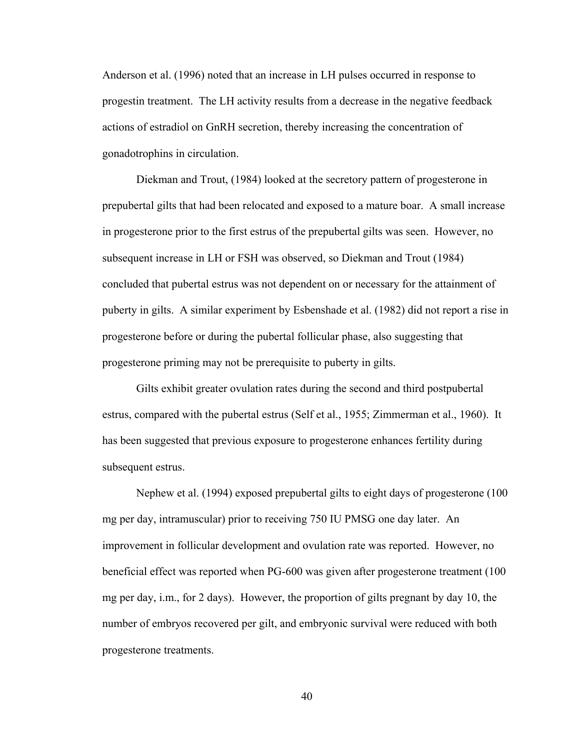Anderson et al. (1996) noted that an increase in LH pulses occurred in response to progestin treatment. The LH activity results from a decrease in the negative feedback actions of estradiol on GnRH secretion, thereby increasing the concentration of gonadotrophins in circulation.

Diekman and Trout, (1984) looked at the secretory pattern of progesterone in prepubertal gilts that had been relocated and exposed to a mature boar. A small increase in progesterone prior to the first estrus of the prepubertal gilts was seen. However, no subsequent increase in LH or FSH was observed, so Diekman and Trout (1984) concluded that pubertal estrus was not dependent on or necessary for the attainment of puberty in gilts. A similar experiment by Esbenshade et al. (1982) did not report a rise in progesterone before or during the pubertal follicular phase, also suggesting that progesterone priming may not be prerequisite to puberty in gilts.

Gilts exhibit greater ovulation rates during the second and third postpubertal estrus, compared with the pubertal estrus (Self et al., 1955; Zimmerman et al., 1960). It has been suggested that previous exposure to progesterone enhances fertility during subsequent estrus.

Nephew et al. (1994) exposed prepubertal gilts to eight days of progesterone (100 mg per day, intramuscular) prior to receiving 750 IU PMSG one day later. An improvement in follicular development and ovulation rate was reported. However, no beneficial effect was reported when PG-600 was given after progesterone treatment (100 mg per day, i.m., for 2 days). However, the proportion of gilts pregnant by day 10, the number of embryos recovered per gilt, and embryonic survival were reduced with both progesterone treatments.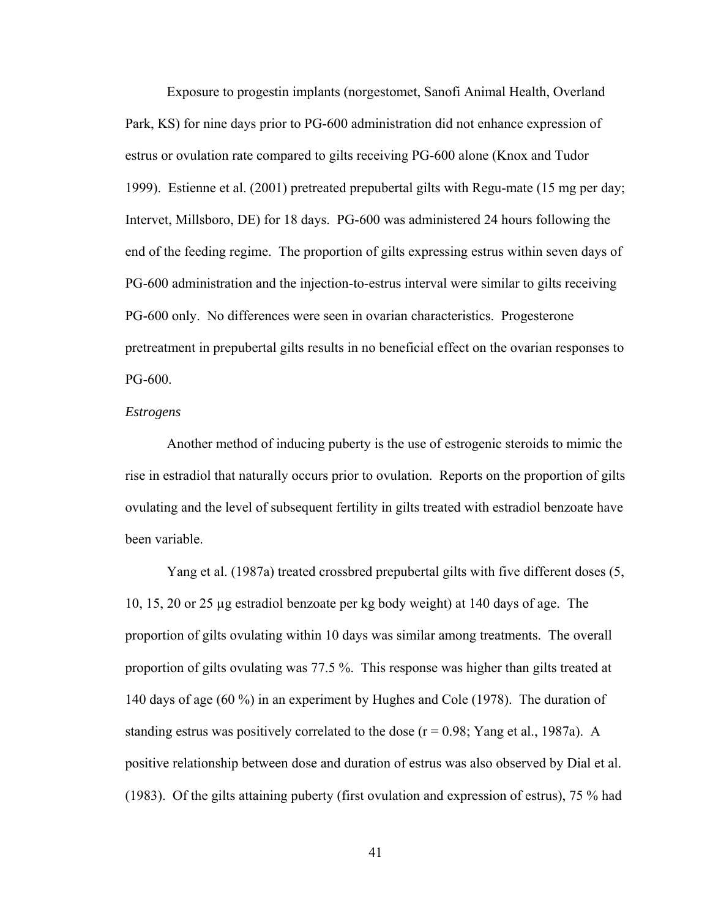Exposure to progestin implants (norgestomet, Sanofi Animal Health, Overland Park, KS) for nine days prior to PG-600 administration did not enhance expression of estrus or ovulation rate compared to gilts receiving PG-600 alone (Knox and Tudor 1999). Estienne et al. (2001) pretreated prepubertal gilts with Regu-mate (15 mg per day; Intervet, Millsboro, DE) for 18 days. PG-600 was administered 24 hours following the end of the feeding regime. The proportion of gilts expressing estrus within seven days of PG-600 administration and the injection-to-estrus interval were similar to gilts receiving PG-600 only. No differences were seen in ovarian characteristics. Progesterone pretreatment in prepubertal gilts results in no beneficial effect on the ovarian responses to PG-600.

*Estrogens*

Another method of inducing puberty is the use of estrogenic steroids to mimic the rise in estradiol that naturally occurs prior to ovulation. Reports on the proportion of gilts ovulating and the level of subsequent fertility in gilts treated with estradiol benzoate have been variable.

Yang et al. (1987a) treated crossbred prepubertal gilts with five different doses (5, 10, 15, 20 or 25 µg estradiol benzoate per kg body weight) at 140 days of age. The proportion of gilts ovulating within 10 days was similar among treatments. The overall proportion of gilts ovulating was 77.5 %. This response was higher than gilts treated at 140 days of age (60 %) in an experiment by Hughes and Cole (1978). The duration of standing estrus was positively correlated to the dose ($r = 0.98$; Yang et al., 1987a). A positive relationship between dose and duration of estrus was also observed by Dial et al. (1983). Of the gilts attaining puberty (first ovulation and expression of estrus), 75 % had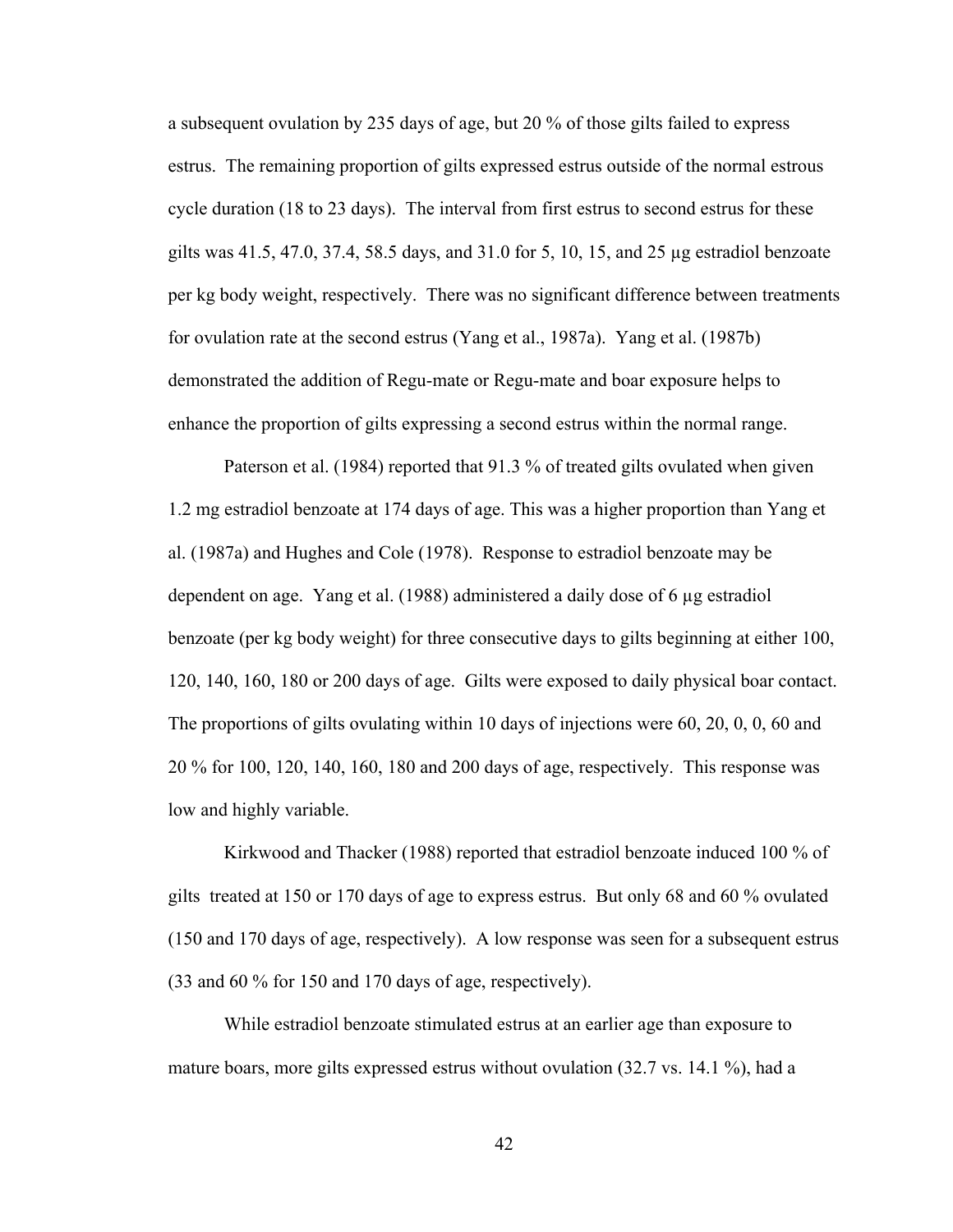a subsequent ovulation by 235 days of age, but 20 % of those gilts failed to express estrus. The remaining proportion of gilts expressed estrus outside of the normal estrous cycle duration (18 to 23 days). The interval from first estrus to second estrus for these gilts was 41.5, 47.0, 37.4, 58.5 days, and 31.0 for 5, 10, 15, and 25 µg estradiol benzoate per kg body weight, respectively. There was no significant difference between treatments for ovulation rate at the second estrus (Yang et al., 1987a). Yang et al. (1987b) demonstrated the addition of Regu-mate or Regu-mate and boar exposure helps to enhance the proportion of gilts expressing a second estrus within the normal range.

Paterson et al. (1984) reported that 91.3 % of treated gilts ovulated when given 1.2 mg estradiol benzoate at 174 days of age. This was a higher proportion than Yang et al. (1987a) and Hughes and Cole (1978). Response to estradiol benzoate may be dependent on age. Yang et al. (1988) administered a daily dose of 6 µg estradiol benzoate (per kg body weight) for three consecutive days to gilts beginning at either 100, 120, 140, 160, 180 or 200 days of age. Gilts were exposed to daily physical boar contact. The proportions of gilts ovulating within 10 days of injections were 60, 20, 0, 0, 60 and 20 % for 100, 120, 140, 160, 180 and 200 days of age, respectively. This response was low and highly variable.

Kirkwood and Thacker (1988) reported that estradiol benzoate induced 100 % of gilts treated at 150 or 170 days of age to express estrus. But only 68 and 60 % ovulated (150 and 170 days of age, respectively). A low response was seen for a subsequent estrus (33 and 60 % for 150 and 170 days of age, respectively).

While estradiol benzoate stimulated estrus at an earlier age than exposure to mature boars, more gilts expressed estrus without ovulation (32.7 vs. 14.1 %), had a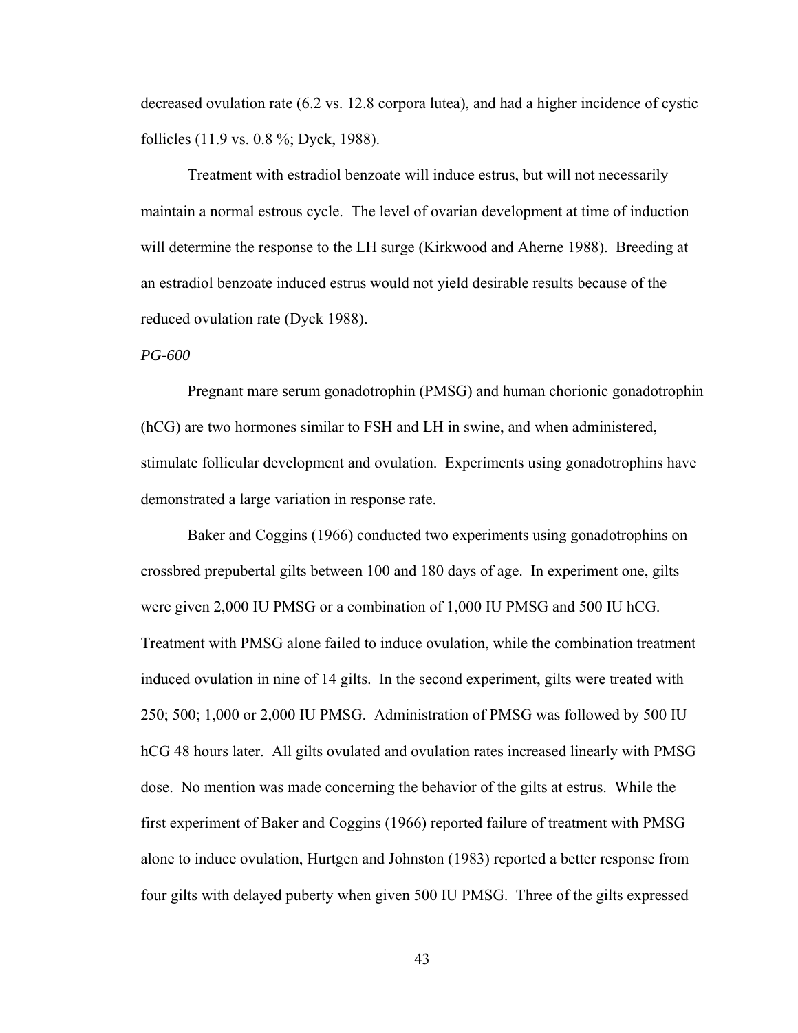decreased ovulation rate (6.2 vs. 12.8 corpora lutea), and had a higher incidence of cystic follicles (11.9 vs. 0.8 %; Dyck, 1988).

Treatment with estradiol benzoate will induce estrus, but will not necessarily maintain a normal estrous cycle. The level of ovarian development at time of induction will determine the response to the LH surge (Kirkwood and Aherne 1988). Breeding at an estradiol benzoate induced estrus would not yield desirable results because of the reduced ovulation rate (Dyck 1988).

*PG-600*

Pregnant mare serum gonadotrophin (PMSG) and human chorionic gonadotrophin (hCG) are two hormones similar to FSH and LH in swine, and when administered, stimulate follicular development and ovulation. Experiments using gonadotrophins have demonstrated a large variation in response rate.

Baker and Coggins (1966) conducted two experiments using gonadotrophins on crossbred prepubertal gilts between 100 and 180 days of age. In experiment one, gilts were given 2,000 IU PMSG or a combination of 1,000 IU PMSG and 500 IU hCG. Treatment with PMSG alone failed to induce ovulation, while the combination treatment induced ovulation in nine of 14 gilts. In the second experiment, gilts were treated with 250; 500; 1,000 or 2,000 IU PMSG. Administration of PMSG was followed by 500 IU hCG 48 hours later. All gilts ovulated and ovulation rates increased linearly with PMSG dose. No mention was made concerning the behavior of the gilts at estrus. While the first experiment of Baker and Coggins (1966) reported failure of treatment with PMSG alone to induce ovulation, Hurtgen and Johnston (1983) reported a better response from four gilts with delayed puberty when given 500 IU PMSG. Three of the gilts expressed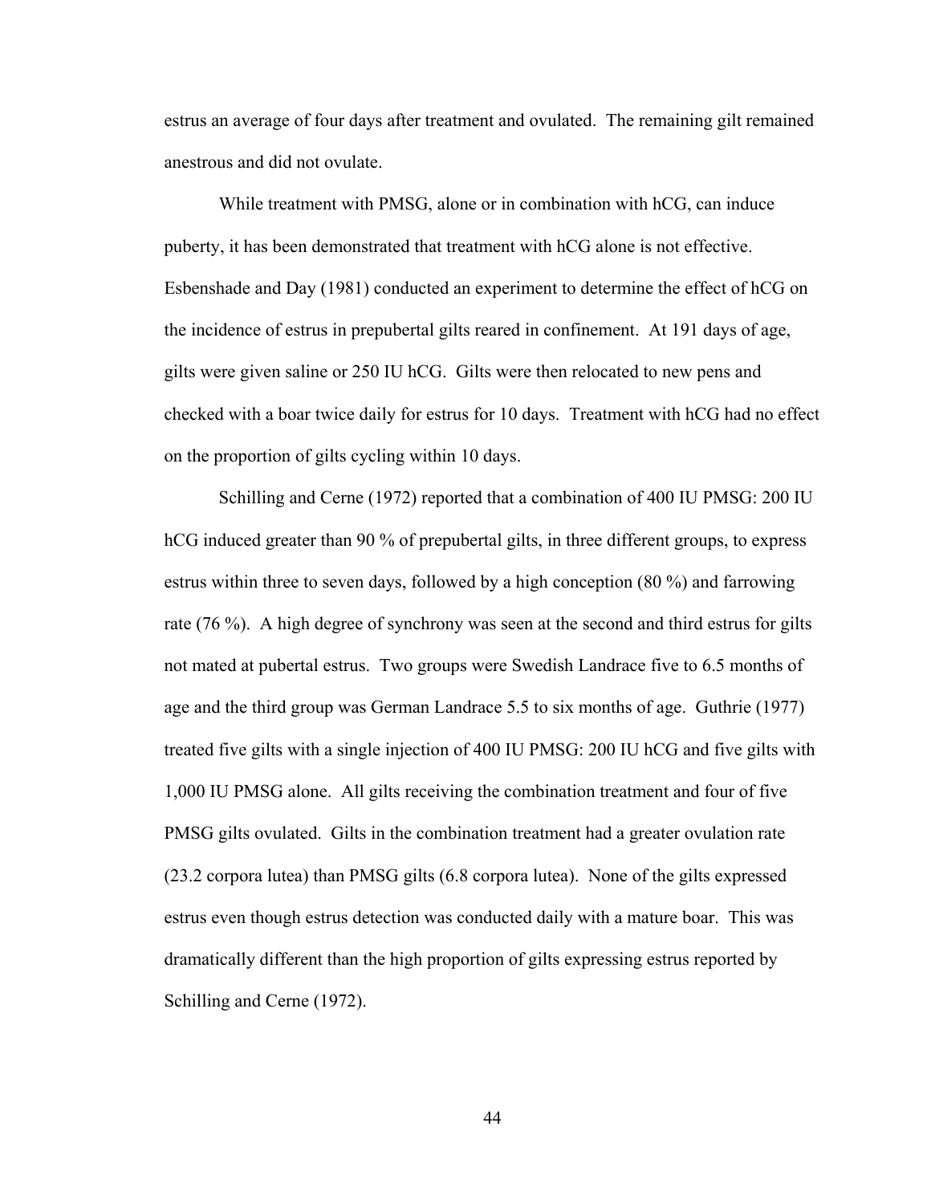estrus an average of four days after treatment and ovulated. The remaining gilt remained anestrous and did not ovulate.

While treatment with PMSG, alone or in combination with hCG, can induce puberty, it has been demonstrated that treatment with hCG alone is not effective. Esbenshade and Day (1981) conducted an experiment to determine the effect of hCG on the incidence of estrus in prepubertal gilts reared in confinement. At 191 days of age, gilts were given saline or 250 IU hCG. Gilts were then relocated to new pens and checked with a boar twice daily for estrus for 10 days. Treatment with hCG had no effect on the proportion of gilts cycling within 10 days.

Schilling and Cerne (1972) reported that a combination of 400 IU PMSG: 200 IU hCG induced greater than 90 % of prepubertal gilts, in three different groups, to express estrus within three to seven days, followed by a high conception (80 %) and farrowing rate (76 %). A high degree of synchrony was seen at the second and third estrus for gilts not mated at pubertal estrus. Two groups were Swedish Landrace five to 6.5 months of age and the third group was German Landrace 5.5 to six months of age. Guthrie (1977) treated five gilts with a single injection of 400 IU PMSG: 200 IU hCG and five gilts with 1,000 IU PMSG alone. All gilts receiving the combination treatment and four of five PMSG gilts ovulated. Gilts in the combination treatment had a greater ovulation rate (23.2 corpora lutea) than PMSG gilts (6.8 corpora lutea). None of the gilts expressed estrus even though estrus detection was conducted daily with a mature boar. This was dramatically different than the high proportion of gilts expressing estrus reported by Schilling and Cerne (1972).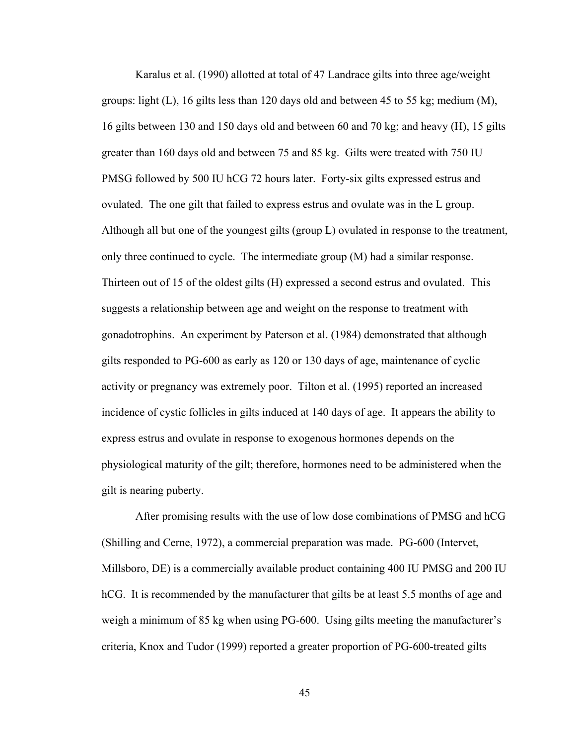Karalus et al. (1990) allotted at total of 47 Landrace gilts into three age/weight groups: light (L), 16 gilts less than 120 days old and between 45 to 55 kg; medium (M), 16 gilts between 130 and 150 days old and between 60 and 70 kg; and heavy (H), 15 gilts greater than 160 days old and between 75 and 85 kg. Gilts were treated with 750 IU PMSG followed by 500 IU hCG 72 hours later. Forty-six gilts expressed estrus and ovulated. The one gilt that failed to express estrus and ovulate was in the L group. Although all but one of the youngest gilts (group L) ovulated in response to the treatment, only three continued to cycle. The intermediate group (M) had a similar response. Thirteen out of 15 of the oldest gilts (H) expressed a second estrus and ovulated. This suggests a relationship between age and weight on the response to treatment with gonadotrophins. An experiment by Paterson et al. (1984) demonstrated that although gilts responded to PG-600 as early as 120 or 130 days of age, maintenance of cyclic activity or pregnancy was extremely poor. Tilton et al. (1995) reported an increased incidence of cystic follicles in gilts induced at 140 days of age. It appears the ability to express estrus and ovulate in response to exogenous hormones depends on the physiological maturity of the gilt; therefore, hormones need to be administered when the gilt is nearing puberty.

After promising results with the use of low dose combinations of PMSG and hCG (Shilling and Cerne, 1972), a commercial preparation was made. PG-600 (Intervet, Millsboro, DE) is a commercially available product containing 400 IU PMSG and 200 IU hCG. It is recommended by the manufacturer that gilts be at least 5.5 months of age and weigh a minimum of 85 kg when using PG-600. Using gilts meeting the manufacturer's criteria, Knox and Tudor (1999) reported a greater proportion of PG-600-treated gilts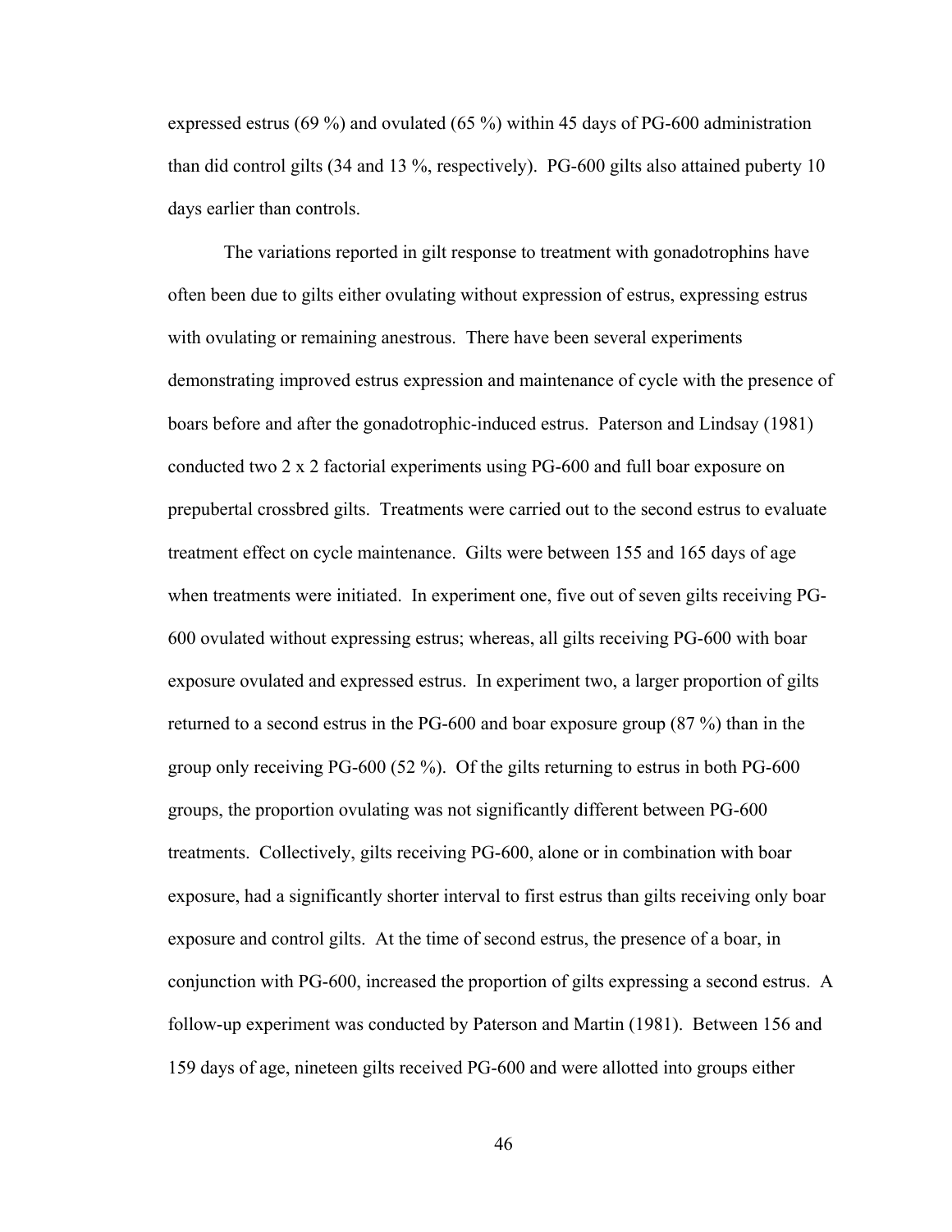expressed estrus (69 %) and ovulated (65 %) within 45 days of PG-600 administration than did control gilts (34 and 13 %, respectively). PG-600 gilts also attained puberty 10 days earlier than controls.

The variations reported in gilt response to treatment with gonadotrophins have often been due to gilts either ovulating without expression of estrus, expressing estrus with ovulating or remaining anestrous. There have been several experiments demonstrating improved estrus expression and maintenance of cycle with the presence of boars before and after the gonadotrophic-induced estrus. Paterson and Lindsay (1981) conducted two 2 x 2 factorial experiments using PG-600 and full boar exposure on prepubertal crossbred gilts. Treatments were carried out to the second estrus to evaluate treatment effect on cycle maintenance. Gilts were between 155 and 165 days of age when treatments were initiated. In experiment one, five out of seven gilts receiving PG-600 ovulated without expressing estrus; whereas, all gilts receiving PG-600 with boar exposure ovulated and expressed estrus. In experiment two, a larger proportion of gilts returned to a second estrus in the PG-600 and boar exposure group (87 %) than in the group only receiving PG-600 (52 %). Of the gilts returning to estrus in both PG-600 groups, the proportion ovulating was not significantly different between PG-600 treatments. Collectively, gilts receiving PG-600, alone or in combination with boar exposure, had a significantly shorter interval to first estrus than gilts receiving only boar exposure and control gilts. At the time of second estrus, the presence of a boar, in conjunction with PG-600, increased the proportion of gilts expressing a second estrus. A follow-up experiment was conducted by Paterson and Martin (1981). Between 156 and 159 days of age, nineteen gilts received PG-600 and were allotted into groups either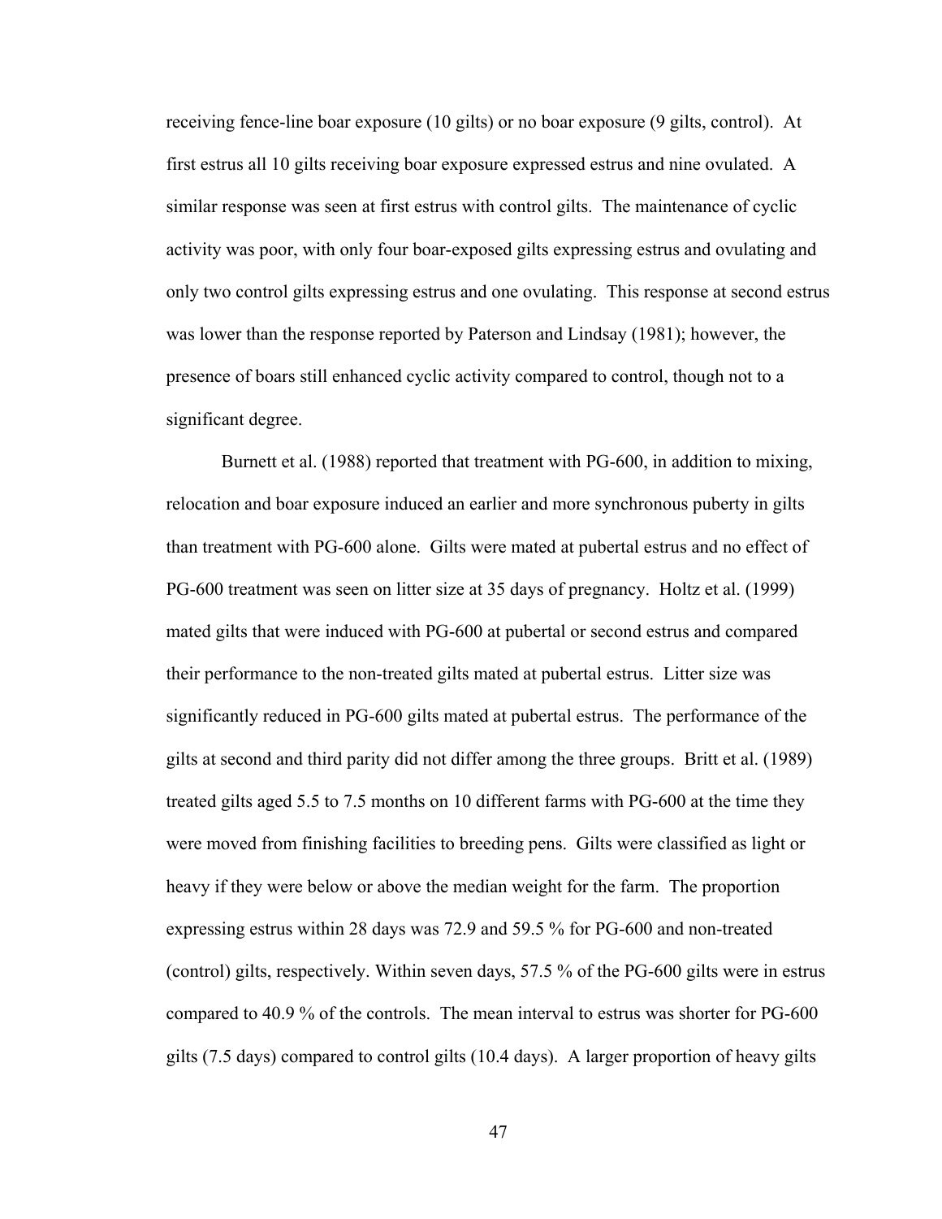receiving fence-line boar exposure (10 gilts) or no boar exposure (9 gilts, control). At first estrus all 10 gilts receiving boar exposure expressed estrus and nine ovulated. A similar response was seen at first estrus with control gilts. The maintenance of cyclic activity was poor, with only four boar-exposed gilts expressing estrus and ovulating and only two control gilts expressing estrus and one ovulating. This response at second estrus was lower than the response reported by Paterson and Lindsay (1981); however, the presence of boars still enhanced cyclic activity compared to control, though not to a significant degree.

Burnett et al. (1988) reported that treatment with PG-600, in addition to mixing, relocation and boar exposure induced an earlier and more synchronous puberty in gilts than treatment with PG-600 alone. Gilts were mated at pubertal estrus and no effect of PG-600 treatment was seen on litter size at 35 days of pregnancy. Holtz et al. (1999) mated gilts that were induced with PG-600 at pubertal or second estrus and compared their performance to the non-treated gilts mated at pubertal estrus. Litter size was significantly reduced in PG-600 gilts mated at pubertal estrus. The performance of the gilts at second and third parity did not differ among the three groups. Britt et al. (1989) treated gilts aged 5.5 to 7.5 months on 10 different farms with PG-600 at the time they were moved from finishing facilities to breeding pens. Gilts were classified as light or heavy if they were below or above the median weight for the farm. The proportion expressing estrus within 28 days was 72.9 and 59.5 % for PG-600 and non-treated (control) gilts, respectively. Within seven days, 57.5 % of the PG-600 gilts were in estrus compared to 40.9 % of the controls. The mean interval to estrus was shorter for PG-600 gilts (7.5 days) compared to control gilts (10.4 days). A larger proportion of heavy gilts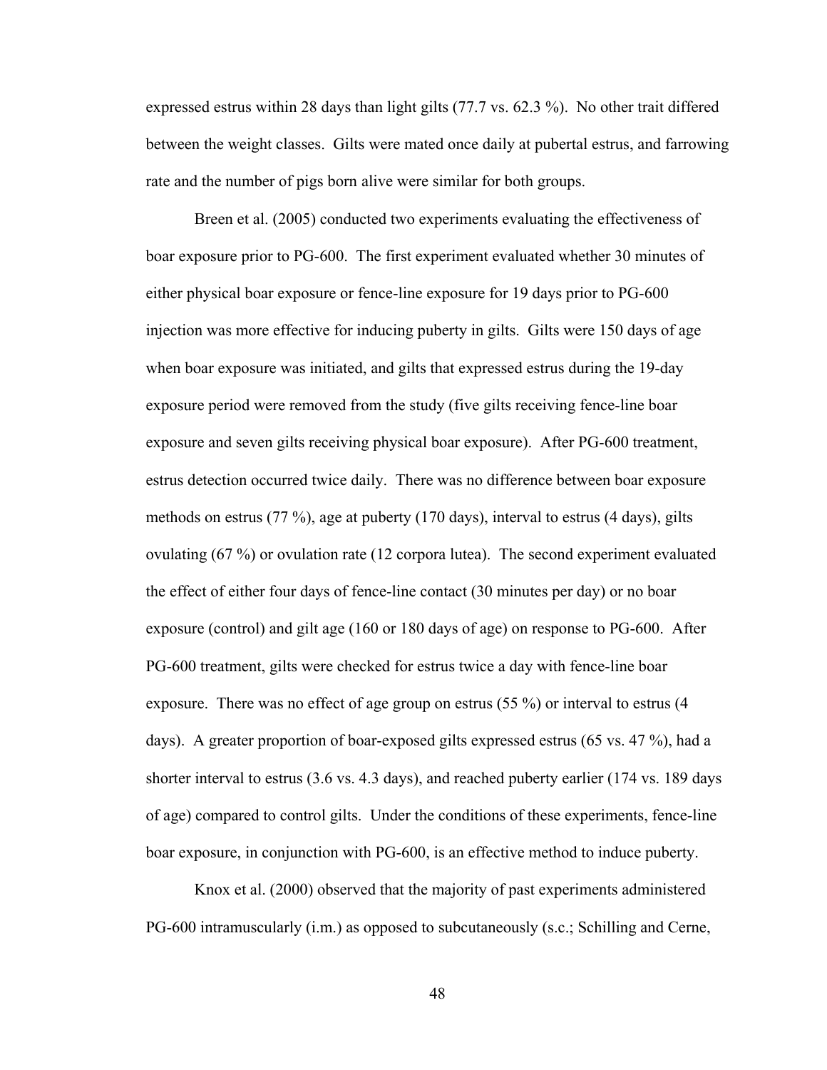expressed estrus within 28 days than light gilts (77.7 vs. 62.3 %). No other trait differed between the weight classes. Gilts were mated once daily at pubertal estrus, and farrowing rate and the number of pigs born alive were similar for both groups.

Breen et al. (2005) conducted two experiments evaluating the effectiveness of boar exposure prior to PG-600. The first experiment evaluated whether 30 minutes of either physical boar exposure or fence-line exposure for 19 days prior to PG-600 injection was more effective for inducing puberty in gilts. Gilts were 150 days of age when boar exposure was initiated, and gilts that expressed estrus during the 19-day exposure period were removed from the study (five gilts receiving fence-line boar exposure and seven gilts receiving physical boar exposure). After PG-600 treatment, estrus detection occurred twice daily. There was no difference between boar exposure methods on estrus (77 %), age at puberty (170 days), interval to estrus (4 days), gilts ovulating (67 %) or ovulation rate (12 corpora lutea). The second experiment evaluated the effect of either four days of fence-line contact (30 minutes per day) or no boar exposure (control) and gilt age (160 or 180 days of age) on response to PG-600. After PG-600 treatment, gilts were checked for estrus twice a day with fence-line boar exposure. There was no effect of age group on estrus (55 %) or interval to estrus (4 days). A greater proportion of boar-exposed gilts expressed estrus (65 vs. 47 %), had a shorter interval to estrus (3.6 vs. 4.3 days), and reached puberty earlier (174 vs. 189 days of age) compared to control gilts. Under the conditions of these experiments, fence-line boar exposure, in conjunction with PG-600, is an effective method to induce puberty.

Knox et al. (2000) observed that the majority of past experiments administered PG-600 intramuscularly (i.m.) as opposed to subcutaneously (s.c.; Schilling and Cerne,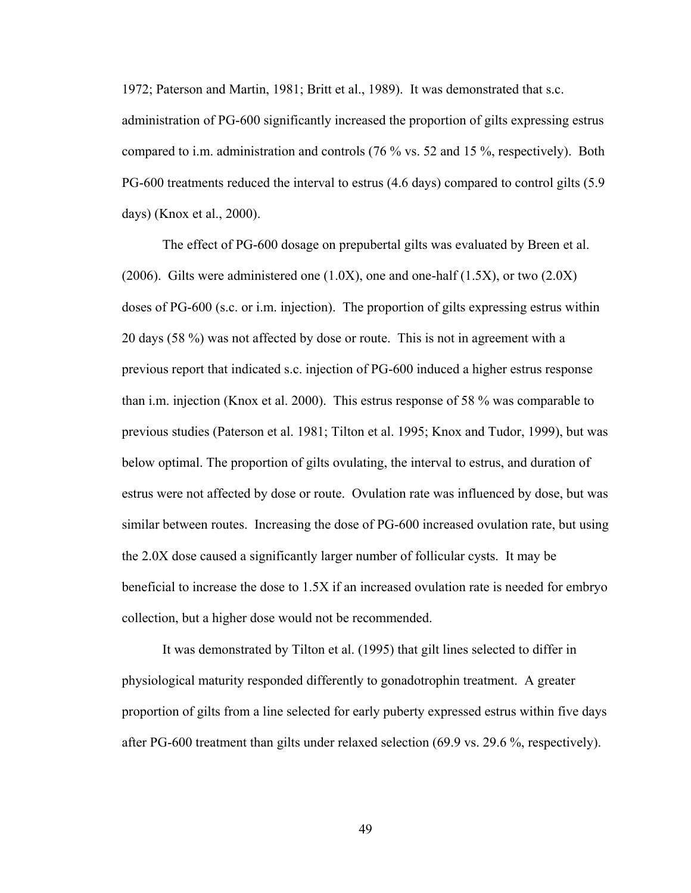1972; Paterson and Martin, 1981; Britt et al., 1989). It was demonstrated that s.c. administration of PG-600 significantly increased the proportion of gilts expressing estrus compared to i.m. administration and controls (76 % vs. 52 and 15 %, respectively). Both PG-600 treatments reduced the interval to estrus (4.6 days) compared to control gilts (5.9 days) (Knox et al., 2000).

The effect of PG-600 dosage on prepubertal gilts was evaluated by Breen et al. (2006). Gilts were administered one (1.0X), one and one-half (1.5X), or two (2.0X) doses of PG-600 (s.c. or i.m. injection). The proportion of gilts expressing estrus within 20 days (58 %) was not affected by dose or route. This is not in agreement with a previous report that indicated s.c. injection of PG-600 induced a higher estrus response than i.m. injection (Knox et al. 2000). This estrus response of 58 % was comparable to previous studies (Paterson et al. 1981; Tilton et al. 1995; Knox and Tudor, 1999), but was below optimal. The proportion of gilts ovulating, the interval to estrus, and duration of estrus were not affected by dose or route. Ovulation rate was influenced by dose, but was similar between routes. Increasing the dose of PG-600 increased ovulation rate, but using the 2.0X dose caused a significantly larger number of follicular cysts. It may be beneficial to increase the dose to 1.5X if an increased ovulation rate is needed for embryo collection, but a higher dose would not be recommended.

It was demonstrated by Tilton et al. (1995) that gilt lines selected to differ in physiological maturity responded differently to gonadotrophin treatment. A greater proportion of gilts from a line selected for early puberty expressed estrus within five days after PG-600 treatment than gilts under relaxed selection (69.9 vs. 29.6 %, respectively).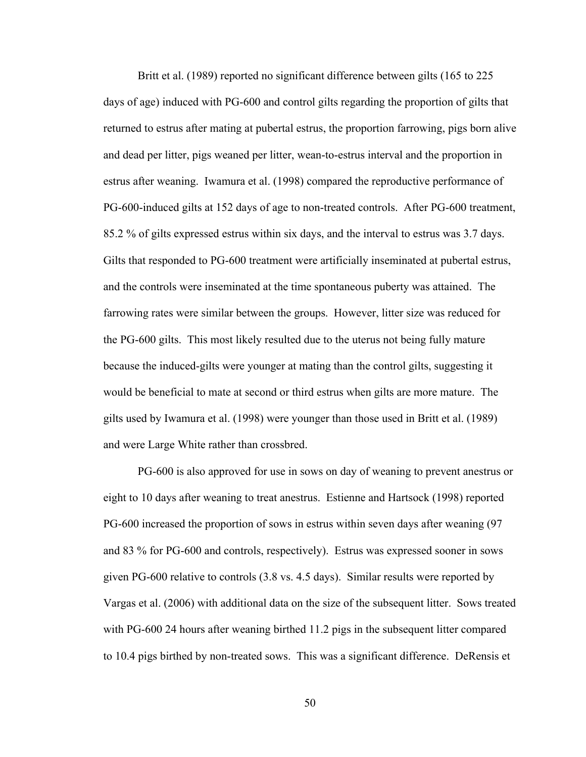Britt et al. (1989) reported no significant difference between gilts (165 to 225 days of age) induced with PG-600 and control gilts regarding the proportion of gilts that returned to estrus after mating at pubertal estrus, the proportion farrowing, pigs born alive and dead per litter, pigs weaned per litter, wean-to-estrus interval and the proportion in estrus after weaning. Iwamura et al. (1998) compared the reproductive performance of PG-600-induced gilts at 152 days of age to non-treated controls. After PG-600 treatment, 85.2 % of gilts expressed estrus within six days, and the interval to estrus was 3.7 days. Gilts that responded to PG-600 treatment were artificially inseminated at pubertal estrus, and the controls were inseminated at the time spontaneous puberty was attained. The farrowing rates were similar between the groups. However, litter size was reduced for the PG-600 gilts. This most likely resulted due to the uterus not being fully mature because the induced-gilts were younger at mating than the control gilts, suggesting it would be beneficial to mate at second or third estrus when gilts are more mature. The gilts used by Iwamura et al. (1998) were younger than those used in Britt et al. (1989) and were Large White rather than crossbred.

PG-600 is also approved for use in sows on day of weaning to prevent anestrus or eight to 10 days after weaning to treat anestrus. Estienne and Hartsock (1998) reported PG-600 increased the proportion of sows in estrus within seven days after weaning (97 and 83 % for PG-600 and controls, respectively). Estrus was expressed sooner in sows given PG-600 relative to controls (3.8 vs. 4.5 days). Similar results were reported by Vargas et al. (2006) with additional data on the size of the subsequent litter. Sows treated with PG-600 24 hours after weaning birthed 11.2 pigs in the subsequent litter compared to 10.4 pigs birthed by non-treated sows. This was a significant difference. DeRensis et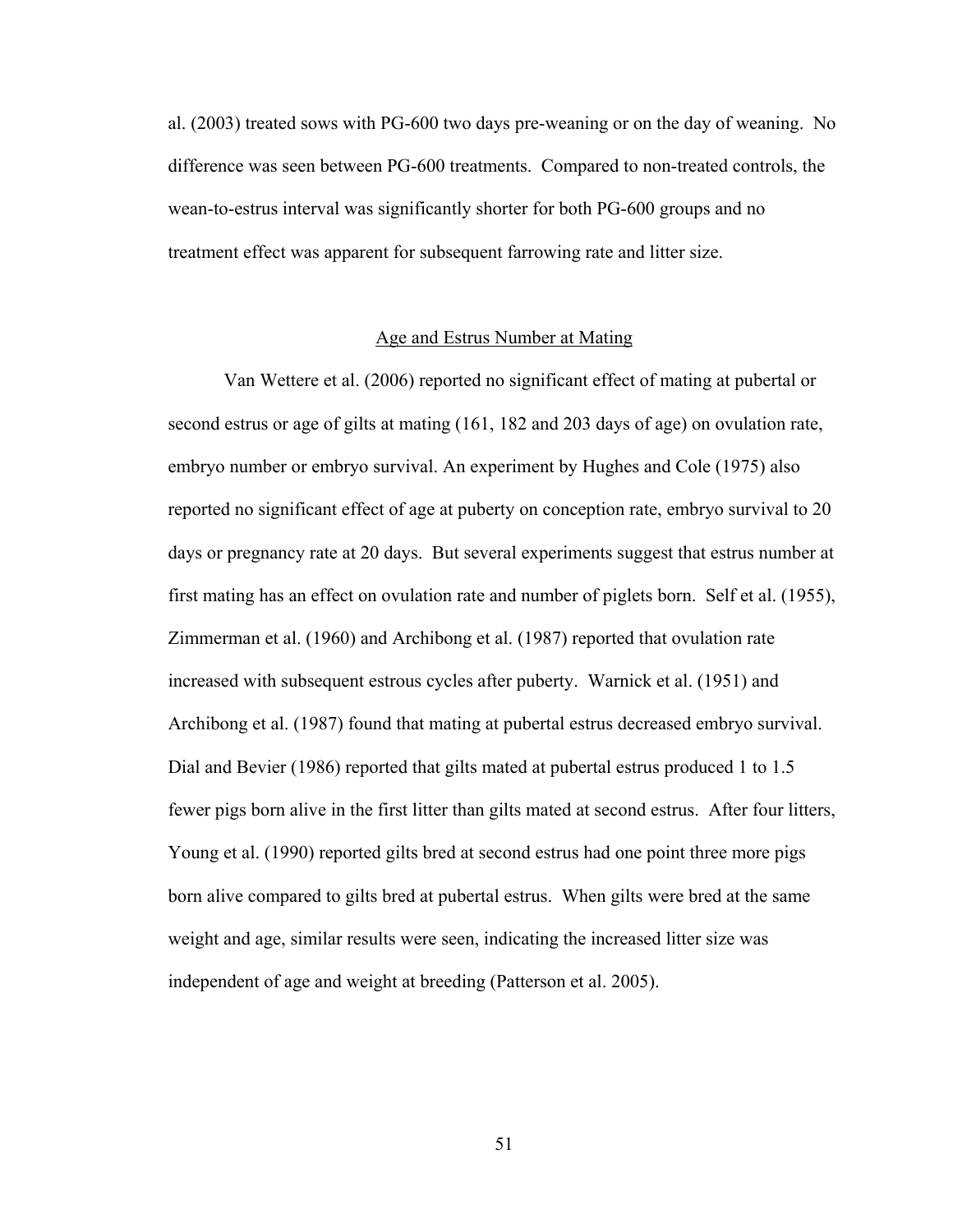al. (2003) treated sows with PG-600 two days pre-weaning or on the day of weaning. No difference was seen between PG-600 treatments. Compared to non-treated controls, the wean-to-estrus interval was significantly shorter for both PG-600 groups and no treatment effect was apparent for subsequent farrowing rate and litter size.

## Age and Estrus Number at Mating

Van Wettere et al. (2006) reported no significant effect of mating at pubertal or second estrus or age of gilts at mating (161, 182 and 203 days of age) on ovulation rate, embryo number or embryo survival. An experiment by Hughes and Cole (1975) also reported no significant effect of age at puberty on conception rate, embryo survival to 20 days or pregnancy rate at 20 days. But several experiments suggest that estrus number at first mating has an effect on ovulation rate and number of piglets born. Self et al. (1955), Zimmerman et al. (1960) and Archibong et al. (1987) reported that ovulation rate increased with subsequent estrous cycles after puberty. Warnick et al. (1951) and Archibong et al. (1987) found that mating at pubertal estrus decreased embryo survival. Dial and Bevier (1986) reported that gilts mated at pubertal estrus produced 1 to 1.5 fewer pigs born alive in the first litter than gilts mated at second estrus. After four litters, Young et al. (1990) reported gilts bred at second estrus had one point three more pigs born alive compared to gilts bred at pubertal estrus. When gilts were bred at the same weight and age, similar results were seen, indicating the increased litter size was independent of age and weight at breeding (Patterson et al. 2005).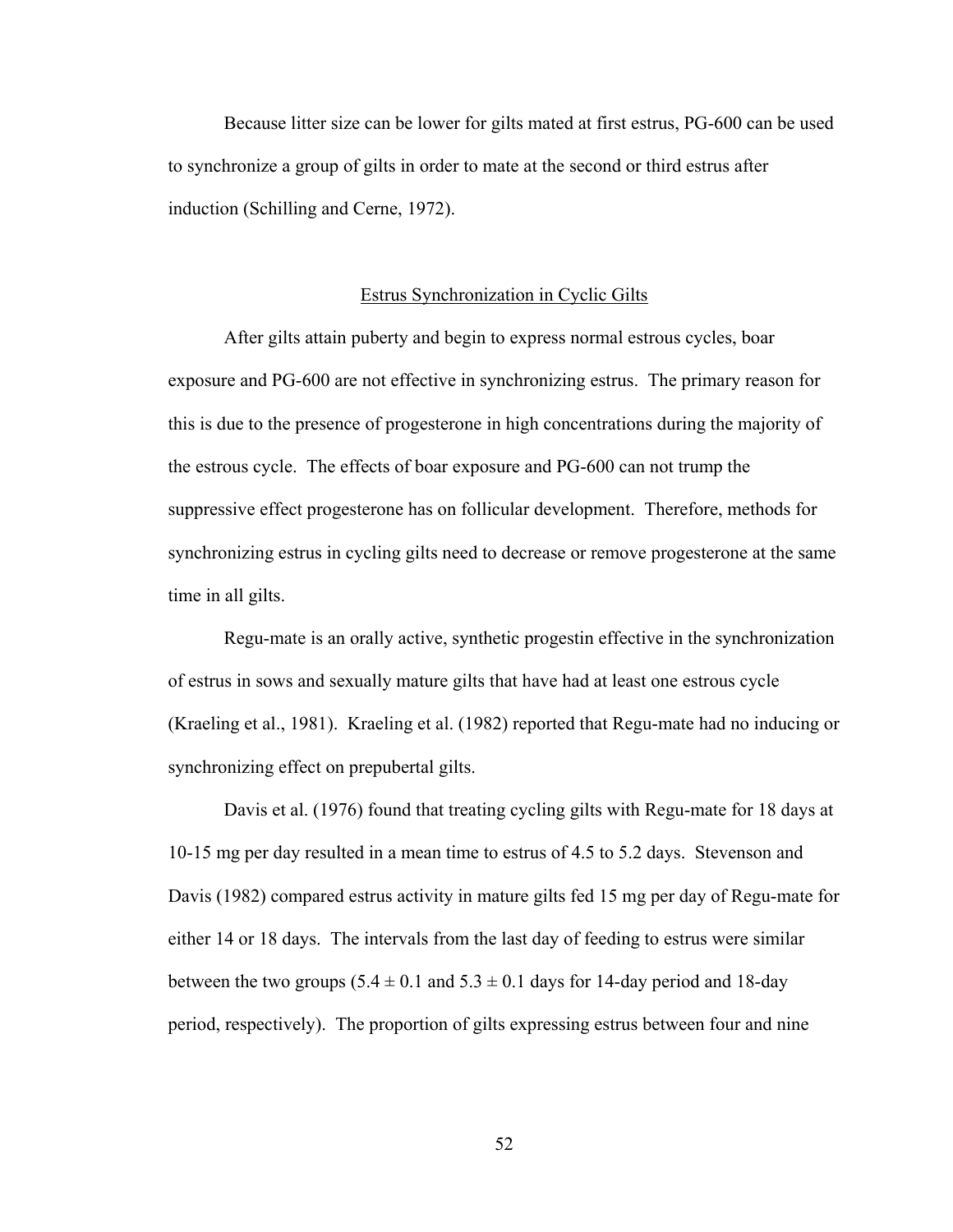Because litter size can be lower for gilts mated at first estrus, PG-600 can be used to synchronize a group of gilts in order to mate at the second or third estrus after induction (Schilling and Cerne, 1972).

## Estrus Synchronization in Cyclic Gilts

After gilts attain puberty and begin to express normal estrous cycles, boar exposure and PG-600 are not effective in synchronizing estrus. The primary reason for this is due to the presence of progesterone in high concentrations during the majority of the estrous cycle. The effects of boar exposure and PG-600 can not trump the suppressive effect progesterone has on follicular development. Therefore, methods for synchronizing estrus in cycling gilts need to decrease or remove progesterone at the same time in all gilts.

Regu-mate is an orally active, synthetic progestin effective in the synchronization of estrus in sows and sexually mature gilts that have had at least one estrous cycle (Kraeling et al., 1981). Kraeling et al. (1982) reported that Regu-mate had no inducing or synchronizing effect on prepubertal gilts.

Davis et al. (1976) found that treating cycling gilts with Regu-mate for 18 days at 10-15 mg per day resulted in a mean time to estrus of 4.5 to 5.2 days. Stevenson and Davis (1982) compared estrus activity in mature gilts fed 15 mg per day of Regu-mate for either 14 or 18 days. The intervals from the last day of feeding to estrus were similar between the two groups ($5.4 \pm 0.1$ and $5.3 \pm 0.1$ days for 14-day period and 18-day period, respectively). The proportion of gilts expressing estrus between four and nine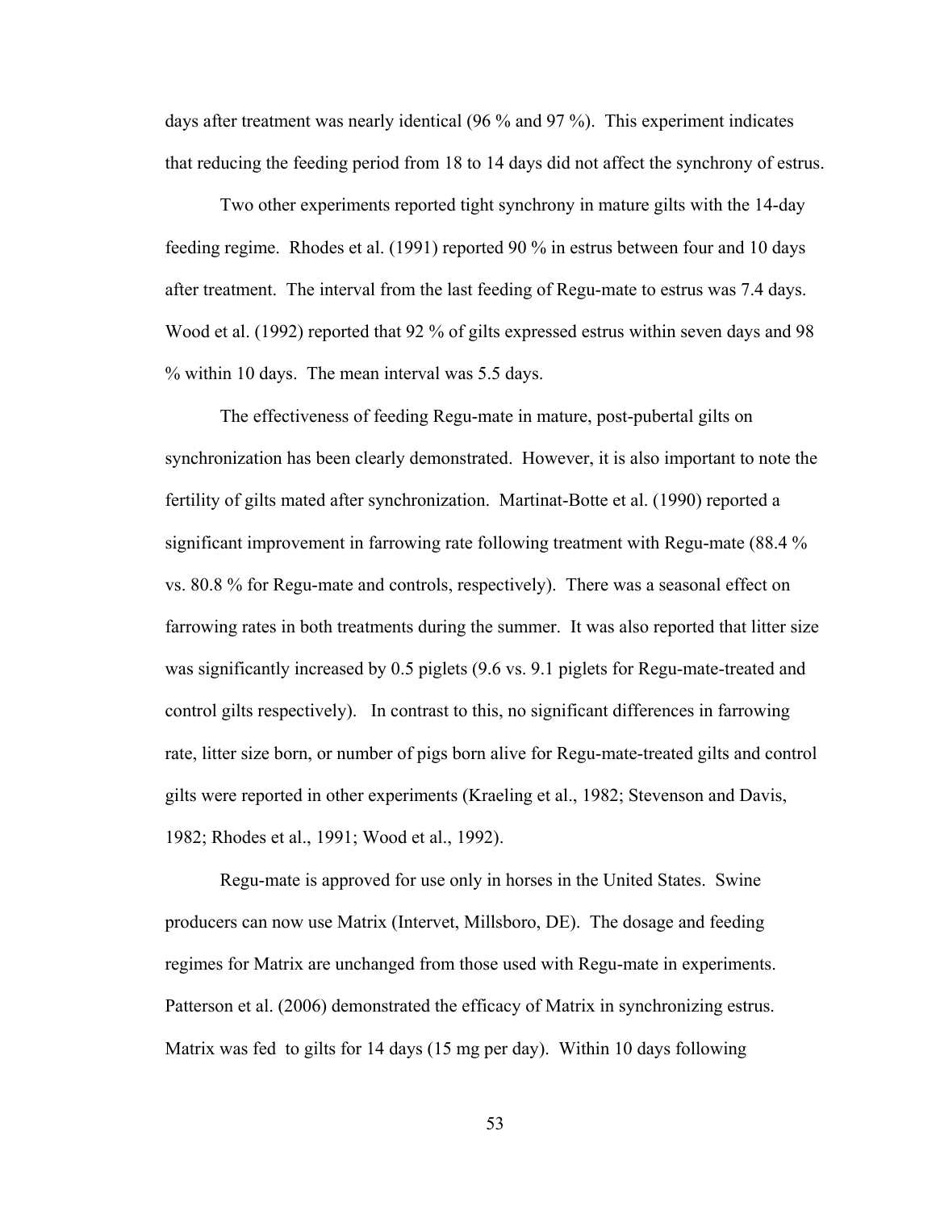days after treatment was nearly identical (96 % and 97 %). This experiment indicates that reducing the feeding period from 18 to 14 days did not affect the synchrony of estrus.

Two other experiments reported tight synchrony in mature gilts with the 14-day feeding regime. Rhodes et al. (1991) reported 90 % in estrus between four and 10 days after treatment. The interval from the last feeding of Regu-mate to estrus was 7.4 days. Wood et al. (1992) reported that 92 % of gilts expressed estrus within seven days and 98 % within 10 days. The mean interval was 5.5 days.

The effectiveness of feeding Regu-mate in mature, post-pubertal gilts on synchronization has been clearly demonstrated. However, it is also important to note the fertility of gilts mated after synchronization. Martinat-Botte et al. (1990) reported a significant improvement in farrowing rate following treatment with Regu-mate (88.4 % vs. 80.8 % for Regu-mate and controls, respectively). There was a seasonal effect on farrowing rates in both treatments during the summer. It was also reported that litter size was significantly increased by 0.5 piglets (9.6 vs. 9.1 piglets for Regu-mate-treated and control gilts respectively). In contrast to this, no significant differences in farrowing rate, litter size born, or number of pigs born alive for Regu-mate-treated gilts and control gilts were reported in other experiments (Kraeling et al., 1982; Stevenson and Davis, 1982; Rhodes et al., 1991; Wood et al., 1992).

Regu-mate is approved for use only in horses in the United States. Swine producers can now use Matrix (Intervet, Millsboro, DE). The dosage and feeding regimes for Matrix are unchanged from those used with Regu-mate in experiments. Patterson et al. (2006) demonstrated the efficacy of Matrix in synchronizing estrus. Matrix was fed to gilts for 14 days (15 mg per day). Within 10 days following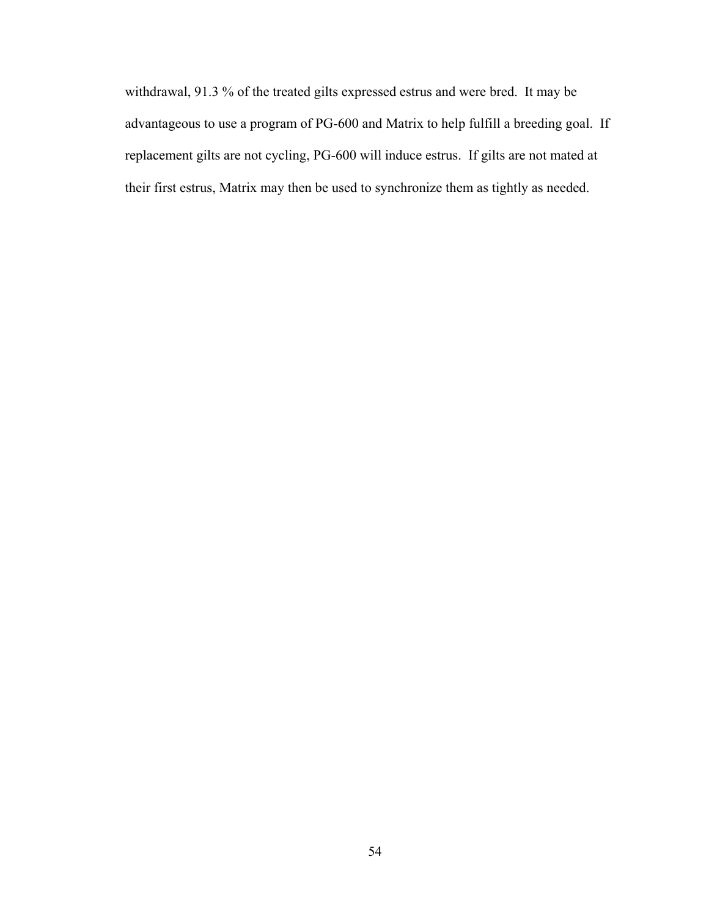withdrawal, 91.3 % of the treated gilts expressed estrus and were bred. It may be advantageous to use a program of PG-600 and Matrix to help fulfill a breeding goal. If replacement gilts are not cycling, PG-600 will induce estrus. If gilts are not mated at their first estrus, Matrix may then be used to synchronize them as tightly as needed.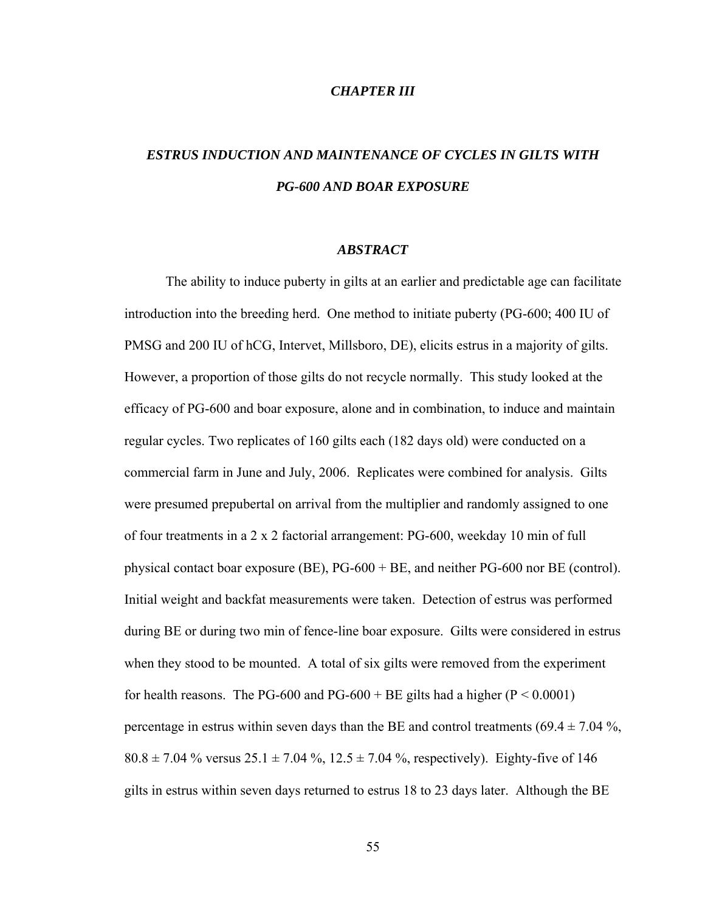# *CHAPTER III*

## *ESTRUS INDUCTION AND MAINTENANCE OF CYCLES IN GILTS WITH PG-600 AND BOAR EXPOSURE*

### *ABSTRACT*

The ability to induce puberty in gilts at an earlier and predictable age can facilitate introduction into the breeding herd. One method to initiate puberty (PG-600; 400 IU of PMSG and 200 IU of hCG, Intervet, Millsboro, DE), elicits estrus in a majority of gilts. However, a proportion of those gilts do not recycle normally. This study looked at the efficacy of PG-600 and boar exposure, alone and in combination, to induce and maintain regular cycles. Two replicates of 160 gilts each (182 days old) were conducted on a commercial farm in June and July, 2006. Replicates were combined for analysis. Gilts were presumed prepubertal on arrival from the multiplier and randomly assigned to one of four treatments in a 2 x 2 factorial arrangement: PG-600, weekday 10 min of full physical contact boar exposure (BE), PG-600 + BE, and neither PG-600 nor BE (control). Initial weight and backfat measurements were taken. Detection of estrus was performed during BE or during two min of fence-line boar exposure. Gilts were considered in estrus when they stood to be mounted. A total of six gilts were removed from the experiment for health reasons. The PG-600 and PG-600 + BE gilts had a higher ($P < 0.0001$) percentage in estrus within seven days than the BE and control treatments ($69.4 \pm 7.04$ %, $80.8 \pm 7.04$ % versus $25.1 \pm 7.04$ %, $12.5 \pm 7.04$ %, respectively). Eighty-five of 146 gilts in estrus within seven days returned to estrus 18 to 23 days later. Although the BE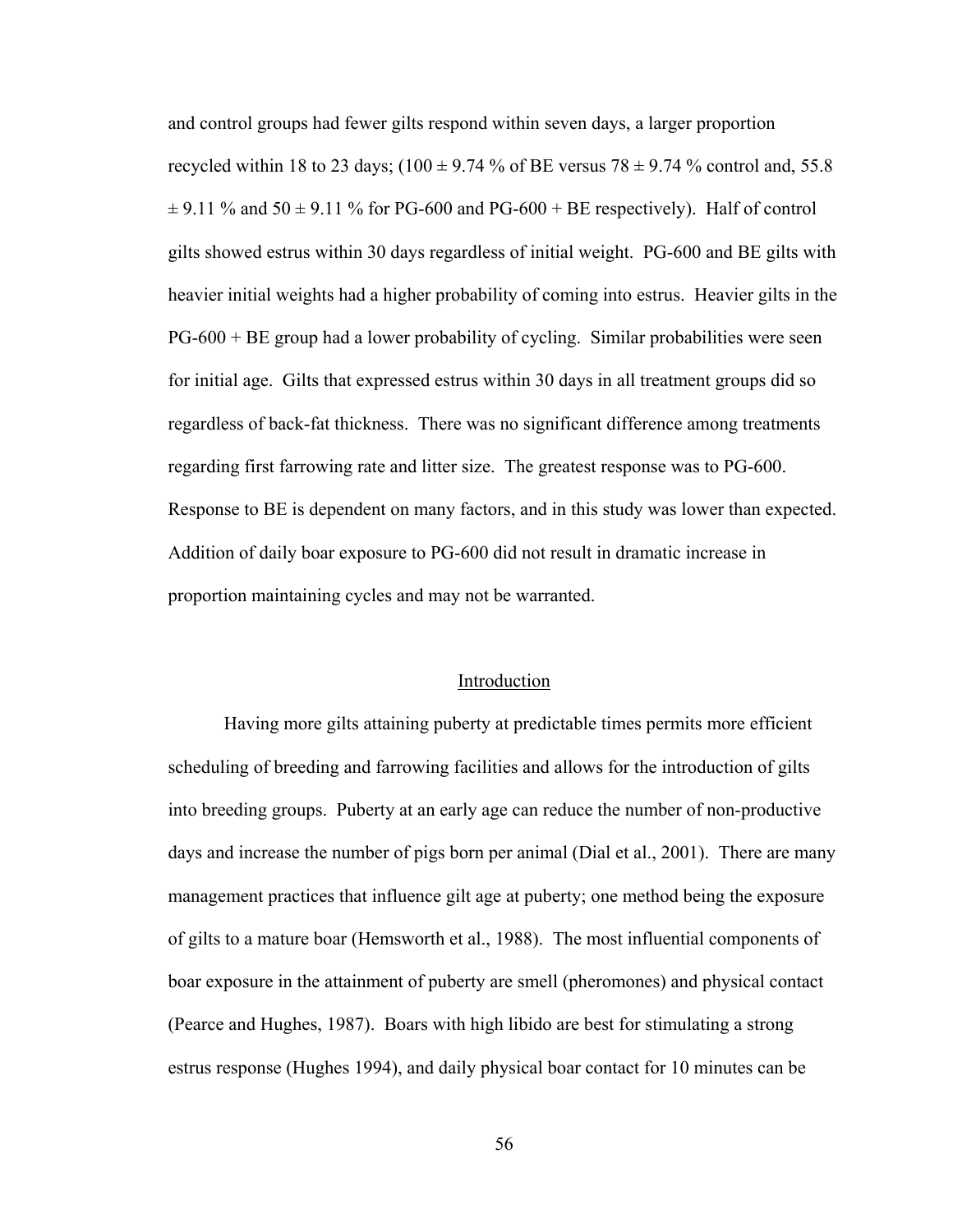and control groups had fewer gilts respond within seven days, a larger proportion recycled within 18 to 23 days; ($100 \pm 9.74$ % of BE versus $78 \pm 9.74$ % control and, $55.8 \pm 9.11$ % and $50 \pm 9.11$ % for PG-600 and PG-600 + BE respectively). Half of control gilts showed estrus within 30 days regardless of initial weight. PG-600 and BE gilts with heavier initial weights had a higher probability of coming into estrus. Heavier gilts in the PG-600 + BE group had a lower probability of cycling. Similar probabilities were seen for initial age. Gilts that expressed estrus within 30 days in all treatment groups did so regardless of back-fat thickness. There was no significant difference among treatments regarding first farrowing rate and litter size. The greatest response was to PG-600. Response to BE is dependent on many factors, and in this study was lower than expected. Addition of daily boar exposure to PG-600 did not result in dramatic increase in proportion maintaining cycles and may not be warranted.

## Introduction

Having more gilts attaining puberty at predictable times permits more efficient scheduling of breeding and farrowing facilities and allows for the introduction of gilts into breeding groups. Puberty at an early age can reduce the number of non-productive days and increase the number of pigs born per animal (Dial et al., 2001). There are many management practices that influence gilt age at puberty; one method being the exposure of gilts to a mature boar (Hemsworth et al., 1988). The most influential components of boar exposure in the attainment of puberty are smell (pheromones) and physical contact (Pearce and Hughes, 1987). Boars with high libido are best for stimulating a strong estrus response (Hughes 1994), and daily physical boar contact for 10 minutes can be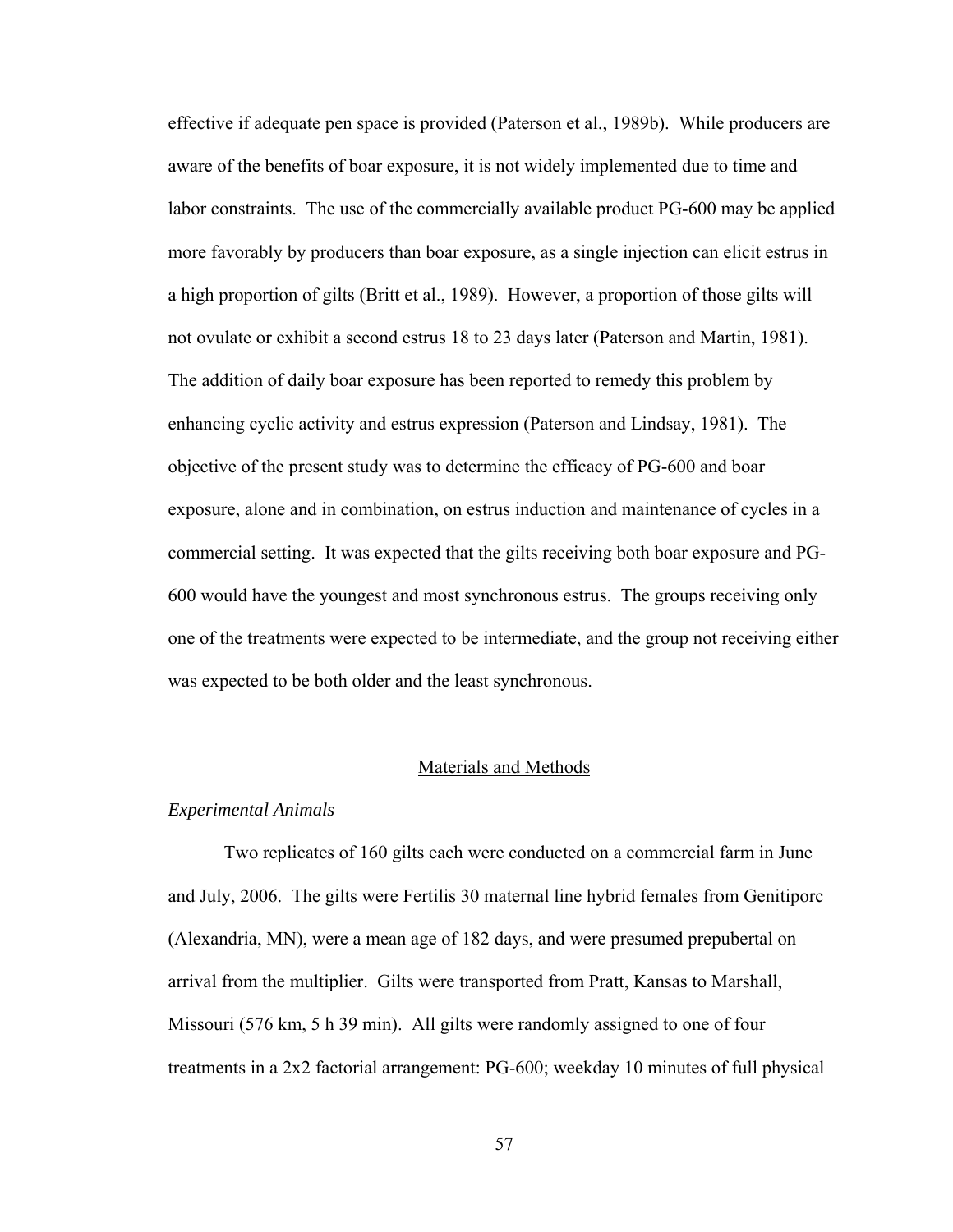effective if adequate pen space is provided (Paterson et al., 1989b). While producers are aware of the benefits of boar exposure, it is not widely implemented due to time and labor constraints. The use of the commercially available product PG-600 may be applied more favorably by producers than boar exposure, as a single injection can elicit estrus in a high proportion of gilts (Britt et al., 1989). However, a proportion of those gilts will not ovulate or exhibit a second estrus 18 to 23 days later (Paterson and Martin, 1981). The addition of daily boar exposure has been reported to remedy this problem by enhancing cyclic activity and estrus expression (Paterson and Lindsay, 1981). The objective of the present study was to determine the efficacy of PG-600 and boar exposure, alone and in combination, on estrus induction and maintenance of cycles in a commercial setting. It was expected that the gilts receiving both boar exposure and PG-600 would have the youngest and most synchronous estrus. The groups receiving only one of the treatments were expected to be intermediate, and the group not receiving either was expected to be both older and the least synchronous.

## Materials and Methods

### *Experimental Animals*

Two replicates of 160 gilts each were conducted on a commercial farm in June and July, 2006. The gilts were Fertilis 30 maternal line hybrid females from Genitiporc (Alexandria, MN), were a mean age of 182 days, and were presumed prepubertal on arrival from the multiplier. Gilts were transported from Pratt, Kansas to Marshall, Missouri (576 km, 5 h 39 min). All gilts were randomly assigned to one of four treatments in a 2x2 factorial arrangement: PG-600; weekday 10 minutes of full physical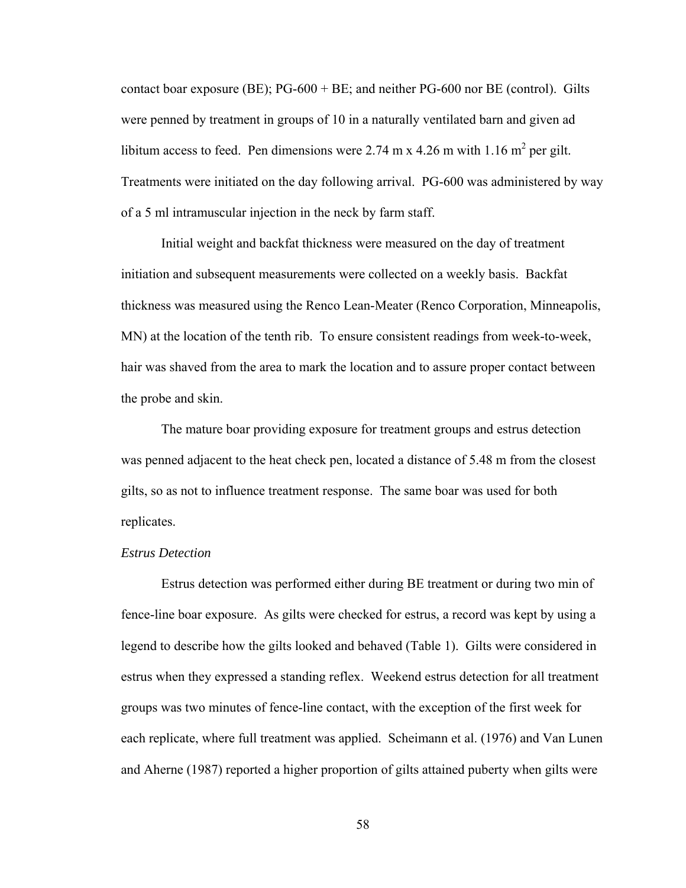contact boar exposure (BE); PG-600 + BE; and neither PG-600 nor BE (control). Gilts were penned by treatment in groups of 10 in a naturally ventilated barn and given ad libitum access to feed. Pen dimensions were 2.74 m x 4.26 m with 1.16 $m^2$ per gilt. Treatments were initiated on the day following arrival. PG-600 was administered by way of a 5 ml intramuscular injection in the neck by farm staff.

Initial weight and backfat thickness were measured on the day of treatment initiation and subsequent measurements were collected on a weekly basis. Backfat thickness was measured using the Renco Lean-Meater (Renco Corporation, Minneapolis, MN) at the location of the tenth rib. To ensure consistent readings from week-to-week, hair was shaved from the area to mark the location and to assure proper contact between the probe and skin.

The mature boar providing exposure for treatment groups and estrus detection was penned adjacent to the heat check pen, located a distance of 5.48 m from the closest gilts, so as not to influence treatment response. The same boar was used for both replicates.

*Estrus Detection*

Estrus detection was performed either during BE treatment or during two min of fence-line boar exposure. As gilts were checked for estrus, a record was kept by using a legend to describe how the gilts looked and behaved (Table 1). Gilts were considered in estrus when they expressed a standing reflex. Weekend estrus detection for all treatment groups was two minutes of fence-line contact, with the exception of the first week for each replicate, where full treatment was applied. Scheimann et al. (1976) and Van Lunen and Aherne (1987) reported a higher proportion of gilts attained puberty when gilts were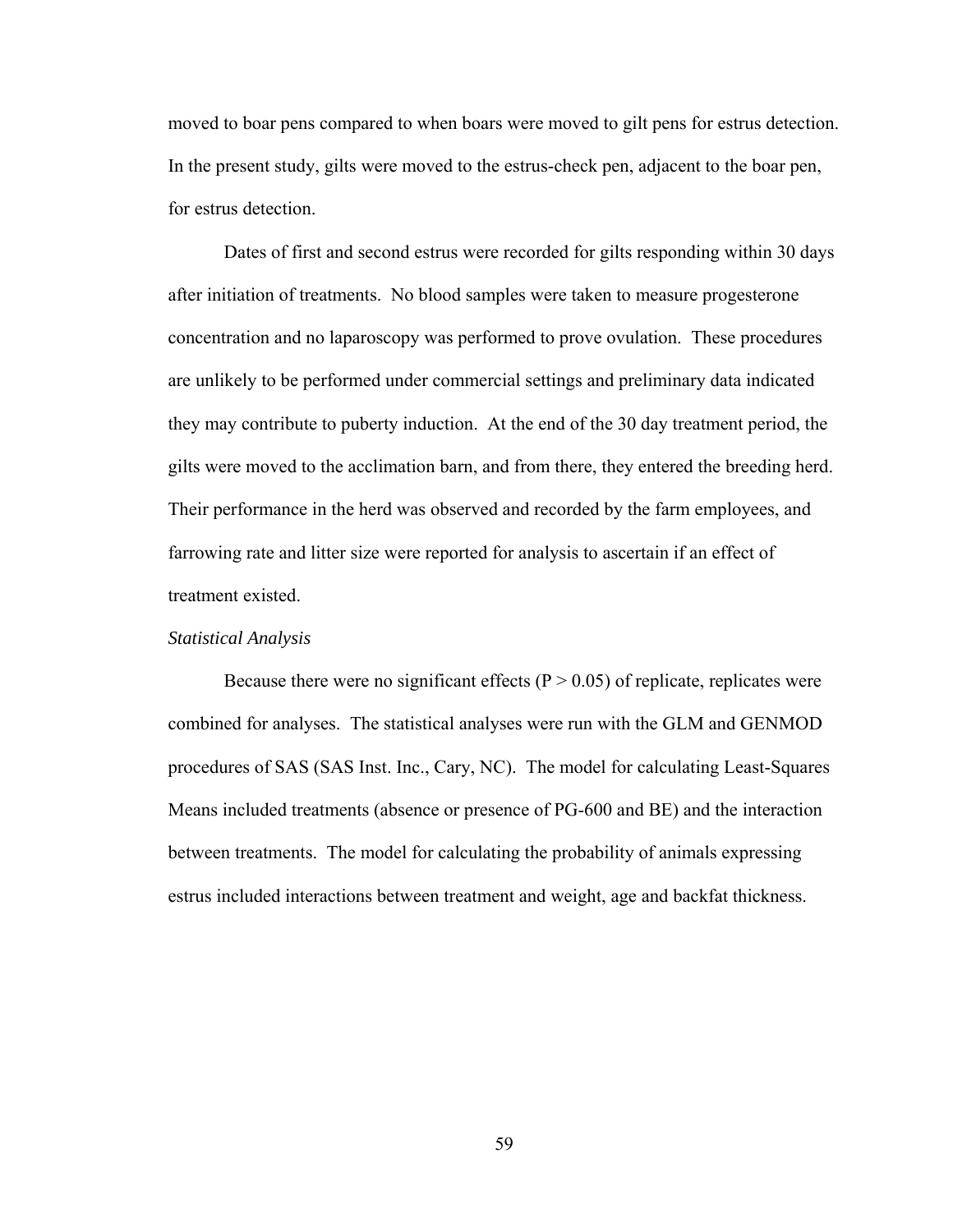moved to boar pens compared to when boars were moved to gilt pens for estrus detection. In the present study, gilts were moved to the estrus-check pen, adjacent to the boar pen, for estrus detection.

Dates of first and second estrus were recorded for gilts responding within 30 days after initiation of treatments. No blood samples were taken to measure progesterone concentration and no laparoscopy was performed to prove ovulation. These procedures are unlikely to be performed under commercial settings and preliminary data indicated they may contribute to puberty induction. At the end of the 30 day treatment period, the gilts were moved to the acclimation barn, and from there, they entered the breeding herd. Their performance in the herd was observed and recorded by the farm employees, and farrowing rate and litter size were reported for analysis to ascertain if an effect of treatment existed.

*Statistical Analysis*

Because there were no significant effects ($P > 0.05$) of replicate, replicates were combined for analyses. The statistical analyses were run with the GLM and GENMOD procedures of SAS (SAS Inst. Inc., Cary, NC). The model for calculating Least-Squares Means included treatments (absence or presence of PG-600 and BE) and the interaction between treatments. The model for calculating the probability of animals expressing estrus included interactions between treatment and weight, age and backfat thickness.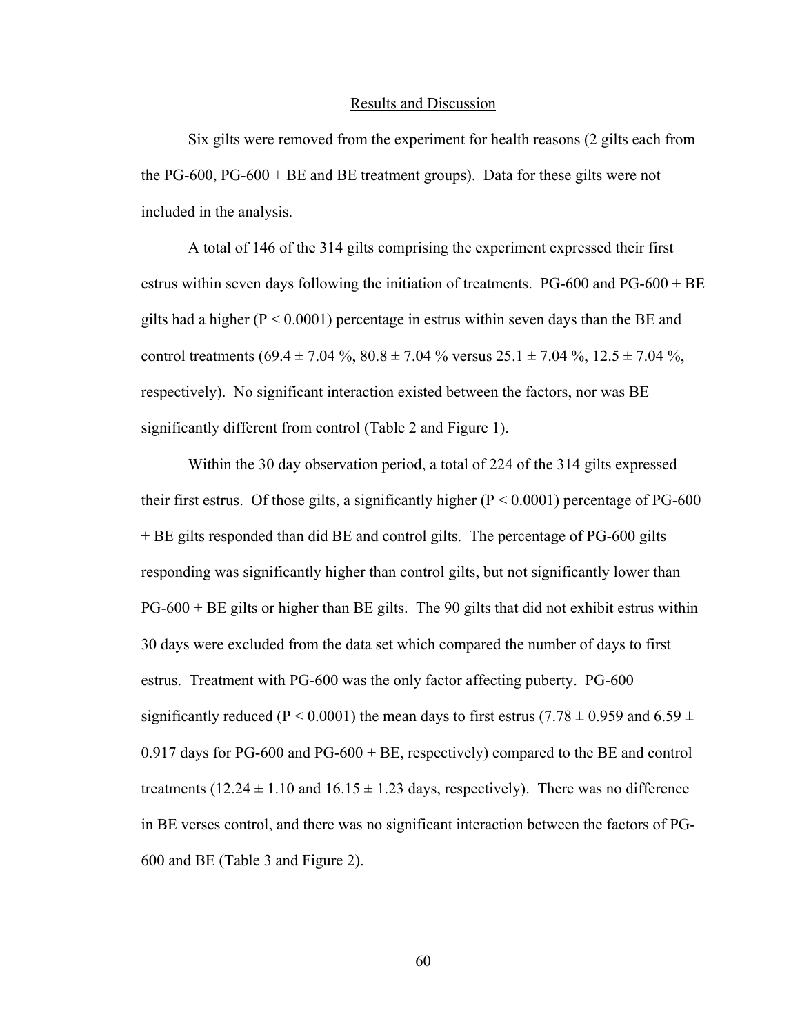## Results and Discussion

Six gilts were removed from the experiment for health reasons (2 gilts each from the PG-600, PG-600 + BE and BE treatment groups). Data for these gilts were not included in the analysis.

A total of 146 of the 314 gilts comprising the experiment expressed their first estrus within seven days following the initiation of treatments. PG-600 and PG-600 + BE gilts had a higher ($P < 0.0001$) percentage in estrus within seven days than the BE and control treatments ($69.4 \pm 7.04$ %, $80.8 \pm 7.04$ % versus $25.1 \pm 7.04$ %, $12.5 \pm 7.04$ %, respectively). No significant interaction existed between the factors, nor was BE significantly different from control (Table 2 and Figure 1).

Within the 30 day observation period, a total of 224 of the 314 gilts expressed their first estrus. Of those gilts, a significantly higher ($P < 0.0001$) percentage of PG-600 + BE gilts responded than did BE and control gilts. The percentage of PG-600 gilts responding was significantly higher than control gilts, but not significantly lower than PG-600 + BE gilts or higher than BE gilts. The 90 gilts that did not exhibit estrus within 30 days were excluded from the data set which compared the number of days to first estrus. Treatment with PG-600 was the only factor affecting puberty. PG-600 significantly reduced ($P < 0.0001$) the mean days to first estrus ($7.78 \pm 0.959$ and $6.59 \pm 0.917$ days for PG-600 and PG-600 + BE, respectively) compared to the BE and control treatments ($12.24 \pm 1.10$ and $16.15 \pm 1.23$ days, respectively). There was no difference in BE verses control, and there was no significant interaction between the factors of PG-600 and BE (Table 3 and Figure 2).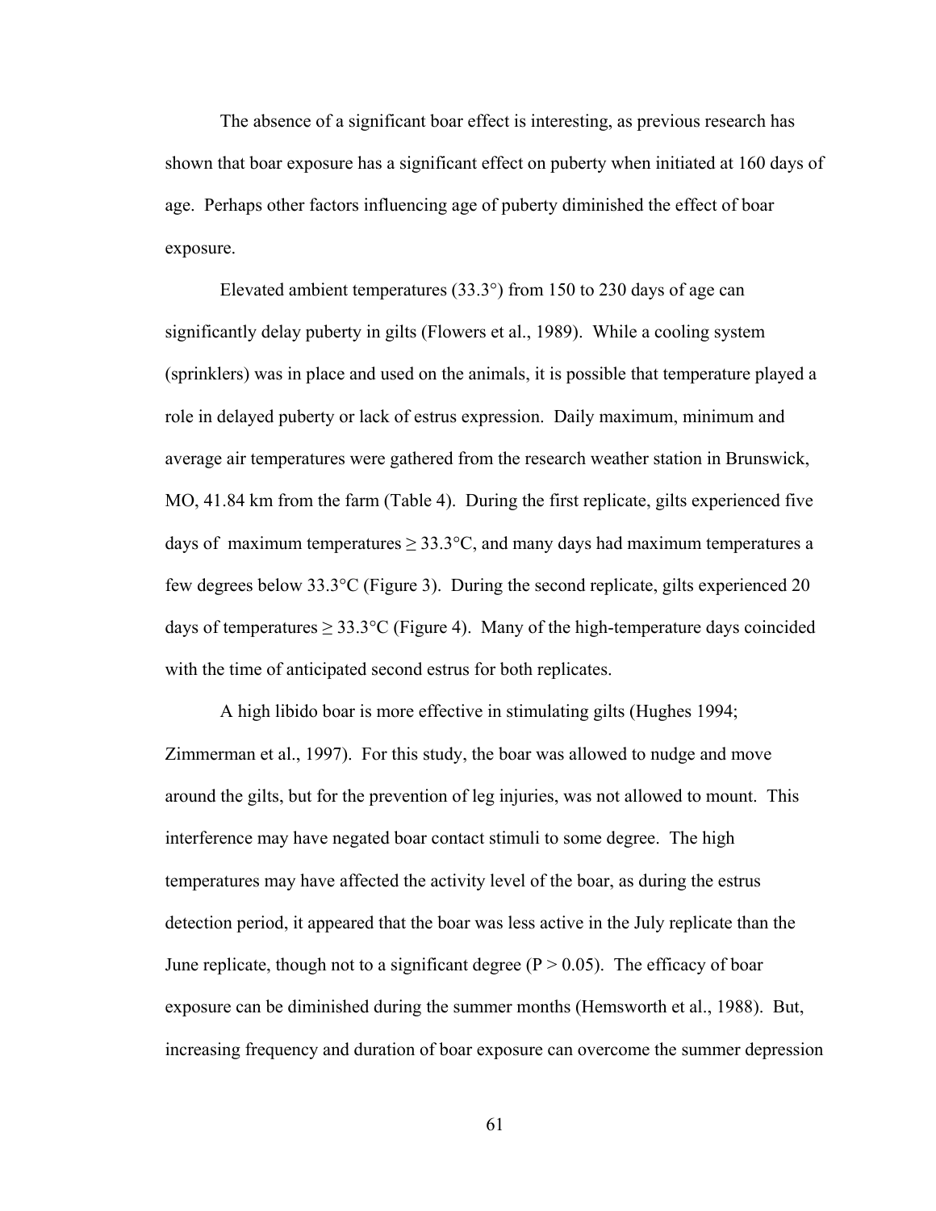The absence of a significant boar effect is interesting, as previous research has shown that boar exposure has a significant effect on puberty when initiated at 160 days of age. Perhaps other factors influencing age of puberty diminished the effect of boar exposure.

Elevated ambient temperatures (33.3°) from 150 to 230 days of age can significantly delay puberty in gilts (Flowers et al., 1989). While a cooling system (sprinklers) was in place and used on the animals, it is possible that temperature played a role in delayed puberty or lack of estrus expression. Daily maximum, minimum and average air temperatures were gathered from the research weather station in Brunswick, MO, 41.84 km from the farm (Table 4). During the first replicate, gilts experienced five days of maximum temperatures ≥ 33.3°C, and many days had maximum temperatures a few degrees below 33.3°C (Figure 3). During the second replicate, gilts experienced 20 days of temperatures ≥ 33.3°C (Figure 4). Many of the high-temperature days coincided with the time of anticipated second estrus for both replicates.

A high libido boar is more effective in stimulating gilts (Hughes 1994; Zimmerman et al., 1997). For this study, the boar was allowed to nudge and move around the gilts, but for the prevention of leg injuries, was not allowed to mount. This interference may have negated boar contact stimuli to some degree. The high temperatures may have affected the activity level of the boar, as during the estrus detection period, it appeared that the boar was less active in the July replicate than the June replicate, though not to a significant degree ($P > 0.05$). The efficacy of boar exposure can be diminished during the summer months (Hemsworth et al., 1988). But, increasing frequency and duration of boar exposure can overcome the summer depression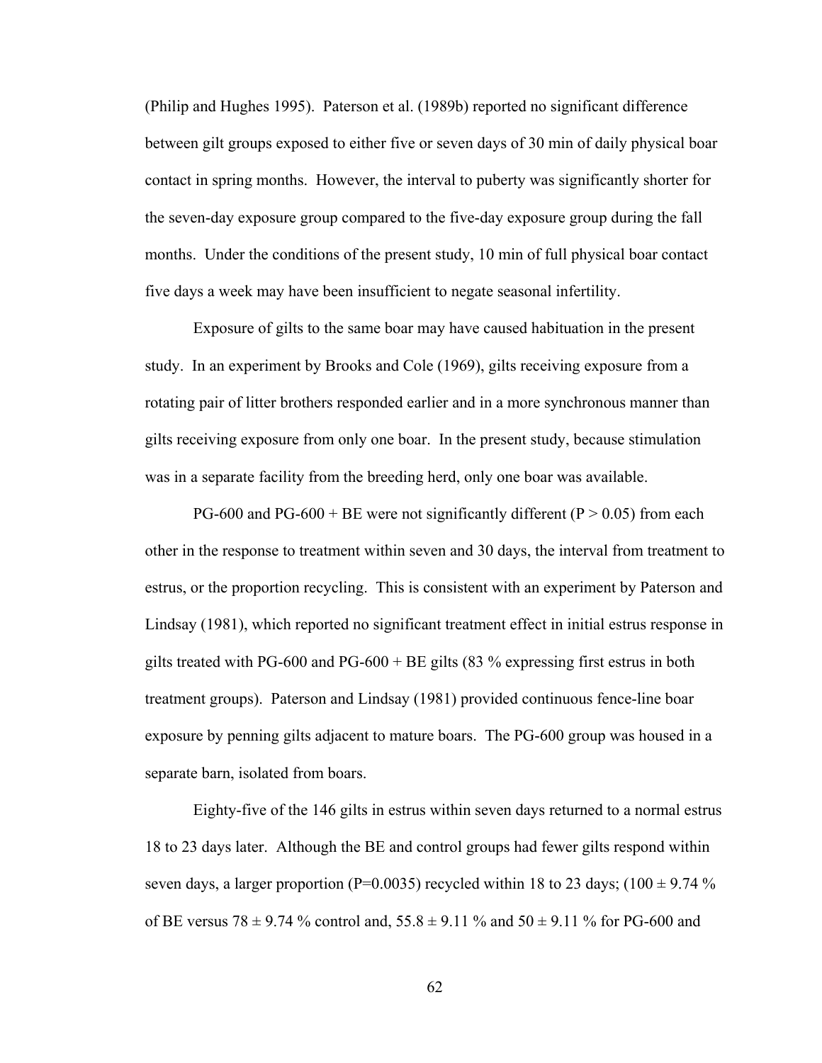(Philip and Hughes 1995). Paterson et al. (1989b) reported no significant difference between gilt groups exposed to either five or seven days of 30 min of daily physical boar contact in spring months. However, the interval to puberty was significantly shorter for the seven-day exposure group compared to the five-day exposure group during the fall months. Under the conditions of the present study, 10 min of full physical boar contact five days a week may have been insufficient to negate seasonal infertility.

Exposure of gilts to the same boar may have caused habituation in the present study. In an experiment by Brooks and Cole (1969), gilts receiving exposure from a rotating pair of litter brothers responded earlier and in a more synchronous manner than gilts receiving exposure from only one boar. In the present study, because stimulation was in a separate facility from the breeding herd, only one boar was available.

PG-600 and PG-600 + BE were not significantly different ($P > 0.05$) from each other in the response to treatment within seven and 30 days, the interval from treatment to estrus, or the proportion recycling. This is consistent with an experiment by Paterson and Lindsay (1981), which reported no significant treatment effect in initial estrus response in gilts treated with PG-600 and PG-600 + BE gilts (83 % expressing first estrus in both treatment groups). Paterson and Lindsay (1981) provided continuous fence-line boar exposure by penning gilts adjacent to mature boars. The PG-600 group was housed in a separate barn, isolated from boars.

Eighty-five of the 146 gilts in estrus within seven days returned to a normal estrus 18 to 23 days later. Although the BE and control groups had fewer gilts respond within seven days, a larger proportion ($P=0.0035$) recycled within 18 to 23 days; ($100 \pm 9.74$ % of BE versus $78 \pm 9.74$ % control and, $55.8 \pm 9.11$ % and $50 \pm 9.11$ % for PG-600 and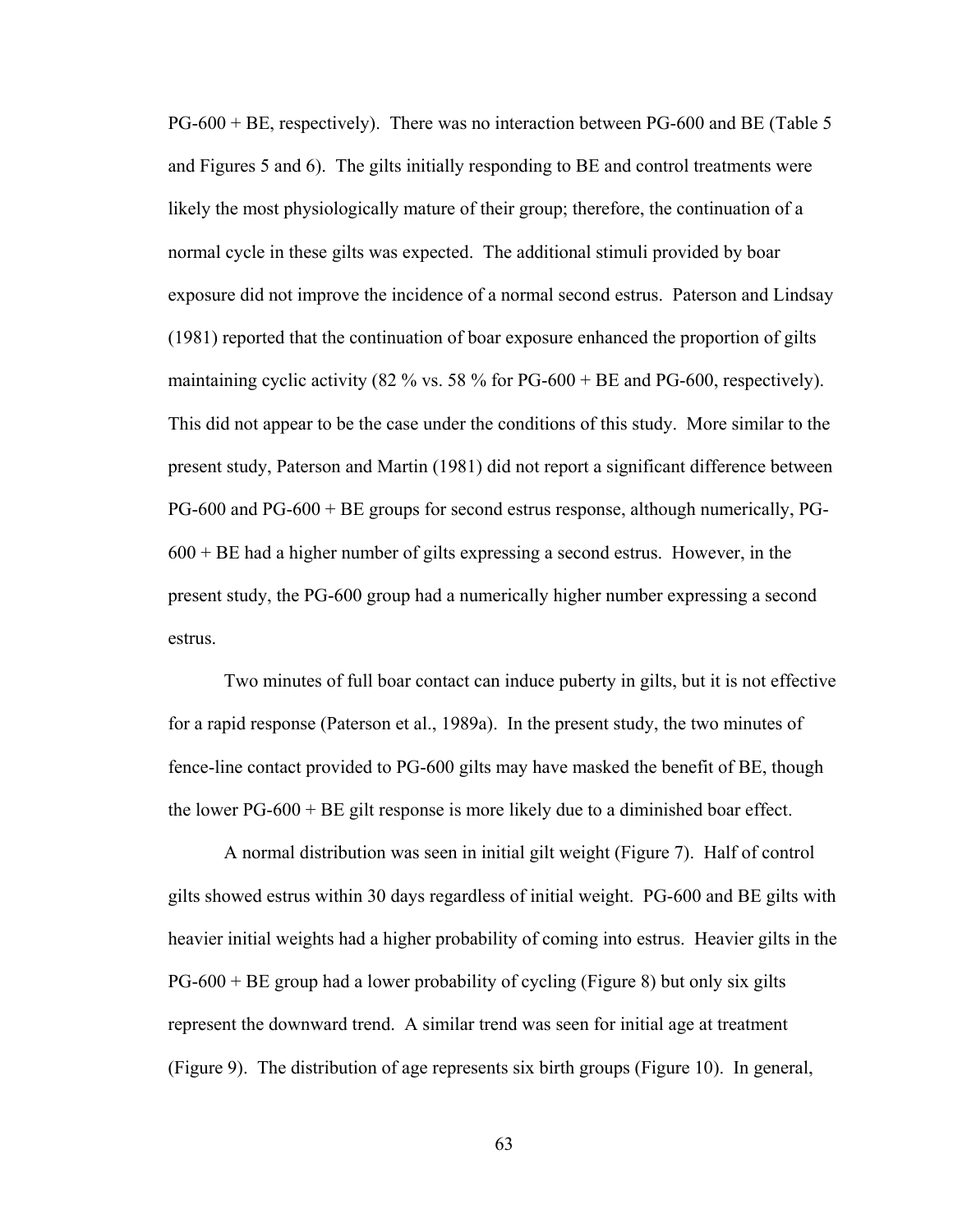PG-600 + BE, respectively). There was no interaction between PG-600 and BE (Table 5 and Figures 5 and 6). The gilts initially responding to BE and control treatments were likely the most physiologically mature of their group; therefore, the continuation of a normal cycle in these gilts was expected. The additional stimuli provided by boar exposure did not improve the incidence of a normal second estrus. Paterson and Lindsay (1981) reported that the continuation of boar exposure enhanced the proportion of gilts maintaining cyclic activity (82 % vs. 58 % for PG-600 + BE and PG-600, respectively). This did not appear to be the case under the conditions of this study. More similar to the present study, Paterson and Martin (1981) did not report a significant difference between PG-600 and PG-600 + BE groups for second estrus response, although numerically, PG-600 + BE had a higher number of gilts expressing a second estrus. However, in the present study, the PG-600 group had a numerically higher number expressing a second estrus.

Two minutes of full boar contact can induce puberty in gilts, but it is not effective for a rapid response (Paterson et al., 1989a). In the present study, the two minutes of fence-line contact provided to PG-600 gilts may have masked the benefit of BE, though the lower PG-600 + BE gilt response is more likely due to a diminished boar effect.

A normal distribution was seen in initial gilt weight (Figure 7). Half of control gilts showed estrus within 30 days regardless of initial weight. PG-600 and BE gilts with heavier initial weights had a higher probability of coming into estrus. Heavier gilts in the PG-600 + BE group had a lower probability of cycling (Figure 8) but only six gilts represent the downward trend. A similar trend was seen for initial age at treatment (Figure 9). The distribution of age represents six birth groups (Figure 10). In general,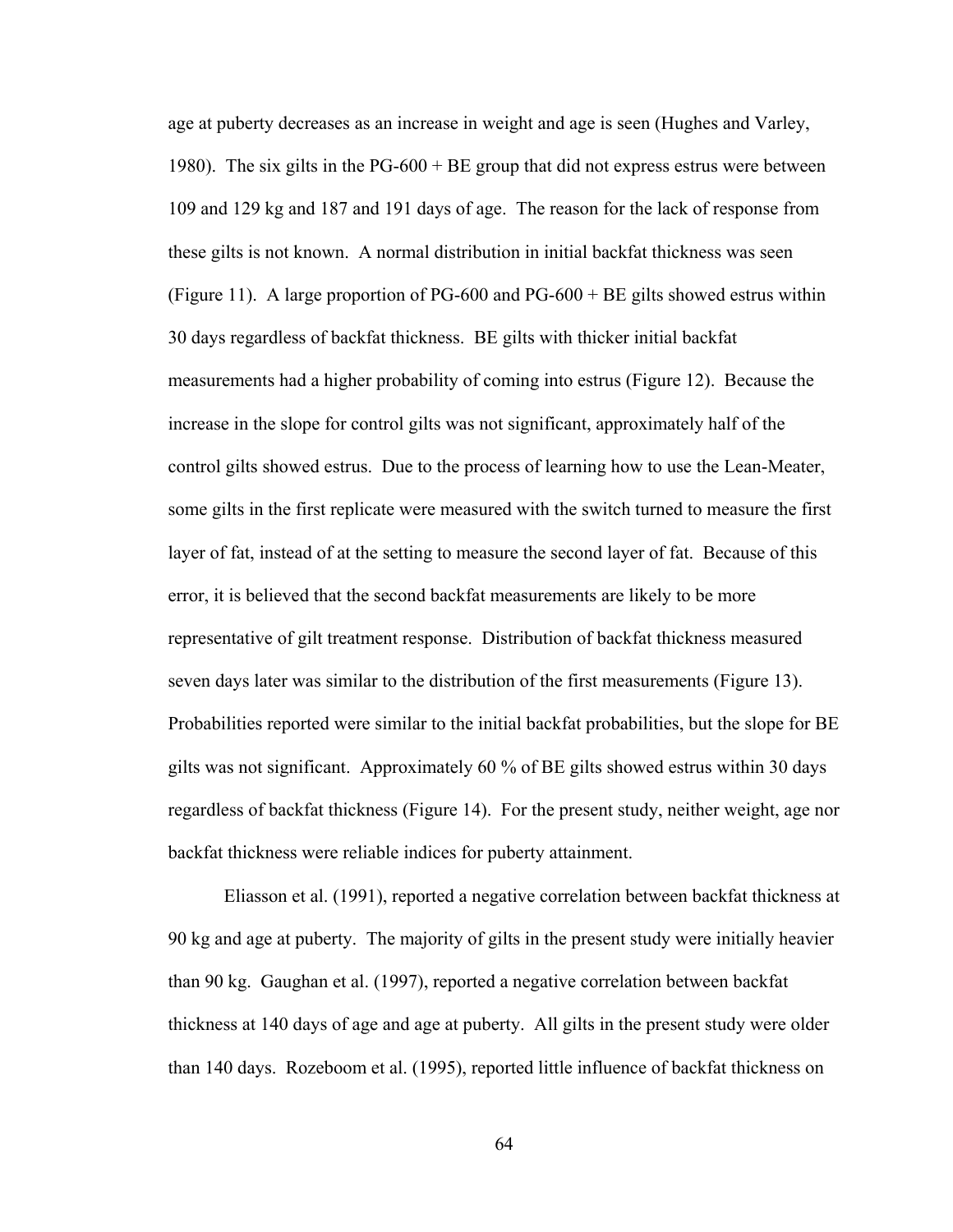age at puberty decreases as an increase in weight and age is seen (Hughes and Varley, 1980). The six gilts in the PG-600 + BE group that did not express estrus were between 109 and 129 kg and 187 and 191 days of age. The reason for the lack of response from these gilts is not known. A normal distribution in initial backfat thickness was seen (Figure 11). A large proportion of PG-600 and PG-600 + BE gilts showed estrus within 30 days regardless of backfat thickness. BE gilts with thicker initial backfat measurements had a higher probability of coming into estrus (Figure 12). Because the increase in the slope for control gilts was not significant, approximately half of the control gilts showed estrus. Due to the process of learning how to use the Lean-Meater, some gilts in the first replicate were measured with the switch turned to measure the first layer of fat, instead of at the setting to measure the second layer of fat. Because of this error, it is believed that the second backfat measurements are likely to be more representative of gilt treatment response. Distribution of backfat thickness measured seven days later was similar to the distribution of the first measurements (Figure 13). Probabilities reported were similar to the initial backfat probabilities, but the slope for BE gilts was not significant. Approximately 60 % of BE gilts showed estrus within 30 days regardless of backfat thickness (Figure 14). For the present study, neither weight, age nor backfat thickness were reliable indices for puberty attainment.

Eliasson et al. (1991), reported a negative correlation between backfat thickness at 90 kg and age at puberty. The majority of gilts in the present study were initially heavier than 90 kg. Gaughan et al. (1997), reported a negative correlation between backfat thickness at 140 days of age and age at puberty. All gilts in the present study were older than 140 days. Rozeboom et al. (1995), reported little influence of backfat thickness on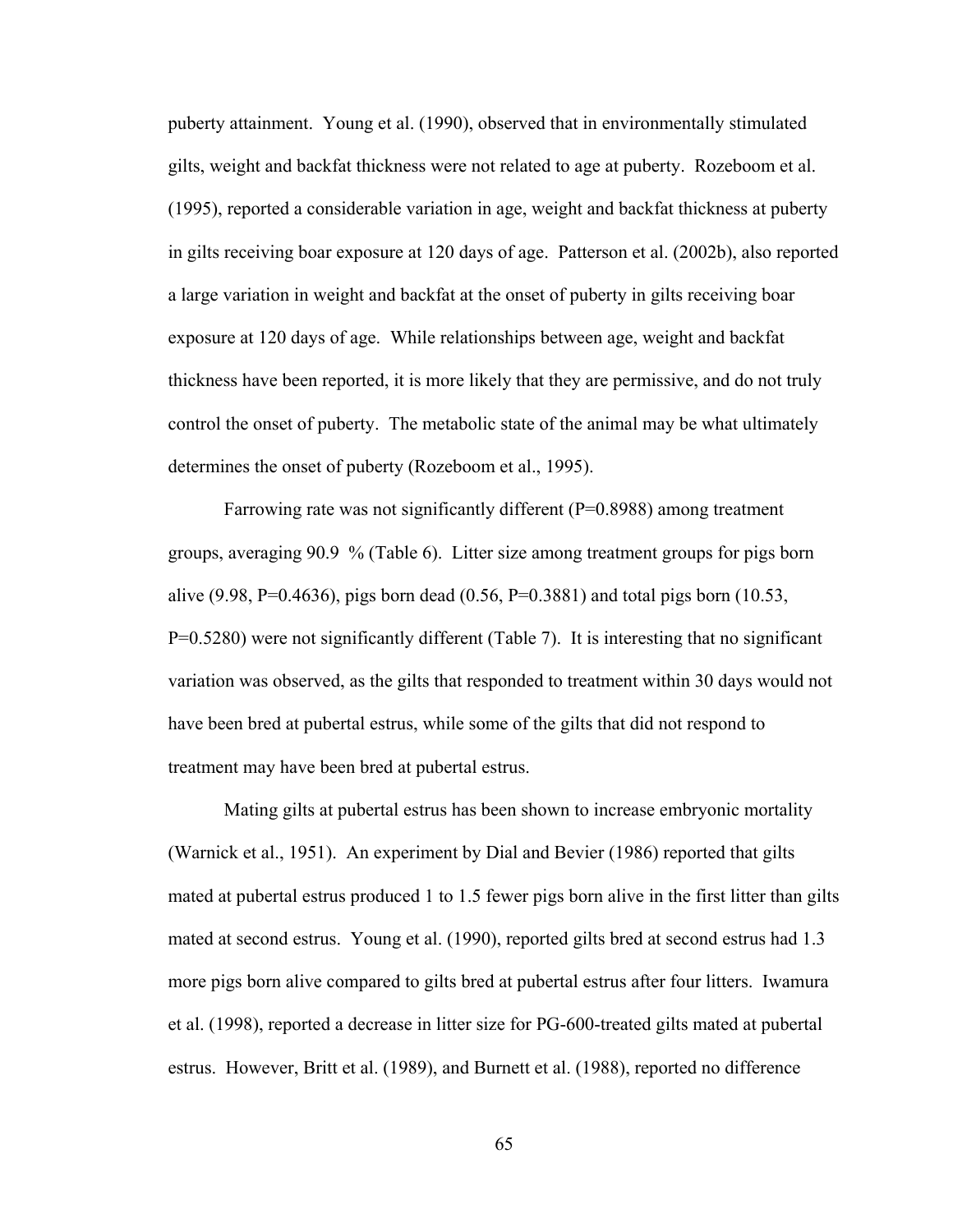puberty attainment. Young et al. (1990), observed that in environmentally stimulated gilts, weight and backfat thickness were not related to age at puberty. Rozeboom et al. (1995), reported a considerable variation in age, weight and backfat thickness at puberty in gilts receiving boar exposure at 120 days of age. Patterson et al. (2002b), also reported a large variation in weight and backfat at the onset of puberty in gilts receiving boar exposure at 120 days of age. While relationships between age, weight and backfat thickness have been reported, it is more likely that they are permissive, and do not truly control the onset of puberty. The metabolic state of the animal may be what ultimately determines the onset of puberty (Rozeboom et al., 1995).

Farrowing rate was not significantly different (P=0.8988) among treatment groups, averaging 90.9 % (Table 6). Litter size among treatment groups for pigs born alive (9.98, P=0.4636), pigs born dead (0.56, P=0.3881) and total pigs born (10.53, P=0.5280) were not significantly different (Table 7). It is interesting that no significant variation was observed, as the gilts that responded to treatment within 30 days would not have been bred at pubertal estrus, while some of the gilts that did not respond to treatment may have been bred at pubertal estrus.

Mating gilts at pubertal estrus has been shown to increase embryonic mortality (Warnick et al., 1951). An experiment by Dial and Bevier (1986) reported that gilts mated at pubertal estrus produced 1 to 1.5 fewer pigs born alive in the first litter than gilts mated at second estrus. Young et al. (1990), reported gilts bred at second estrus had 1.3 more pigs born alive compared to gilts bred at pubertal estrus after four litters. Iwamura et al. (1998), reported a decrease in litter size for PG-600-treated gilts mated at pubertal estrus. However, Britt et al. (1989), and Burnett et al. (1988), reported no difference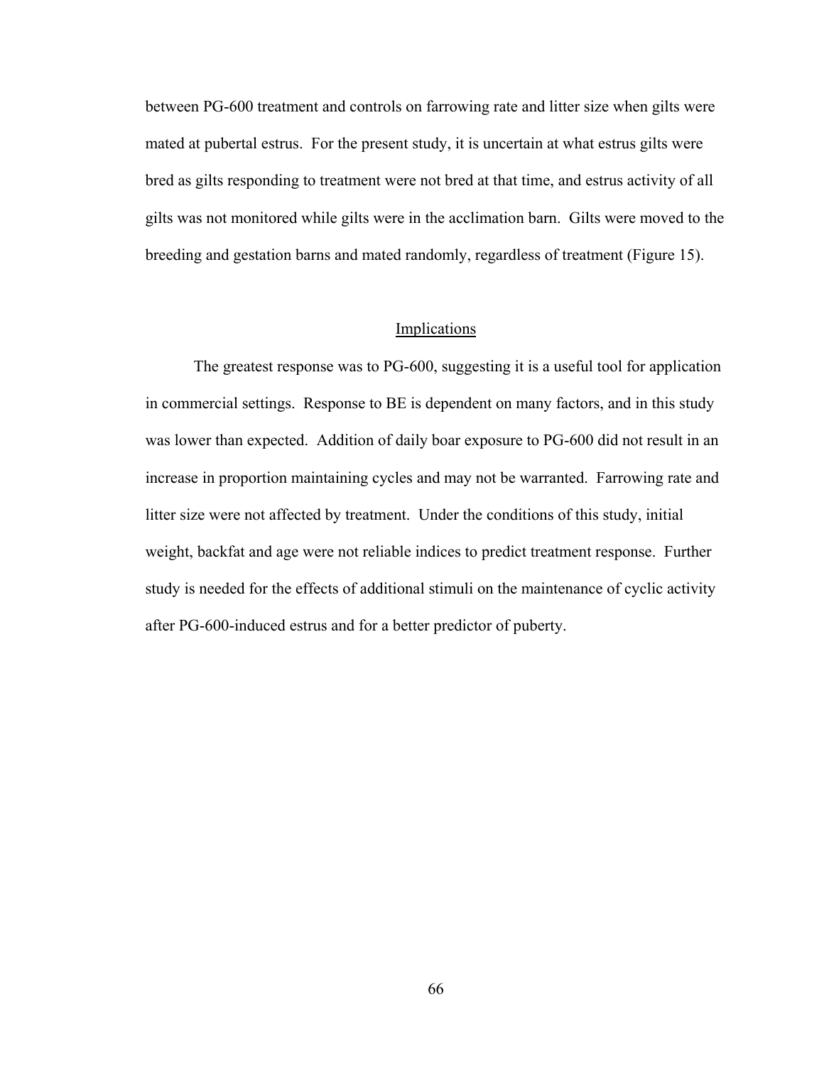between PG-600 treatment and controls on farrowing rate and litter size when gilts were mated at pubertal estrus. For the present study, it is uncertain at what estrus gilts were bred as gilts responding to treatment were not bred at that time, and estrus activity of all gilts was not monitored while gilts were in the acclimation barn. Gilts were moved to the breeding and gestation barns and mated randomly, regardless of treatment (Figure 15).

## Implications

The greatest response was to PG-600, suggesting it is a useful tool for application in commercial settings. Response to BE is dependent on many factors, and in this study was lower than expected. Addition of daily boar exposure to PG-600 did not result in an increase in proportion maintaining cycles and may not be warranted. Farrowing rate and litter size were not affected by treatment. Under the conditions of this study, initial weight, backfat and age were not reliable indices to predict treatment response. Further study is needed for the effects of additional stimuli on the maintenance of cyclic activity after PG-600-induced estrus and for a better predictor of puberty.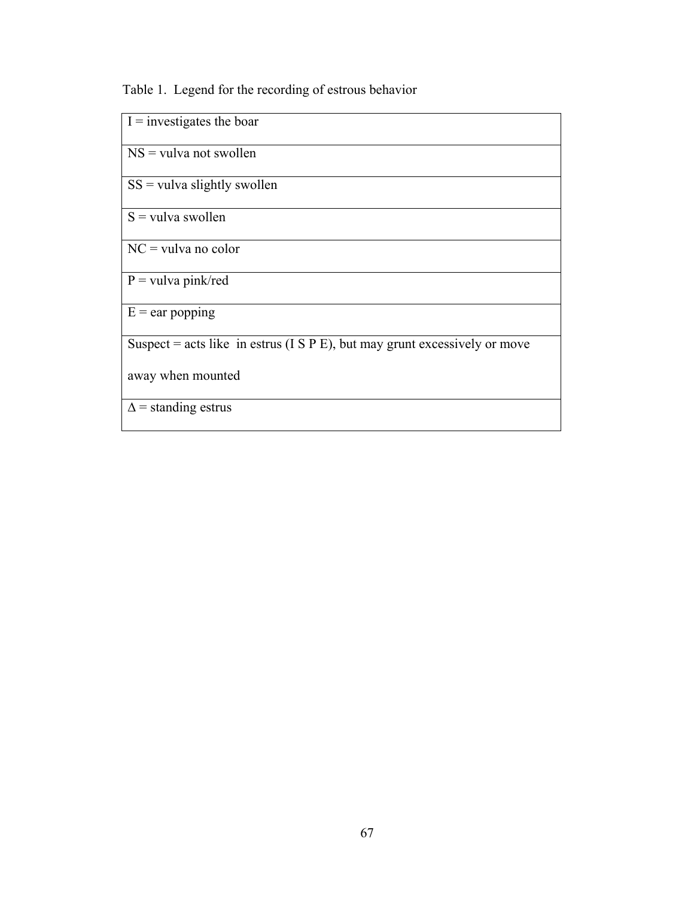Table 1. Legend for the recording of estrous behavior

| I = investigates the boar |
|---|
| NS = vulva not swollen |
| SS = vulva slightly swollen |
| S = vulva swollen |
| NC = vulva no color |
| P = vulva pink/red |
| E = ear popping |
| Suspect = acts like in estrus (I S P E), but may grunt excessively or move away when mounted |
| Δ = standing estrus |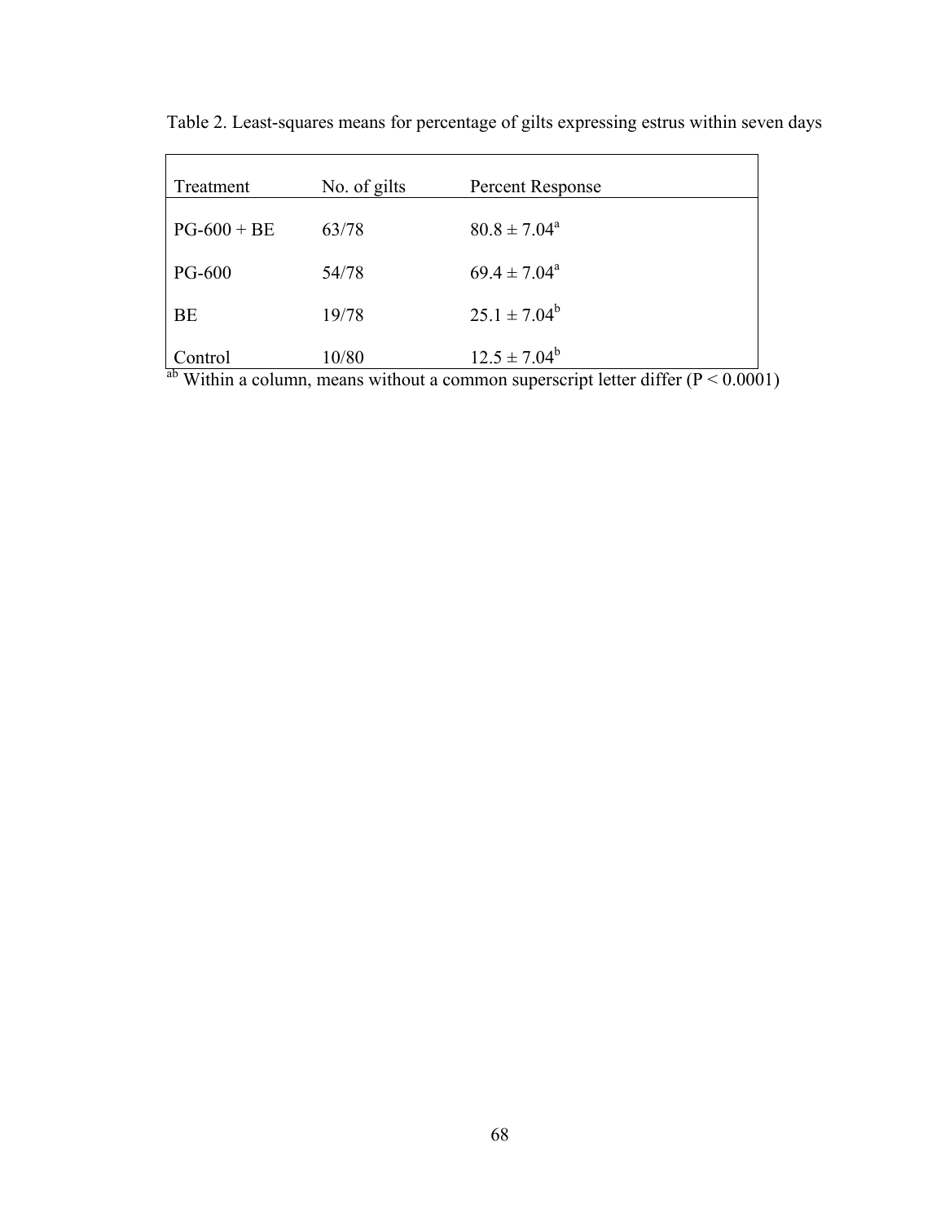Table 2. Least-squares means for percentage of gilts expressing estrus within seven days

| Treatment | No. of gilts | Percent Response |
|---|---|---|
| PG-600 + BE | 63/78 | $80.8 \pm 7.04^a$ |
| PG-600 | 54/78 | $69.4 \pm 7.04^a$ |
| BE | 19/78 | $25.1 \pm 7.04^b$ |
| Control | 10/80 | $12.5 \pm 7.04^b$ |

[ab] Within a column, means without a common superscript letter differ ($P < 0.0001$)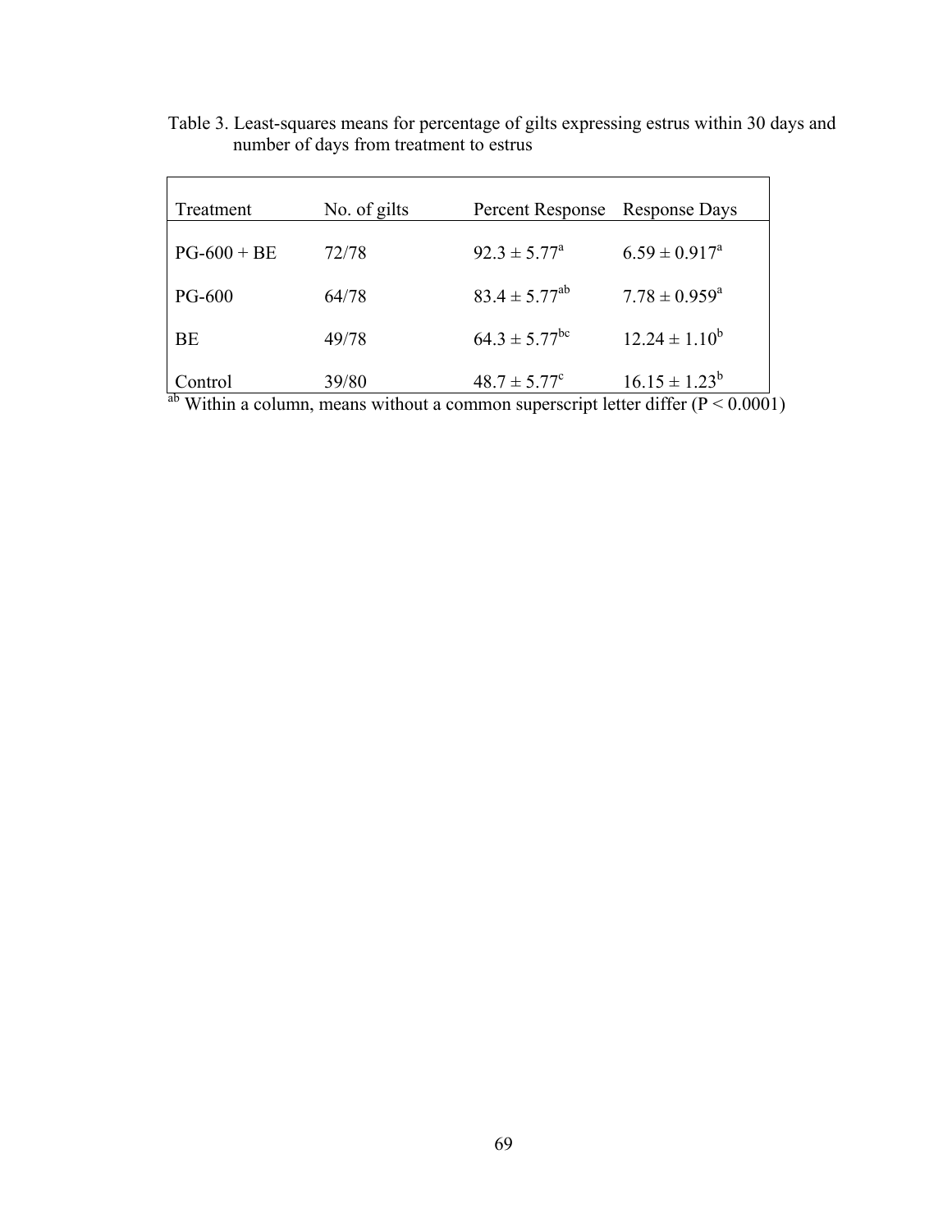Table 3. Least-squares means for percentage of gilts expressing estrus within 30 days and number of days from treatment to estrus

| Treatment | No. of gilts | Percent Response | Response Days |
|---|---|---|---|
| PG-600 + BE | 72/78 | $92.3 \pm 5.77^{a}$ | $6.59 \pm 0.917^{a}$ |
| PG-600 | 64/78 | $83.4 \pm 5.77^{ab}$ | $7.78 \pm 0.959^{a}$ |
| BE | 49/78 | $64.3 \pm 5.77^{bc}$ | $12.24 \pm 1.10^{b}$ |
| Control | 39/80 | $48.7 \pm 5.77^{c}$ | $16.15 \pm 1.23^{b}$ |

$^{ab}$ Within a column, means without a common superscript letter differ ($P < 0.0001$)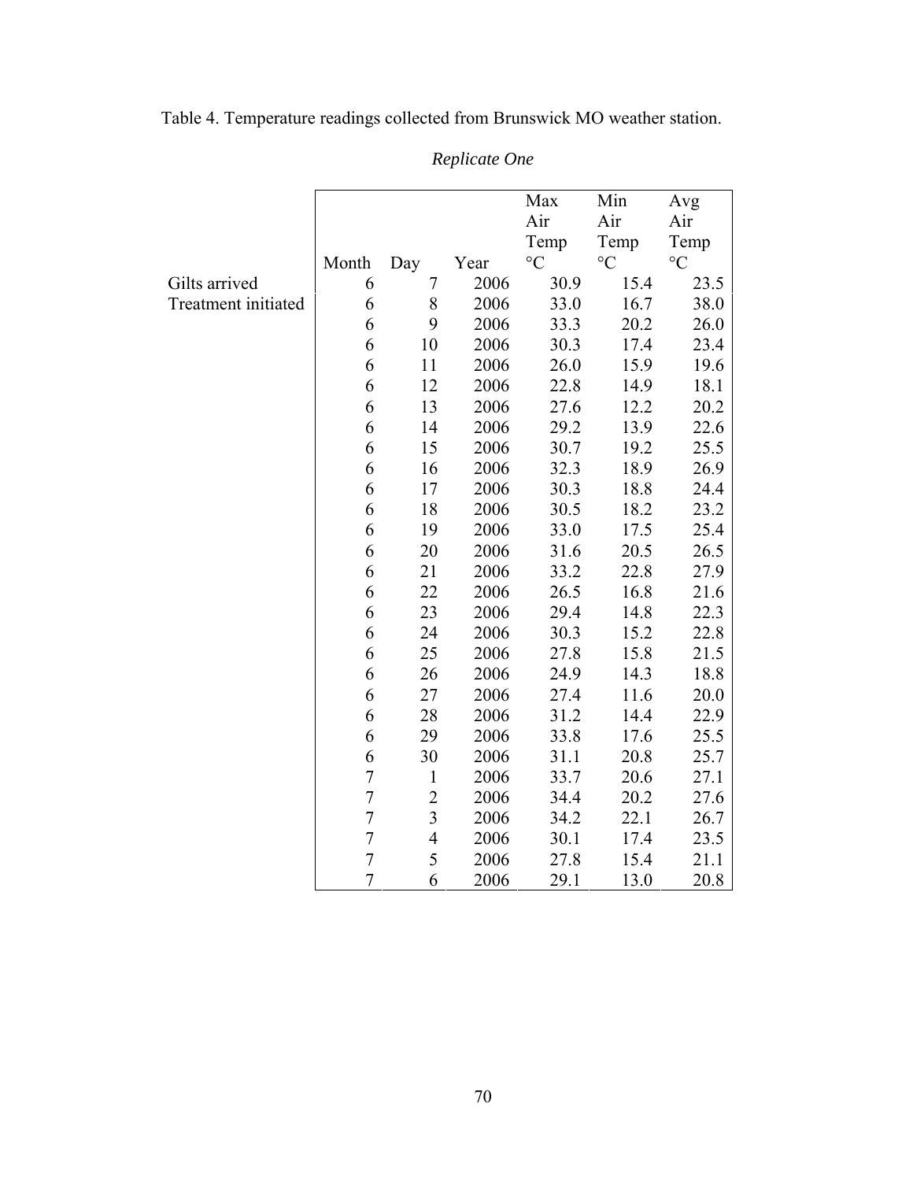Table 4. Temperature readings collected from Brunswick MO weather station.

*Replicate One*

| | Month | Day | Year | Max Air Temp °C | Min Air Temp °C | Avg Air Temp °C |
|---|---|---|---|---|---|---|
| Gilts arrived | 6 | 7 | 2006 | 30.9 | 15.4 | 23.5 |
| Treatment initiated | 6 | 8 | 2006 | 33.0 | 16.7 | 38.0 |
| | 6 | 9 | 2006 | 33.3 | 20.2 | 26.0 |
| | 6 | 10 | 2006 | 30.3 | 17.4 | 23.4 |
| | 6 | 11 | 2006 | 26.0 | 15.9 | 19.6 |
| | 6 | 12 | 2006 | 22.8 | 14.9 | 18.1 |
| | 6 | 13 | 2006 | 27.6 | 12.2 | 20.2 |
| | 6 | 14 | 2006 | 29.2 | 13.9 | 22.6 |
| | 6 | 15 | 2006 | 30.7 | 19.2 | 25.5 |
| | 6 | 16 | 2006 | 32.3 | 18.9 | 26.9 |
| | 6 | 17 | 2006 | 30.3 | 18.8 | 24.4 |
| | 6 | 18 | 2006 | 30.5 | 18.2 | 23.2 |
| | 6 | 19 | 2006 | 33.0 | 17.5 | 25.4 |
| | 6 | 20 | 2006 | 31.6 | 20.5 | 26.5 |
| | 6 | 21 | 2006 | 33.2 | 22.8 | 27.9 |
| | 6 | 22 | 2006 | 26.5 | 16.8 | 21.6 |
| | 6 | 23 | 2006 | 29.4 | 14.8 | 22.3 |
| | 6 | 24 | 2006 | 30.3 | 15.2 | 22.8 |
| | 6 | 25 | 2006 | 27.8 | 15.8 | 21.5 |
| | 6 | 26 | 2006 | 24.9 | 14.3 | 18.8 |
| | 6 | 27 | 2006 | 27.4 | 11.6 | 20.0 |
| | 6 | 28 | 2006 | 31.2 | 14.4 | 22.9 |
| | 6 | 29 | 2006 | 33.8 | 17.6 | 25.5 |
| | 6 | 30 | 2006 | 31.1 | 20.8 | 25.7 |
| | 7 | 1 | 2006 | 33.7 | 20.6 | 27.1 |
| | 7 | 2 | 2006 | 34.4 | 20.2 | 27.6 |
| | 7 | 3 | 2006 | 34.2 | 22.1 | 26.7 |
| | 7 | 4 | 2006 | 30.1 | 17.4 | 23.5 |
| | 7 | 5 | 2006 | 27.8 | 15.4 | 21.1 |
| | 7 | 6 | 2006 | 29.1 | 13.0 | 20.8 |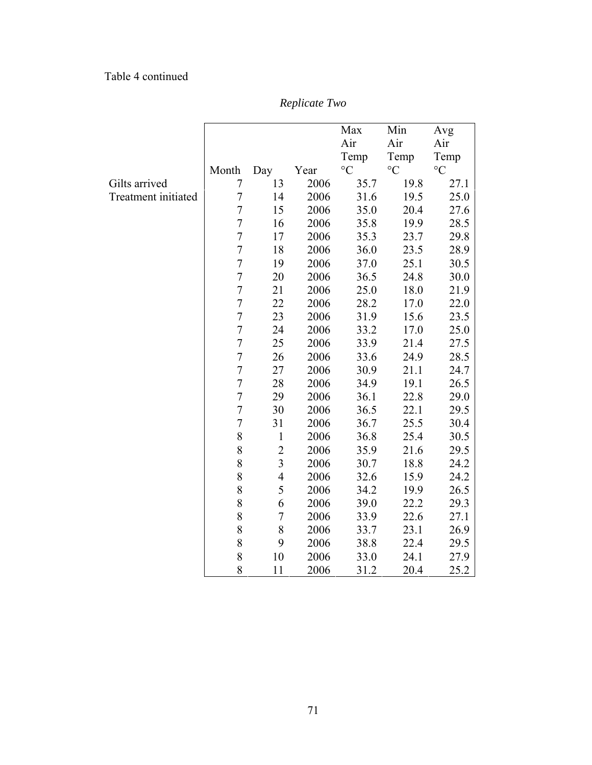Table 4 continued

*Replicate Two*

| | Month | Day | Year | Max Air Temp °C | Min Air Temp °C | Avg Air Temp °C |
|---|---|---|---|---|---|---|
| Gilts arrived | 7 | 13 | 2006 | 35.7 | 19.8 | 27.1 |
| Treatment initiated | 7 | 14 | 2006 | 31.6 | 19.5 | 25.0 |
| | 7 | 15 | 2006 | 35.0 | 20.4 | 27.6 |
| | 7 | 16 | 2006 | 35.8 | 19.9 | 28.5 |
| | 7 | 17 | 2006 | 35.3 | 23.7 | 29.8 |
| | 7 | 18 | 2006 | 36.0 | 23.5 | 28.9 |
| | 7 | 19 | 2006 | 37.0 | 25.1 | 30.5 |
| | 7 | 20 | 2006 | 36.5 | 24.8 | 30.0 |
| | 7 | 21 | 2006 | 25.0 | 18.0 | 21.9 |
| | 7 | 22 | 2006 | 28.2 | 17.0 | 22.0 |
| | 7 | 23 | 2006 | 31.9 | 15.6 | 23.5 |
| | 7 | 24 | 2006 | 33.2 | 17.0 | 25.0 |
| | 7 | 25 | 2006 | 33.9 | 21.4 | 27.5 |
| | 7 | 26 | 2006 | 33.6 | 24.9 | 28.5 |
| | 7 | 27 | 2006 | 30.9 | 21.1 | 24.7 |
| | 7 | 28 | 2006 | 34.9 | 19.1 | 26.5 |
| | 7 | 29 | 2006 | 36.1 | 22.8 | 29.0 |
| | 7 | 30 | 2006 | 36.5 | 22.1 | 29.5 |
| | 7 | 31 | 2006 | 36.7 | 25.5 | 30.4 |
| | 8 | 1 | 2006 | 36.8 | 25.4 | 30.5 |
| | 8 | 2 | 2006 | 35.9 | 21.6 | 29.5 |
| | 8 | 3 | 2006 | 30.7 | 18.8 | 24.2 |
| | 8 | 4 | 2006 | 32.6 | 15.9 | 24.2 |
| | 8 | 5 | 2006 | 34.2 | 19.9 | 26.5 |
| | 8 | 6 | 2006 | 39.0 | 22.2 | 29.3 |
| | 8 | 7 | 2006 | 33.9 | 22.6 | 27.1 |
| | 8 | 8 | 2006 | 33.7 | 23.1 | 26.9 |
| | 8 | 9 | 2006 | 38.8 | 22.4 | 29.5 |
| | 8 | 10 | 2006 | 33.0 | 24.1 | 27.9 |
| | 8 | 11 | 2006 | 31.2 | 20.4 | 25.2 |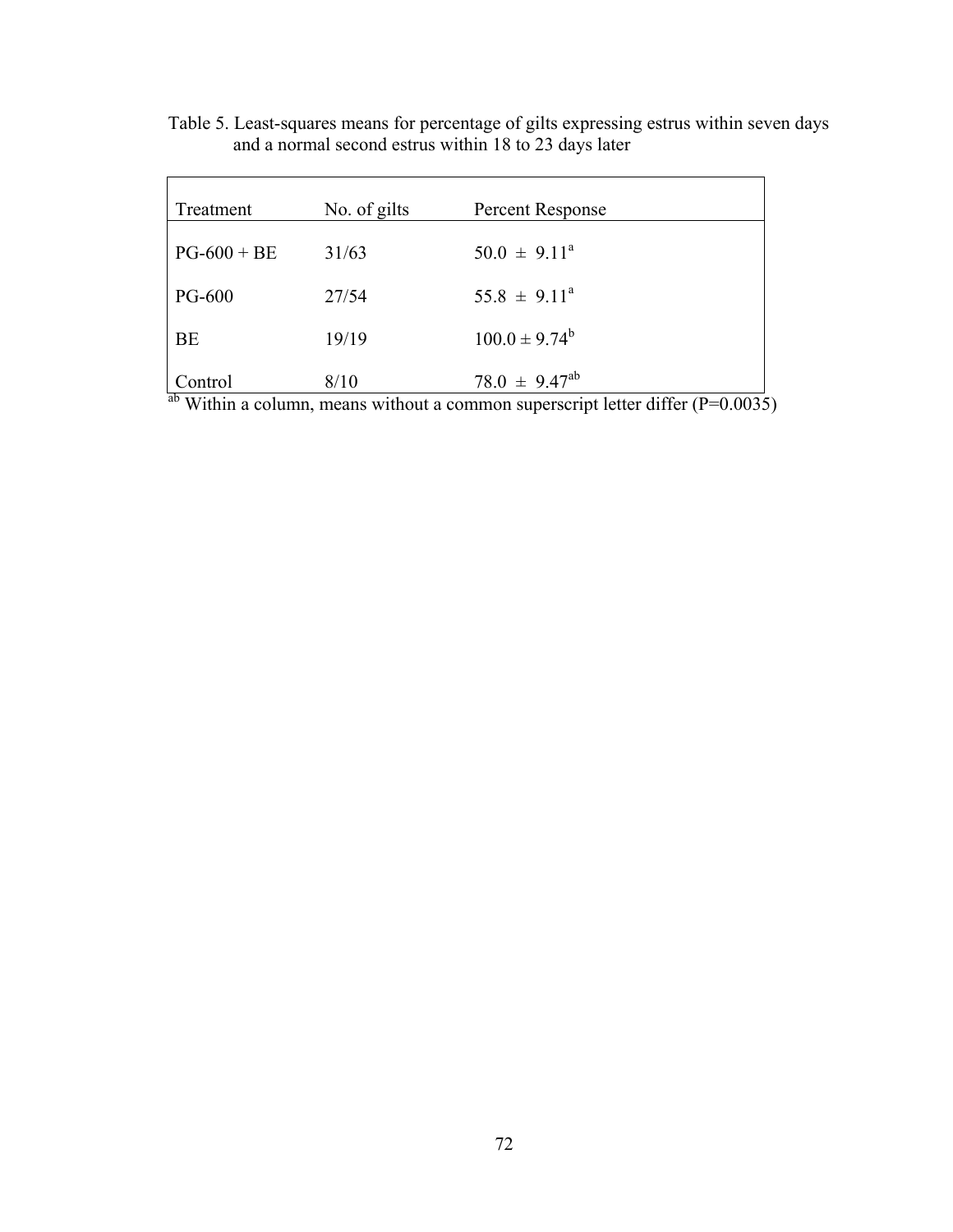Table 5. Least-squares means for percentage of gilts expressing estrus within seven days and a normal second estrus within 18 to 23 days later

| Treatment | No. of gilts | Percent Response |
|---|---|---|
| PG-600 + BE | 31/63 | $50.0 \pm 9.11^{a}$ |
| PG-600 | 27/54 | $55.8 \pm 9.11^{a}$ |
| BE | 19/19 | $100.0 \pm 9.74^{b}$ |
| Control | 8/10 | $78.0 \pm 9.47^{ab}$ |

[ab] Within a column, means without a common superscript letter differ (P=0.0035)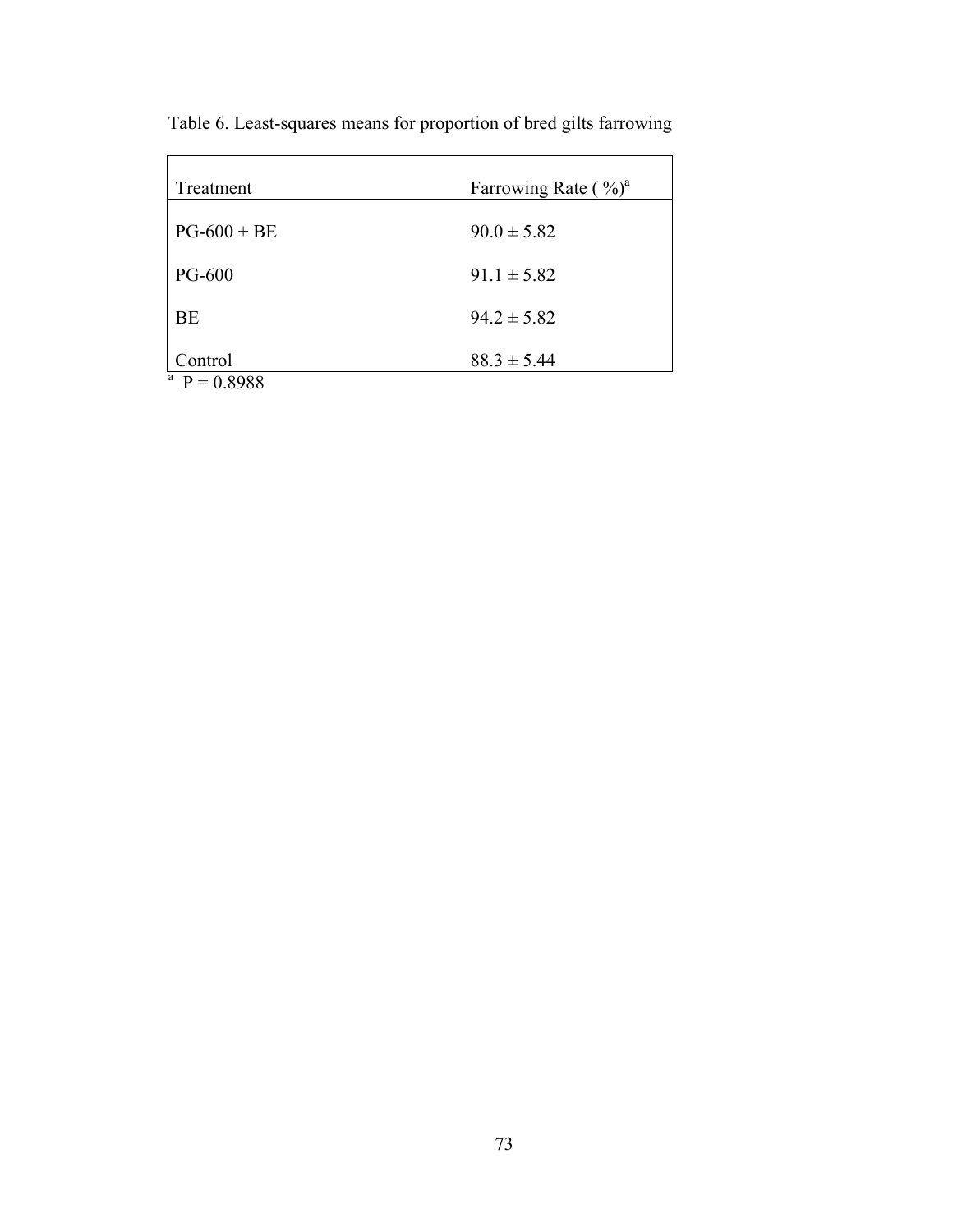Table 6. Least-squares means for proportion of bred gilts farrowing

| Treatment | Farrowing Rate ( %)[a] |
|---|---|
| PG-600 + BE | 90.0 ± 5.82 |
| PG-600 | 91.1 ± 5.82 |
| BE | 94.2 ± 5.82 |
| Control | 88.3 ± 5.44 |

[a] P = 0.8988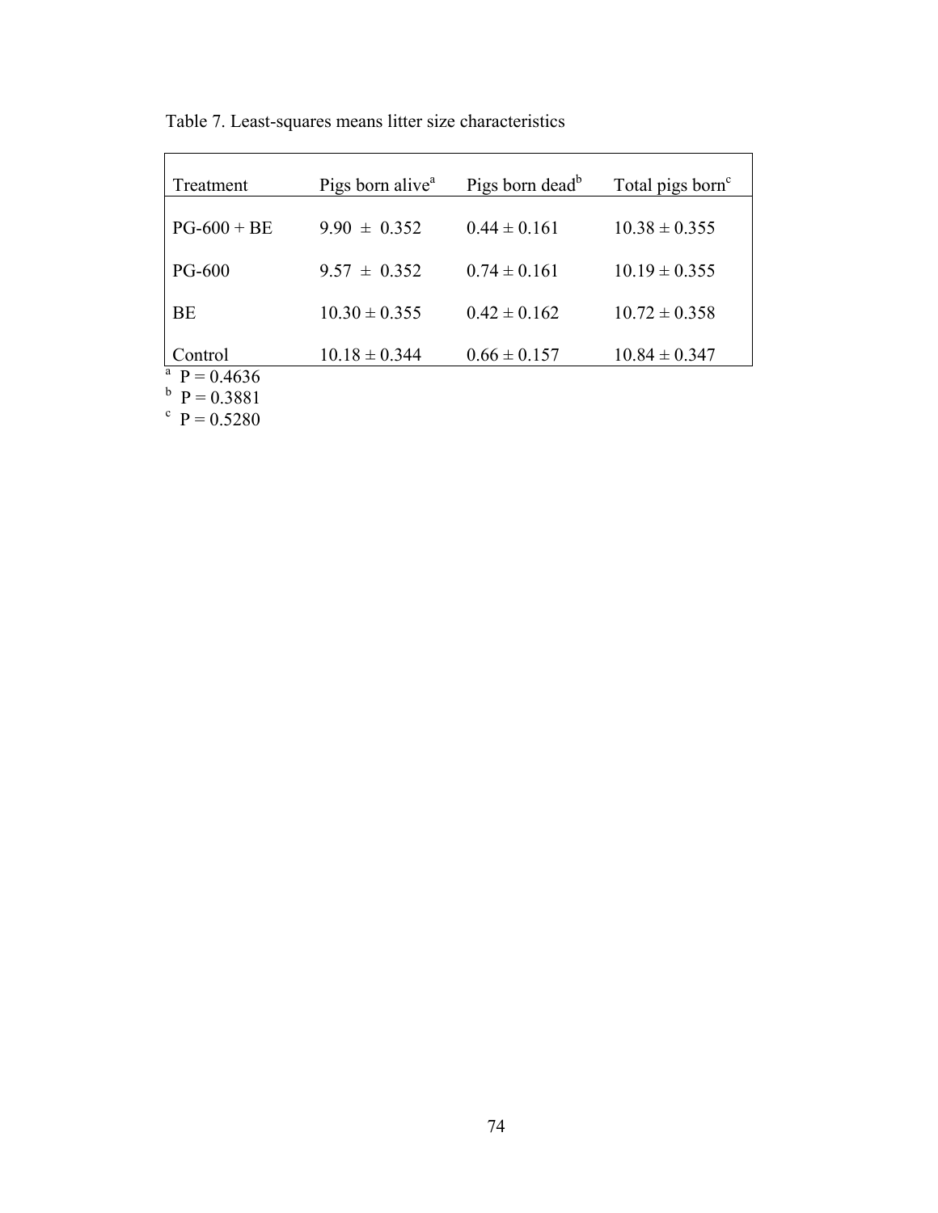Table 7. Least-squares means litter size characteristics

| Treatment | Pigs born alive[a] | Pigs born dead[b] | Total pigs born[c] |
|---|---|---|---|
| PG-600 + BE | 9.90 ± 0.352 | 0.44 ± 0.161 | 10.38 ± 0.355 |
| PG-600 | 9.57 ± 0.352 | 0.74 ± 0.161 | 10.19 ± 0.355 |
| BE | 10.30 ± 0.355 | 0.42 ± 0.162 | 10.72 ± 0.358 |
| Control | 10.18 ± 0.344 | 0.66 ± 0.157 | 10.84 ± 0.347 |

[a] P = 0.4636
[b] P = 0.3881
[c] P = 0.5280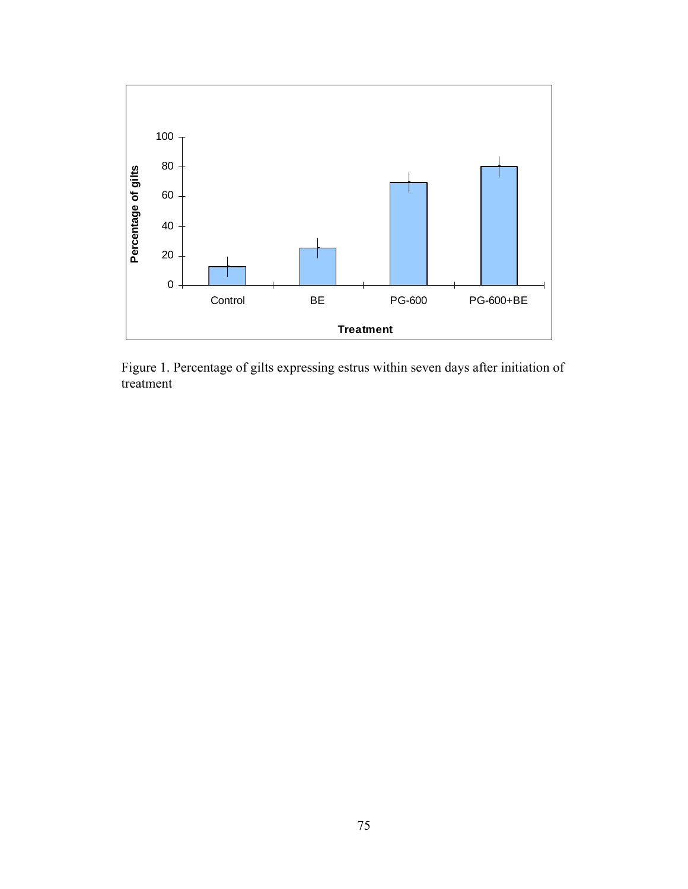Figure 1. Percentage of gilts expressing estrus within seven days after initiation of treatment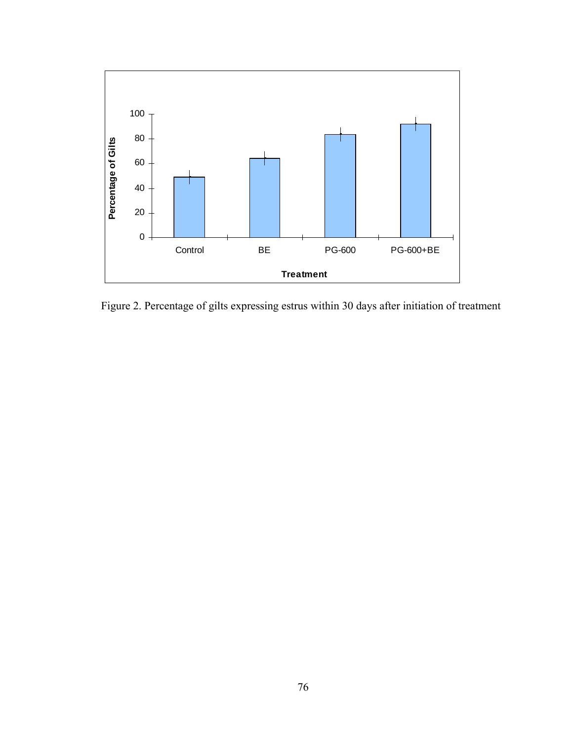Figure 2. Percentage of gilts expressing estrus within 30 days after initiation of treatment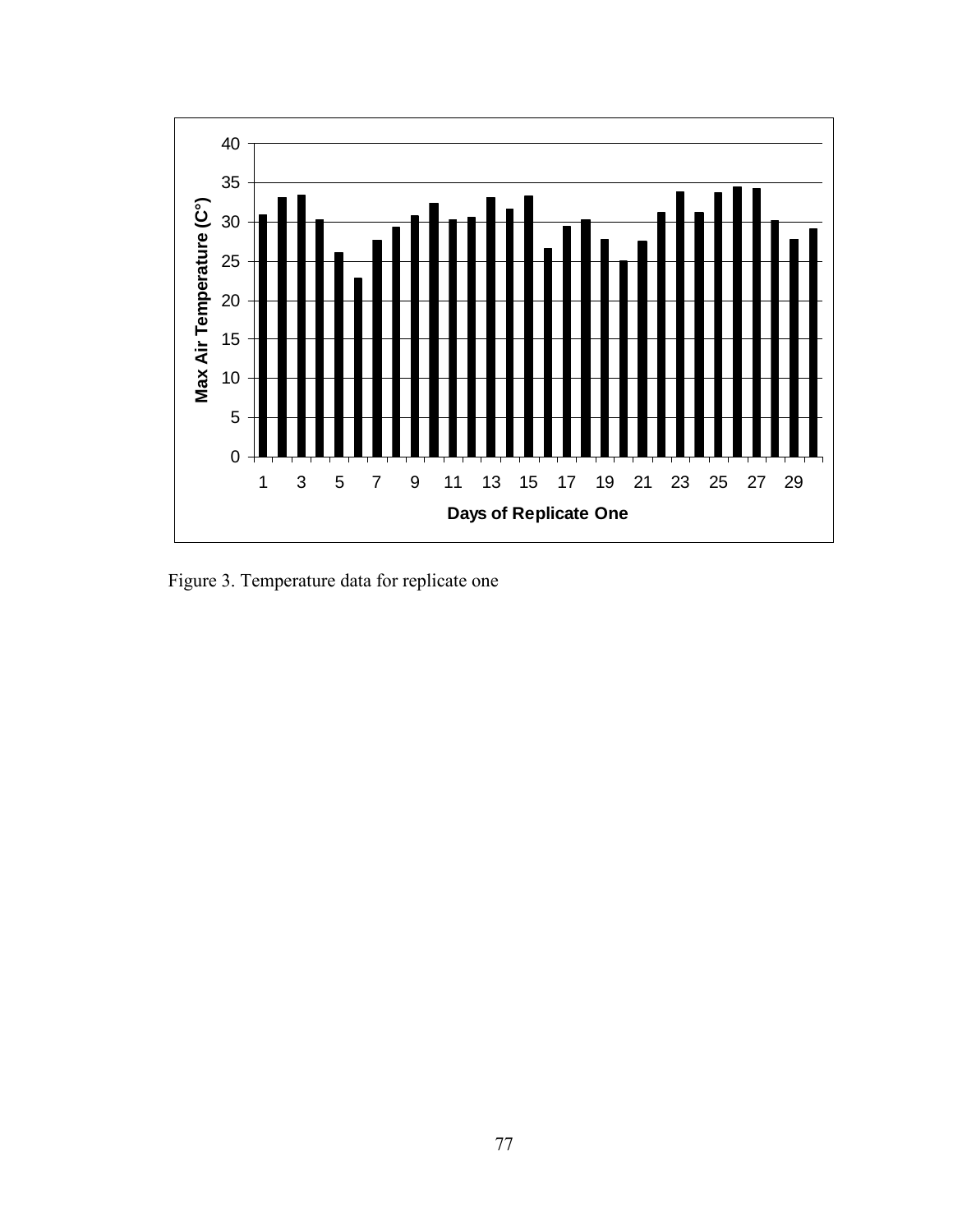Figure 3. Temperature data for replicate one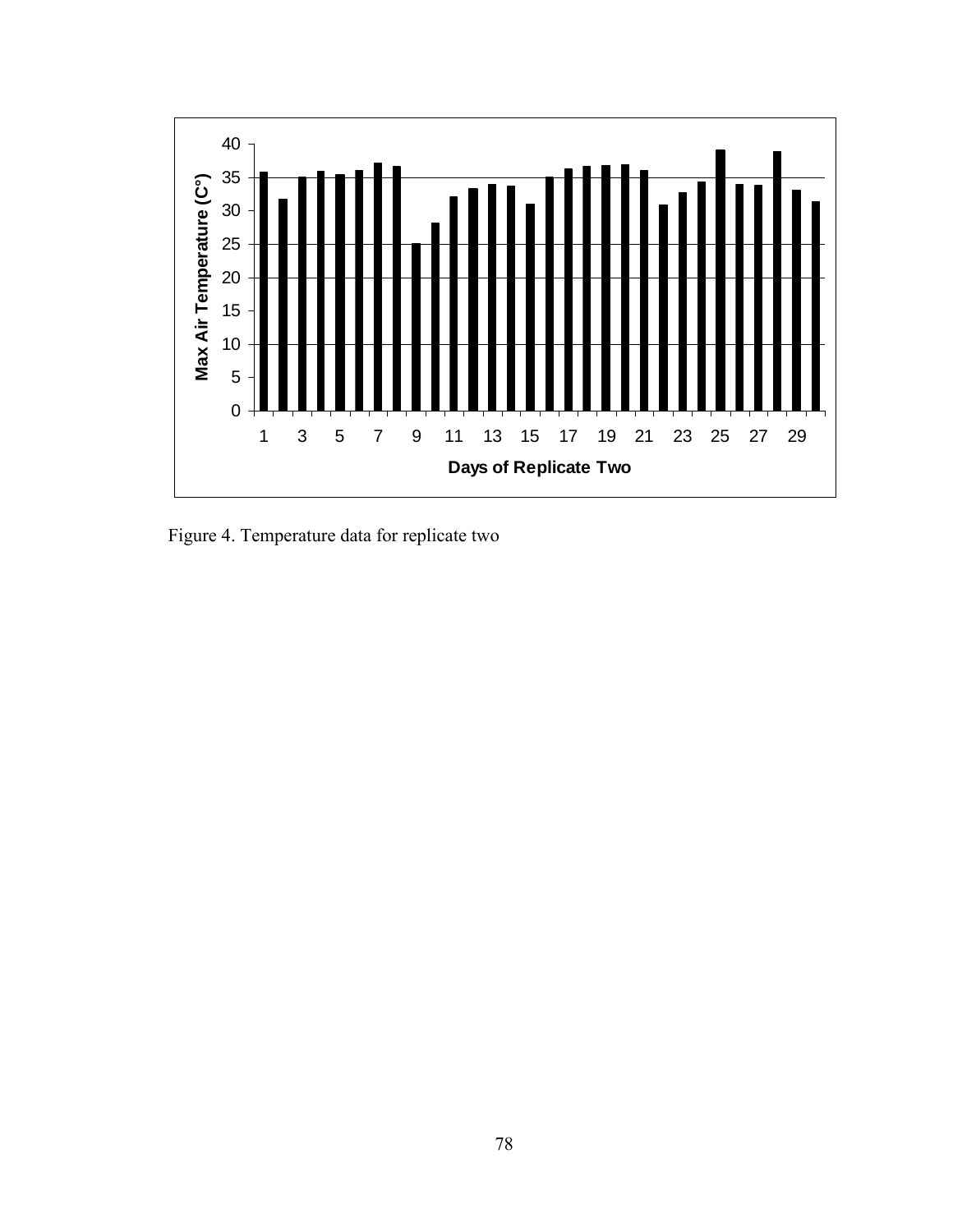Figure 4. Temperature data for replicate two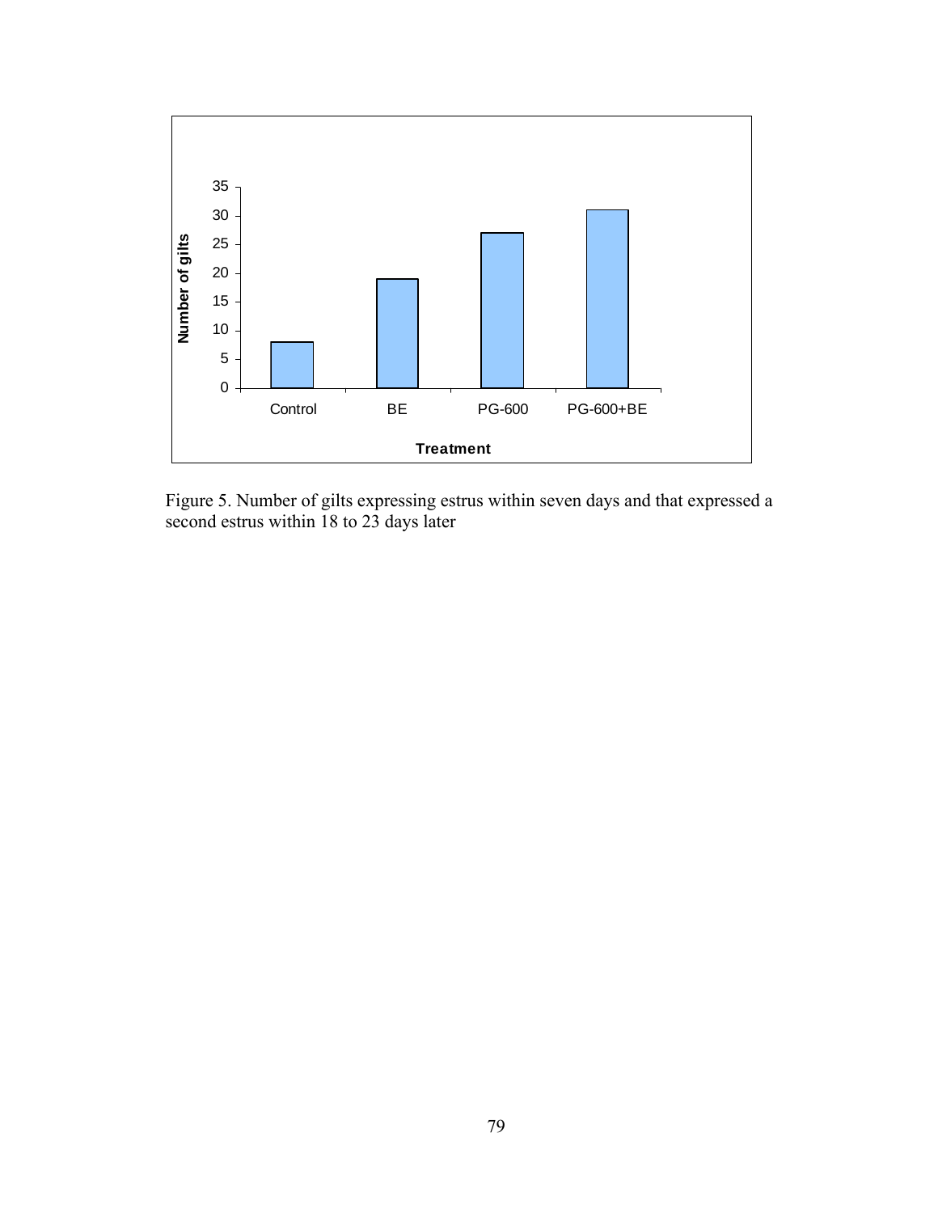Figure 5. Number of gilts expressing estrus within seven days and that expressed a second estrus within 18 to 23 days later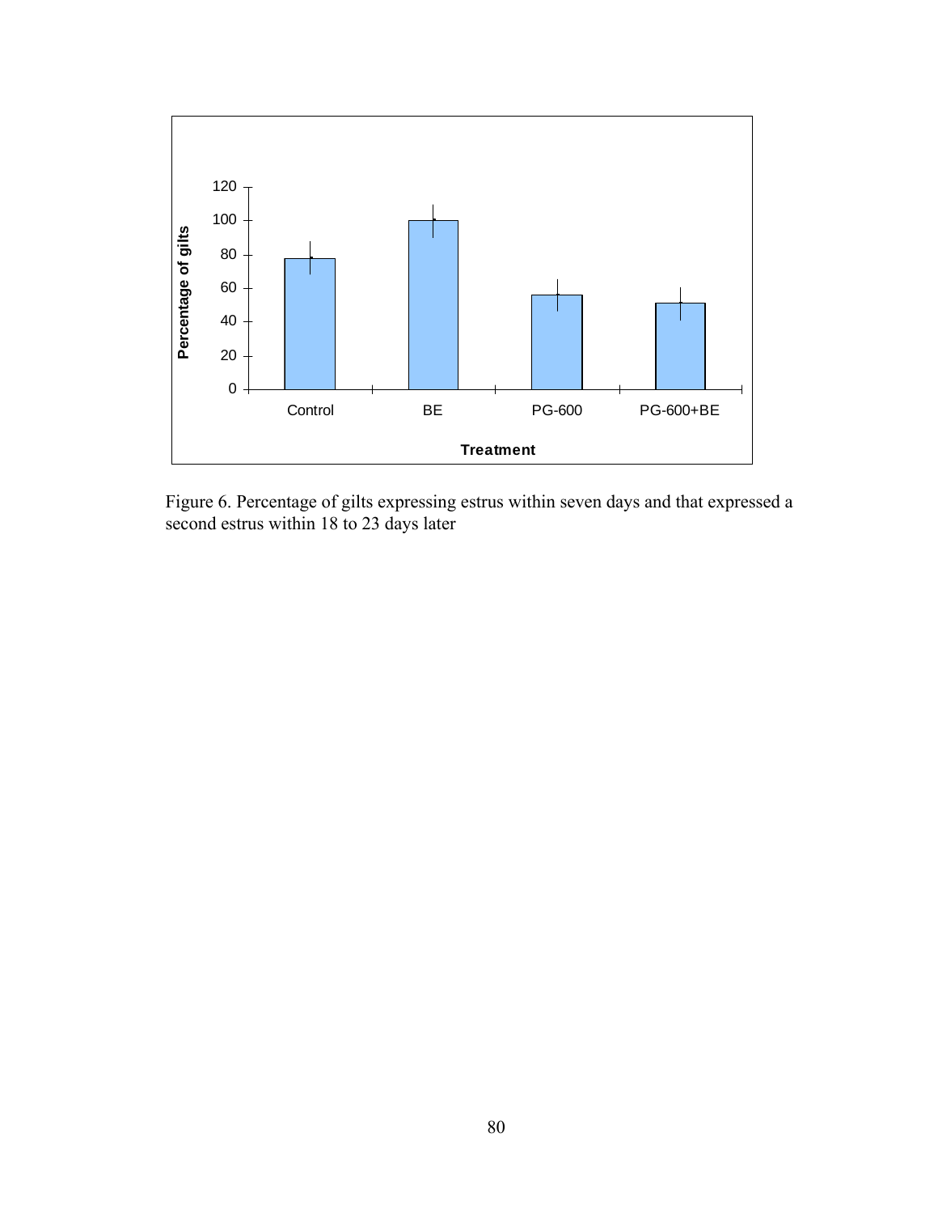Figure 6. Percentage of gilts expressing estrus within seven days and that expressed a second estrus within 18 to 23 days later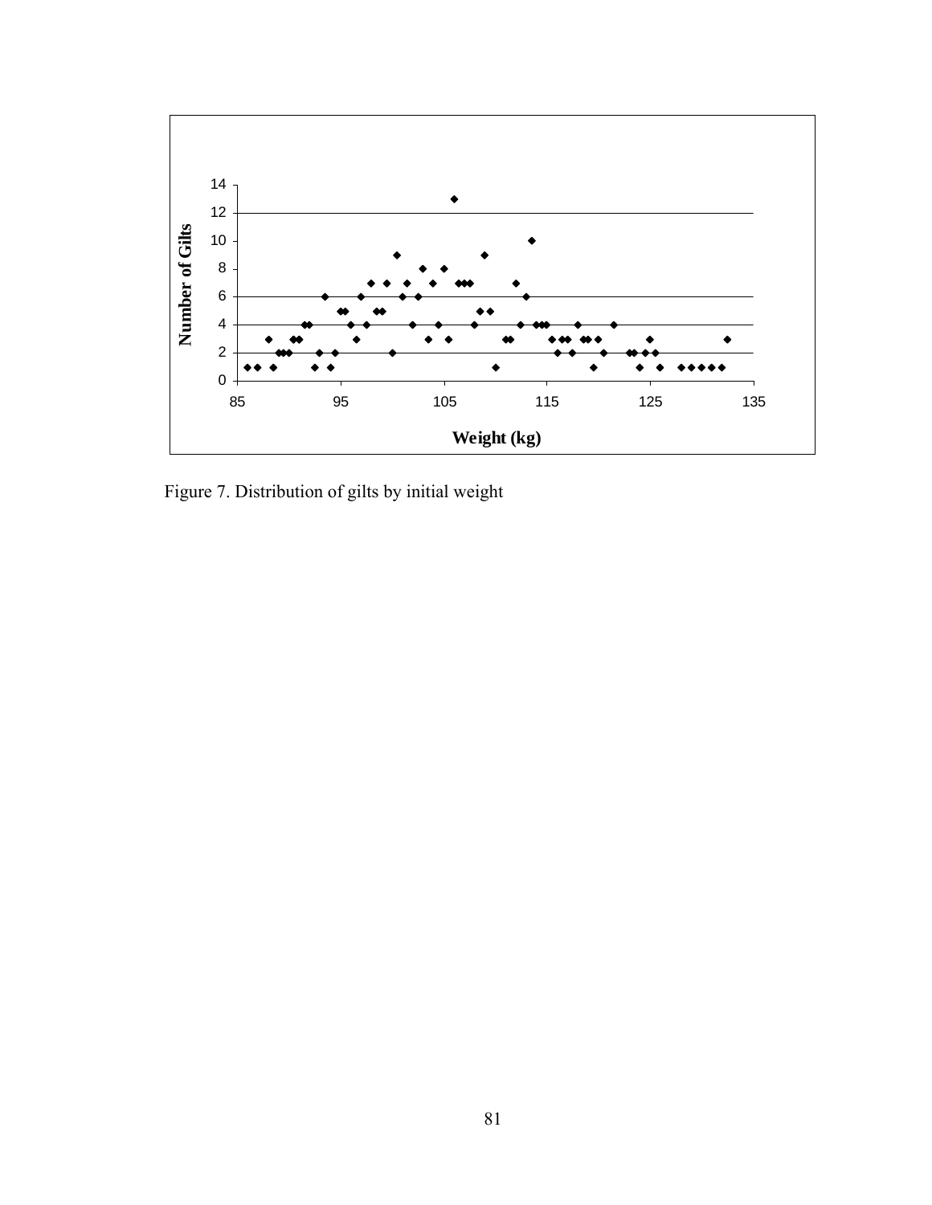Figure 7. Distribution of gilts by initial weight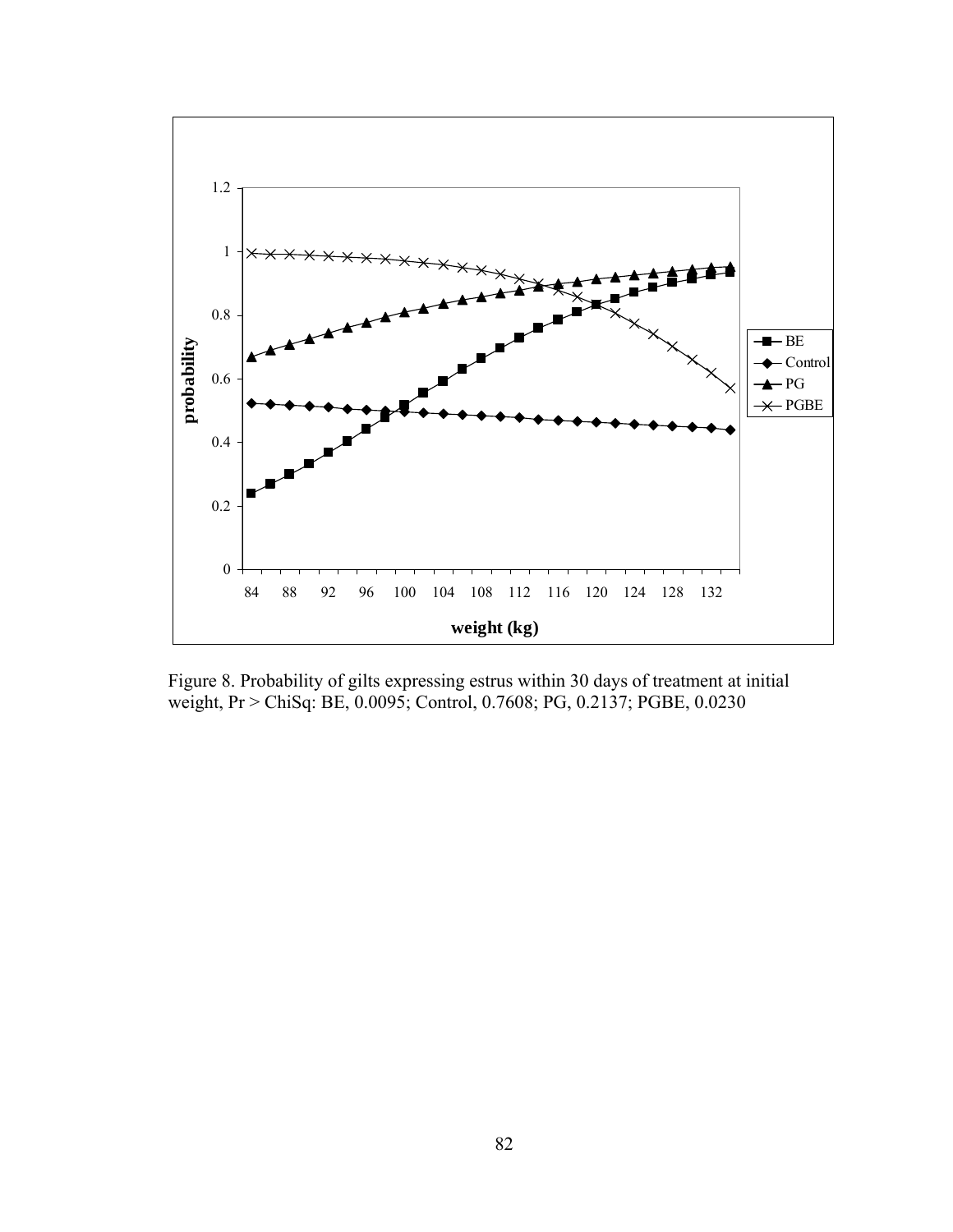Figure 8. Probability of gilts expressing estrus within 30 days of treatment at initial weight, Pr > ChiSq: BE, 0.0095; Control, 0.7608; PG, 0.2137; PGBE, 0.0230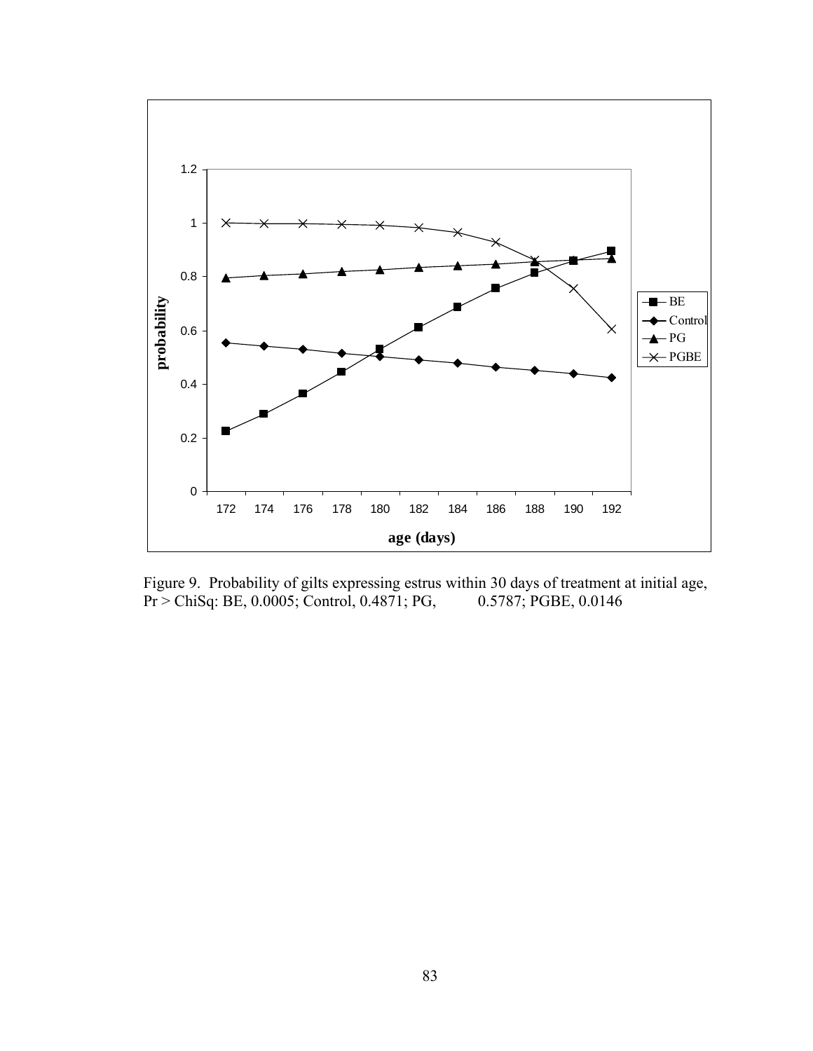Figure 9. Probability of gilts expressing estrus within 30 days of treatment at initial age, Pr > ChiSq: BE, 0.0005; Control, 0.4871; PG, 0.5787; PGBE, 0.0146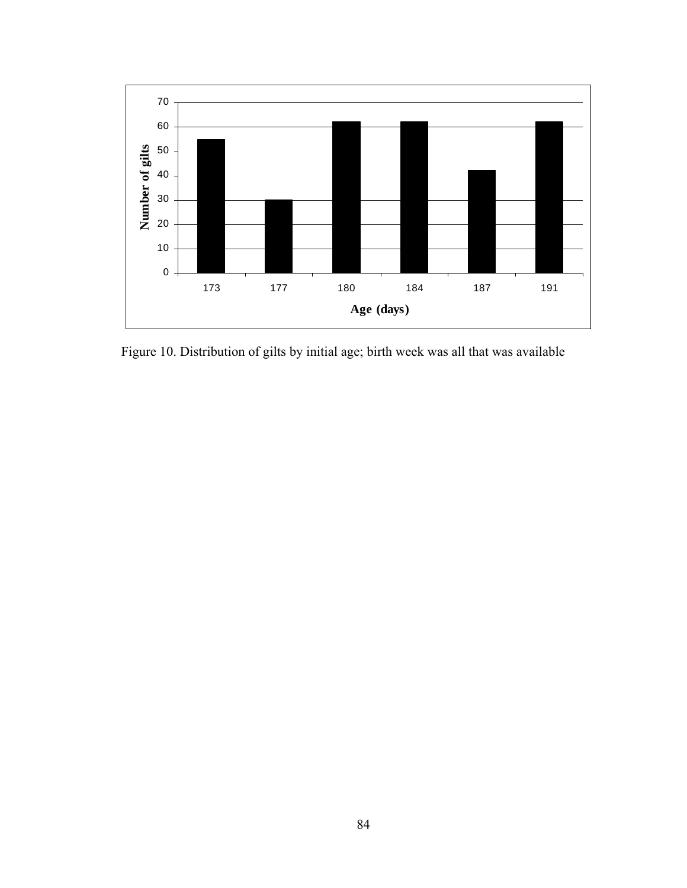Figure 10. Distribution of gilts by initial age; birth week was all that was available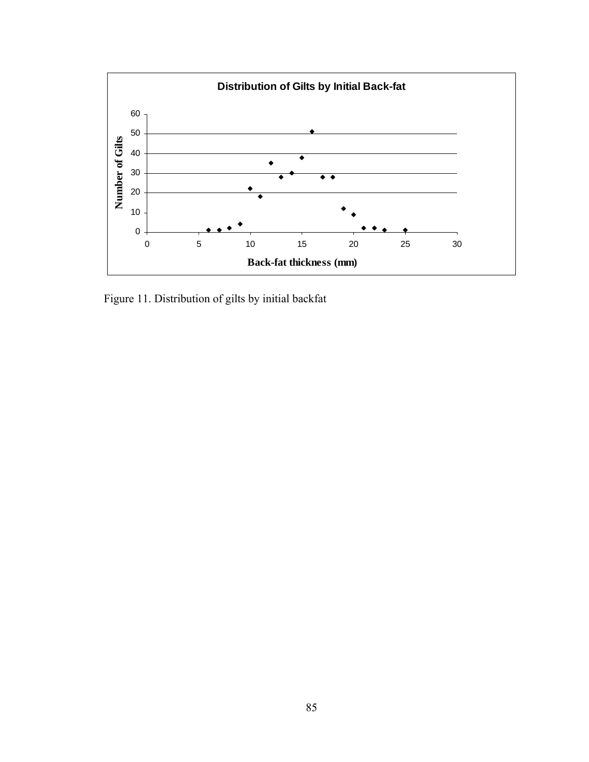Figure 11. Distribution of gilts by initial backfat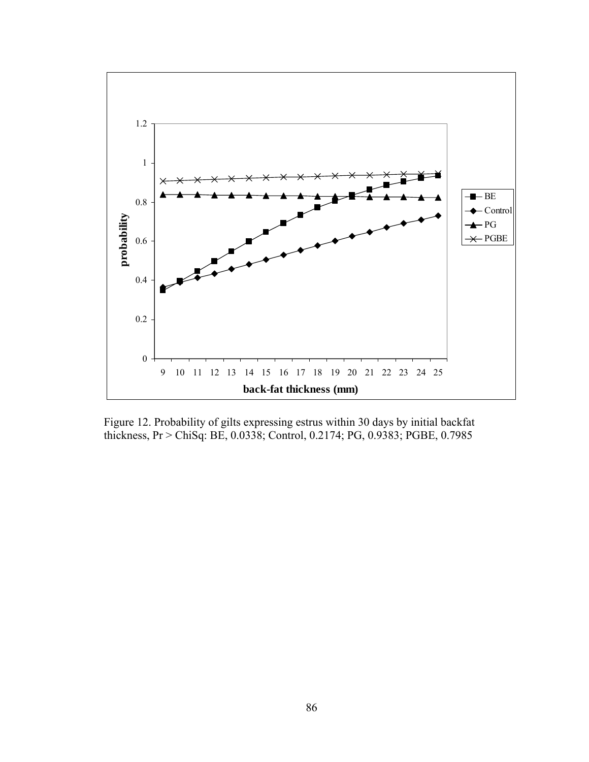Figure 12. Probability of gilts expressing estrus within 30 days by initial backfat thickness, Pr > ChiSq: BE, 0.0338; Control, 0.2174; PG, 0.9383; PGBE, 0.7985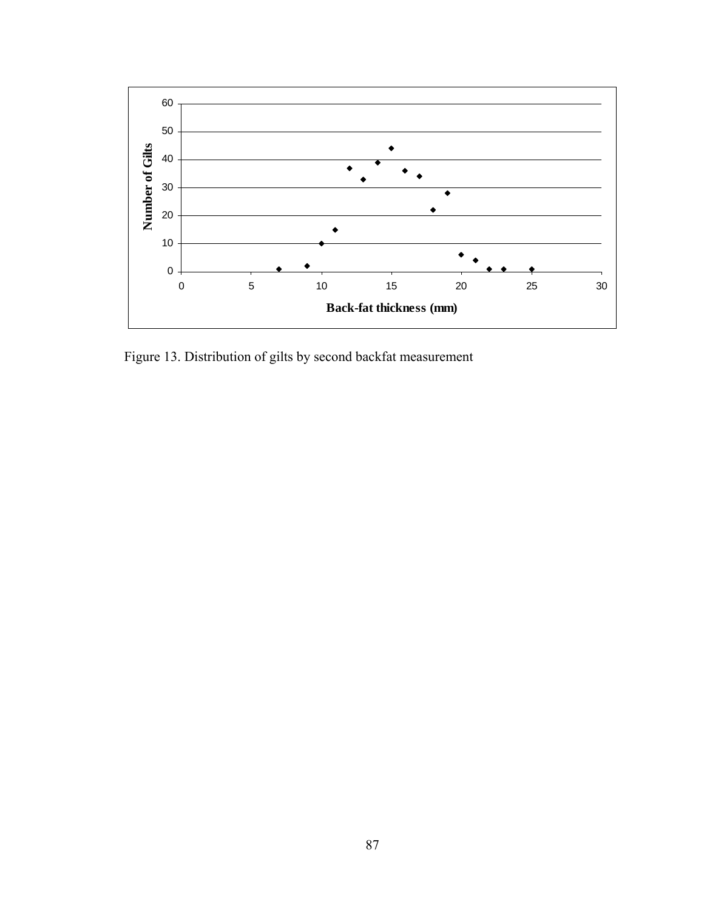Figure 13. Distribution of gilts by second backfat measurement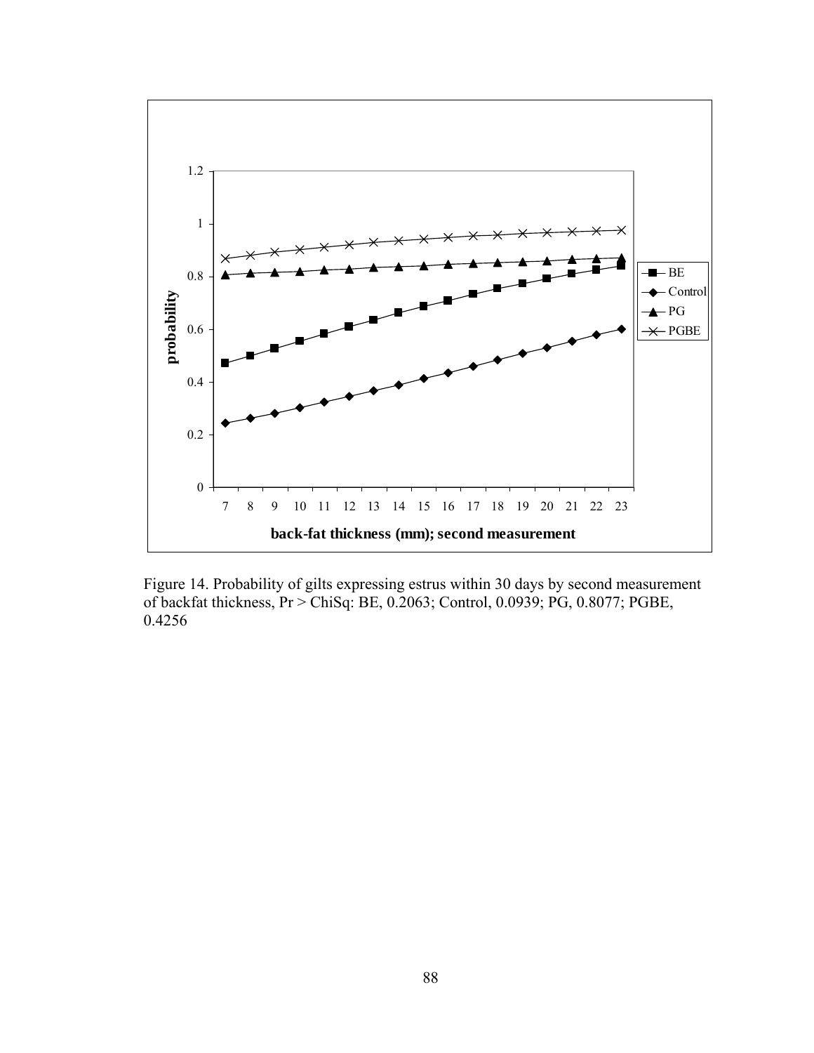Figure 14. Probability of gilts expressing estrus within 30 days by second measurement of backfat thickness, Pr > ChiSq: BE, 0.2063; Control, 0.0939; PG, 0.8077; PGBE, 0.4256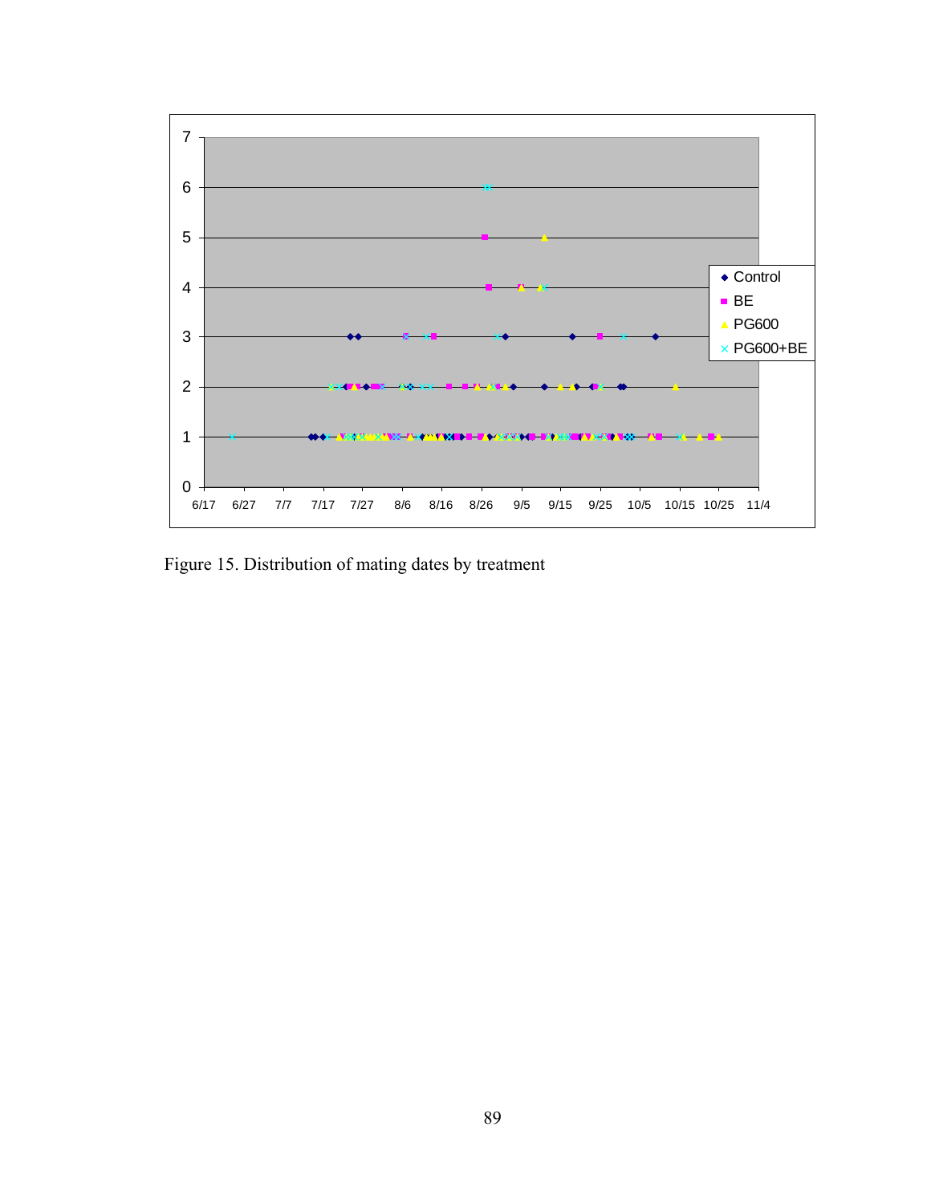Figure 15. Distribution of mating dates by treatment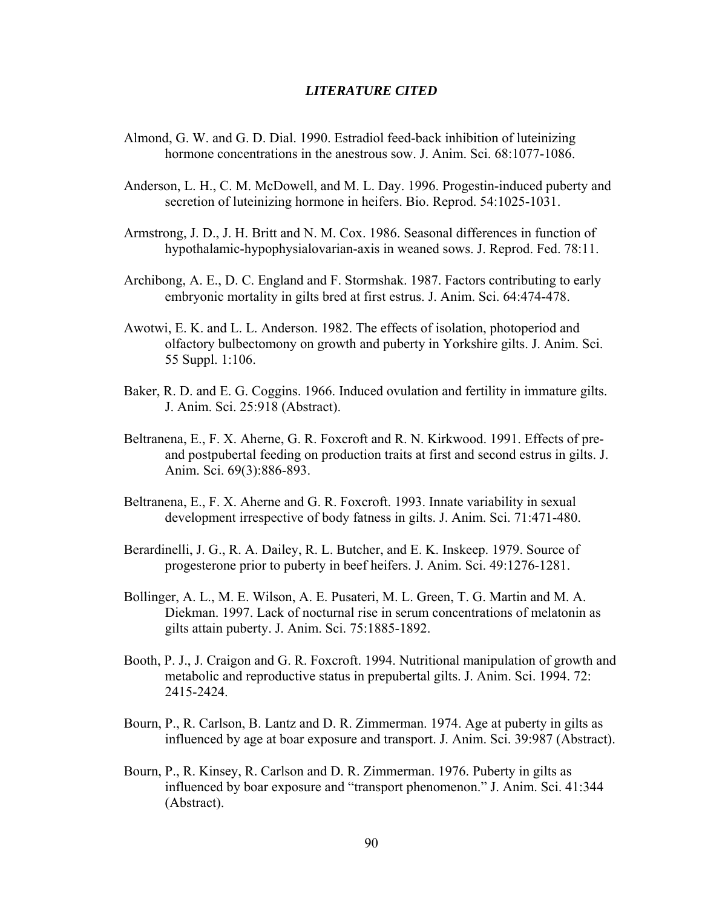## *LITERATURE CITED*

Almond, G. W. and G. D. Dial. 1990. Estradiol feed-back inhibition of luteinizing hormone concentrations in the anestrous sow. J. Anim. Sci. 68:1077-1086.

Anderson, L. H., C. M. McDowell, and M. L. Day. 1996. Progestin-induced puberty and secretion of luteinizing hormone in heifers. Bio. Reprod. 54:1025-1031.

Armstrong, J. D., J. H. Britt and N. M. Cox. 1986. Seasonal differences in function of hypothalamic-hypophysialovarian-axis in weaned sows. J. Reprod. Fed. 78:11.

Archibong, A. E., D. C. England and F. Stormshak. 1987. Factors contributing to early embryonic mortality in gilts bred at first estrus. J. Anim. Sci. 64:474-478.

Awotwi, E. K. and L. L. Anderson. 1982. The effects of isolation, photoperiod and olfactory bulbectomony on growth and puberty in Yorkshire gilts. J. Anim. Sci. 55 Suppl. 1:106.

Baker, R. D. and E. G. Coggins. 1966. Induced ovulation and fertility in immature gilts. J. Anim. Sci. 25:918 (Abstract).

Beltranena, E., F. X. Aherne, G. R. Foxcroft and R. N. Kirkwood. 1991. Effects of pre- and postpubertal feeding on production traits at first and second estrus in gilts. J. Anim. Sci. 69(3):886-893.

Beltranena, E., F. X. Aherne and G. R. Foxcroft. 1993. Innate variability in sexual development irrespective of body fatness in gilts. J. Anim. Sci. 71:471-480.

Berardinelli, J. G., R. A. Dailey, R. L. Butcher, and E. K. Inskeep. 1979. Source of progesterone prior to puberty in beef heifers. J. Anim. Sci. 49:1276-1281.

Bollinger, A. L., M. E. Wilson, A. E. Pusateri, M. L. Green, T. G. Martin and M. A. Diekman. 1997. Lack of nocturnal rise in serum concentrations of melatonin as gilts attain puberty. J. Anim. Sci. 75:1885-1892.

Booth, P. J., J. Craigon and G. R. Foxcroft. 1994. Nutritional manipulation of growth and metabolic and reproductive status in prepubertal gilts. J. Anim. Sci. 1994. 72: 2415-2424.

Bourn, P., R. Carlson, B. Lantz and D. R. Zimmerman. 1974. Age at puberty in gilts as influenced by age at boar exposure and transport. J. Anim. Sci. 39:987 (Abstract).

Bourn, P., R. Kinsey, R. Carlson and D. R. Zimmerman. 1976. Puberty in gilts as influenced by boar exposure and "transport phenomenon." J. Anim. Sci. 41:344 (Abstract).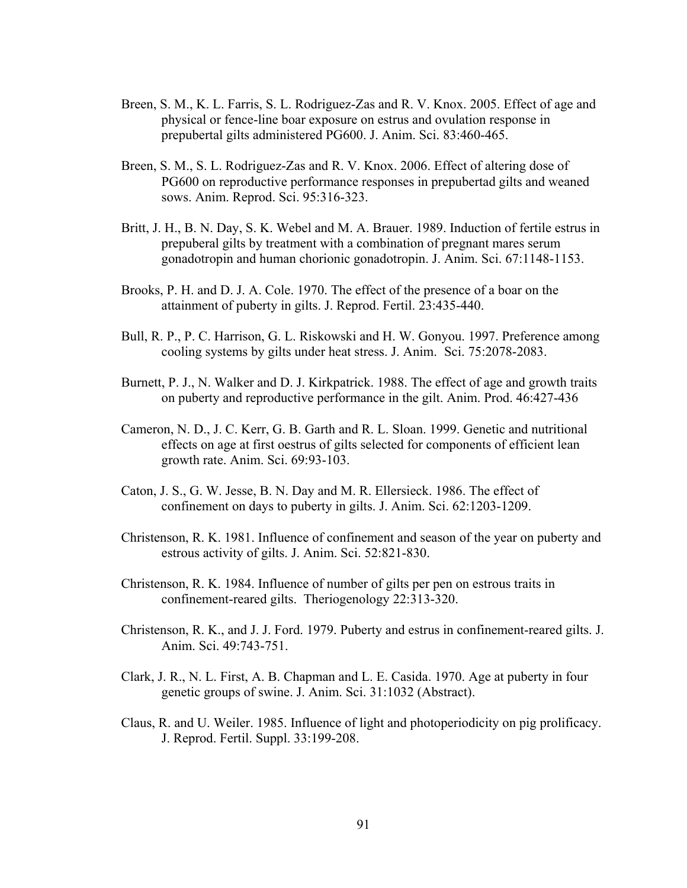Breen, S. M., K. L. Farris, S. L. Rodriguez-Zas and R. V. Knox. 2005. Effect of age and physical or fence-line boar exposure on estrus and ovulation response in prepubertal gilts administered PG600. J. Anim. Sci. 83:460-465.

Breen, S. M., S. L. Rodriguez-Zas and R. V. Knox. 2006. Effect of altering dose of PG600 on reproductive performance responses in prepubertad gilts and weaned sows. Anim. Reprod. Sci. 95:316-323.

Britt, J. H., B. N. Day, S. K. Webel and M. A. Brauer. 1989. Induction of fertile estrus in prepuberal gilts by treatment with a combination of pregnant mares serum gonadotropin and human chorionic gonadotropin. J. Anim. Sci. 67:1148-1153.

Brooks, P. H. and D. J. A. Cole. 1970. The effect of the presence of a boar on the attainment of puberty in gilts. J. Reprod. Fertil. 23:435-440.

Bull, R. P., P. C. Harrison, G. L. Riskowski and H. W. Gonyou. 1997. Preference among cooling systems by gilts under heat stress. J. Anim. Sci. 75:2078-2083.

Burnett, P. J., N. Walker and D. J. Kirkpatrick. 1988. The effect of age and growth traits on puberty and reproductive performance in the gilt. Anim. Prod. 46:427-436

Cameron, N. D., J. C. Kerr, G. B. Garth and R. L. Sloan. 1999. Genetic and nutritional effects on age at first oestrus of gilts selected for components of efficient lean growth rate. Anim. Sci. 69:93-103.

Caton, J. S., G. W. Jesse, B. N. Day and M. R. Ellersieck. 1986. The effect of confinement on days to puberty in gilts. J. Anim. Sci. 62:1203-1209.

Christenson, R. K. 1981. Influence of confinement and season of the year on puberty and estrous activity of gilts. J. Anim. Sci. 52:821-830.

Christenson, R. K. 1984. Influence of number of gilts per pen on estrous traits in confinement-reared gilts. Theriogenology 22:313-320.

Christenson, R. K., and J. J. Ford. 1979. Puberty and estrus in confinement-reared gilts. J. Anim. Sci. 49:743-751.

Clark, J. R., N. L. First, A. B. Chapman and L. E. Casida. 1970. Age at puberty in four genetic groups of swine. J. Anim. Sci. 31:1032 (Abstract).

Claus, R. and U. Weiler. 1985. Influence of light and photoperiodicity on pig prolificacy. J. Reprod. Fertil. Suppl. 33:199-208.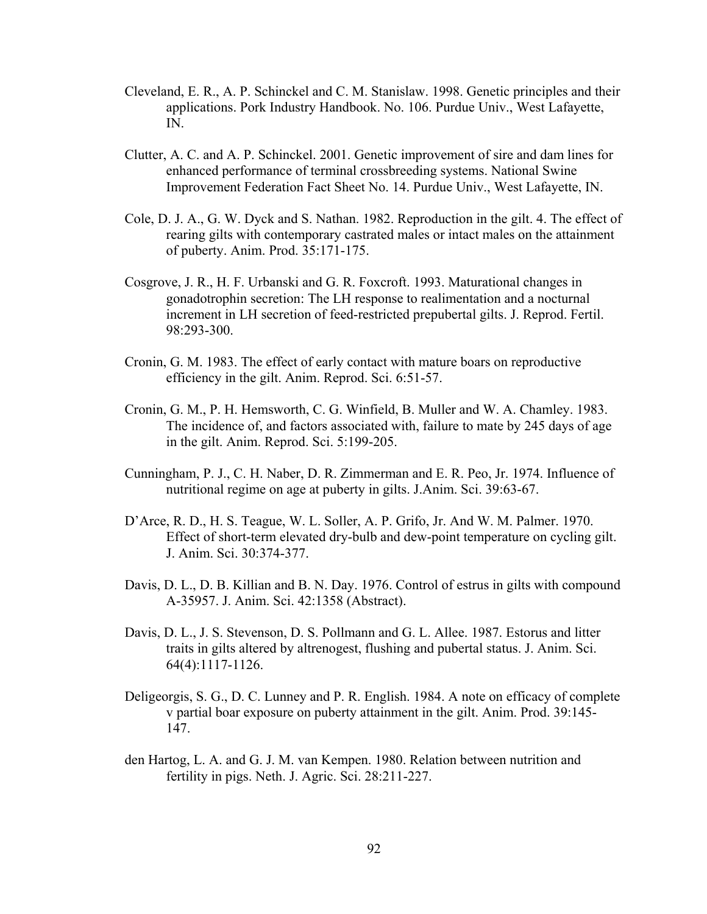Cleveland, E. R., A. P. Schinckel and C. M. Stanislaw. 1998. Genetic principles and their applications. Pork Industry Handbook. No. 106. Purdue Univ., West Lafayette, IN.

Clutter, A. C. and A. P. Schinckel. 2001. Genetic improvement of sire and dam lines for enhanced performance of terminal crossbreeding systems. National Swine Improvement Federation Fact Sheet No. 14. Purdue Univ., West Lafayette, IN.

Cole, D. J. A., G. W. Dyck and S. Nathan. 1982. Reproduction in the gilt. 4. The effect of rearing gilts with contemporary castrated males or intact males on the attainment of puberty. Anim. Prod. 35:171-175.

Cosgrove, J. R., H. F. Urbanski and G. R. Foxcroft. 1993. Maturational changes in gonadotrophin secretion: The LH response to realimentation and a nocturnal increment in LH secretion of feed-restricted prepubertal gilts. J. Reprod. Fertil. 98:293-300.

Cronin, G. M. 1983. The effect of early contact with mature boars on reproductive efficiency in the gilt. Anim. Reprod. Sci. 6:51-57.

Cronin, G. M., P. H. Hemsworth, C. G. Winfield, B. Muller and W. A. Chamley. 1983. The incidence of, and factors associated with, failure to mate by 245 days of age in the gilt. Anim. Reprod. Sci. 5:199-205.

Cunningham, P. J., C. H. Naber, D. R. Zimmerman and E. R. Peo, Jr. 1974. Influence of nutritional regime on age at puberty in gilts. J.Anim. Sci. 39:63-67.

D'Arce, R. D., H. S. Teague, W. L. Soller, A. P. Grifo, Jr. And W. M. Palmer. 1970. Effect of short-term elevated dry-bulb and dew-point temperature on cycling gilt. J. Anim. Sci. 30:374-377.

Davis, D. L., D. B. Killian and B. N. Day. 1976. Control of estrus in gilts with compound A-35957. J. Anim. Sci. 42:1358 (Abstract).

Davis, D. L., J. S. Stevenson, D. S. Pollmann and G. L. Allee. 1987. Estorus and litter traits in gilts altered by altrenogest, flushing and pubertal status. J. Anim. Sci. 64(4):1117-1126.

Deligeorgis, S. G., D. C. Lunney and P. R. English. 1984. A note on efficacy of complete v partial boar exposure on puberty attainment in the gilt. Anim. Prod. 39:145-147.

den Hartog, L. A. and G. J. M. van Kempen. 1980. Relation between nutrition and fertility in pigs. Neth. J. Agric. Sci. 28:211-227.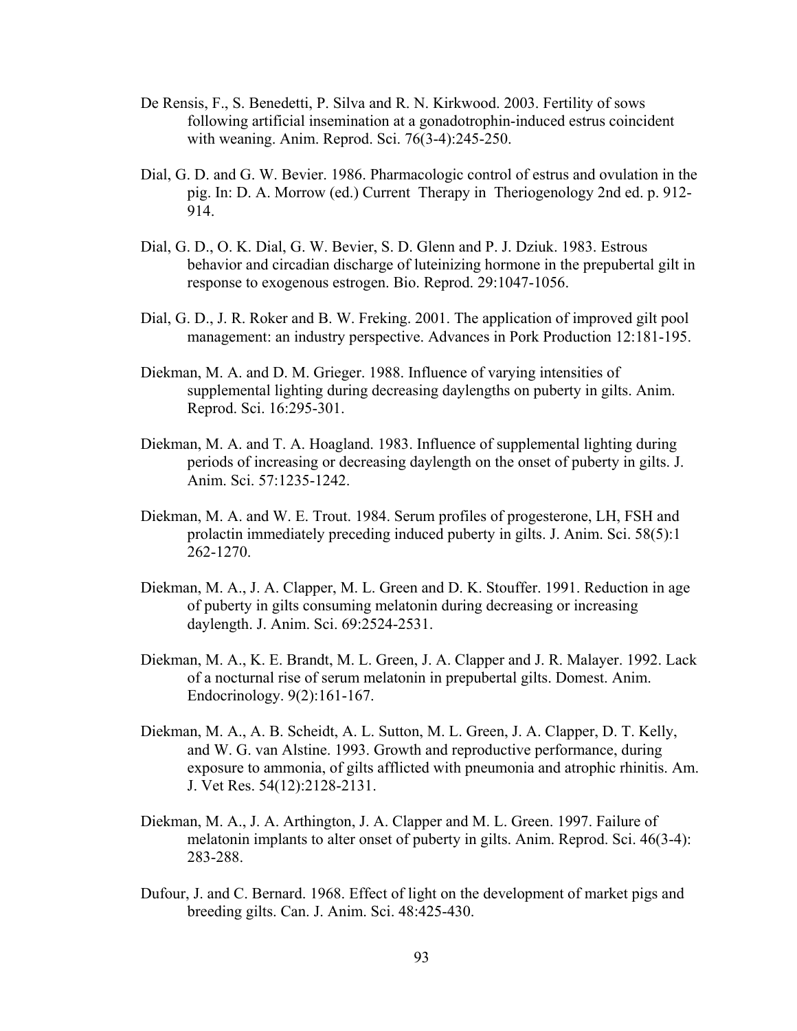De Rensis, F., S. Benedetti, P. Silva and R. N. Kirkwood. 2003. Fertility of sows following artificial insemination at a gonadotrophin-induced estrus coincident with weaning. Anim. Reprod. Sci. 76(3-4):245-250.

Dial, G. D. and G. W. Bevier. 1986. Pharmacologic control of estrus and ovulation in the pig. In: D. A. Morrow (ed.) Current Therapy in Theriogenology 2nd ed. p. 912-914.

Dial, G. D., O. K. Dial, G. W. Bevier, S. D. Glenn and P. J. Dziuk. 1983. Estrous behavior and circadian discharge of luteinizing hormone in the prepubertal gilt in response to exogenous estrogen. Bio. Reprod. 29:1047-1056.

Dial, G. D., J. R. Roker and B. W. Freking. 2001. The application of improved gilt pool management: an industry perspective. Advances in Pork Production 12:181-195.

Diekman, M. A. and D. M. Grieger. 1988. Influence of varying intensities of supplemental lighting during decreasing daylengths on puberty in gilts. Anim. Reprod. Sci. 16:295-301.

Diekman, M. A. and T. A. Hoagland. 1983. Influence of supplemental lighting during periods of increasing or decreasing daylength on the onset of puberty in gilts. J. Anim. Sci. 57:1235-1242.

Diekman, M. A. and W. E. Trout. 1984. Serum profiles of progesterone, LH, FSH and prolactin immediately preceding induced puberty in gilts. J. Anim. Sci. 58(5):1 262-1270.

Diekman, M. A., J. A. Clapper, M. L. Green and D. K. Stouffer. 1991. Reduction in age of puberty in gilts consuming melatonin during decreasing or increasing daylength. J. Anim. Sci. 69:2524-2531.

Diekman, M. A., K. E. Brandt, M. L. Green, J. A. Clapper and J. R. Malayer. 1992. Lack of a nocturnal rise of serum melatonin in prepubertal gilts. Domest. Anim. Endocrinology. 9(2):161-167.

Diekman, M. A., A. B. Scheidt, A. L. Sutton, M. L. Green, J. A. Clapper, D. T. Kelly, and W. G. van Alstine. 1993. Growth and reproductive performance, during exposure to ammonia, of gilts afflicted with pneumonia and atrophic rhinitis. Am. J. Vet Res. 54(12):2128-2131.

Diekman, M. A., J. A. Arthington, J. A. Clapper and M. L. Green. 1997. Failure of melatonin implants to alter onset of puberty in gilts. Anim. Reprod. Sci. 46(3-4): 283-288.

Dufour, J. and C. Bernard. 1968. Effect of light on the development of market pigs and breeding gilts. Can. J. Anim. Sci. 48:425-430.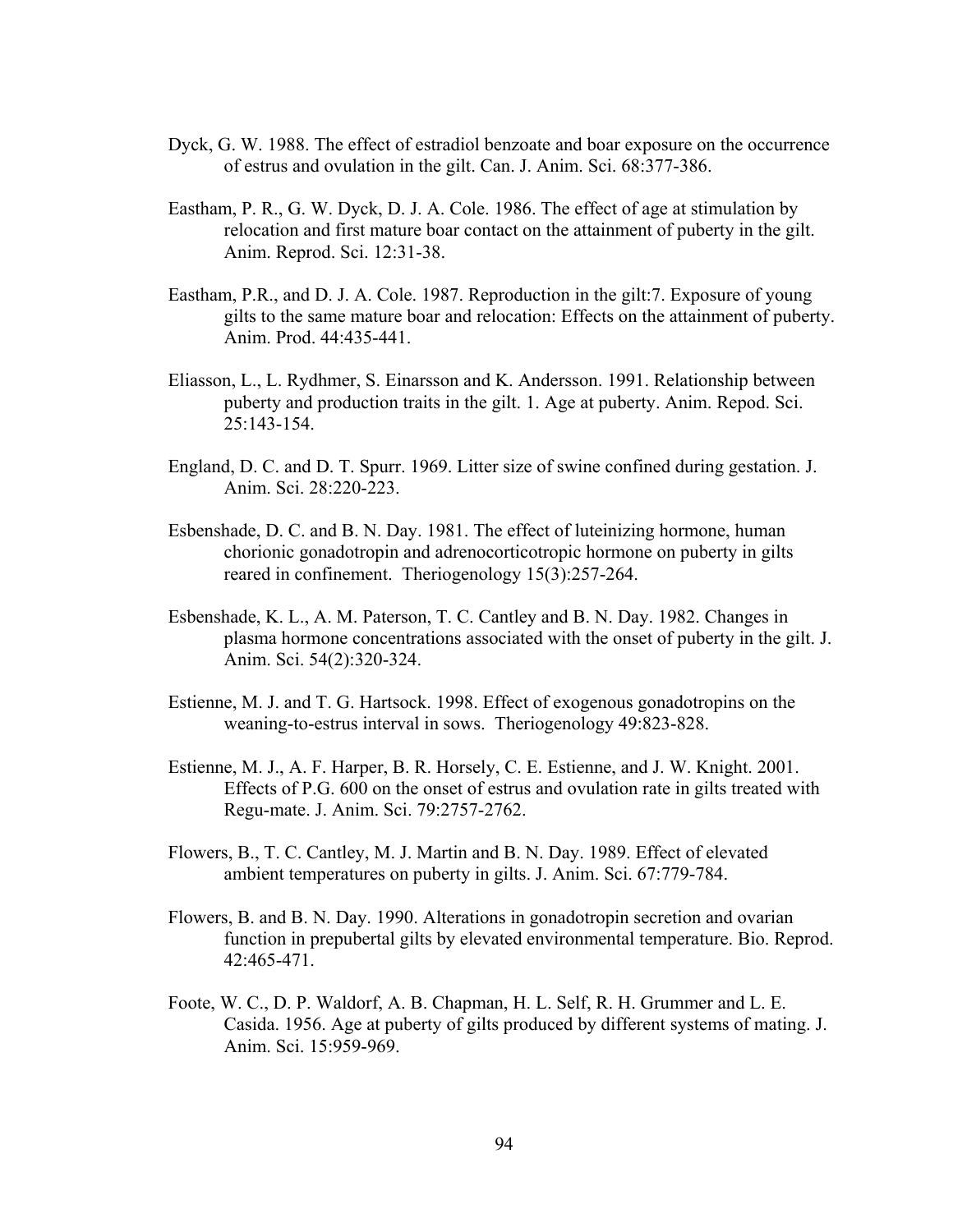Dyck, G. W. 1988. The effect of estradiol benzoate and boar exposure on the occurrence of estrus and ovulation in the gilt. Can. J. Anim. Sci. 68:377-386.

Eastham, P. R., G. W. Dyck, D. J. A. Cole. 1986. The effect of age at stimulation by relocation and first mature boar contact on the attainment of puberty in the gilt. Anim. Reprod. Sci. 12:31-38.

Eastham, P.R., and D. J. A. Cole. 1987. Reproduction in the gilt:7. Exposure of young gilts to the same mature boar and relocation: Effects on the attainment of puberty. Anim. Prod. 44:435-441.

Eliasson, L., L. Rydhmer, S. Einarsson and K. Andersson. 1991. Relationship between puberty and production traits in the gilt. 1. Age at puberty. Anim. Repod. Sci. 25:143-154.

England, D. C. and D. T. Spurr. 1969. Litter size of swine confined during gestation. J. Anim. Sci. 28:220-223.

Esbenshade, D. C. and B. N. Day. 1981. The effect of luteinizing hormone, human chorionic gonadotropin and adrenocorticotropic hormone on puberty in gilts reared in confinement. Theriogenology 15(3):257-264.

Esbenshade, K. L., A. M. Paterson, T. C. Cantley and B. N. Day. 1982. Changes in plasma hormone concentrations associated with the onset of puberty in the gilt. J. Anim. Sci. 54(2):320-324.

Estienne, M. J. and T. G. Hartsock. 1998. Effect of exogenous gonadotropins on the weaning-to-estrus interval in sows. Theriogenology 49:823-828.

Estienne, M. J., A. F. Harper, B. R. Horsely, C. E. Estienne, and J. W. Knight. 2001. Effects of P.G. 600 on the onset of estrus and ovulation rate in gilts treated with Regu-mate. J. Anim. Sci. 79:2757-2762.

Flowers, B., T. C. Cantley, M. J. Martin and B. N. Day. 1989. Effect of elevated ambient temperatures on puberty in gilts. J. Anim. Sci. 67:779-784.

Flowers, B. and B. N. Day. 1990. Alterations in gonadotropin secretion and ovarian function in prepubertal gilts by elevated environmental temperature. Bio. Reprod. 42:465-471.

Foote, W. C., D. P. Waldorf, A. B. Chapman, H. L. Self, R. H. Grummer and L. E. Casida. 1956. Age at puberty of gilts produced by different systems of mating. J. Anim. Sci. 15:959-969.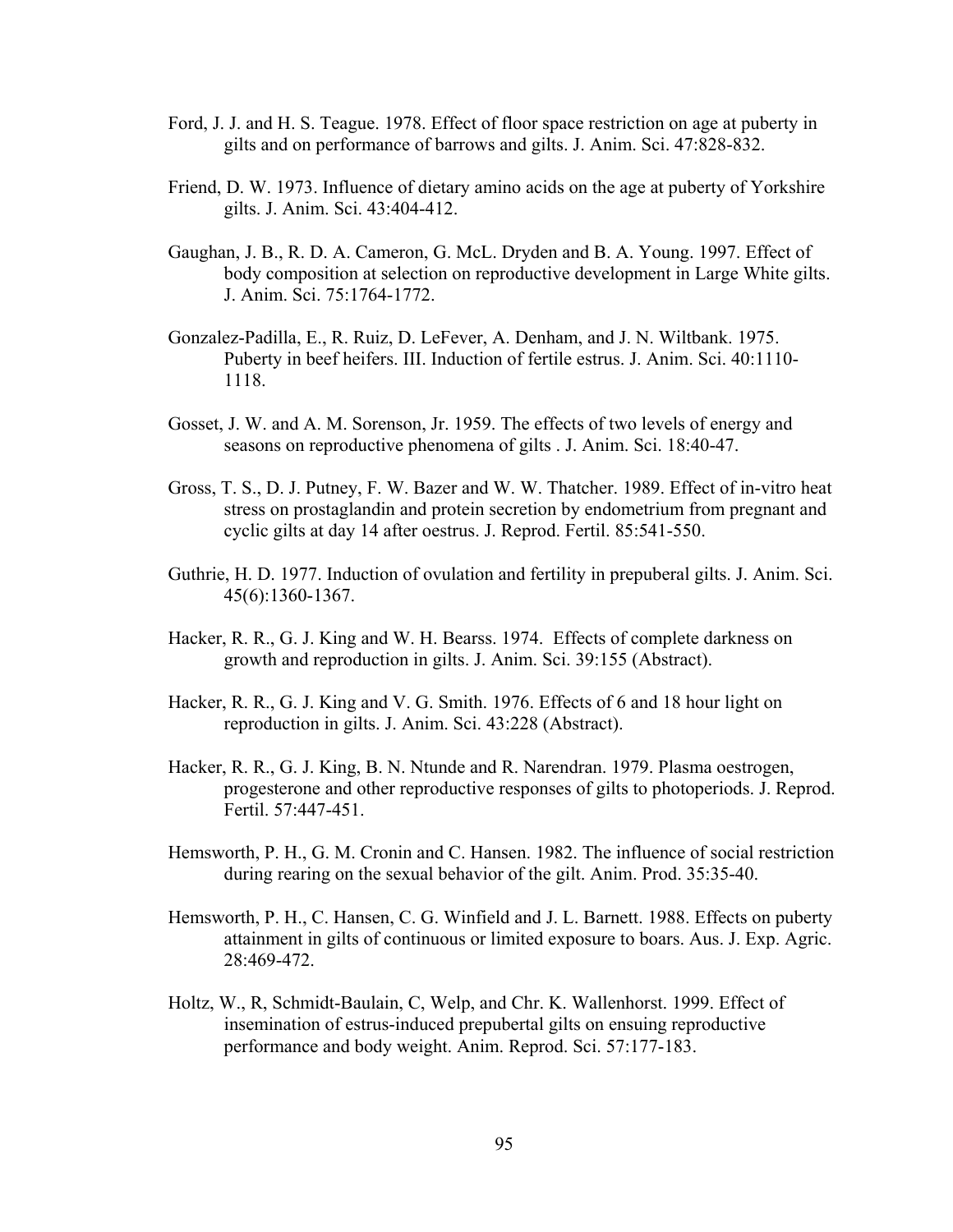Ford, J. J. and H. S. Teague. 1978. Effect of floor space restriction on age at puberty in gilts and on performance of barrows and gilts. J. Anim. Sci. 47:828-832.

Friend, D. W. 1973. Influence of dietary amino acids on the age at puberty of Yorkshire gilts. J. Anim. Sci. 43:404-412.

Gaughan, J. B., R. D. A. Cameron, G. McL. Dryden and B. A. Young. 1997. Effect of body composition at selection on reproductive development in Large White gilts. J. Anim. Sci. 75:1764-1772.

Gonzalez-Padilla, E., R. Ruiz, D. LeFever, A. Denham, and J. N. Wiltbank. 1975. Puberty in beef heifers. III. Induction of fertile estrus. J. Anim. Sci. 40:1110-1118.

Gosset, J. W. and A. M. Sorenson, Jr. 1959. The effects of two levels of energy and seasons on reproductive phenomena of gilts . J. Anim. Sci. 18:40-47.

Gross, T. S., D. J. Putney, F. W. Bazer and W. W. Thatcher. 1989. Effect of in-vitro heat stress on prostaglandin and protein secretion by endometrium from pregnant and cyclic gilts at day 14 after oestrus. J. Reprod. Fertil. 85:541-550.

Guthrie, H. D. 1977. Induction of ovulation and fertility in prepuberal gilts. J. Anim. Sci. 45(6):1360-1367.

Hacker, R. R., G. J. King and W. H. Bearss. 1974. Effects of complete darkness on growth and reproduction in gilts. J. Anim. Sci. 39:155 (Abstract).

Hacker, R. R., G. J. King and V. G. Smith. 1976. Effects of 6 and 18 hour light on reproduction in gilts. J. Anim. Sci. 43:228 (Abstract).

Hacker, R. R., G. J. King, B. N. Ntunde and R. Narendran. 1979. Plasma oestrogen, progesterone and other reproductive responses of gilts to photoperiods. J. Reprod. Fertil. 57:447-451.

Hemsworth, P. H., G. M. Cronin and C. Hansen. 1982. The influence of social restriction during rearing on the sexual behavior of the gilt. Anim. Prod. 35:35-40.

Hemsworth, P. H., C. Hansen, C. G. Winfield and J. L. Barnett. 1988. Effects on puberty attainment in gilts of continuous or limited exposure to boars. Aus. J. Exp. Agric. 28:469-472.

Holtz, W., R, Schmidt-Baulain, C, Welp, and Chr. K. Wallenhorst. 1999. Effect of insemination of estrus-induced prepubertal gilts on ensuing reproductive performance and body weight. Anim. Reprod. Sci. 57:177-183.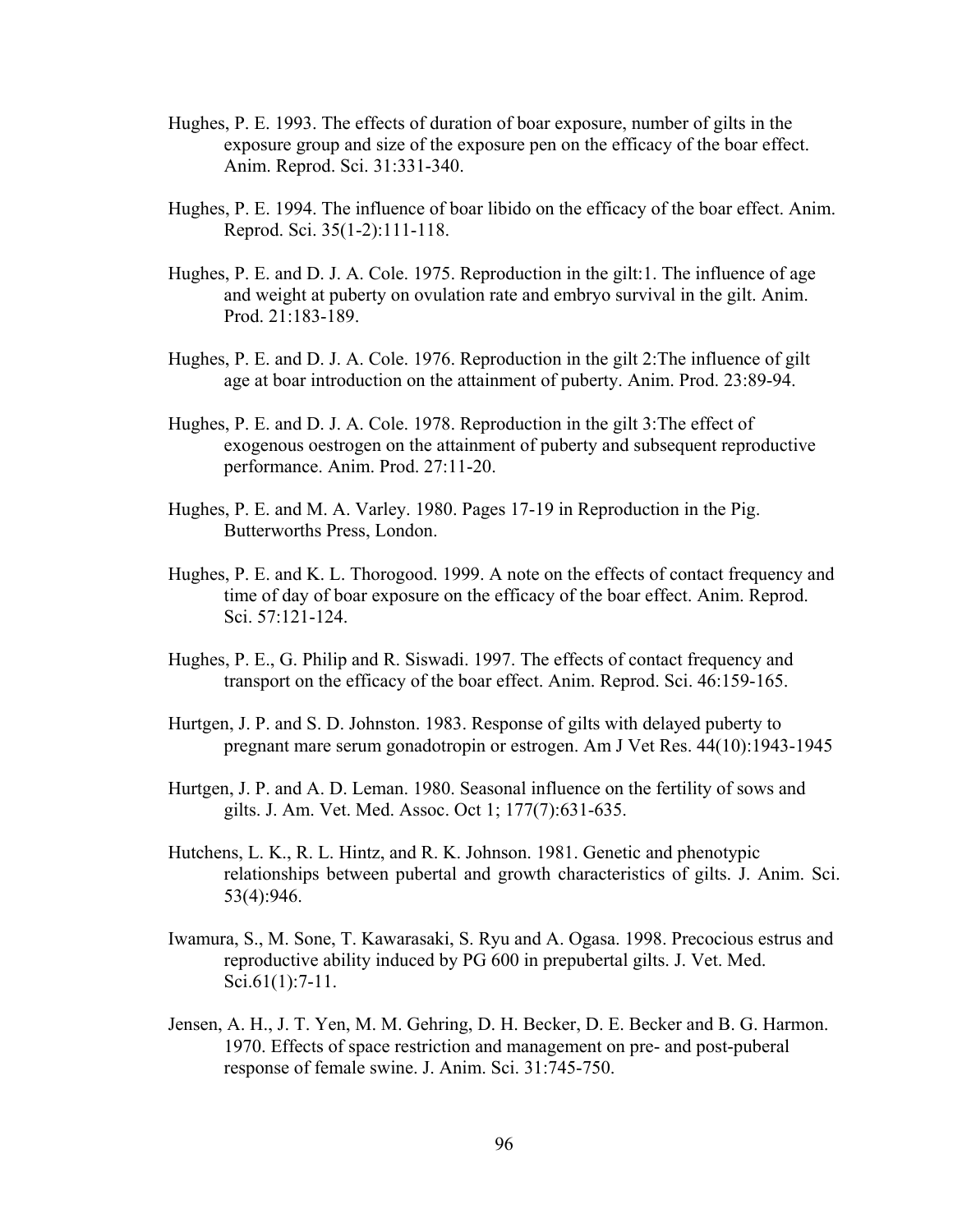Hughes, P. E. 1993. The effects of duration of boar exposure, number of gilts in the exposure group and size of the exposure pen on the efficacy of the boar effect. Anim. Reprod. Sci. 31:331-340.

Hughes, P. E. 1994. The influence of boar libido on the efficacy of the boar effect. Anim. Reprod. Sci. 35(1-2):111-118.

Hughes, P. E. and D. J. A. Cole. 1975. Reproduction in the gilt:1. The influence of age and weight at puberty on ovulation rate and embryo survival in the gilt. Anim. Prod. 21:183-189.

Hughes, P. E. and D. J. A. Cole. 1976. Reproduction in the gilt 2:The influence of gilt age at boar introduction on the attainment of puberty. Anim. Prod. 23:89-94.

Hughes, P. E. and D. J. A. Cole. 1978. Reproduction in the gilt 3:The effect of exogenous oestrogen on the attainment of puberty and subsequent reproductive performance. Anim. Prod. 27:11-20.

Hughes, P. E. and M. A. Varley. 1980. Pages 17-19 in Reproduction in the Pig. Butterworths Press, London.

Hughes, P. E. and K. L. Thorogood. 1999. A note on the effects of contact frequency and time of day of boar exposure on the efficacy of the boar effect. Anim. Reprod. Sci. 57:121-124.

Hughes, P. E., G. Philip and R. Siswadi. 1997. The effects of contact frequency and transport on the efficacy of the boar effect. Anim. Reprod. Sci. 46:159-165.

Hurtgen, J. P. and S. D. Johnston. 1983. Response of gilts with delayed puberty to pregnant mare serum gonadotropin or estrogen. Am J Vet Res. 44(10):1943-1945

Hurtgen, J. P. and A. D. Leman. 1980. Seasonal influence on the fertility of sows and gilts. J. Am. Vet. Med. Assoc. Oct 1; 177(7):631-635.

Hutchens, L. K., R. L. Hintz, and R. K. Johnson. 1981. Genetic and phenotypic relationships between pubertal and growth characteristics of gilts. J. Anim. Sci. 53(4):946.

Iwamura, S., M. Sone, T. Kawarasaki, S. Ryu and A. Ogasa. 1998. Precocious estrus and reproductive ability induced by PG 600 in prepubertal gilts. J. Vet. Med. Sci.61(1):7-11.

Jensen, A. H., J. T. Yen, M. M. Gehring, D. H. Becker, D. E. Becker and B. G. Harmon. 1970. Effects of space restriction and management on pre- and post-puberal response of female swine. J. Anim. Sci. 31:745-750.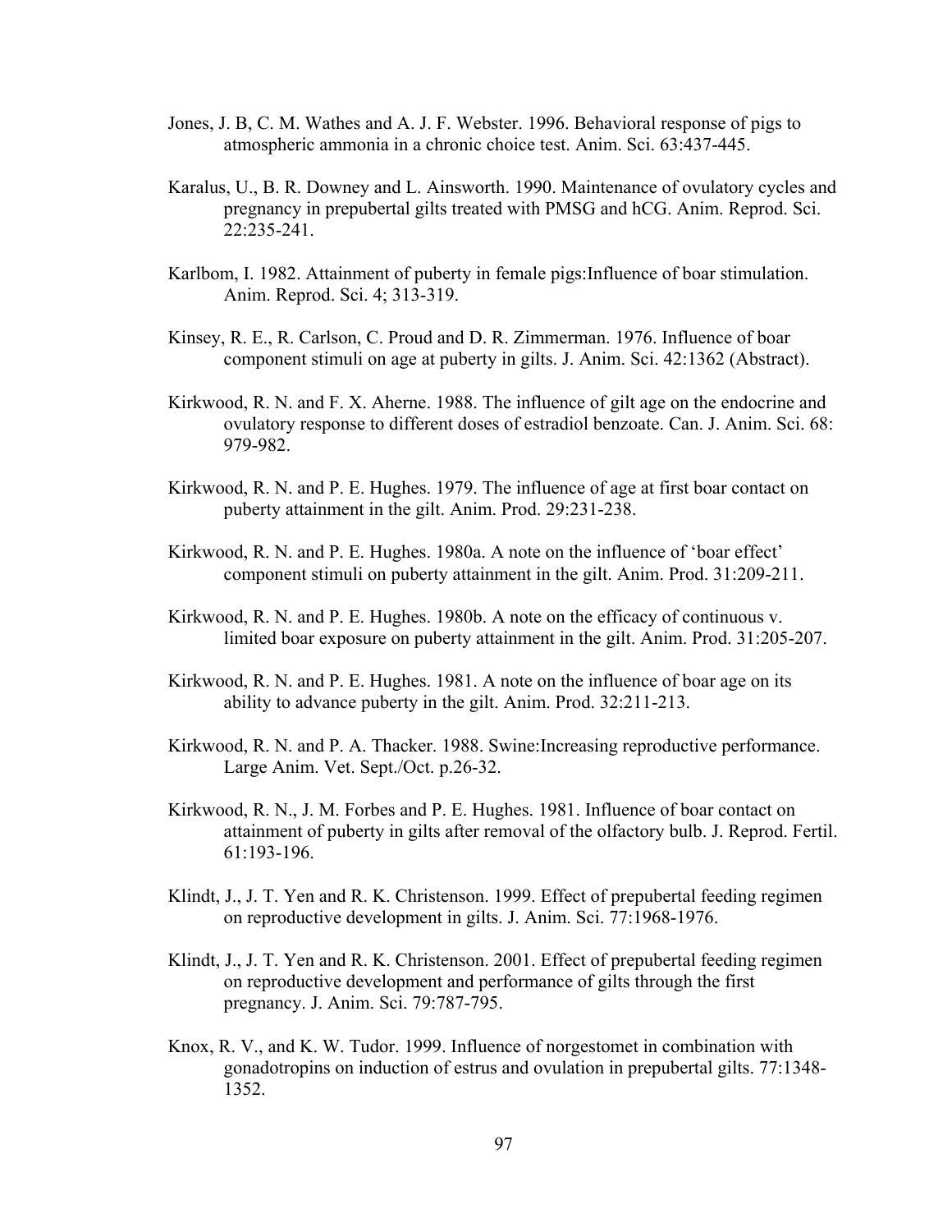Jones, J. B, C. M. Wathes and A. J. F. Webster. 1996. Behavioral response of pigs to atmospheric ammonia in a chronic choice test. Anim. Sci. 63:437-445.

Karalus, U., B. R. Downey and L. Ainsworth. 1990. Maintenance of ovulatory cycles and pregnancy in prepubertal gilts treated with PMSG and hCG. Anim. Reprod. Sci. 22:235-241.

Karlbom, I. 1982. Attainment of puberty in female pigs:Influence of boar stimulation. Anim. Reprod. Sci. 4; 313-319.

Kinsey, R. E., R. Carlson, C. Proud and D. R. Zimmerman. 1976. Influence of boar component stimuli on age at puberty in gilts. J. Anim. Sci. 42:1362 (Abstract).

Kirkwood, R. N. and F. X. Aherne. 1988. The influence of gilt age on the endocrine and ovulatory response to different doses of estradiol benzoate. Can. J. Anim. Sci. 68: 979-982.

Kirkwood, R. N. and P. E. Hughes. 1979. The influence of age at first boar contact on puberty attainment in the gilt. Anim. Prod. 29:231-238.

Kirkwood, R. N. and P. E. Hughes. 1980a. A note on the influence of 'boar effect' component stimuli on puberty attainment in the gilt. Anim. Prod. 31:209-211.

Kirkwood, R. N. and P. E. Hughes. 1980b. A note on the efficacy of continuous v. limited boar exposure on puberty attainment in the gilt. Anim. Prod. 31:205-207.

Kirkwood, R. N. and P. E. Hughes. 1981. A note on the influence of boar age on its ability to advance puberty in the gilt. Anim. Prod. 32:211-213.

Kirkwood, R. N. and P. A. Thacker. 1988. Swine:Increasing reproductive performance. Large Anim. Vet. Sept./Oct. p.26-32.

Kirkwood, R. N., J. M. Forbes and P. E. Hughes. 1981. Influence of boar contact on attainment of puberty in gilts after removal of the olfactory bulb. J. Reprod. Fertil. 61:193-196.

Klindt, J., J. T. Yen and R. K. Christenson. 1999. Effect of prepubertal feeding regimen on reproductive development in gilts. J. Anim. Sci. 77:1968-1976.

Klindt, J., J. T. Yen and R. K. Christenson. 2001. Effect of prepubertal feeding regimen on reproductive development and performance of gilts through the first pregnancy. J. Anim. Sci. 79:787-795.

Knox, R. V., and K. W. Tudor. 1999. Influence of norgestomet in combination with gonadotropins on induction of estrus and ovulation in prepubertal gilts. 77:1348-1352.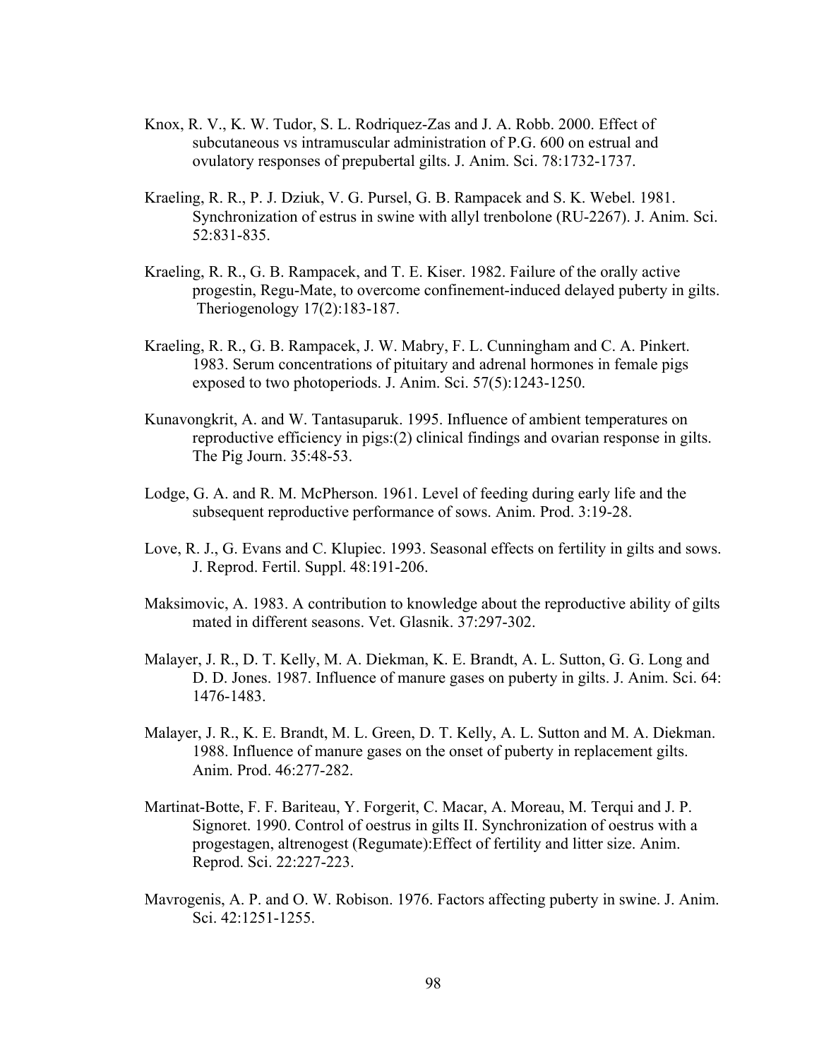Knox, R. V., K. W. Tudor, S. L. Rodriquez-Zas and J. A. Robb. 2000. Effect of subcutaneous vs intramuscular administration of P.G. 600 on estrual and ovulatory responses of prepubertal gilts. J. Anim. Sci. 78:1732-1737.

Kraeling, R. R., P. J. Dziuk, V. G. Pursel, G. B. Rampacek and S. K. Webel. 1981. Synchronization of estrus in swine with allyl trenbolone (RU-2267). J. Anim. Sci. 52:831-835.

Kraeling, R. R., G. B. Rampacek, and T. E. Kiser. 1982. Failure of the orally active progestin, Regu-Mate, to overcome confinement-induced delayed puberty in gilts. Theriogenology 17(2):183-187.

Kraeling, R. R., G. B. Rampacek, J. W. Mabry, F. L. Cunningham and C. A. Pinkert. 1983. Serum concentrations of pituitary and adrenal hormones in female pigs exposed to two photoperiods. J. Anim. Sci. 57(5):1243-1250.

Kunavongkrit, A. and W. Tantasuparuk. 1995. Influence of ambient temperatures on reproductive efficiency in pigs:(2) clinical findings and ovarian response in gilts. The Pig Journ. 35:48-53.

Lodge, G. A. and R. M. McPherson. 1961. Level of feeding during early life and the subsequent reproductive performance of sows. Anim. Prod. 3:19-28.

Love, R. J., G. Evans and C. Klupiec. 1993. Seasonal effects on fertility in gilts and sows. J. Reprod. Fertil. Suppl. 48:191-206.

Maksimovic, A. 1983. A contribution to knowledge about the reproductive ability of gilts mated in different seasons. Vet. Glasnik. 37:297-302.

Malayer, J. R., D. T. Kelly, M. A. Diekman, K. E. Brandt, A. L. Sutton, G. G. Long and D. D. Jones. 1987. Influence of manure gases on puberty in gilts. J. Anim. Sci. 64: 1476-1483.

Malayer, J. R., K. E. Brandt, M. L. Green, D. T. Kelly, A. L. Sutton and M. A. Diekman. 1988. Influence of manure gases on the onset of puberty in replacement gilts. Anim. Prod. 46:277-282.

Martinat-Botte, F. F. Bariteau, Y. Forgerit, C. Macar, A. Moreau, M. Terqui and J. P. Signoret. 1990. Control of oestrus in gilts II. Synchronization of oestrus with a progestagen, altrenogest (Regumate):Effect of fertility and litter size. Anim. Reprod. Sci. 22:227-223.

Mavrogenis, A. P. and O. W. Robison. 1976. Factors affecting puberty in swine. J. Anim. Sci. 42:1251-1255.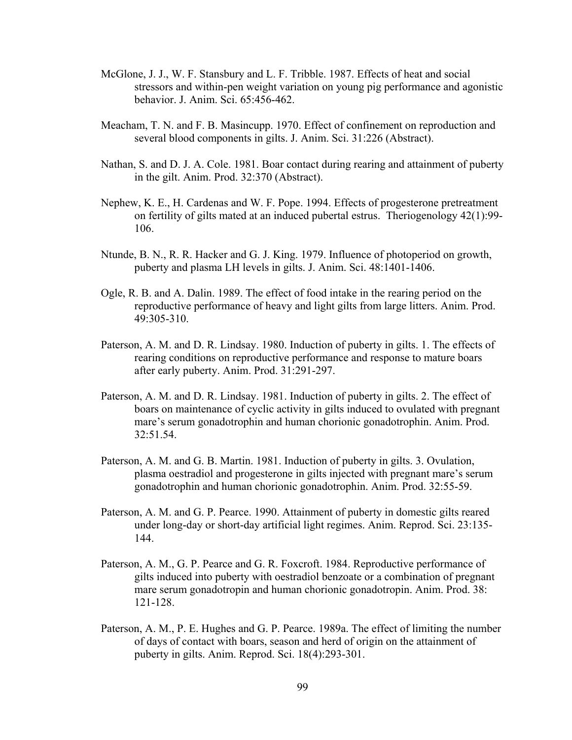McGlone, J. J., W. F. Stansbury and L. F. Tribble. 1987. Effects of heat and social stressors and within-pen weight variation on young pig performance and agonistic behavior. J. Anim. Sci. 65:456-462.

Meacham, T. N. and F. B. Masincupp. 1970. Effect of confinement on reproduction and several blood components in gilts. J. Anim. Sci. 31:226 (Abstract).

Nathan, S. and D. J. A. Cole. 1981. Boar contact during rearing and attainment of puberty in the gilt. Anim. Prod. 32:370 (Abstract).

Nephew, K. E., H. Cardenas and W. F. Pope. 1994. Effects of progesterone pretreatment on fertility of gilts mated at an induced pubertal estrus. Theriogenology 42(1):99-106.

Ntunde, B. N., R. R. Hacker and G. J. King. 1979. Influence of photoperiod on growth, puberty and plasma LH levels in gilts. J. Anim. Sci. 48:1401-1406.

Ogle, R. B. and A. Dalin. 1989. The effect of food intake in the rearing period on the reproductive performance of heavy and light gilts from large litters. Anim. Prod. 49:305-310.

Paterson, A. M. and D. R. Lindsay. 1980. Induction of puberty in gilts. 1. The effects of rearing conditions on reproductive performance and response to mature boars after early puberty. Anim. Prod. 31:291-297.

Paterson, A. M. and D. R. Lindsay. 1981. Induction of puberty in gilts. 2. The effect of boars on maintenance of cyclic activity in gilts induced to ovulated with pregnant mare's serum gonadotrophin and human chorionic gonadotrophin. Anim. Prod. 32:51.54.

Paterson, A. M. and G. B. Martin. 1981. Induction of puberty in gilts. 3. Ovulation, plasma oestradiol and progesterone in gilts injected with pregnant mare's serum gonadotrophin and human chorionic gonadotrophin. Anim. Prod. 32:55-59.

Paterson, A. M. and G. P. Pearce. 1990. Attainment of puberty in domestic gilts reared under long-day or short-day artificial light regimes. Anim. Reprod. Sci. 23:135-144.

Paterson, A. M., G. P. Pearce and G. R. Foxcroft. 1984. Reproductive performance of gilts induced into puberty with oestradiol benzoate or a combination of pregnant mare serum gonadotropin and human chorionic gonadotropin. Anim. Prod. 38: 121-128.

Paterson, A. M., P. E. Hughes and G. P. Pearce. 1989a. The effect of limiting the number of days of contact with boars, season and herd of origin on the attainment of puberty in gilts. Anim. Reprod. Sci. 18(4):293-301.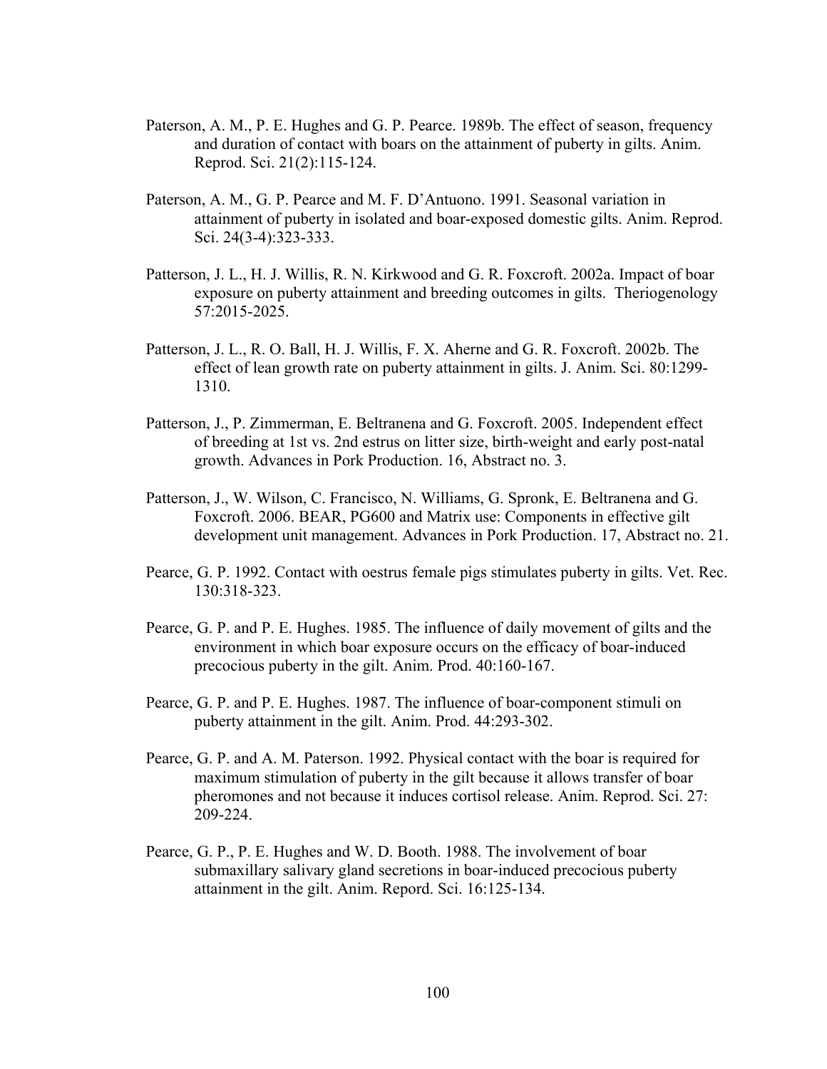Paterson, A. M., P. E. Hughes and G. P. Pearce. 1989b. The effect of season, frequency and duration of contact with boars on the attainment of puberty in gilts. Anim. Reprod. Sci. 21(2):115-124.

Paterson, A. M., G. P. Pearce and M. F. D'Antuono. 1991. Seasonal variation in attainment of puberty in isolated and boar-exposed domestic gilts. Anim. Reprod. Sci. 24(3-4):323-333.

Patterson, J. L., H. J. Willis, R. N. Kirkwood and G. R. Foxcroft. 2002a. Impact of boar exposure on puberty attainment and breeding outcomes in gilts. Theriogenology 57:2015-2025.

Patterson, J. L., R. O. Ball, H. J. Willis, F. X. Aherne and G. R. Foxcroft. 2002b. The effect of lean growth rate on puberty attainment in gilts. J. Anim. Sci. 80:1299-1310.

Patterson, J., P. Zimmerman, E. Beltranena and G. Foxcroft. 2005. Independent effect of breeding at 1st vs. 2nd estrus on litter size, birth-weight and early post-natal growth. Advances in Pork Production. 16, Abstract no. 3.

Patterson, J., W. Wilson, C. Francisco, N. Williams, G. Spronk, E. Beltranena and G. Foxcroft. 2006. BEAR, PG600 and Matrix use: Components in effective gilt development unit management. Advances in Pork Production. 17, Abstract no. 21.

Pearce, G. P. 1992. Contact with oestrus female pigs stimulates puberty in gilts. Vet. Rec. 130:318-323.

Pearce, G. P. and P. E. Hughes. 1985. The influence of daily movement of gilts and the environment in which boar exposure occurs on the efficacy of boar-induced precocious puberty in the gilt. Anim. Prod. 40:160-167.

Pearce, G. P. and P. E. Hughes. 1987. The influence of boar-component stimuli on puberty attainment in the gilt. Anim. Prod. 44:293-302.

Pearce, G. P. and A. M. Paterson. 1992. Physical contact with the boar is required for maximum stimulation of puberty in the gilt because it allows transfer of boar pheromones and not because it induces cortisol release. Anim. Reprod. Sci. 27: 209-224.

Pearce, G. P., P. E. Hughes and W. D. Booth. 1988. The involvement of boar submaxillary salivary gland secretions in boar-induced precocious puberty attainment in the gilt. Anim. Repord. Sci. 16:125-134.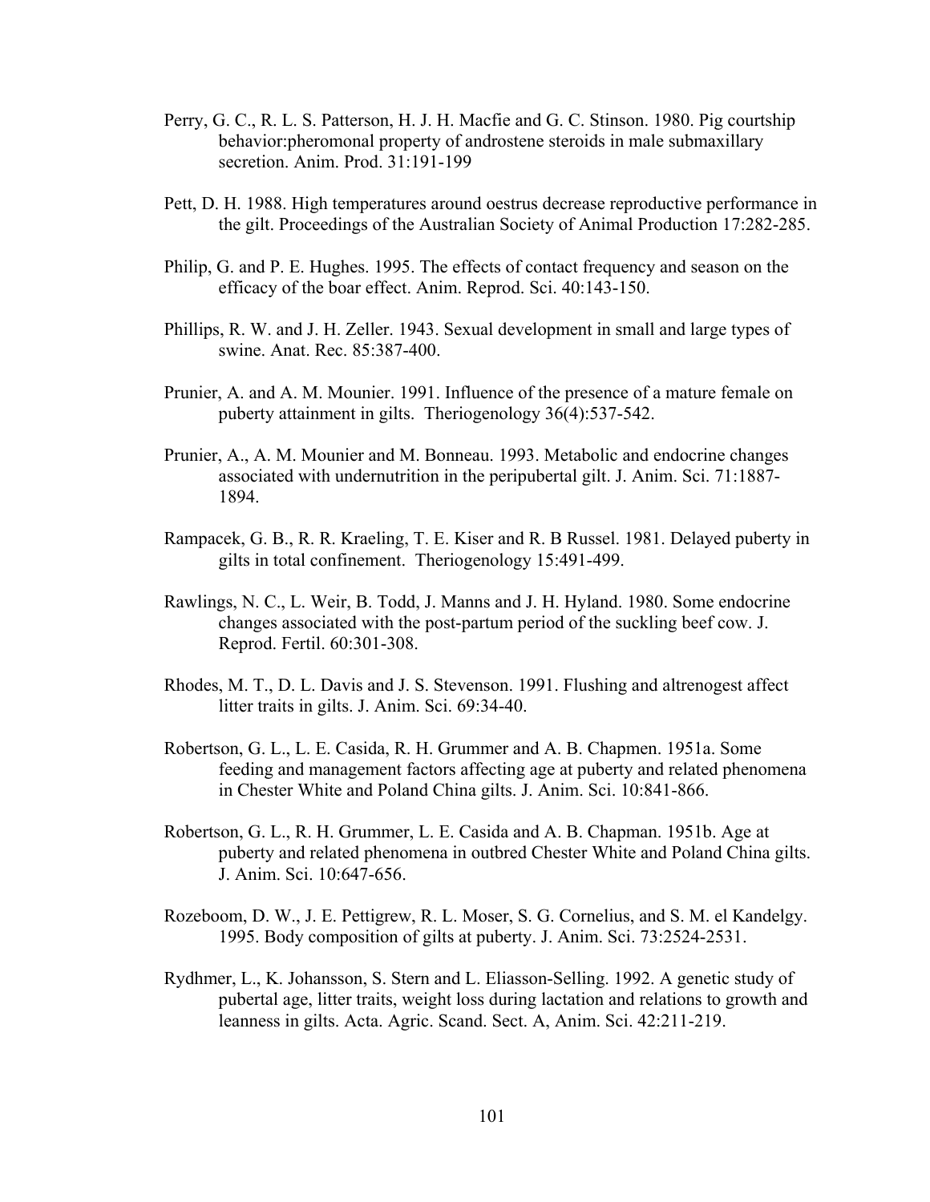Perry, G. C., R. L. S. Patterson, H. J. H. Macfie and G. C. Stinson. 1980. Pig courtship behavior:pheromonal property of androstene steroids in male submaxillary secretion. Anim. Prod. 31:191-199

Pett, D. H. 1988. High temperatures around oestrus decrease reproductive performance in the gilt. Proceedings of the Australian Society of Animal Production 17:282-285.

Philip, G. and P. E. Hughes. 1995. The effects of contact frequency and season on the efficacy of the boar effect. Anim. Reprod. Sci. 40:143-150.

Phillips, R. W. and J. H. Zeller. 1943. Sexual development in small and large types of swine. Anat. Rec. 85:387-400.

Prunier, A. and A. M. Mounier. 1991. Influence of the presence of a mature female on puberty attainment in gilts. Theriogenology 36(4):537-542.

Prunier, A., A. M. Mounier and M. Bonneau. 1993. Metabolic and endocrine changes associated with undernutrition in the peripubertal gilt. J. Anim. Sci. 71:1887-1894.

Rampacek, G. B., R. R. Kraeling, T. E. Kiser and R. B Russel. 1981. Delayed puberty in gilts in total confinement. Theriogenology 15:491-499.

Rawlings, N. C., L. Weir, B. Todd, J. Manns and J. H. Hyland. 1980. Some endocrine changes associated with the post-partum period of the suckling beef cow. J. Reprod. Fertil. 60:301-308.

Rhodes, M. T., D. L. Davis and J. S. Stevenson. 1991. Flushing and altrenogest affect litter traits in gilts. J. Anim. Sci. 69:34-40.

Robertson, G. L., L. E. Casida, R. H. Grummer and A. B. Chapmen. 1951a. Some feeding and management factors affecting age at puberty and related phenomena in Chester White and Poland China gilts. J. Anim. Sci. 10:841-866.

Robertson, G. L., R. H. Grummer, L. E. Casida and A. B. Chapman. 1951b. Age at puberty and related phenomena in outbred Chester White and Poland China gilts. J. Anim. Sci. 10:647-656.

Rozeboom, D. W., J. E. Pettigrew, R. L. Moser, S. G. Cornelius, and S. M. el Kandelgy. 1995. Body composition of gilts at puberty. J. Anim. Sci. 73:2524-2531.

Rydhmer, L., K. Johansson, S. Stern and L. Eliasson-Selling. 1992. A genetic study of pubertal age, litter traits, weight loss during lactation and relations to growth and leanness in gilts. Acta. Agric. Scand. Sect. A, Anim. Sci. 42:211-219.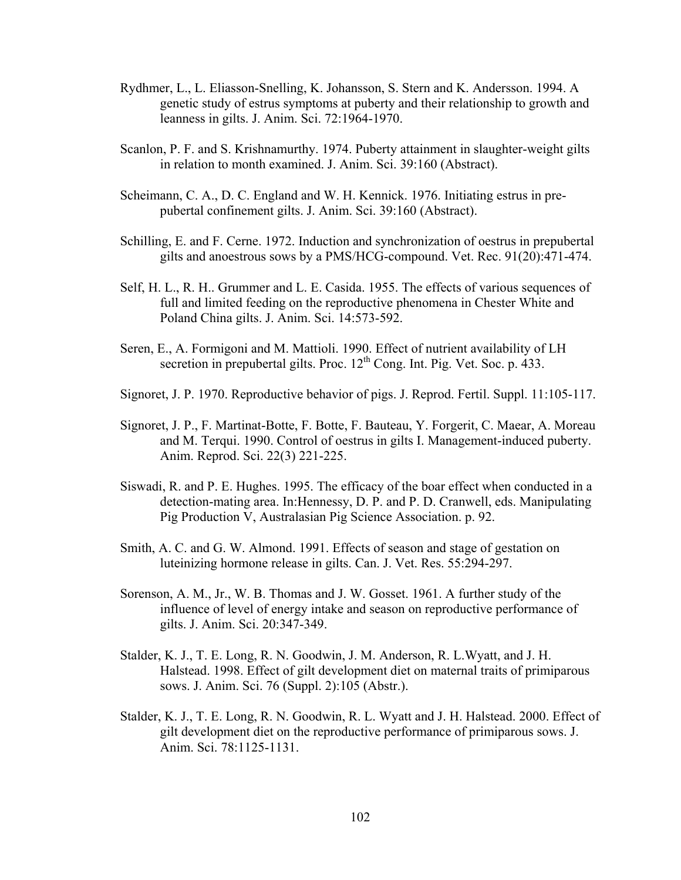Rydhmer, L., L. Eliasson-Snelling, K. Johansson, S. Stern and K. Andersson. 1994. A genetic study of estrus symptoms at puberty and their relationship to growth and leanness in gilts. J. Anim. Sci. 72:1964-1970.

Scanlon, P. F. and S. Krishnamurthy. 1974. Puberty attainment in slaughter-weight gilts in relation to month examined. J. Anim. Sci. 39:160 (Abstract).

Scheimann, C. A., D. C. England and W. H. Kennick. 1976. Initiating estrus in pre-pubertal confinement gilts. J. Anim. Sci. 39:160 (Abstract).

Schilling, E. and F. Cerne. 1972. Induction and synchronization of oestrus in prepubertal gilts and anoestrous sows by a PMS/HCG-compound. Vet. Rec. 91(20):471-474.

Self, H. L., R. H.. Grummer and L. E. Casida. 1955. The effects of various sequences of full and limited feeding on the reproductive phenomena in Chester White and Poland China gilts. J. Anim. Sci. 14:573-592.

Seren, E., A. Formigoni and M. Mattioli. 1990. Effect of nutrient availability of LH secretion in prepubertal gilts. Proc. 12th Cong. Int. Pig. Vet. Soc. p. 433.

Signoret, J. P. 1970. Reproductive behavior of pigs. J. Reprod. Fertil. Suppl. 11:105-117.

Signoret, J. P., F. Martinat-Botte, F. Botte, F. Bauteau, Y. Forgerit, C. Maear, A. Moreau and M. Terqui. 1990. Control of oestrus in gilts I. Management-induced puberty. Anim. Reprod. Sci. 22(3) 221-225.

Siswadi, R. and P. E. Hughes. 1995. The efficacy of the boar effect when conducted in a detection-mating area. In:Hennessy, D. P. and P. D. Cranwell, eds. Manipulating Pig Production V, Australasian Pig Science Association. p. 92.

Smith, A. C. and G. W. Almond. 1991. Effects of season and stage of gestation on luteinizing hormone release in gilts. Can. J. Vet. Res. 55:294-297.

Sorenson, A. M., Jr., W. B. Thomas and J. W. Gosset. 1961. A further study of the influence of level of energy intake and season on reproductive performance of gilts. J. Anim. Sci. 20:347-349.

Stalder, K. J., T. E. Long, R. N. Goodwin, J. M. Anderson, R. L.Wyatt, and J. H. Halstead. 1998. Effect of gilt development diet on maternal traits of primiparous sows. J. Anim. Sci. 76 (Suppl. 2):105 (Abstr.).

Stalder, K. J., T. E. Long, R. N. Goodwin, R. L. Wyatt and J. H. Halstead. 2000. Effect of gilt development diet on the reproductive performance of primiparous sows. J. Anim. Sci. 78:1125-1131.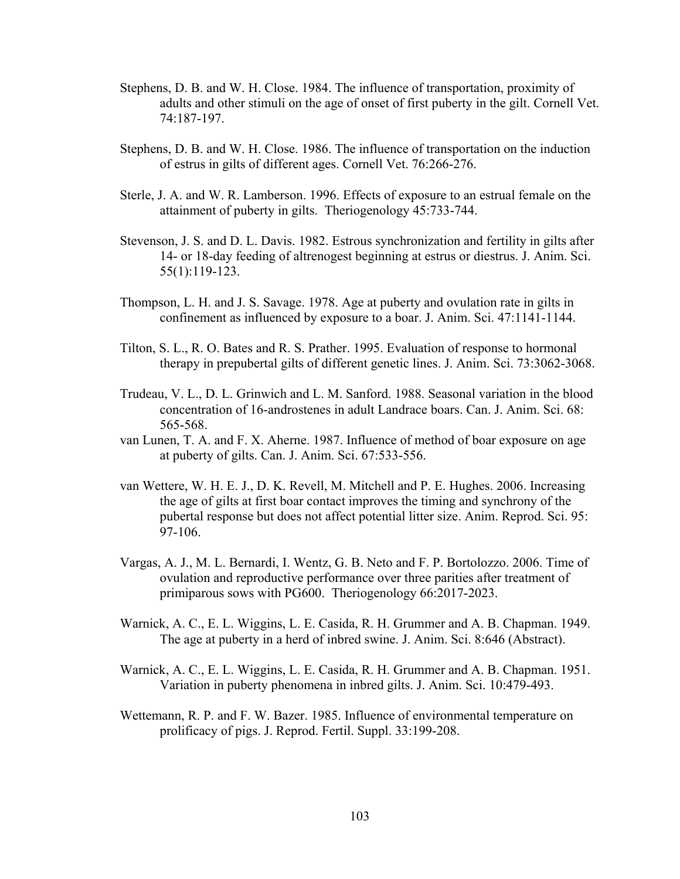Stephens, D. B. and W. H. Close. 1984. The influence of transportation, proximity of adults and other stimuli on the age of onset of first puberty in the gilt. Cornell Vet. 74:187-197.

Stephens, D. B. and W. H. Close. 1986. The influence of transportation on the induction of estrus in gilts of different ages. Cornell Vet. 76:266-276.

Sterle, J. A. and W. R. Lamberson. 1996. Effects of exposure to an estrual female on the attainment of puberty in gilts. Theriogenology 45:733-744.

Stevenson, J. S. and D. L. Davis. 1982. Estrous synchronization and fertility in gilts after 14- or 18-day feeding of altrenogest beginning at estrus or diestrus. J. Anim. Sci. 55(1):119-123.

Thompson, L. H. and J. S. Savage. 1978. Age at puberty and ovulation rate in gilts in confinement as influenced by exposure to a boar. J. Anim. Sci. 47:1141-1144.

Tilton, S. L., R. O. Bates and R. S. Prather. 1995. Evaluation of response to hormonal therapy in prepubertal gilts of different genetic lines. J. Anim. Sci. 73:3062-3068.

Trudeau, V. L., D. L. Grinwich and L. M. Sanford. 1988. Seasonal variation in the blood concentration of 16-androstenes in adult Landrace boars. Can. J. Anim. Sci. 68: 565-568.

van Lunen, T. A. and F. X. Aherne. 1987. Influence of method of boar exposure on age at puberty of gilts. Can. J. Anim. Sci. 67:533-556.

van Wettere, W. H. E. J., D. K. Revell, M. Mitchell and P. E. Hughes. 2006. Increasing the age of gilts at first boar contact improves the timing and synchrony of the pubertal response but does not affect potential litter size. Anim. Reprod. Sci. 95: 97-106.

Vargas, A. J., M. L. Bernardi, I. Wentz, G. B. Neto and F. P. Bortolozzo. 2006. Time of ovulation and reproductive performance over three parities after treatment of primiparous sows with PG600. Theriogenology 66:2017-2023.

Warnick, A. C., E. L. Wiggins, L. E. Casida, R. H. Grummer and A. B. Chapman. 1949. The age at puberty in a herd of inbred swine. J. Anim. Sci. 8:646 (Abstract).

Warnick, A. C., E. L. Wiggins, L. E. Casida, R. H. Grummer and A. B. Chapman. 1951. Variation in puberty phenomena in inbred gilts. J. Anim. Sci. 10:479-493.

Wettemann, R. P. and F. W. Bazer. 1985. Influence of environmental temperature on prolificacy of pigs. J. Reprod. Fertil. Suppl. 33:199-208.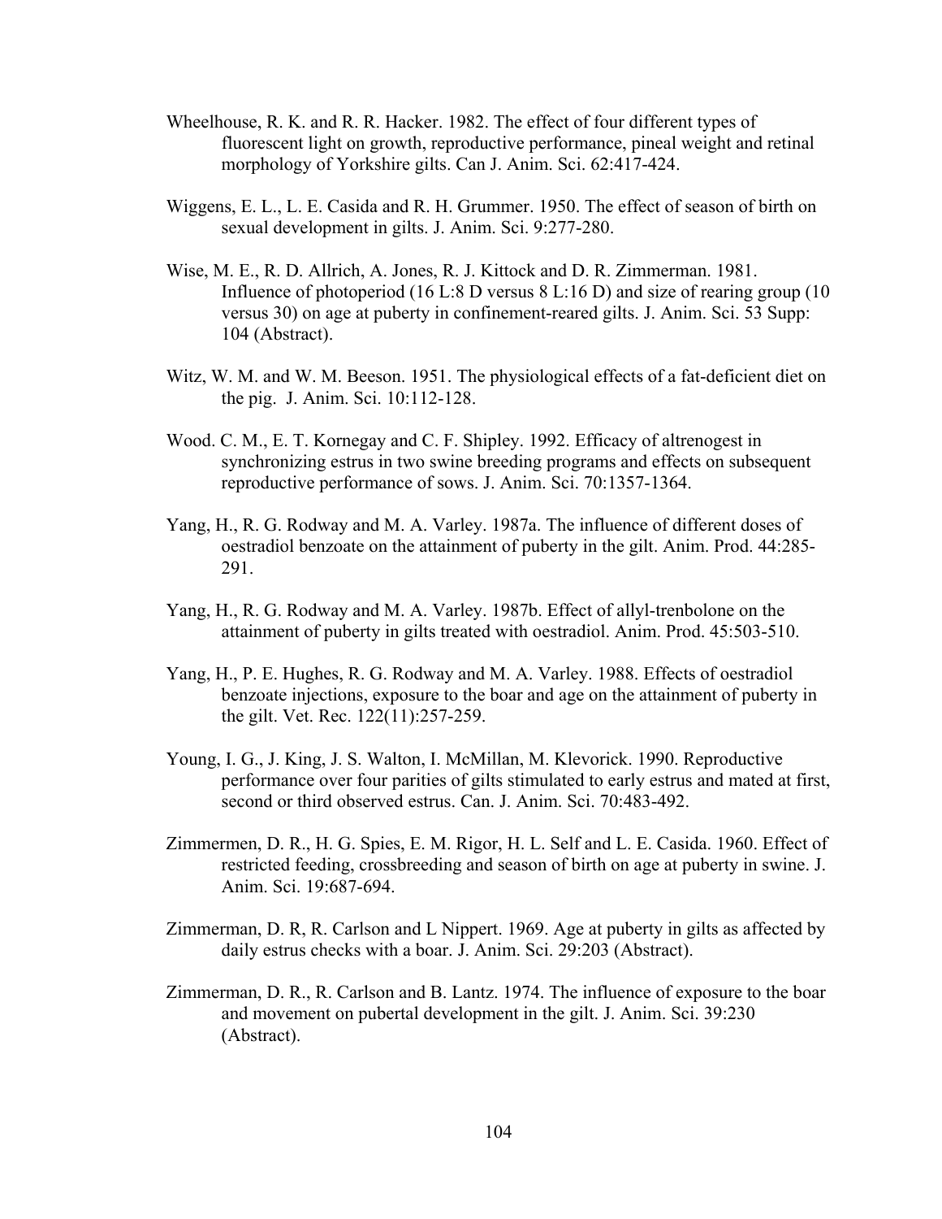Wheelhouse, R. K. and R. R. Hacker. 1982. The effect of four different types of fluorescent light on growth, reproductive performance, pineal weight and retinal morphology of Yorkshire gilts. Can J. Anim. Sci. 62:417-424.

Wiggens, E. L., L. E. Casida and R. H. Grummer. 1950. The effect of season of birth on sexual development in gilts. J. Anim. Sci. 9:277-280.

Wise, M. E., R. D. Allrich, A. Jones, R. J. Kittock and D. R. Zimmerman. 1981. Influence of photoperiod (16 L:8 D versus 8 L:16 D) and size of rearing group (10 versus 30) on age at puberty in confinement-reared gilts. J. Anim. Sci. 53 Supp: 104 (Abstract).

Witz, W. M. and W. M. Beeson. 1951. The physiological effects of a fat-deficient diet on the pig. J. Anim. Sci. 10:112-128.

Wood. C. M., E. T. Kornegay and C. F. Shipley. 1992. Efficacy of altrenogest in synchronizing estrus in two swine breeding programs and effects on subsequent reproductive performance of sows. J. Anim. Sci. 70:1357-1364.

Yang, H., R. G. Rodway and M. A. Varley. 1987a. The influence of different doses of oestradiol benzoate on the attainment of puberty in the gilt. Anim. Prod. 44:285-291.

Yang, H., R. G. Rodway and M. A. Varley. 1987b. Effect of allyl-trenbolone on the attainment of puberty in gilts treated with oestradiol. Anim. Prod. 45:503-510.

Yang, H., P. E. Hughes, R. G. Rodway and M. A. Varley. 1988. Effects of oestradiol benzoate injections, exposure to the boar and age on the attainment of puberty in the gilt. Vet. Rec. 122(11):257-259.

Young, I. G., J. King, J. S. Walton, I. McMillan, M. Klevorick. 1990. Reproductive performance over four parities of gilts stimulated to early estrus and mated at first, second or third observed estrus. Can. J. Anim. Sci. 70:483-492.

Zimmermen, D. R., H. G. Spies, E. M. Rigor, H. L. Self and L. E. Casida. 1960. Effect of restricted feeding, crossbreeding and season of birth on age at puberty in swine. J. Anim. Sci. 19:687-694.

Zimmerman, D. R, R. Carlson and L Nippert. 1969. Age at puberty in gilts as affected by daily estrus checks with a boar. J. Anim. Sci. 29:203 (Abstract).

Zimmerman, D. R., R. Carlson and B. Lantz. 1974. The influence of exposure to the boar and movement on pubertal development in the gilt. J. Anim. Sci. 39:230 (Abstract).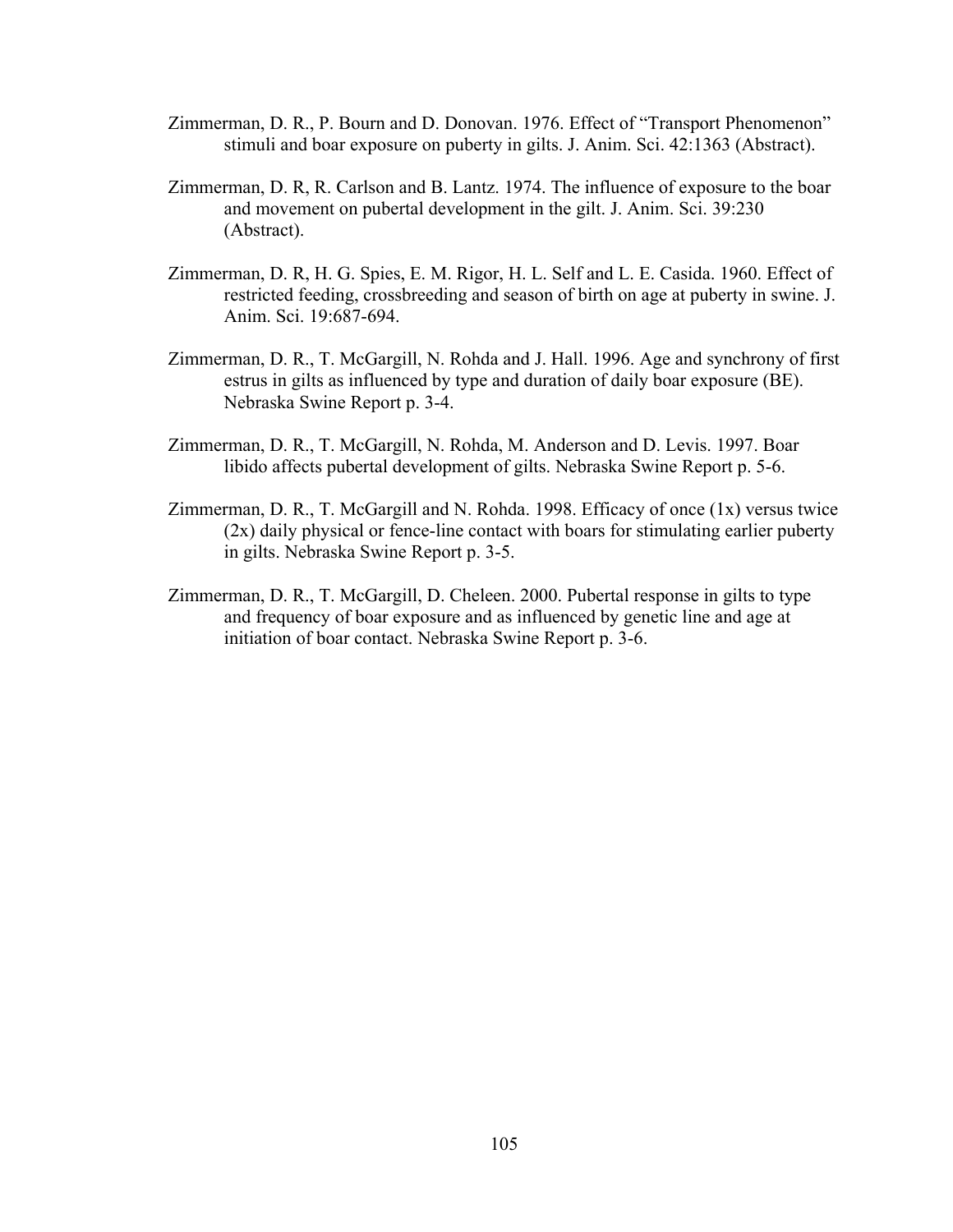Zimmerman, D. R., P. Bourn and D. Donovan. 1976. Effect of "Transport Phenomenon" stimuli and boar exposure on puberty in gilts. J. Anim. Sci. 42:1363 (Abstract).

Zimmerman, D. R, R. Carlson and B. Lantz. 1974. The influence of exposure to the boar and movement on pubertal development in the gilt. J. Anim. Sci. 39:230 (Abstract).

Zimmerman, D. R, H. G. Spies, E. M. Rigor, H. L. Self and L. E. Casida. 1960. Effect of restricted feeding, crossbreeding and season of birth on age at puberty in swine. J. Anim. Sci. 19:687-694.

Zimmerman, D. R., T. McGargill, N. Rohda and J. Hall. 1996. Age and synchrony of first estrus in gilts as influenced by type and duration of daily boar exposure (BE). Nebraska Swine Report p. 3-4.

Zimmerman, D. R., T. McGargill, N. Rohda, M. Anderson and D. Levis. 1997. Boar libido affects pubertal development of gilts. Nebraska Swine Report p. 5-6.

Zimmerman, D. R., T. McGargill and N. Rohda. 1998. Efficacy of once (1x) versus twice (2x) daily physical or fence-line contact with boars for stimulating earlier puberty in gilts. Nebraska Swine Report p. 3-5.

Zimmerman, D. R., T. McGargill, D. Cheleen. 2000. Pubertal response in gilts to type and frequency of boar exposure and as influenced by genetic line and age at initiation of boar contact. Nebraska Swine Report p. 3-6.